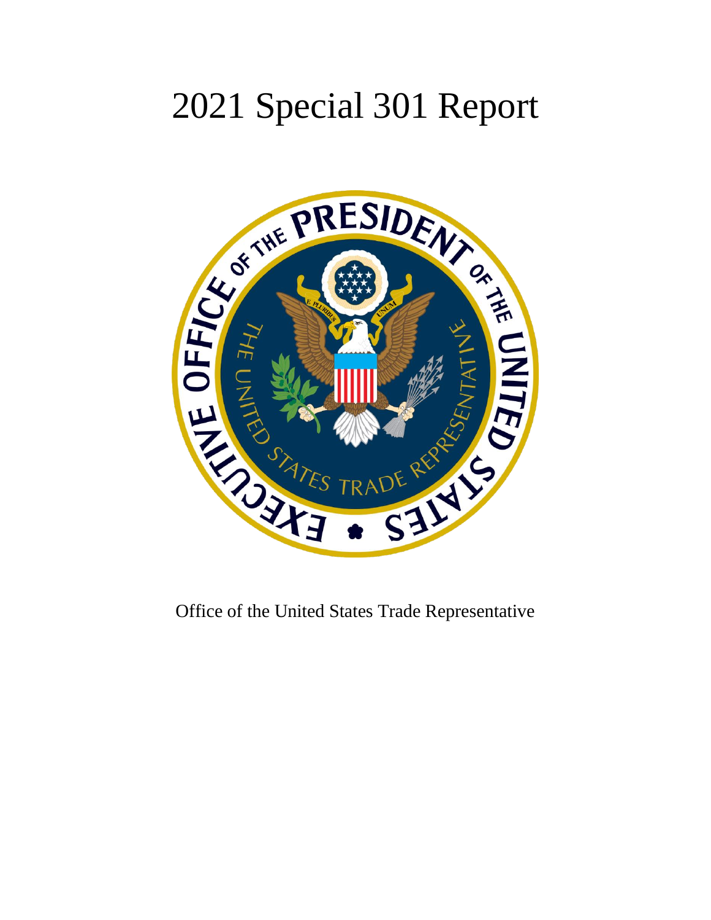# 2021 Special 301 Report

Office of the United States Trade Representative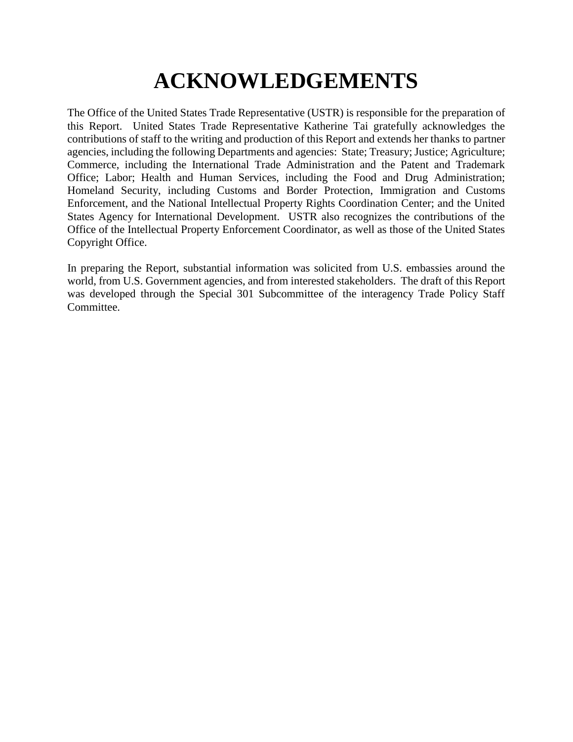# ACKNOWLEDGEMENTS

The Office of the United States Trade Representative (USTR) is responsible for the preparation of this Report. United States Trade Representative Katherine Tai gratefully acknowledges the contributions of staff to the writing and production of this Report and extends her thanks to partner agencies, including the following Departments and agencies: State; Treasury; Justice; Agriculture; Commerce, including the International Trade Administration and the Patent and Trademark Office; Labor; Health and Human Services, including the Food and Drug Administration; Homeland Security, including Customs and Border Protection, Immigration and Customs Enforcement, and the National Intellectual Property Rights Coordination Center; and the United States Agency for International Development. USTR also recognizes the contributions of the Office of the Intellectual Property Enforcement Coordinator, as well as those of the United States Copyright Office.

In preparing the Report, substantial information was solicited from U.S. embassies around the world, from U.S. Government agencies, and from interested stakeholders. The draft of this Report was developed through the Special 301 Subcommittee of the interagency Trade Policy Staff Committee.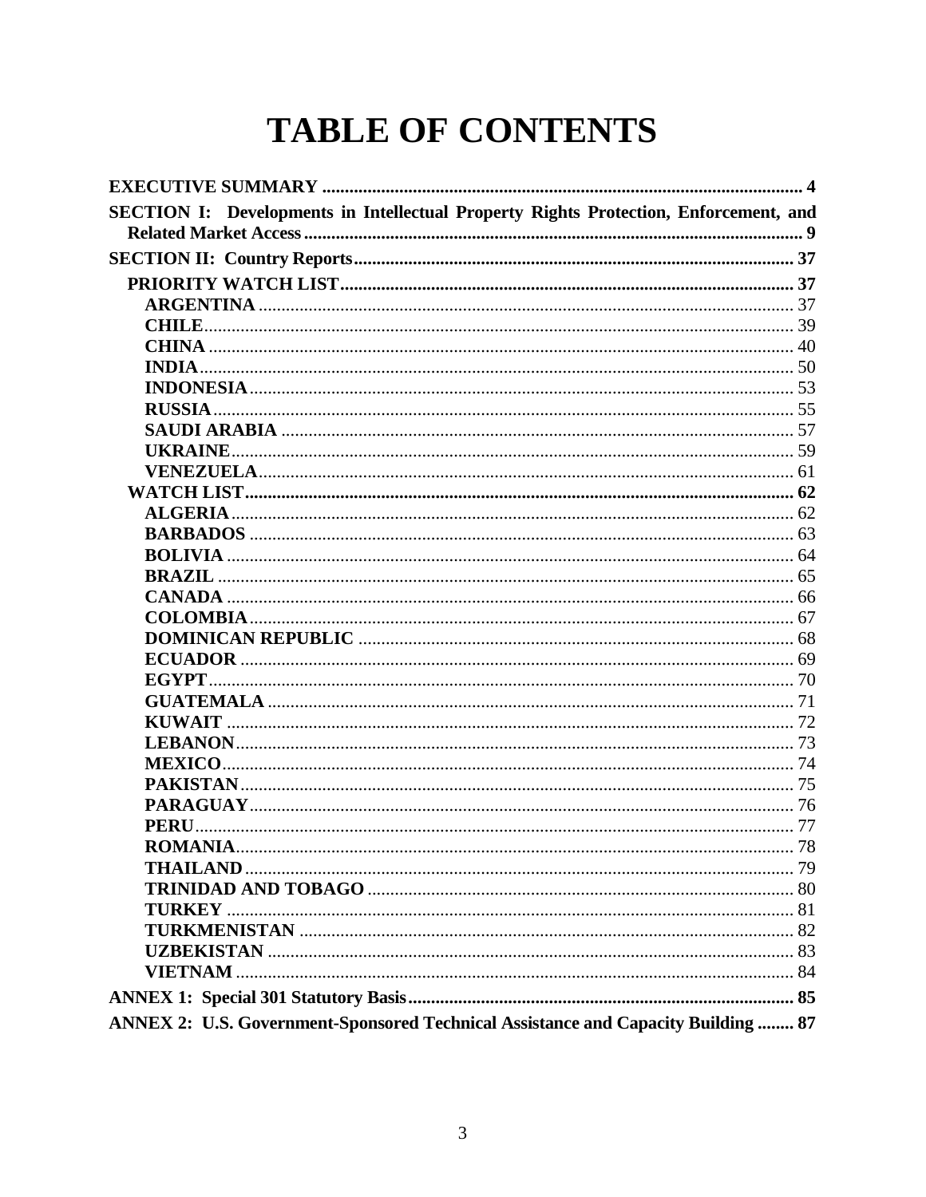# TABLE OF CONTENTS

**EXECUTIVE SUMMARY** ........ 4

**SECTION I: Developments in Intellectual Property Rights Protection, Enforcement, and Related Market Access** ........ 9

**SECTION II: Country Reports** ........ 37

- **PRIORITY WATCH LIST** ........ 37
  - **ARGENTINA** ........ 37
  - **CHILE** ........ 39
  - **CHINA** ........ 40
  - **INDIA** ........ 50
  - **INDONESIA** ........ 53
  - **RUSSIA** ........ 55
  - **SAUDI ARABIA** ........ 57
  - **UKRAINE** ........ 59
  - **VENEZUELA** ........ 61
- **WATCH LIST** ........ 62
  - **ALGERIA** ........ 62
  - **BARBADOS** ........ 63
  - **BOLIVIA** ........ 64
  - **BRAZIL** ........ 65
  - **CANADA** ........ 66
  - **COLOMBIA** ........ 67
  - **DOMINICAN REPUBLIC** ........ 68
  - **ECUADOR** ........ 69
  - **EGYPT** ........ 70
  - **GUATEMALA** ........ 71
  - **KUWAIT** ........ 72
  - **LEBANON** ........ 73
  - **MEXICO** ........ 74
  - **PAKISTAN** ........ 75
  - **PARAGUAY** ........ 76
  - **PERU** ........ 77
  - **ROMANIA** ........ 78
  - **THAILAND** ........ 79
  - **TRINIDAD AND TOBAGO** ........ 80
  - **TURKEY** ........ 81
  - **TURKMENISTAN** ........ 82
  - **UZBEKISTAN** ........ 83
  - **VIETNAM** ........ 84

**ANNEX 1: Special 301 Statutory Basis** ........ 85

**ANNEX 2: U.S. Government-Sponsored Technical Assistance and Capacity Building** ........ 87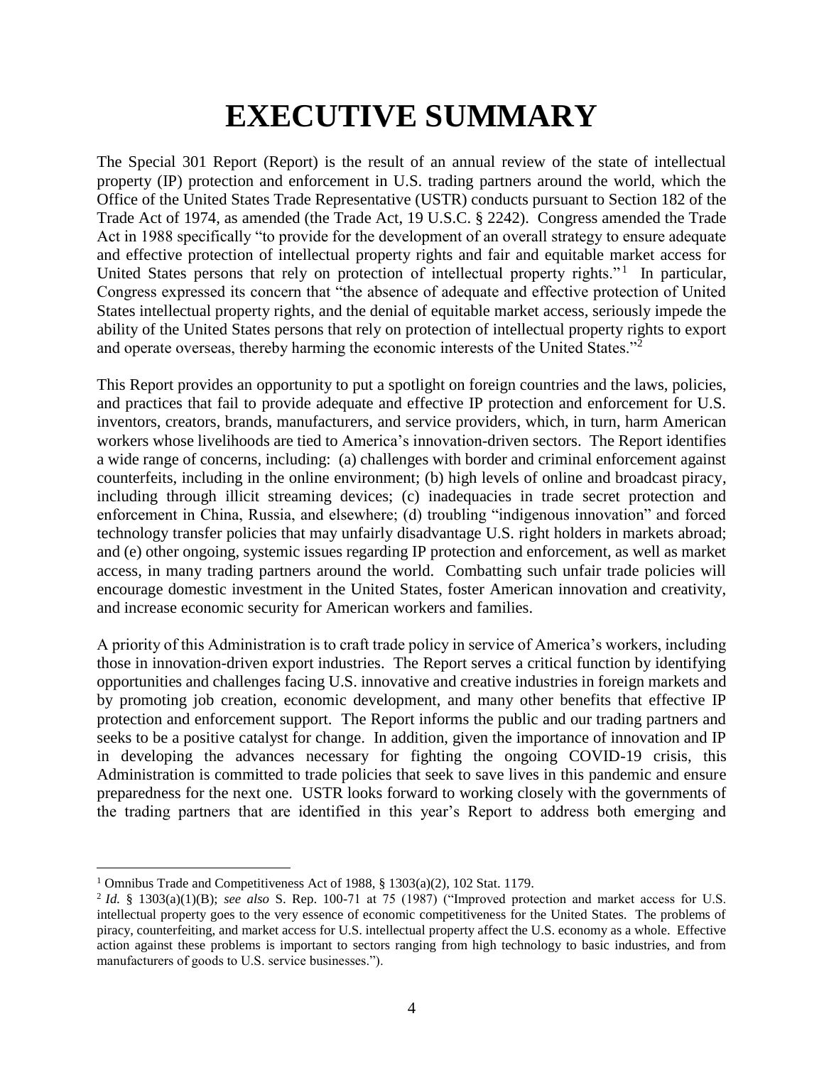# EXECUTIVE SUMMARY

The Special 301 Report (Report) is the result of an annual review of the state of intellectual property (IP) protection and enforcement in U.S. trading partners around the world, which the Office of the United States Trade Representative (USTR) conducts pursuant to Section 182 of the Trade Act of 1974, as amended (the Trade Act, 19 U.S.C. § 2242). Congress amended the Trade Act in 1988 specifically "to provide for the development of an overall strategy to ensure adequate and effective protection of intellectual property rights and fair and equitable market access for United States persons that rely on protection of intellectual property rights."[1] In particular, Congress expressed its concern that "the absence of adequate and effective protection of United States intellectual property rights, and the denial of equitable market access, seriously impede the ability of the United States persons that rely on protection of intellectual property rights to export and operate overseas, thereby harming the economic interests of the United States."[2]

This Report provides an opportunity to put a spotlight on foreign countries and the laws, policies, and practices that fail to provide adequate and effective IP protection and enforcement for U.S. inventors, creators, brands, manufacturers, and service providers, which, in turn, harm American workers whose livelihoods are tied to America's innovation-driven sectors. The Report identifies a wide range of concerns, including: (a) challenges with border and criminal enforcement against counterfeits, including in the online environment; (b) high levels of online and broadcast piracy, including through illicit streaming devices; (c) inadequacies in trade secret protection and enforcement in China, Russia, and elsewhere; (d) troubling "indigenous innovation" and forced technology transfer policies that may unfairly disadvantage U.S. right holders in markets abroad; and (e) other ongoing, systemic issues regarding IP protection and enforcement, as well as market access, in many trading partners around the world. Combatting such unfair trade policies will encourage domestic investment in the United States, foster American innovation and creativity, and increase economic security for American workers and families.

A priority of this Administration is to craft trade policy in service of America's workers, including those in innovation-driven export industries. The Report serves a critical function by identifying opportunities and challenges facing U.S. innovative and creative industries in foreign markets and by promoting job creation, economic development, and many other benefits that effective IP protection and enforcement support. The Report informs the public and our trading partners and seeks to be a positive catalyst for change. In addition, given the importance of innovation and IP in developing the advances necessary for fighting the ongoing COVID-19 crisis, this Administration is committed to trade policies that seek to save lives in this pandemic and ensure preparedness for the next one. USTR looks forward to working closely with the governments of the trading partners that are identified in this year's Report to address both emerging and

---

[1] Omnibus Trade and Competitiveness Act of 1988, § 1303(a)(2), 102 Stat. 1179.

[2] *Id.* § 1303(a)(1)(B); *see also* S. Rep. 100-71 at 75 (1987) ("Improved protection and market access for U.S. intellectual property goes to the very essence of economic competitiveness for the United States. The problems of piracy, counterfeiting, and market access for U.S. intellectual property affect the U.S. economy as a whole. Effective action against these problems is important to sectors ranging from high technology to basic industries, and from manufacturers of goods to U.S. service businesses.").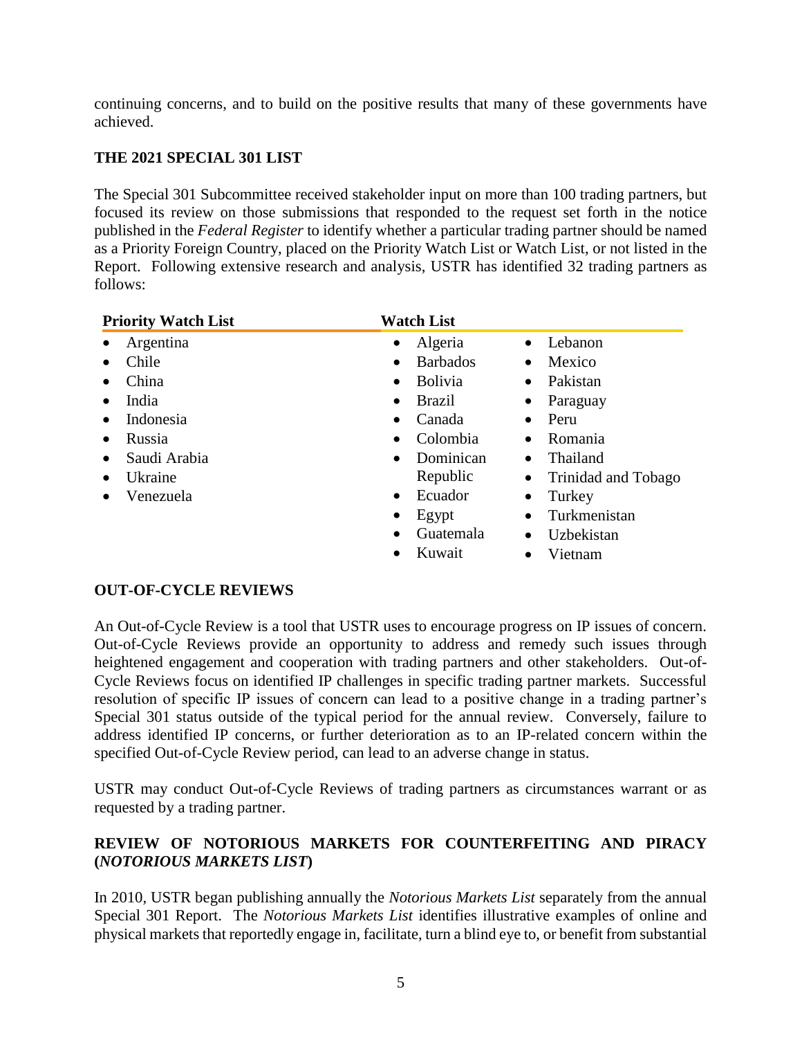continuing concerns, and to build on the positive results that many of these governments have achieved.

## THE 2021 SPECIAL 301 LIST

The Special 301 Subcommittee received stakeholder input on more than 100 trading partners, but focused its review on those submissions that responded to the request set forth in the notice published in the *Federal Register* to identify whether a particular trading partner should be named as a Priority Foreign Country, placed on the Priority Watch List or Watch List, or not listed in the Report. Following extensive research and analysis, USTR has identified 32 trading partners as follows:

**Priority Watch List**

- Argentina
- Chile
- China
- India
- Indonesia
- Russia
- Saudi Arabia
- Ukraine
- Venezuela

**Watch List**

- Algeria
- Barbados
- Bolivia
- Brazil
- Canada
- Colombia
- Dominican Republic
- Ecuador
- Egypt
- Guatemala
- Kuwait
- Lebanon
- Mexico
- Pakistan
- Paraguay
- Peru
- Romania
- Thailand
- Trinidad and Tobago
- Turkey
- Turkmenistan
- Uzbekistan
- Vietnam

## OUT-OF-CYCLE REVIEWS

An Out-of-Cycle Review is a tool that USTR uses to encourage progress on IP issues of concern. Out-of-Cycle Reviews provide an opportunity to address and remedy such issues through heightened engagement and cooperation with trading partners and other stakeholders. Out-of-Cycle Reviews focus on identified IP challenges in specific trading partner markets. Successful resolution of specific IP issues of concern can lead to a positive change in a trading partner's Special 301 status outside of the typical period for the annual review. Conversely, failure to address identified IP concerns, or further deterioration as to an IP-related concern within the specified Out-of-Cycle Review period, can lead to an adverse change in status.

USTR may conduct Out-of-Cycle Reviews of trading partners as circumstances warrant or as requested by a trading partner.

## REVIEW OF NOTORIOUS MARKETS FOR COUNTERFEITING AND PIRACY (*NOTORIOUS MARKETS LIST*)

In 2010, USTR began publishing annually the *Notorious Markets List* separately from the annual Special 301 Report. The *Notorious Markets List* identifies illustrative examples of online and physical markets that reportedly engage in, facilitate, turn a blind eye to, or benefit from substantial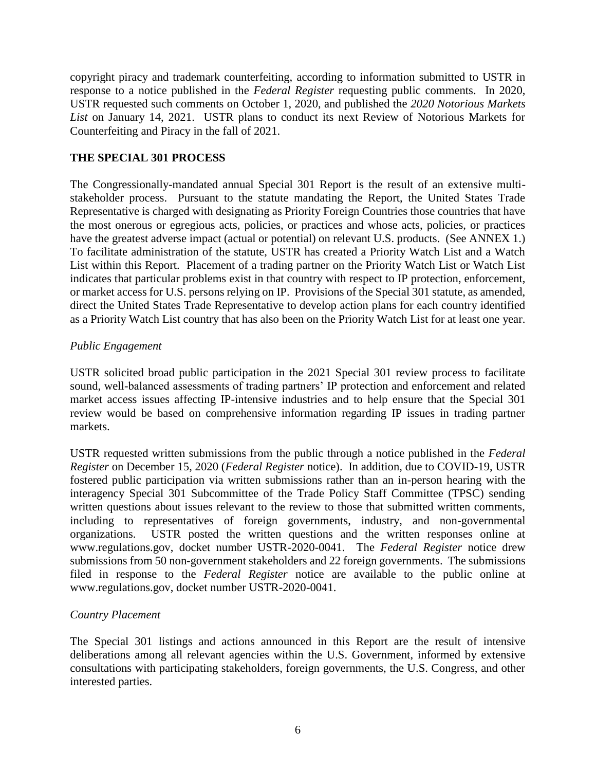copyright piracy and trademark counterfeiting, according to information submitted to USTR in response to a notice published in the *Federal Register* requesting public comments. In 2020, USTR requested such comments on October 1, 2020, and published the *2020 Notorious Markets List* on January 14, 2021. USTR plans to conduct its next Review of Notorious Markets for Counterfeiting and Piracy in the fall of 2021.

## THE SPECIAL 301 PROCESS

The Congressionally-mandated annual Special 301 Report is the result of an extensive multi-stakeholder process. Pursuant to the statute mandating the Report, the United States Trade Representative is charged with designating as Priority Foreign Countries those countries that have the most onerous or egregious acts, policies, or practices and whose acts, policies, or practices have the greatest adverse impact (actual or potential) on relevant U.S. products. (See ANNEX 1.) To facilitate administration of the statute, USTR has created a Priority Watch List and a Watch List within this Report. Placement of a trading partner on the Priority Watch List or Watch List indicates that particular problems exist in that country with respect to IP protection, enforcement, or market access for U.S. persons relying on IP. Provisions of the Special 301 statute, as amended, direct the United States Trade Representative to develop action plans for each country identified as a Priority Watch List country that has also been on the Priority Watch List for at least one year.

### *Public Engagement*

USTR solicited broad public participation in the 2021 Special 301 review process to facilitate sound, well-balanced assessments of trading partners' IP protection and enforcement and related market access issues affecting IP-intensive industries and to help ensure that the Special 301 review would be based on comprehensive information regarding IP issues in trading partner markets.

USTR requested written submissions from the public through a notice published in the *Federal Register* on December 15, 2020 (*Federal Register* notice). In addition, due to COVID-19, USTR fostered public participation via written submissions rather than an in-person hearing with the interagency Special 301 Subcommittee of the Trade Policy Staff Committee (TPSC) sending written questions about issues relevant to the review to those that submitted written comments, including to representatives of foreign governments, industry, and non-governmental organizations. USTR posted the written questions and the written responses online at www.regulations.gov, docket number USTR-2020-0041. The *Federal Register* notice drew submissions from 50 non-government stakeholders and 22 foreign governments. The submissions filed in response to the *Federal Register* notice are available to the public online at www.regulations.gov, docket number USTR-2020-0041.

### *Country Placement*

The Special 301 listings and actions announced in this Report are the result of intensive deliberations among all relevant agencies within the U.S. Government, informed by extensive consultations with participating stakeholders, foreign governments, the U.S. Congress, and other interested parties.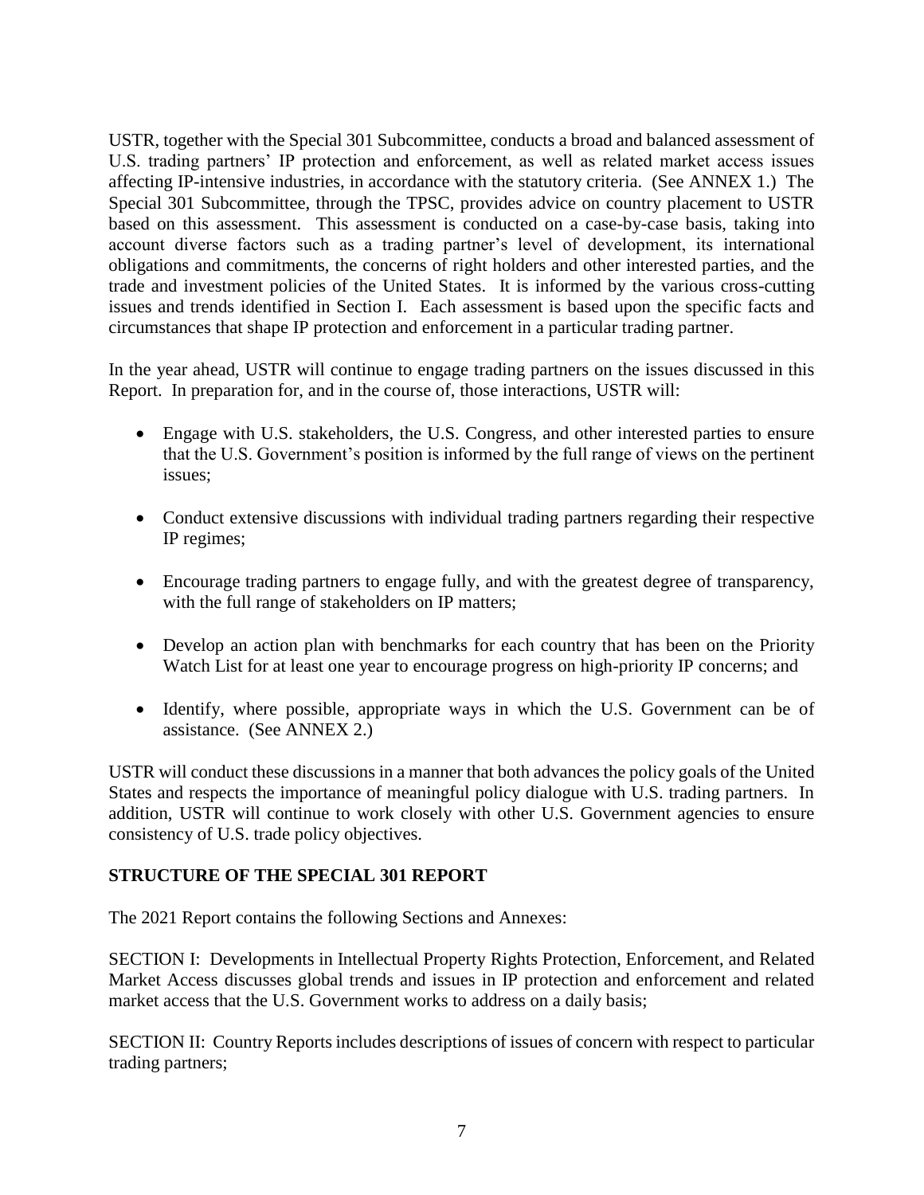USTR, together with the Special 301 Subcommittee, conducts a broad and balanced assessment of U.S. trading partners' IP protection and enforcement, as well as related market access issues affecting IP-intensive industries, in accordance with the statutory criteria. (See ANNEX 1.) The Special 301 Subcommittee, through the TPSC, provides advice on country placement to USTR based on this assessment. This assessment is conducted on a case-by-case basis, taking into account diverse factors such as a trading partner's level of development, its international obligations and commitments, the concerns of right holders and other interested parties, and the trade and investment policies of the United States. It is informed by the various cross-cutting issues and trends identified in Section I. Each assessment is based upon the specific facts and circumstances that shape IP protection and enforcement in a particular trading partner.

In the year ahead, USTR will continue to engage trading partners on the issues discussed in this Report. In preparation for, and in the course of, those interactions, USTR will:

- Engage with U.S. stakeholders, the U.S. Congress, and other interested parties to ensure that the U.S. Government's position is informed by the full range of views on the pertinent issues;
- Conduct extensive discussions with individual trading partners regarding their respective IP regimes;
- Encourage trading partners to engage fully, and with the greatest degree of transparency, with the full range of stakeholders on IP matters;
- Develop an action plan with benchmarks for each country that has been on the Priority Watch List for at least one year to encourage progress on high-priority IP concerns; and
- Identify, where possible, appropriate ways in which the U.S. Government can be of assistance. (See ANNEX 2.)

USTR will conduct these discussions in a manner that both advances the policy goals of the United States and respects the importance of meaningful policy dialogue with U.S. trading partners. In addition, USTR will continue to work closely with other U.S. Government agencies to ensure consistency of U.S. trade policy objectives.

## STRUCTURE OF THE SPECIAL 301 REPORT

The 2021 Report contains the following Sections and Annexes:

SECTION I: Developments in Intellectual Property Rights Protection, Enforcement, and Related Market Access discusses global trends and issues in IP protection and enforcement and related market access that the U.S. Government works to address on a daily basis;

SECTION II: Country Reports includes descriptions of issues of concern with respect to particular trading partners;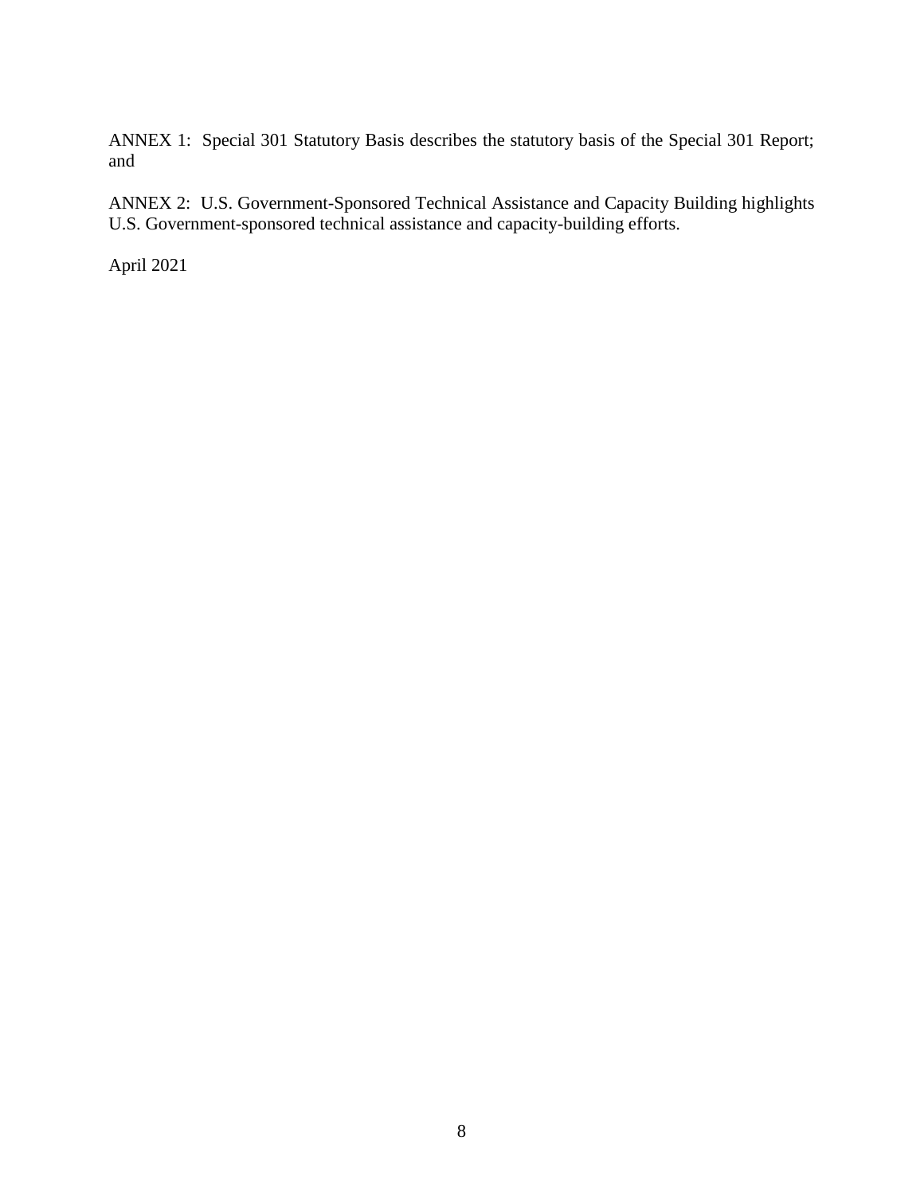ANNEX 1: Special 301 Statutory Basis describes the statutory basis of the Special 301 Report; and

ANNEX 2: U.S. Government-Sponsored Technical Assistance and Capacity Building highlights U.S. Government-sponsored technical assistance and capacity-building efforts.

April 2021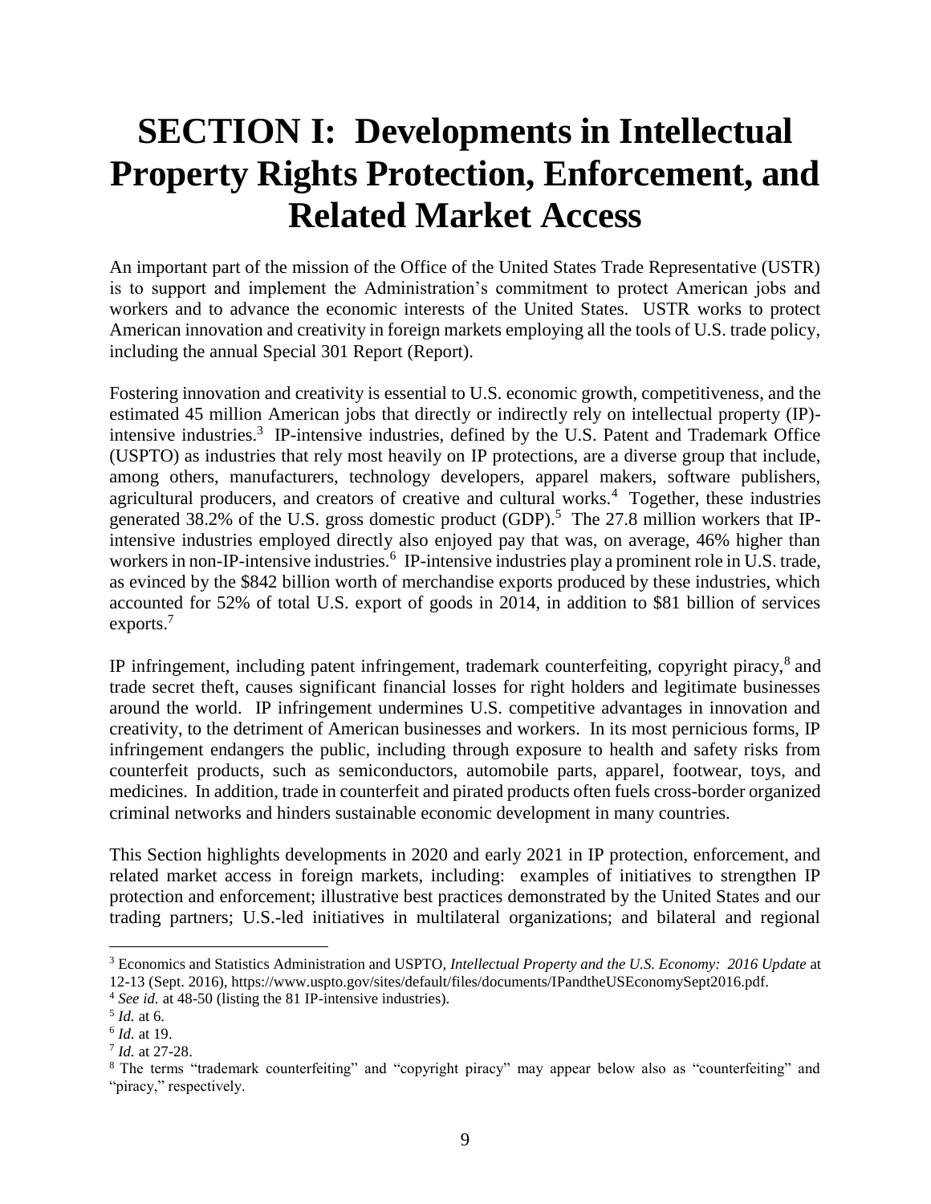# SECTION I: Developments in Intellectual Property Rights Protection, Enforcement, and Related Market Access

An important part of the mission of the Office of the United States Trade Representative (USTR) is to support and implement the Administration's commitment to protect American jobs and workers and to advance the economic interests of the United States. USTR works to protect American innovation and creativity in foreign markets employing all the tools of U.S. trade policy, including the annual Special 301 Report (Report).

Fostering innovation and creativity is essential to U.S. economic growth, competitiveness, and the estimated 45 million American jobs that directly or indirectly rely on intellectual property (IP)-intensive industries.[3] IP-intensive industries, defined by the U.S. Patent and Trademark Office (USPTO) as industries that rely most heavily on IP protections, are a diverse group that include, among others, manufacturers, technology developers, apparel makers, software publishers, agricultural producers, and creators of creative and cultural works.[4] Together, these industries generated 38.2% of the U.S. gross domestic product (GDP).[5] The 27.8 million workers that IP-intensive industries employed directly also enjoyed pay that was, on average, 46% higher than workers in non-IP-intensive industries.[6] IP-intensive industries play a prominent role in U.S. trade, as evinced by the $842 billion worth of merchandise exports produced by these industries, which accounted for 52% of total U.S. export of goods in 2014, in addition to $81 billion of services exports.[7]

IP infringement, including patent infringement, trademark counterfeiting, copyright piracy,[8] and trade secret theft, causes significant financial losses for right holders and legitimate businesses around the world. IP infringement undermines U.S. competitive advantages in innovation and creativity, to the detriment of American businesses and workers. In its most pernicious forms, IP infringement endangers the public, including through exposure to health and safety risks from counterfeit products, such as semiconductors, automobile parts, apparel, footwear, toys, and medicines. In addition, trade in counterfeit and pirated products often fuels cross-border organized criminal networks and hinders sustainable economic development in many countries.

This Section highlights developments in 2020 and early 2021 in IP protection, enforcement, and related market access in foreign markets, including: examples of initiatives to strengthen IP protection and enforcement; illustrative best practices demonstrated by the United States and our trading partners; U.S.-led initiatives in multilateral organizations; and bilateral and regional

---

[3] Economics and Statistics Administration and USPTO, *Intellectual Property and the U.S. Economy: 2016 Update* at 12-13 (Sept. 2016), https://www.uspto.gov/sites/default/files/documents/IPandtheUSEconomySept2016.pdf.

[4] *See id.* at 48-50 (listing the 81 IP-intensive industries).

[5] *Id.* at 6.

[6] *Id.* at 19.

[7] *Id.* at 27-28.

[8] The terms "trademark counterfeiting" and "copyright piracy" may appear below also as "counterfeiting" and "piracy," respectively.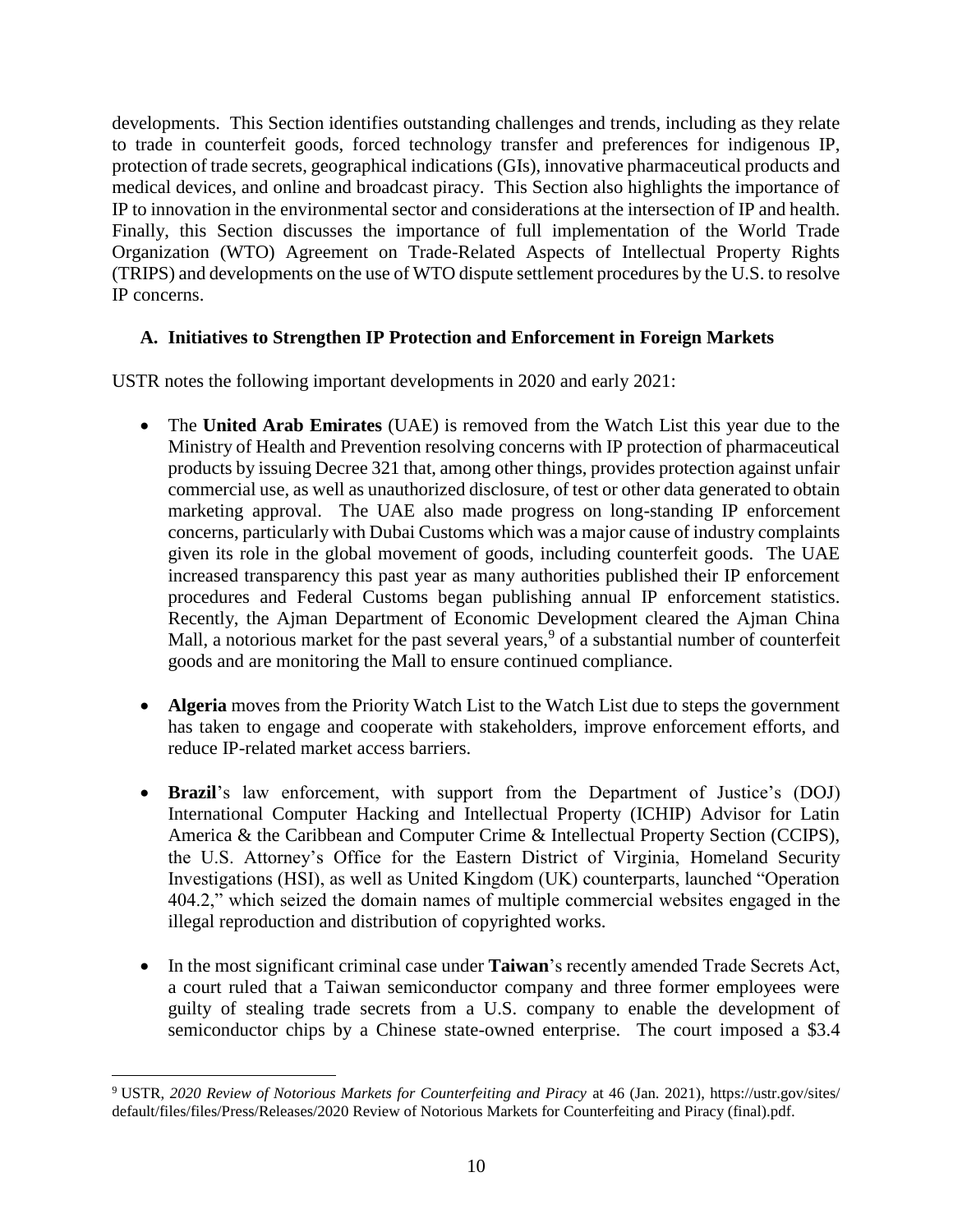developments. This Section identifies outstanding challenges and trends, including as they relate to trade in counterfeit goods, forced technology transfer and preferences for indigenous IP, protection of trade secrets, geographical indications (GIs), innovative pharmaceutical products and medical devices, and online and broadcast piracy. This Section also highlights the importance of IP to innovation in the environmental sector and considerations at the intersection of IP and health. Finally, this Section discusses the importance of full implementation of the World Trade Organization (WTO) Agreement on Trade-Related Aspects of Intellectual Property Rights (TRIPS) and developments on the use of WTO dispute settlement procedures by the U.S. to resolve IP concerns.

### A. Initiatives to Strengthen IP Protection and Enforcement in Foreign Markets

USTR notes the following important developments in 2020 and early 2021:

- The **United Arab Emirates** (UAE) is removed from the Watch List this year due to the Ministry of Health and Prevention resolving concerns with IP protection of pharmaceutical products by issuing Decree 321 that, among other things, provides protection against unfair commercial use, as well as unauthorized disclosure, of test or other data generated to obtain marketing approval. The UAE also made progress on long-standing IP enforcement concerns, particularly with Dubai Customs which was a major cause of industry complaints given its role in the global movement of goods, including counterfeit goods. The UAE increased transparency this past year as many authorities published their IP enforcement procedures and Federal Customs began publishing annual IP enforcement statistics. Recently, the Ajman Department of Economic Development cleared the Ajman China Mall, a notorious market for the past several years,[9] of a substantial number of counterfeit goods and are monitoring the Mall to ensure continued compliance.

- **Algeria** moves from the Priority Watch List to the Watch List due to steps the government has taken to engage and cooperate with stakeholders, improve enforcement efforts, and reduce IP-related market access barriers.

- **Brazil**'s law enforcement, with support from the Department of Justice's (DOJ) International Computer Hacking and Intellectual Property (ICHIP) Advisor for Latin America & the Caribbean and Computer Crime & Intellectual Property Section (CCIPS), the U.S. Attorney's Office for the Eastern District of Virginia, Homeland Security Investigations (HSI), as well as United Kingdom (UK) counterparts, launched "Operation 404.2," which seized the domain names of multiple commercial websites engaged in the illegal reproduction and distribution of copyrighted works.

- In the most significant criminal case under **Taiwan**'s recently amended Trade Secrets Act, a court ruled that a Taiwan semiconductor company and three former employees were guilty of stealing trade secrets from a U.S. company to enable the development of semiconductor chips by a Chinese state-owned enterprise. The court imposed a $3.4

[9] USTR, *2020 Review of Notorious Markets for Counterfeiting and Piracy* at 46 (Jan. 2021), https://ustr.gov/sites/default/files/files/Press/Releases/2020 Review of Notorious Markets for Counterfeiting and Piracy (final).pdf.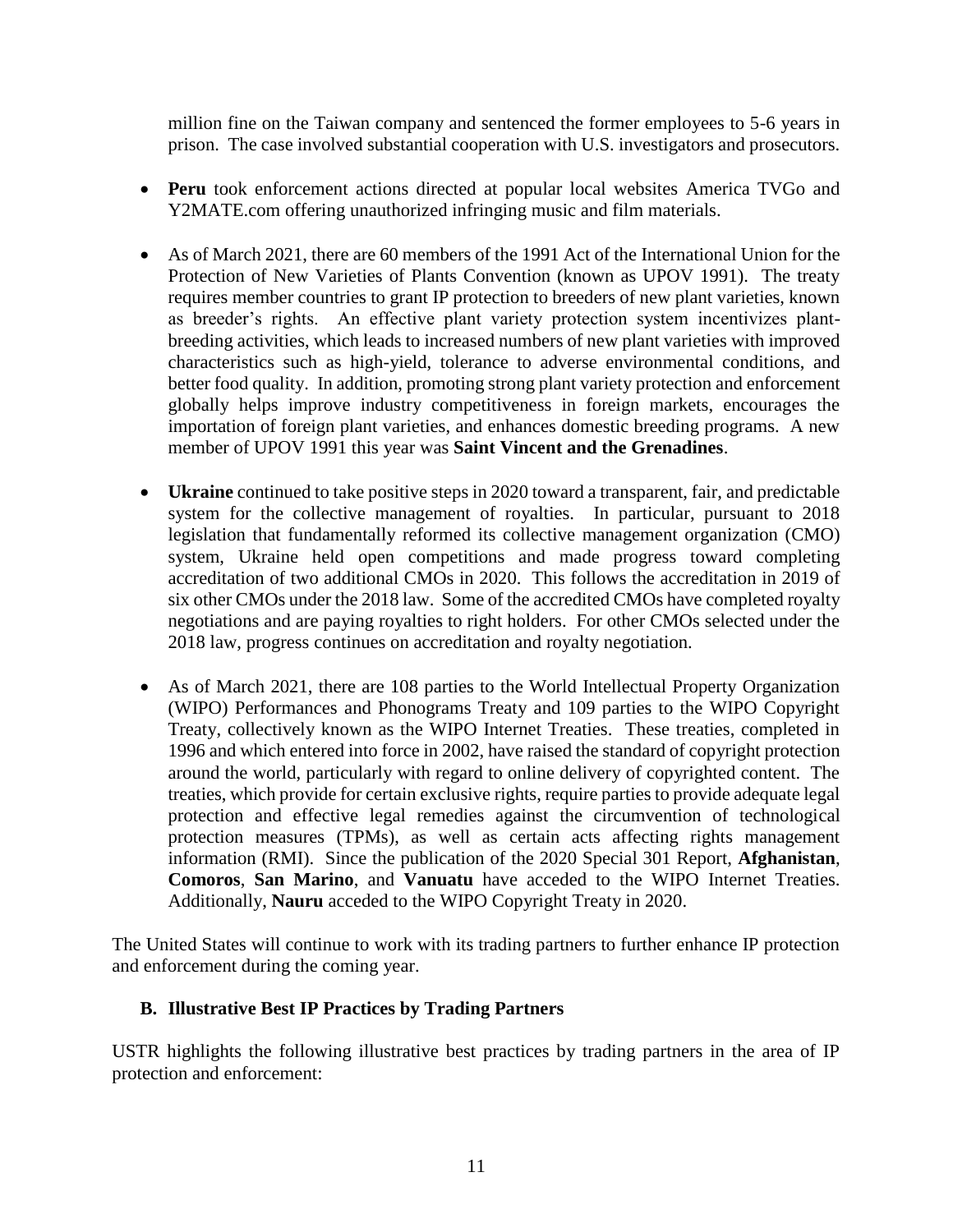million fine on the Taiwan company and sentenced the former employees to 5-6 years in prison. The case involved substantial cooperation with U.S. investigators and prosecutors.

- **Peru** took enforcement actions directed at popular local websites America TVGo and Y2MATE.com offering unauthorized infringing music and film materials.

- As of March 2021, there are 60 members of the 1991 Act of the International Union for the Protection of New Varieties of Plants Convention (known as UPOV 1991). The treaty requires member countries to grant IP protection to breeders of new plant varieties, known as breeder's rights. An effective plant variety protection system incentivizes plant-breeding activities, which leads to increased numbers of new plant varieties with improved characteristics such as high-yield, tolerance to adverse environmental conditions, and better food quality. In addition, promoting strong plant variety protection and enforcement globally helps improve industry competitiveness in foreign markets, encourages the importation of foreign plant varieties, and enhances domestic breeding programs. A new member of UPOV 1991 this year was **Saint Vincent and the Grenadines**.

- **Ukraine** continued to take positive steps in 2020 toward a transparent, fair, and predictable system for the collective management of royalties. In particular, pursuant to 2018 legislation that fundamentally reformed its collective management organization (CMO) system, Ukraine held open competitions and made progress toward completing accreditation of two additional CMOs in 2020. This follows the accreditation in 2019 of six other CMOs under the 2018 law. Some of the accredited CMOs have completed royalty negotiations and are paying royalties to right holders. For other CMOs selected under the 2018 law, progress continues on accreditation and royalty negotiation.

- As of March 2021, there are 108 parties to the World Intellectual Property Organization (WIPO) Performances and Phonograms Treaty and 109 parties to the WIPO Copyright Treaty, collectively known as the WIPO Internet Treaties. These treaties, completed in 1996 and which entered into force in 2002, have raised the standard of copyright protection around the world, particularly with regard to online delivery of copyrighted content. The treaties, which provide for certain exclusive rights, require parties to provide adequate legal protection and effective legal remedies against the circumvention of technological protection measures (TPMs), as well as certain acts affecting rights management information (RMI). Since the publication of the 2020 Special 301 Report, **Afghanistan**, **Comoros**, **San Marino**, and **Vanuatu** have acceded to the WIPO Internet Treaties. Additionally, **Nauru** acceded to the WIPO Copyright Treaty in 2020.

The United States will continue to work with its trading partners to further enhance IP protection and enforcement during the coming year.

### B. Illustrative Best IP Practices by Trading Partners

USTR highlights the following illustrative best practices by trading partners in the area of IP protection and enforcement: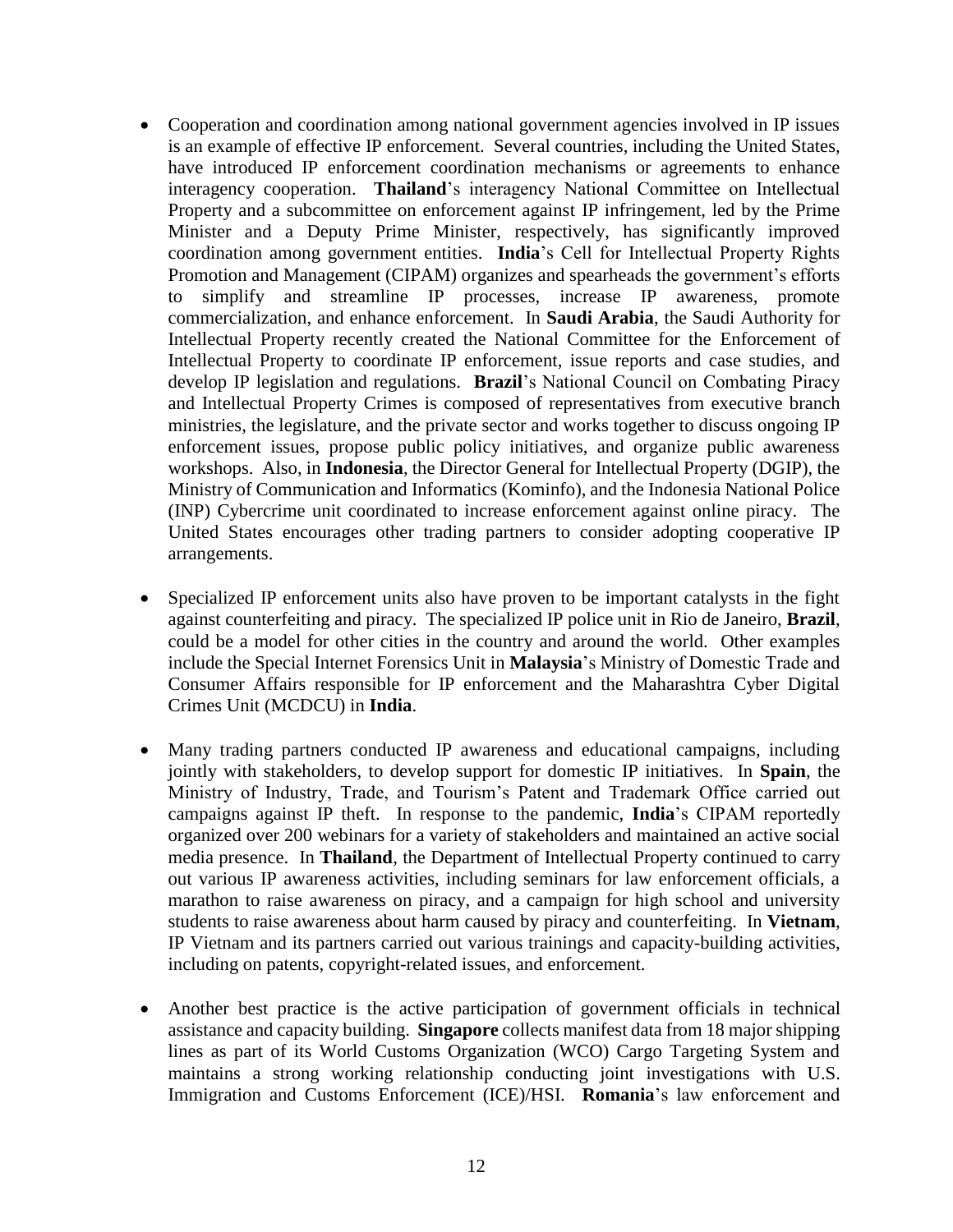- Cooperation and coordination among national government agencies involved in IP issues is an example of effective IP enforcement. Several countries, including the United States, have introduced IP enforcement coordination mechanisms or agreements to enhance interagency cooperation. **Thailand**'s interagency National Committee on Intellectual Property and a subcommittee on enforcement against IP infringement, led by the Prime Minister and a Deputy Prime Minister, respectively, has significantly improved coordination among government entities. **India**'s Cell for Intellectual Property Rights Promotion and Management (CIPAM) organizes and spearheads the government's efforts to simplify and streamline IP processes, increase IP awareness, promote commercialization, and enhance enforcement. In **Saudi Arabia**, the Saudi Authority for Intellectual Property recently created the National Committee for the Enforcement of Intellectual Property to coordinate IP enforcement, issue reports and case studies, and develop IP legislation and regulations. **Brazil**'s National Council on Combating Piracy and Intellectual Property Crimes is composed of representatives from executive branch ministries, the legislature, and the private sector and works together to discuss ongoing IP enforcement issues, propose public policy initiatives, and organize public awareness workshops. Also, in **Indonesia**, the Director General for Intellectual Property (DGIP), the Ministry of Communication and Informatics (Kominfo), and the Indonesia National Police (INP) Cybercrime unit coordinated to increase enforcement against online piracy. The United States encourages other trading partners to consider adopting cooperative IP arrangements.

- Specialized IP enforcement units also have proven to be important catalysts in the fight against counterfeiting and piracy. The specialized IP police unit in Rio de Janeiro, **Brazil**, could be a model for other cities in the country and around the world. Other examples include the Special Internet Forensics Unit in **Malaysia**'s Ministry of Domestic Trade and Consumer Affairs responsible for IP enforcement and the Maharashtra Cyber Digital Crimes Unit (MCDCU) in **India**.

- Many trading partners conducted IP awareness and educational campaigns, including jointly with stakeholders, to develop support for domestic IP initiatives. In **Spain**, the Ministry of Industry, Trade, and Tourism's Patent and Trademark Office carried out campaigns against IP theft. In response to the pandemic, **India**'s CIPAM reportedly organized over 200 webinars for a variety of stakeholders and maintained an active social media presence. In **Thailand**, the Department of Intellectual Property continued to carry out various IP awareness activities, including seminars for law enforcement officials, a marathon to raise awareness on piracy, and a campaign for high school and university students to raise awareness about harm caused by piracy and counterfeiting. In **Vietnam**, IP Vietnam and its partners carried out various trainings and capacity-building activities, including on patents, copyright-related issues, and enforcement.

- Another best practice is the active participation of government officials in technical assistance and capacity building. **Singapore** collects manifest data from 18 major shipping lines as part of its World Customs Organization (WCO) Cargo Targeting System and maintains a strong working relationship conducting joint investigations with U.S. Immigration and Customs Enforcement (ICE)/HSI. **Romania**'s law enforcement and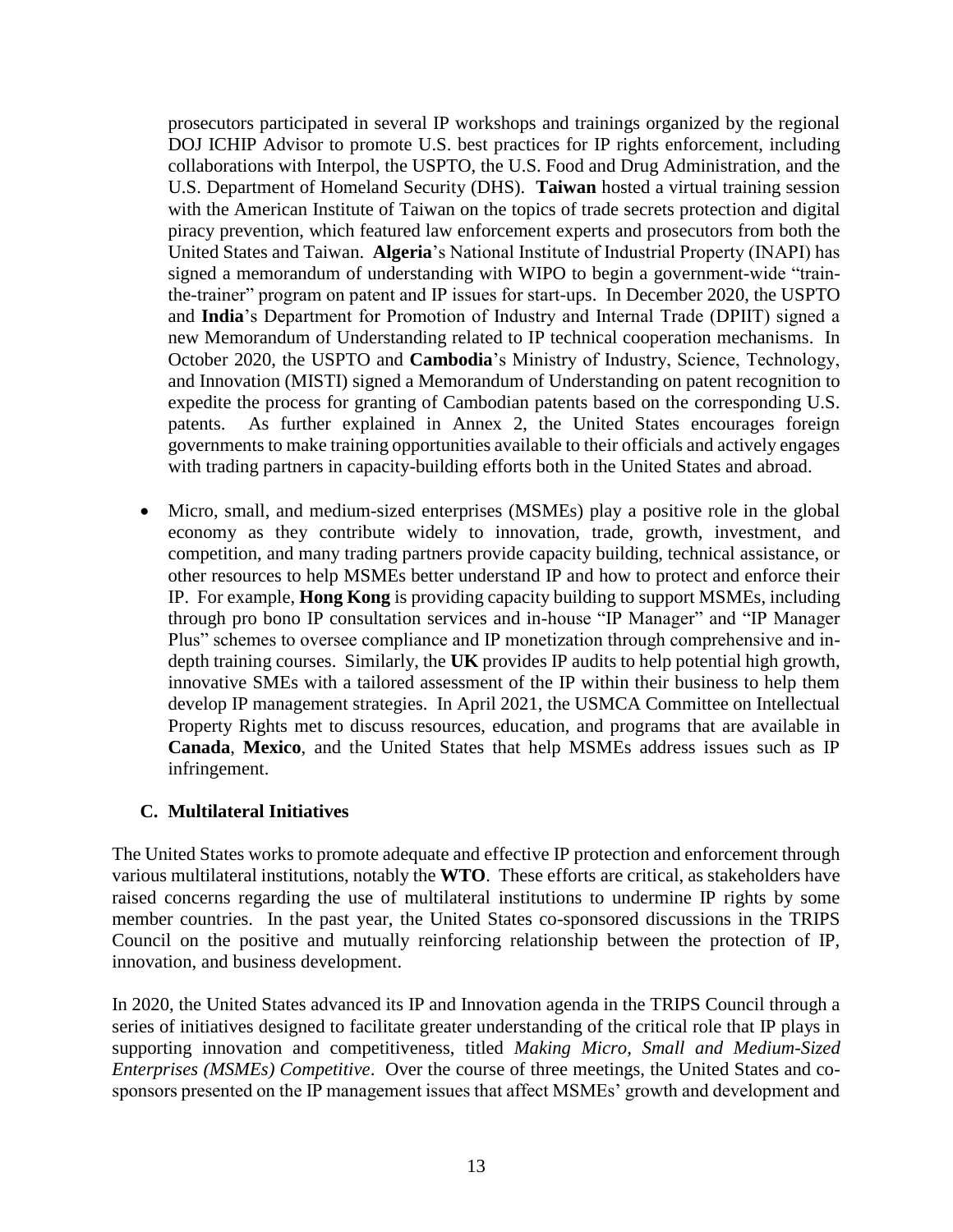prosecutors participated in several IP workshops and trainings organized by the regional DOJ ICHIP Advisor to promote U.S. best practices for IP rights enforcement, including collaborations with Interpol, the USPTO, the U.S. Food and Drug Administration, and the U.S. Department of Homeland Security (DHS). **Taiwan** hosted a virtual training session with the American Institute of Taiwan on the topics of trade secrets protection and digital piracy prevention, which featured law enforcement experts and prosecutors from both the United States and Taiwan. **Algeria**'s National Institute of Industrial Property (INAPI) has signed a memorandum of understanding with WIPO to begin a government-wide "train-the-trainer" program on patent and IP issues for start-ups. In December 2020, the USPTO and **India**'s Department for Promotion of Industry and Internal Trade (DPIIT) signed a new Memorandum of Understanding related to IP technical cooperation mechanisms. In October 2020, the USPTO and **Cambodia**'s Ministry of Industry, Science, Technology, and Innovation (MISTI) signed a Memorandum of Understanding on patent recognition to expedite the process for granting of Cambodian patents based on the corresponding U.S. patents. As further explained in Annex 2, the United States encourages foreign governments to make training opportunities available to their officials and actively engages with trading partners in capacity-building efforts both in the United States and abroad.

- Micro, small, and medium-sized enterprises (MSMEs) play a positive role in the global economy as they contribute widely to innovation, trade, growth, investment, and competition, and many trading partners provide capacity building, technical assistance, or other resources to help MSMEs better understand IP and how to protect and enforce their IP. For example, **Hong Kong** is providing capacity building to support MSMEs, including through pro bono IP consultation services and in-house "IP Manager" and "IP Manager Plus" schemes to oversee compliance and IP monetization through comprehensive and in-depth training courses. Similarly, the **UK** provides IP audits to help potential high growth, innovative SMEs with a tailored assessment of the IP within their business to help them develop IP management strategies. In April 2021, the USMCA Committee on Intellectual Property Rights met to discuss resources, education, and programs that are available in **Canada**, **Mexico**, and the United States that help MSMEs address issues such as IP infringement.

### C. Multilateral Initiatives

The United States works to promote adequate and effective IP protection and enforcement through various multilateral institutions, notably the **WTO**. These efforts are critical, as stakeholders have raised concerns regarding the use of multilateral institutions to undermine IP rights by some member countries. In the past year, the United States co-sponsored discussions in the TRIPS Council on the positive and mutually reinforcing relationship between the protection of IP, innovation, and business development.

In 2020, the United States advanced its IP and Innovation agenda in the TRIPS Council through a series of initiatives designed to facilitate greater understanding of the critical role that IP plays in supporting innovation and competitiveness, titled *Making Micro, Small and Medium-Sized Enterprises (MSMEs) Competitive*. Over the course of three meetings, the United States and co-sponsors presented on the IP management issues that affect MSMEs' growth and development and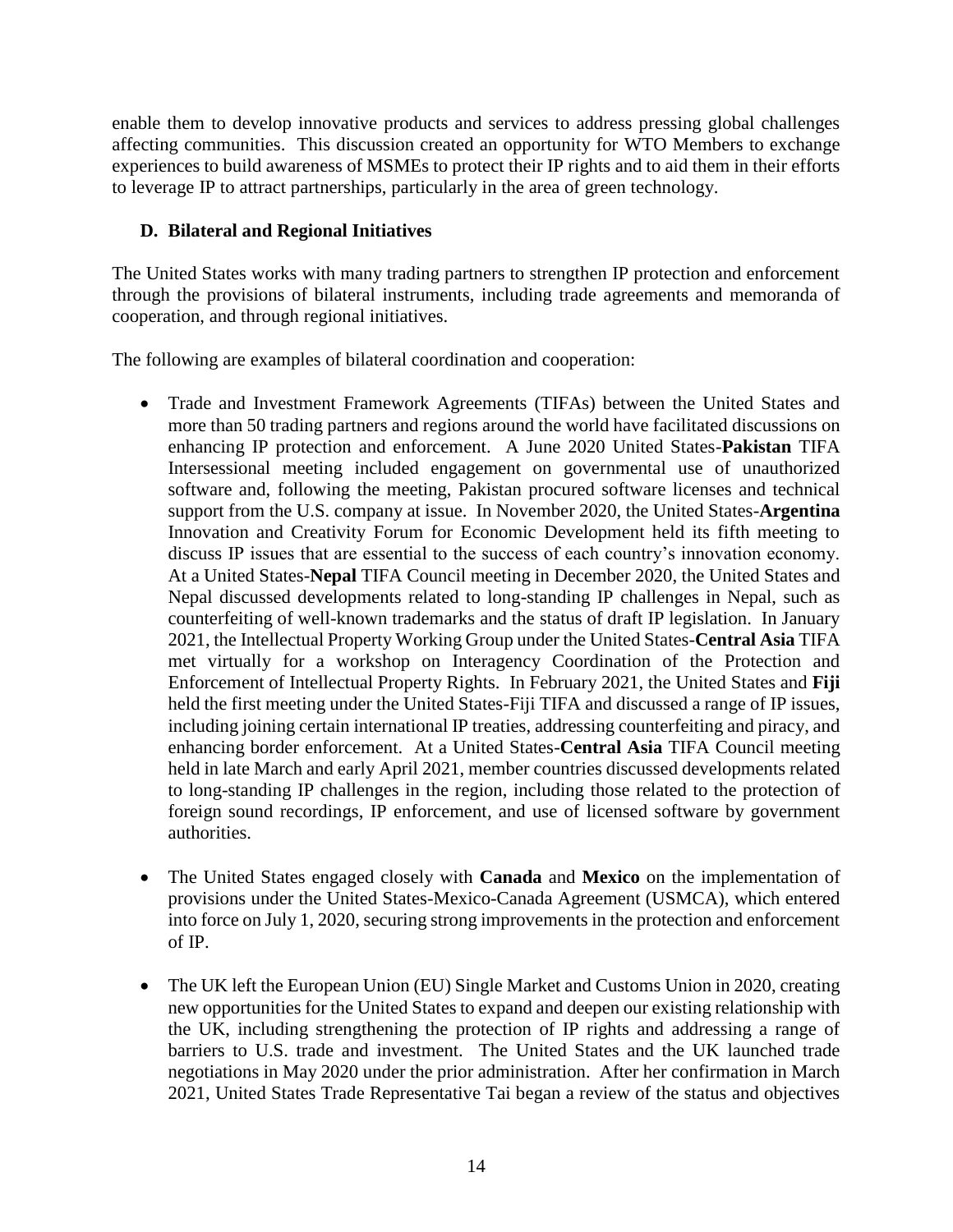enable them to develop innovative products and services to address pressing global challenges affecting communities. This discussion created an opportunity for WTO Members to exchange experiences to build awareness of MSMEs to protect their IP rights and to aid them in their efforts to leverage IP to attract partnerships, particularly in the area of green technology.

### D. Bilateral and Regional Initiatives

The United States works with many trading partners to strengthen IP protection and enforcement through the provisions of bilateral instruments, including trade agreements and memoranda of cooperation, and through regional initiatives.

The following are examples of bilateral coordination and cooperation:

- Trade and Investment Framework Agreements (TIFAs) between the United States and more than 50 trading partners and regions around the world have facilitated discussions on enhancing IP protection and enforcement. A June 2020 United States-**Pakistan** TIFA Intersessional meeting included engagement on governmental use of unauthorized software and, following the meeting, Pakistan procured software licenses and technical support from the U.S. company at issue. In November 2020, the United States-**Argentina** Innovation and Creativity Forum for Economic Development held its fifth meeting to discuss IP issues that are essential to the success of each country's innovation economy. At a United States-**Nepal** TIFA Council meeting in December 2020, the United States and Nepal discussed developments related to long-standing IP challenges in Nepal, such as counterfeiting of well-known trademarks and the status of draft IP legislation. In January 2021, the Intellectual Property Working Group under the United States-**Central Asia** TIFA met virtually for a workshop on Interagency Coordination of the Protection and Enforcement of Intellectual Property Rights. In February 2021, the United States and **Fiji** held the first meeting under the United States-Fiji TIFA and discussed a range of IP issues, including joining certain international IP treaties, addressing counterfeiting and piracy, and enhancing border enforcement. At a United States-**Central Asia** TIFA Council meeting held in late March and early April 2021, member countries discussed developments related to long-standing IP challenges in the region, including those related to the protection of foreign sound recordings, IP enforcement, and use of licensed software by government authorities.

- The United States engaged closely with **Canada** and **Mexico** on the implementation of provisions under the United States-Mexico-Canada Agreement (USMCA), which entered into force on July 1, 2020, securing strong improvements in the protection and enforcement of IP.

- The UK left the European Union (EU) Single Market and Customs Union in 2020, creating new opportunities for the United States to expand and deepen our existing relationship with the UK, including strengthening the protection of IP rights and addressing a range of barriers to U.S. trade and investment. The United States and the UK launched trade negotiations in May 2020 under the prior administration. After her confirmation in March 2021, United States Trade Representative Tai began a review of the status and objectives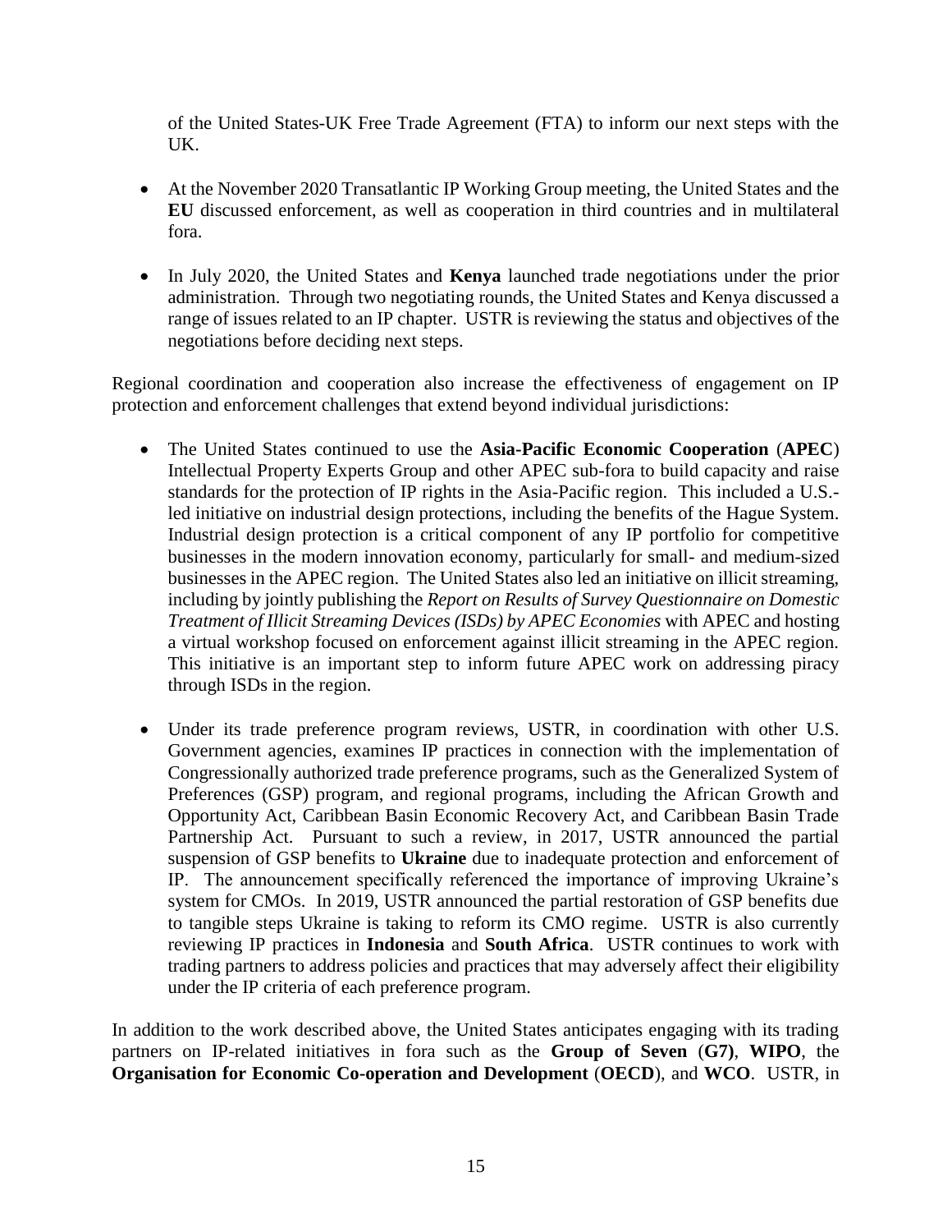of the United States-UK Free Trade Agreement (FTA) to inform our next steps with the UK.

- At the November 2020 Transatlantic IP Working Group meeting, the United States and the **EU** discussed enforcement, as well as cooperation in third countries and in multilateral fora.

- In July 2020, the United States and **Kenya** launched trade negotiations under the prior administration. Through two negotiating rounds, the United States and Kenya discussed a range of issues related to an IP chapter. USTR is reviewing the status and objectives of the negotiations before deciding next steps.

Regional coordination and cooperation also increase the effectiveness of engagement on IP protection and enforcement challenges that extend beyond individual jurisdictions:

- The United States continued to use the **Asia-Pacific Economic Cooperation** (**APEC**) Intellectual Property Experts Group and other APEC sub-fora to build capacity and raise standards for the protection of IP rights in the Asia-Pacific region. This included a U.S.-led initiative on industrial design protections, including the benefits of the Hague System. Industrial design protection is a critical component of any IP portfolio for competitive businesses in the modern innovation economy, particularly for small- and medium-sized businesses in the APEC region. The United States also led an initiative on illicit streaming, including by jointly publishing the *Report on Results of Survey Questionnaire on Domestic Treatment of Illicit Streaming Devices (ISDs) by APEC Economies* with APEC and hosting a virtual workshop focused on enforcement against illicit streaming in the APEC region. This initiative is an important step to inform future APEC work on addressing piracy through ISDs in the region.

- Under its trade preference program reviews, USTR, in coordination with other U.S. Government agencies, examines IP practices in connection with the implementation of Congressionally authorized trade preference programs, such as the Generalized System of Preferences (GSP) program, and regional programs, including the African Growth and Opportunity Act, Caribbean Basin Economic Recovery Act, and Caribbean Basin Trade Partnership Act. Pursuant to such a review, in 2017, USTR announced the partial suspension of GSP benefits to **Ukraine** due to inadequate protection and enforcement of IP. The announcement specifically referenced the importance of improving Ukraine's system for CMOs. In 2019, USTR announced the partial restoration of GSP benefits due to tangible steps Ukraine is taking to reform its CMO regime. USTR is also currently reviewing IP practices in **Indonesia** and **South Africa**. USTR continues to work with trading partners to address policies and practices that may adversely affect their eligibility under the IP criteria of each preference program.

In addition to the work described above, the United States anticipates engaging with its trading partners on IP-related initiatives in fora such as the **Group of Seven** (**G7)**, **WIPO**, the **Organisation for Economic Co-operation and Development** (**OECD**), and **WCO**. USTR, in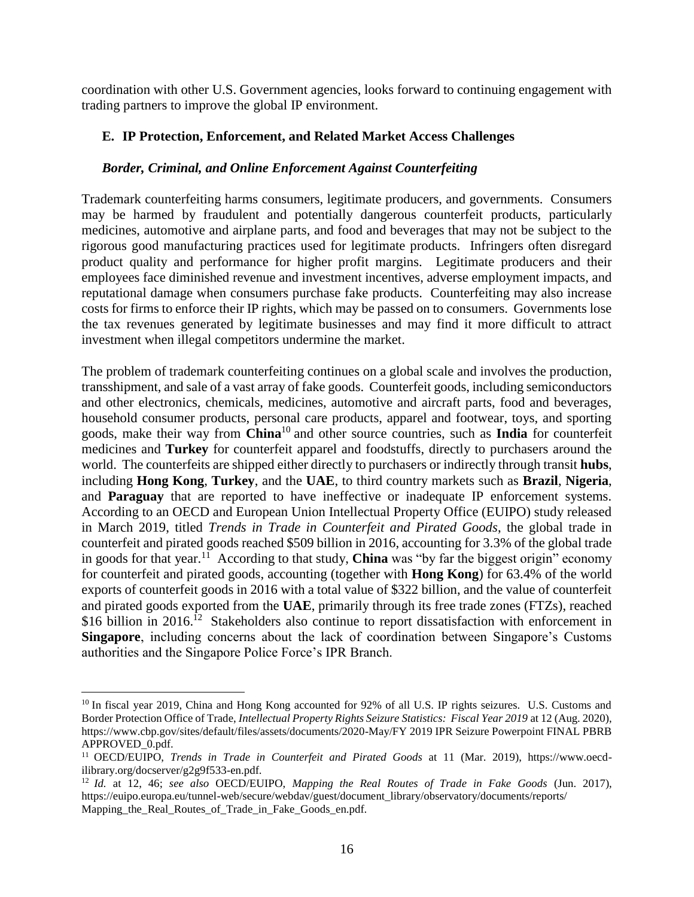coordination with other U.S. Government agencies, looks forward to continuing engagement with trading partners to improve the global IP environment.

## E. IP Protection, Enforcement, and Related Market Access Challenges

### *Border, Criminal, and Online Enforcement Against Counterfeiting*

Trademark counterfeiting harms consumers, legitimate producers, and governments. Consumers may be harmed by fraudulent and potentially dangerous counterfeit products, particularly medicines, automotive and airplane parts, and food and beverages that may not be subject to the rigorous good manufacturing practices used for legitimate products. Infringers often disregard product quality and performance for higher profit margins. Legitimate producers and their employees face diminished revenue and investment incentives, adverse employment impacts, and reputational damage when consumers purchase fake products. Counterfeiting may also increase costs for firms to enforce their IP rights, which may be passed on to consumers. Governments lose the tax revenues generated by legitimate businesses and may find it more difficult to attract investment when illegal competitors undermine the market.

The problem of trademark counterfeiting continues on a global scale and involves the production, transshipment, and sale of a vast array of fake goods. Counterfeit goods, including semiconductors and other electronics, chemicals, medicines, automotive and aircraft parts, food and beverages, household consumer products, personal care products, apparel and footwear, toys, and sporting goods, make their way from **China**[10] and other source countries, such as **India** for counterfeit medicines and **Turkey** for counterfeit apparel and foodstuffs, directly to purchasers around the world. The counterfeits are shipped either directly to purchasers or indirectly through transit **hubs**, including **Hong Kong**, **Turkey**, and the **UAE**, to third country markets such as **Brazil**, **Nigeria**, and **Paraguay** that are reported to have ineffective or inadequate IP enforcement systems. According to an OECD and European Union Intellectual Property Office (EUIPO) study released in March 2019, titled *Trends in Trade in Counterfeit and Pirated Goods*, the global trade in counterfeit and pirated goods reached \$509 billion in 2016, accounting for 3.3% of the global trade in goods for that year.[11] According to that study, **China** was "by far the biggest origin" economy for counterfeit and pirated goods, accounting (together with **Hong Kong**) for 63.4% of the world exports of counterfeit goods in 2016 with a total value of \$322 billion, and the value of counterfeit and pirated goods exported from the **UAE**, primarily through its free trade zones (FTZs), reached \$16 billion in 2016.[12] Stakeholders also continue to report dissatisfaction with enforcement in **Singapore**, including concerns about the lack of coordination between Singapore's Customs authorities and the Singapore Police Force's IPR Branch.

---

[10] In fiscal year 2019, China and Hong Kong accounted for 92% of all U.S. IP rights seizures. U.S. Customs and Border Protection Office of Trade, *Intellectual Property Rights Seizure Statistics: Fiscal Year 2019* at 12 (Aug. 2020), https://www.cbp.gov/sites/default/files/assets/documents/2020-May/FY 2019 IPR Seizure Powerpoint FINAL PBRB APPROVED_0.pdf.

[11] OECD/EUIPO, *Trends in Trade in Counterfeit and Pirated Goods* at 11 (Mar. 2019), https://www.oecd-ilibrary.org/docserver/g2g9f533-en.pdf.

[12] *Id.* at 12, 46; *see also* OECD/EUIPO, *Mapping the Real Routes of Trade in Fake Goods* (Jun. 2017), https://euipo.europa.eu/tunnel-web/secure/webdav/guest/document_library/observatory/documents/reports/Mapping_the_Real_Routes_of_Trade_in_Fake_Goods_en.pdf.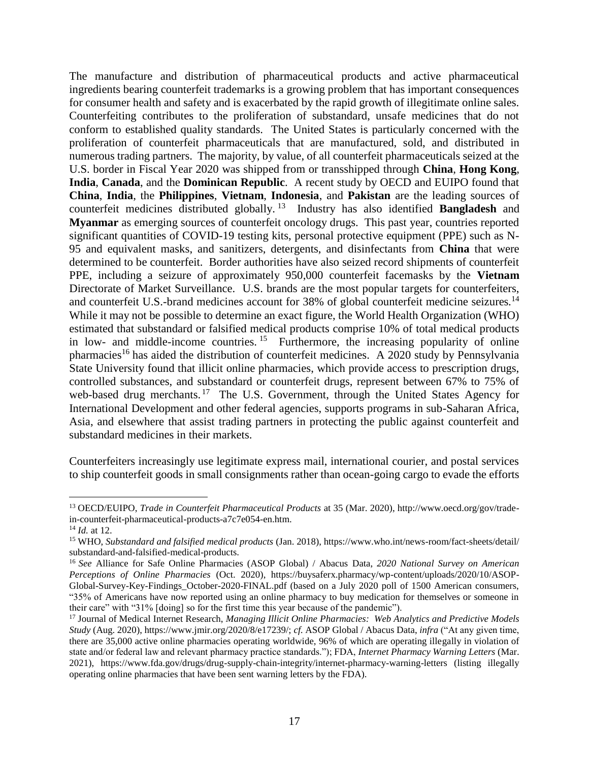The manufacture and distribution of pharmaceutical products and active pharmaceutical ingredients bearing counterfeit trademarks is a growing problem that has important consequences for consumer health and safety and is exacerbated by the rapid growth of illegitimate online sales. Counterfeiting contributes to the proliferation of substandard, unsafe medicines that do not conform to established quality standards. The United States is particularly concerned with the proliferation of counterfeit pharmaceuticals that are manufactured, sold, and distributed in numerous trading partners. The majority, by value, of all counterfeit pharmaceuticals seized at the U.S. border in Fiscal Year 2020 was shipped from or transshipped through **China**, **Hong Kong**, **India**, **Canada**, and the **Dominican Republic**. A recent study by OECD and EUIPO found that **China**, **India**, the **Philippines**, **Vietnam**, **Indonesia**, and **Pakistan** are the leading sources of counterfeit medicines distributed globally.[13] Industry has also identified **Bangladesh** and **Myanmar** as emerging sources of counterfeit oncology drugs. This past year, countries reported significant quantities of COVID-19 testing kits, personal protective equipment (PPE) such as N-95 and equivalent masks, and sanitizers, detergents, and disinfectants from **China** that were determined to be counterfeit. Border authorities have also seized record shipments of counterfeit PPE, including a seizure of approximately 950,000 counterfeit facemasks by the **Vietnam** Directorate of Market Surveillance. U.S. brands are the most popular targets for counterfeiters, and counterfeit U.S.-brand medicines account for 38% of global counterfeit medicine seizures.[14] While it may not be possible to determine an exact figure, the World Health Organization (WHO) estimated that substandard or falsified medical products comprise 10% of total medical products in low- and middle-income countries.[15] Furthermore, the increasing popularity of online pharmacies[16] has aided the distribution of counterfeit medicines. A 2020 study by Pennsylvania State University found that illicit online pharmacies, which provide access to prescription drugs, controlled substances, and substandard or counterfeit drugs, represent between 67% to 75% of web-based drug merchants.[17] The U.S. Government, through the United States Agency for International Development and other federal agencies, supports programs in sub-Saharan Africa, Asia, and elsewhere that assist trading partners in protecting the public against counterfeit and substandard medicines in their markets.

Counterfeiters increasingly use legitimate express mail, international courier, and postal services to ship counterfeit goods in small consignments rather than ocean-going cargo to evade the efforts

---

[13] OECD/EUIPO, *Trade in Counterfeit Pharmaceutical Products* at 35 (Mar. 2020), http://www.oecd.org/gov/trade-in-counterfeit-pharmaceutical-products-a7c7e054-en.htm.

[14] *Id.* at 12.

[15] WHO, *Substandard and falsified medical products* (Jan. 2018), https://www.who.int/news-room/fact-sheets/detail/substandard-and-falsified-medical-products.

[16] *See* Alliance for Safe Online Pharmacies (ASOP Global) / Abacus Data, *2020 National Survey on American Perceptions of Online Pharmacies* (Oct. 2020), https://buysaferx.pharmacy/wp-content/uploads/2020/10/ASOP-Global-Survey-Key-Findings_October-2020-FINAL.pdf (based on a July 2020 poll of 1500 American consumers, "35% of Americans have now reported using an online pharmacy to buy medication for themselves or someone in their care" with "31% [doing] so for the first time this year because of the pandemic").

[17] Journal of Medical Internet Research, *Managing Illicit Online Pharmacies: Web Analytics and Predictive Models Study* (Aug. 2020), https://www.jmir.org/2020/8/e17239/; *cf.* ASOP Global / Abacus Data, *infra* ("At any given time, there are 35,000 active online pharmacies operating worldwide, 96% of which are operating illegally in violation of state and/or federal law and relevant pharmacy practice standards."); FDA, *Internet Pharmacy Warning Letters* (Mar. 2021), https://www.fda.gov/drugs/drug-supply-chain-integrity/internet-pharmacy-warning-letters (listing illegally operating online pharmacies that have been sent warning letters by the FDA).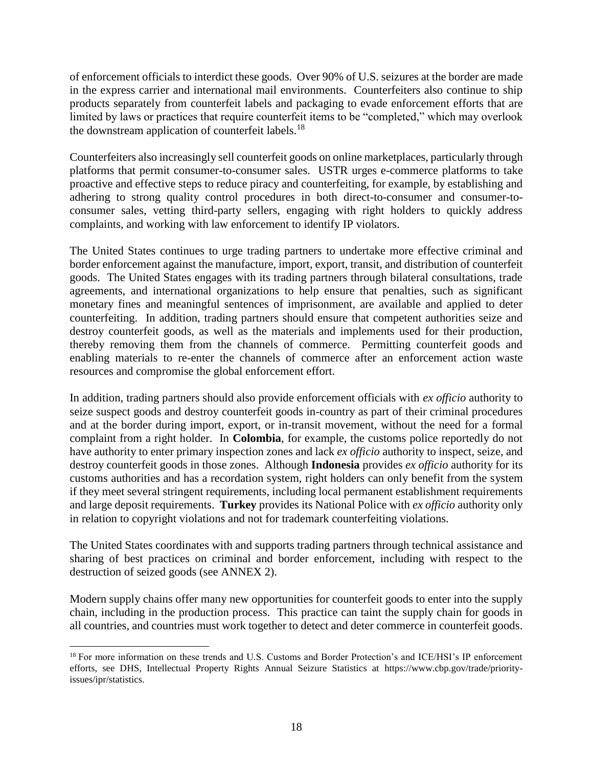of enforcement officials to interdict these goods. Over 90% of U.S. seizures at the border are made in the express carrier and international mail environments. Counterfeiters also continue to ship products separately from counterfeit labels and packaging to evade enforcement efforts that are limited by laws or practices that require counterfeit items to be "completed," which may overlook the downstream application of counterfeit labels.[18]

Counterfeiters also increasingly sell counterfeit goods on online marketplaces, particularly through platforms that permit consumer-to-consumer sales. USTR urges e-commerce platforms to take proactive and effective steps to reduce piracy and counterfeiting, for example, by establishing and adhering to strong quality control procedures in both direct-to-consumer and consumer-to-consumer sales, vetting third-party sellers, engaging with right holders to quickly address complaints, and working with law enforcement to identify IP violators.

The United States continues to urge trading partners to undertake more effective criminal and border enforcement against the manufacture, import, export, transit, and distribution of counterfeit goods. The United States engages with its trading partners through bilateral consultations, trade agreements, and international organizations to help ensure that penalties, such as significant monetary fines and meaningful sentences of imprisonment, are available and applied to deter counterfeiting. In addition, trading partners should ensure that competent authorities seize and destroy counterfeit goods, as well as the materials and implements used for their production, thereby removing them from the channels of commerce. Permitting counterfeit goods and enabling materials to re-enter the channels of commerce after an enforcement action waste resources and compromise the global enforcement effort.

In addition, trading partners should also provide enforcement officials with *ex officio* authority to seize suspect goods and destroy counterfeit goods in-country as part of their criminal procedures and at the border during import, export, or in-transit movement, without the need for a formal complaint from a right holder. In **Colombia**, for example, the customs police reportedly do not have authority to enter primary inspection zones and lack *ex officio* authority to inspect, seize, and destroy counterfeit goods in those zones. Although **Indonesia** provides *ex officio* authority for its customs authorities and has a recordation system, right holders can only benefit from the system if they meet several stringent requirements, including local permanent establishment requirements and large deposit requirements. **Turkey** provides its National Police with *ex officio* authority only in relation to copyright violations and not for trademark counterfeiting violations.

The United States coordinates with and supports trading partners through technical assistance and sharing of best practices on criminal and border enforcement, including with respect to the destruction of seized goods (see ANNEX 2).

Modern supply chains offer many new opportunities for counterfeit goods to enter into the supply chain, including in the production process. This practice can taint the supply chain for goods in all countries, and countries must work together to detect and deter commerce in counterfeit goods.

[18] For more information on these trends and U.S. Customs and Border Protection's and ICE/HSI's IP enforcement efforts, see DHS, Intellectual Property Rights Annual Seizure Statistics at https://www.cbp.gov/trade/priority-issues/ipr/statistics.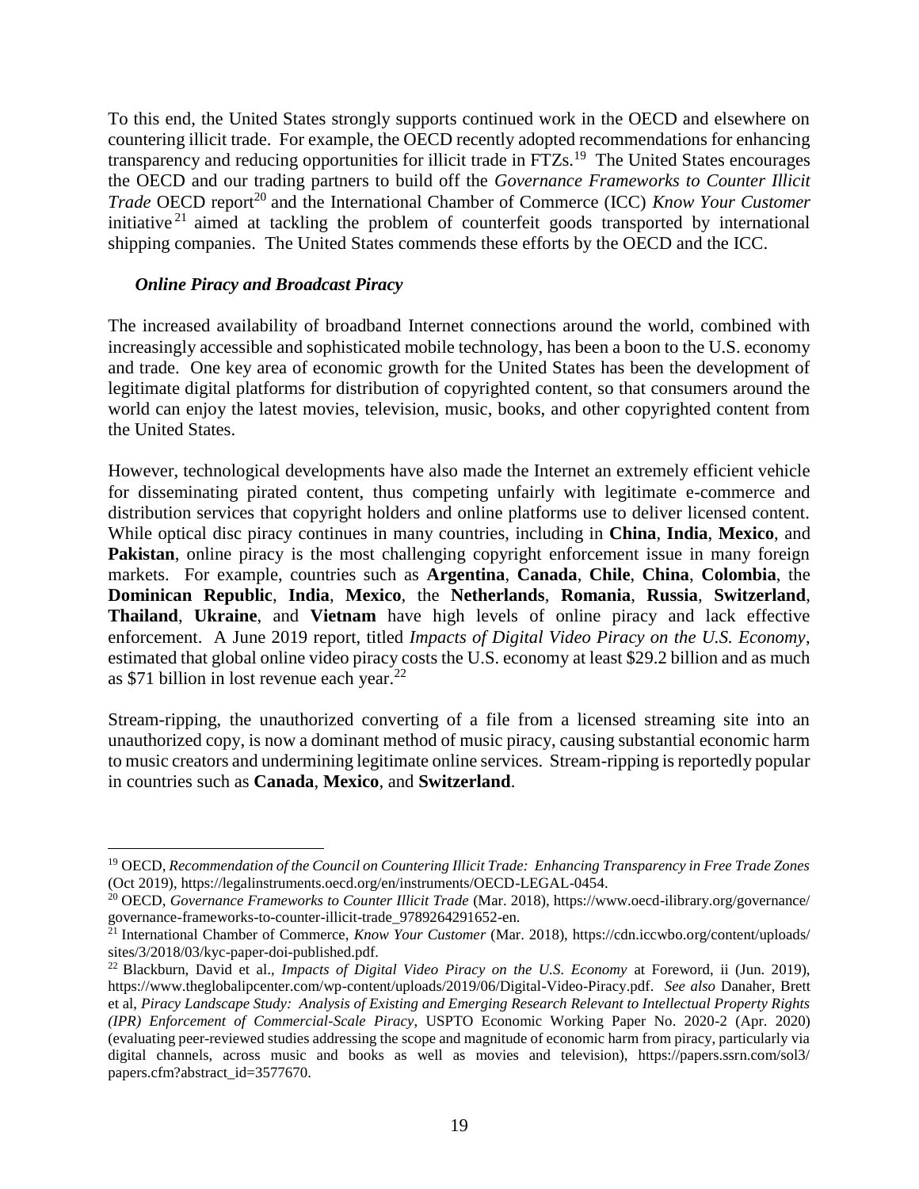To this end, the United States strongly supports continued work in the OECD and elsewhere on countering illicit trade. For example, the OECD recently adopted recommendations for enhancing transparency and reducing opportunities for illicit trade in FTZs.[19] The United States encourages the OECD and our trading partners to build off the *Governance Frameworks to Counter Illicit Trade* OECD report[20] and the International Chamber of Commerce (ICC) *Know Your Customer* initiative[21] aimed at tackling the problem of counterfeit goods transported by international shipping companies. The United States commends these efforts by the OECD and the ICC.

### *Online Piracy and Broadcast Piracy*

The increased availability of broadband Internet connections around the world, combined with increasingly accessible and sophisticated mobile technology, has been a boon to the U.S. economy and trade. One key area of economic growth for the United States has been the development of legitimate digital platforms for distribution of copyrighted content, so that consumers around the world can enjoy the latest movies, television, music, books, and other copyrighted content from the United States.

However, technological developments have also made the Internet an extremely efficient vehicle for disseminating pirated content, thus competing unfairly with legitimate e-commerce and distribution services that copyright holders and online platforms use to deliver licensed content. While optical disc piracy continues in many countries, including in **China**, **India**, **Mexico**, and **Pakistan**, online piracy is the most challenging copyright enforcement issue in many foreign markets. For example, countries such as **Argentina**, **Canada**, **Chile**, **China**, **Colombia**, the **Dominican Republic**, **India**, **Mexico**, the **Netherlands**, **Romania**, **Russia**, **Switzerland**, **Thailand**, **Ukraine**, and **Vietnam** have high levels of online piracy and lack effective enforcement. A June 2019 report, titled *Impacts of Digital Video Piracy on the U.S. Economy*, estimated that global online video piracy costs the U.S. economy at least $29.2 billion and as much as $71 billion in lost revenue each year.[22]

Stream-ripping, the unauthorized converting of a file from a licensed streaming site into an unauthorized copy, is now a dominant method of music piracy, causing substantial economic harm to music creators and undermining legitimate online services. Stream-ripping is reportedly popular in countries such as **Canada**, **Mexico**, and **Switzerland**.

---

[19] OECD, *Recommendation of the Council on Countering Illicit Trade: Enhancing Transparency in Free Trade Zones* (Oct 2019), https://legalinstruments.oecd.org/en/instruments/OECD-LEGAL-0454.

[20] OECD, *Governance Frameworks to Counter Illicit Trade* (Mar. 2018), https://www.oecd-ilibrary.org/governance/governance-frameworks-to-counter-illicit-trade_9789264291652-en.

[21] International Chamber of Commerce, *Know Your Customer* (Mar. 2018), https://cdn.iccwbo.org/content/uploads/sites/3/2018/03/kyc-paper-doi-published.pdf.

[22] Blackburn, David et al., *Impacts of Digital Video Piracy on the U.S. Economy* at Foreword, ii (Jun. 2019), https://www.theglobalipcenter.com/wp-content/uploads/2019/06/Digital-Video-Piracy.pdf. *See also* Danaher, Brett et al, *Piracy Landscape Study: Analysis of Existing and Emerging Research Relevant to Intellectual Property Rights (IPR) Enforcement of Commercial-Scale Piracy*, USPTO Economic Working Paper No. 2020-2 (Apr. 2020) (evaluating peer-reviewed studies addressing the scope and magnitude of economic harm from piracy, particularly via digital channels, across music and books as well as movies and television), https://papers.ssrn.com/sol3/papers.cfm?abstract_id=3577670.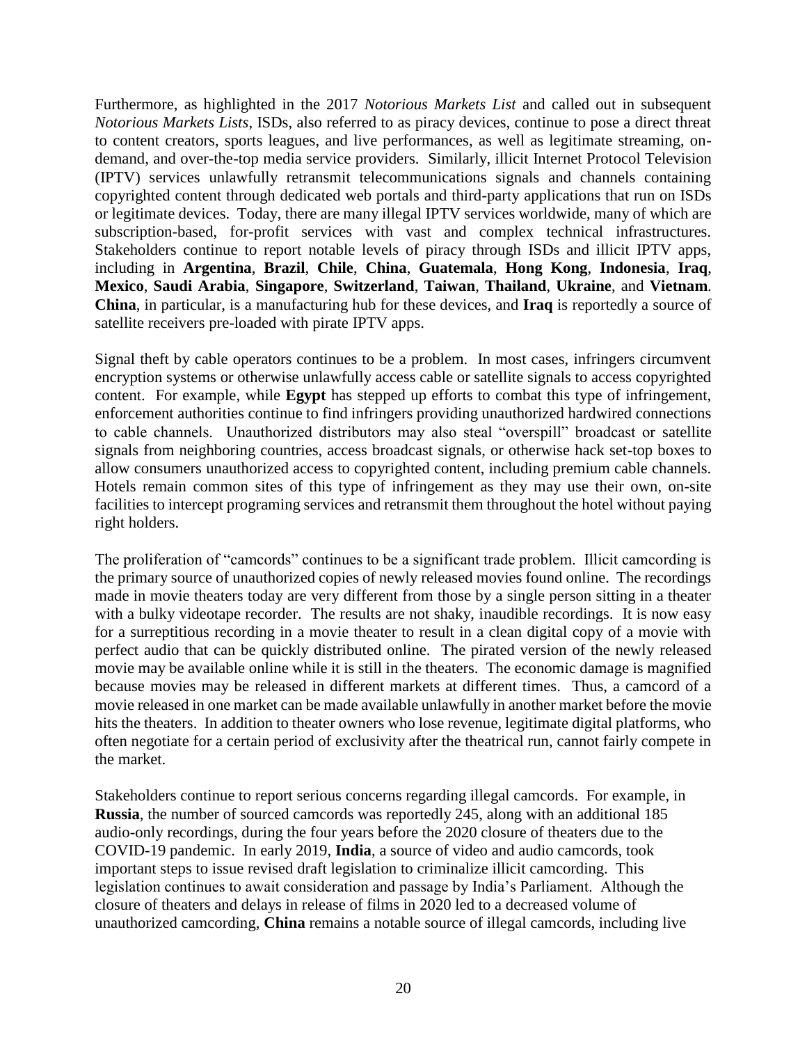Furthermore, as highlighted in the 2017 *Notorious Markets List* and called out in subsequent *Notorious Markets Lists*, ISDs, also referred to as piracy devices, continue to pose a direct threat to content creators, sports leagues, and live performances, as well as legitimate streaming, on-demand, and over-the-top media service providers. Similarly, illicit Internet Protocol Television (IPTV) services unlawfully retransmit telecommunications signals and channels containing copyrighted content through dedicated web portals and third-party applications that run on ISDs or legitimate devices. Today, there are many illegal IPTV services worldwide, many of which are subscription-based, for-profit services with vast and complex technical infrastructures. Stakeholders continue to report notable levels of piracy through ISDs and illicit IPTV apps, including in **Argentina**, **Brazil**, **Chile**, **China**, **Guatemala**, **Hong Kong**, **Indonesia**, **Iraq**, **Mexico**, **Saudi Arabia**, **Singapore**, **Switzerland**, **Taiwan**, **Thailand**, **Ukraine**, and **Vietnam**. **China**, in particular, is a manufacturing hub for these devices, and **Iraq** is reportedly a source of satellite receivers pre-loaded with pirate IPTV apps.

Signal theft by cable operators continues to be a problem. In most cases, infringers circumvent encryption systems or otherwise unlawfully access cable or satellite signals to access copyrighted content. For example, while **Egypt** has stepped up efforts to combat this type of infringement, enforcement authorities continue to find infringers providing unauthorized hardwired connections to cable channels. Unauthorized distributors may also steal "overspill" broadcast or satellite signals from neighboring countries, access broadcast signals, or otherwise hack set-top boxes to allow consumers unauthorized access to copyrighted content, including premium cable channels. Hotels remain common sites of this type of infringement as they may use their own, on-site facilities to intercept programing services and retransmit them throughout the hotel without paying right holders.

The proliferation of "camcords" continues to be a significant trade problem. Illicit camcording is the primary source of unauthorized copies of newly released movies found online. The recordings made in movie theaters today are very different from those by a single person sitting in a theater with a bulky videotape recorder. The results are not shaky, inaudible recordings. It is now easy for a surreptitious recording in a movie theater to result in a clean digital copy of a movie with perfect audio that can be quickly distributed online. The pirated version of the newly released movie may be available online while it is still in the theaters. The economic damage is magnified because movies may be released in different markets at different times. Thus, a camcord of a movie released in one market can be made available unlawfully in another market before the movie hits the theaters. In addition to theater owners who lose revenue, legitimate digital platforms, who often negotiate for a certain period of exclusivity after the theatrical run, cannot fairly compete in the market.

Stakeholders continue to report serious concerns regarding illegal camcords. For example, in **Russia**, the number of sourced camcords was reportedly 245, along with an additional 185 audio-only recordings, during the four years before the 2020 closure of theaters due to the COVID-19 pandemic. In early 2019, **India**, a source of video and audio camcords, took important steps to issue revised draft legislation to criminalize illicit camcording. This legislation continues to await consideration and passage by India's Parliament. Although the closure of theaters and delays in release of films in 2020 led to a decreased volume of unauthorized camcording, **China** remains a notable source of illegal camcords, including live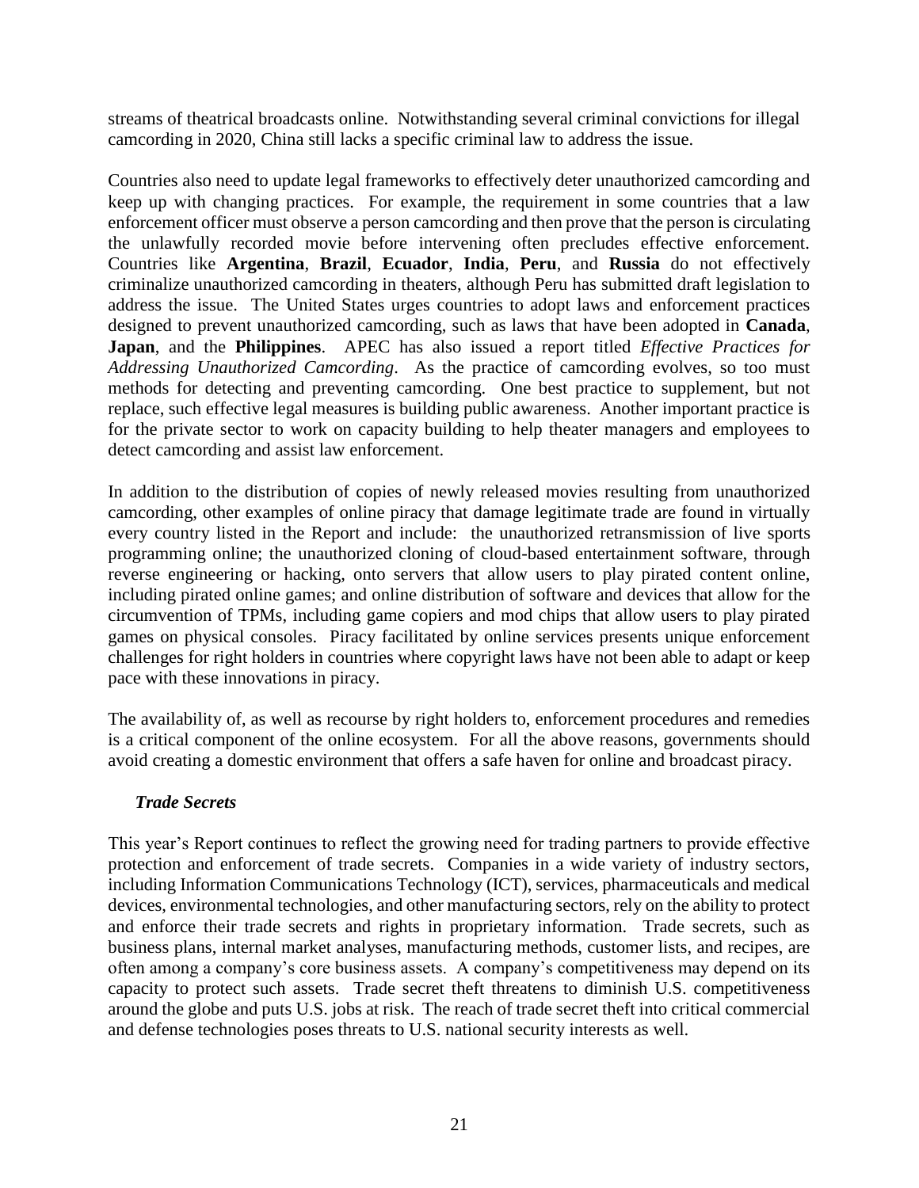streams of theatrical broadcasts online. Notwithstanding several criminal convictions for illegal camcording in 2020, China still lacks a specific criminal law to address the issue.

Countries also need to update legal frameworks to effectively deter unauthorized camcording and keep up with changing practices. For example, the requirement in some countries that a law enforcement officer must observe a person camcording and then prove that the person is circulating the unlawfully recorded movie before intervening often precludes effective enforcement. Countries like **Argentina**, **Brazil**, **Ecuador**, **India**, **Peru**, and **Russia** do not effectively criminalize unauthorized camcording in theaters, although Peru has submitted draft legislation to address the issue. The United States urges countries to adopt laws and enforcement practices designed to prevent unauthorized camcording, such as laws that have been adopted in **Canada**, **Japan**, and the **Philippines**. APEC has also issued a report titled *Effective Practices for Addressing Unauthorized Camcording*. As the practice of camcording evolves, so too must methods for detecting and preventing camcording. One best practice to supplement, but not replace, such effective legal measures is building public awareness. Another important practice is for the private sector to work on capacity building to help theater managers and employees to detect camcording and assist law enforcement.

In addition to the distribution of copies of newly released movies resulting from unauthorized camcording, other examples of online piracy that damage legitimate trade are found in virtually every country listed in the Report and include: the unauthorized retransmission of live sports programming online; the unauthorized cloning of cloud-based entertainment software, through reverse engineering or hacking, onto servers that allow users to play pirated content online, including pirated online games; and online distribution of software and devices that allow for the circumvention of TPMs, including game copiers and mod chips that allow users to play pirated games on physical consoles. Piracy facilitated by online services presents unique enforcement challenges for right holders in countries where copyright laws have not been able to adapt or keep pace with these innovations in piracy.

The availability of, as well as recourse by right holders to, enforcement procedures and remedies is a critical component of the online ecosystem. For all the above reasons, governments should avoid creating a domestic environment that offers a safe haven for online and broadcast piracy.

***Trade Secrets***

This year's Report continues to reflect the growing need for trading partners to provide effective protection and enforcement of trade secrets. Companies in a wide variety of industry sectors, including Information Communications Technology (ICT), services, pharmaceuticals and medical devices, environmental technologies, and other manufacturing sectors, rely on the ability to protect and enforce their trade secrets and rights in proprietary information. Trade secrets, such as business plans, internal market analyses, manufacturing methods, customer lists, and recipes, are often among a company's core business assets. A company's competitiveness may depend on its capacity to protect such assets. Trade secret theft threatens to diminish U.S. competitiveness around the globe and puts U.S. jobs at risk. The reach of trade secret theft into critical commercial and defense technologies poses threats to U.S. national security interests as well.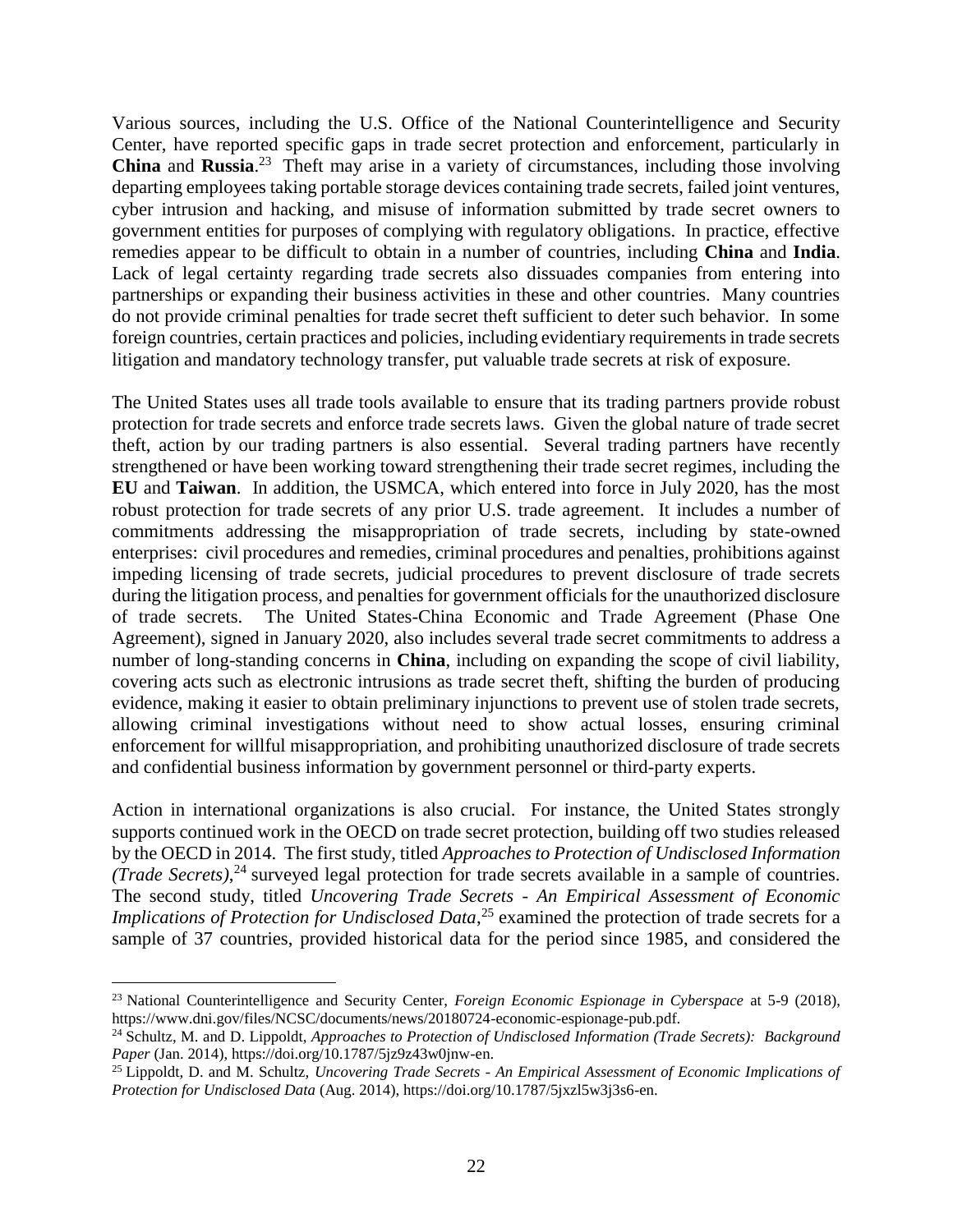Various sources, including the U.S. Office of the National Counterintelligence and Security Center, have reported specific gaps in trade secret protection and enforcement, particularly in **China** and **Russia**.[23] Theft may arise in a variety of circumstances, including those involving departing employees taking portable storage devices containing trade secrets, failed joint ventures, cyber intrusion and hacking, and misuse of information submitted by trade secret owners to government entities for purposes of complying with regulatory obligations. In practice, effective remedies appear to be difficult to obtain in a number of countries, including **China** and **India**. Lack of legal certainty regarding trade secrets also dissuades companies from entering into partnerships or expanding their business activities in these and other countries. Many countries do not provide criminal penalties for trade secret theft sufficient to deter such behavior. In some foreign countries, certain practices and policies, including evidentiary requirements in trade secrets litigation and mandatory technology transfer, put valuable trade secrets at risk of exposure.

The United States uses all trade tools available to ensure that its trading partners provide robust protection for trade secrets and enforce trade secrets laws. Given the global nature of trade secret theft, action by our trading partners is also essential. Several trading partners have recently strengthened or have been working toward strengthening their trade secret regimes, including the **EU** and **Taiwan**. In addition, the USMCA, which entered into force in July 2020, has the most robust protection for trade secrets of any prior U.S. trade agreement. It includes a number of commitments addressing the misappropriation of trade secrets, including by state-owned enterprises: civil procedures and remedies, criminal procedures and penalties, prohibitions against impeding licensing of trade secrets, judicial procedures to prevent disclosure of trade secrets during the litigation process, and penalties for government officials for the unauthorized disclosure of trade secrets. The United States-China Economic and Trade Agreement (Phase One Agreement), signed in January 2020, also includes several trade secret commitments to address a number of long-standing concerns in **China**, including on expanding the scope of civil liability, covering acts such as electronic intrusions as trade secret theft, shifting the burden of producing evidence, making it easier to obtain preliminary injunctions to prevent use of stolen trade secrets, allowing criminal investigations without need to show actual losses, ensuring criminal enforcement for willful misappropriation, and prohibiting unauthorized disclosure of trade secrets and confidential business information by government personnel or third-party experts.

Action in international organizations is also crucial. For instance, the United States strongly supports continued work in the OECD on trade secret protection, building off two studies released by the OECD in 2014. The first study, titled *Approaches to Protection of Undisclosed Information (Trade Secrets)*,[24] surveyed legal protection for trade secrets available in a sample of countries. The second study, titled *Uncovering Trade Secrets - An Empirical Assessment of Economic Implications of Protection for Undisclosed Data*,[25] examined the protection of trade secrets for a sample of 37 countries, provided historical data for the period since 1985, and considered the

---

[23] National Counterintelligence and Security Center, *Foreign Economic Espionage in Cyberspace* at 5-9 (2018), https://www.dni.gov/files/NCSC/documents/news/20180724-economic-espionage-pub.pdf.

[24] Schultz, M. and D. Lippoldt, *Approaches to Protection of Undisclosed Information (Trade Secrets): Background Paper* (Jan. 2014), https://doi.org/10.1787/5jz9z43w0jnw-en.

[25] Lippoldt, D. and M. Schultz, *Uncovering Trade Secrets - An Empirical Assessment of Economic Implications of Protection for Undisclosed Data* (Aug. 2014), https://doi.org/10.1787/5jxzl5w3j3s6-en.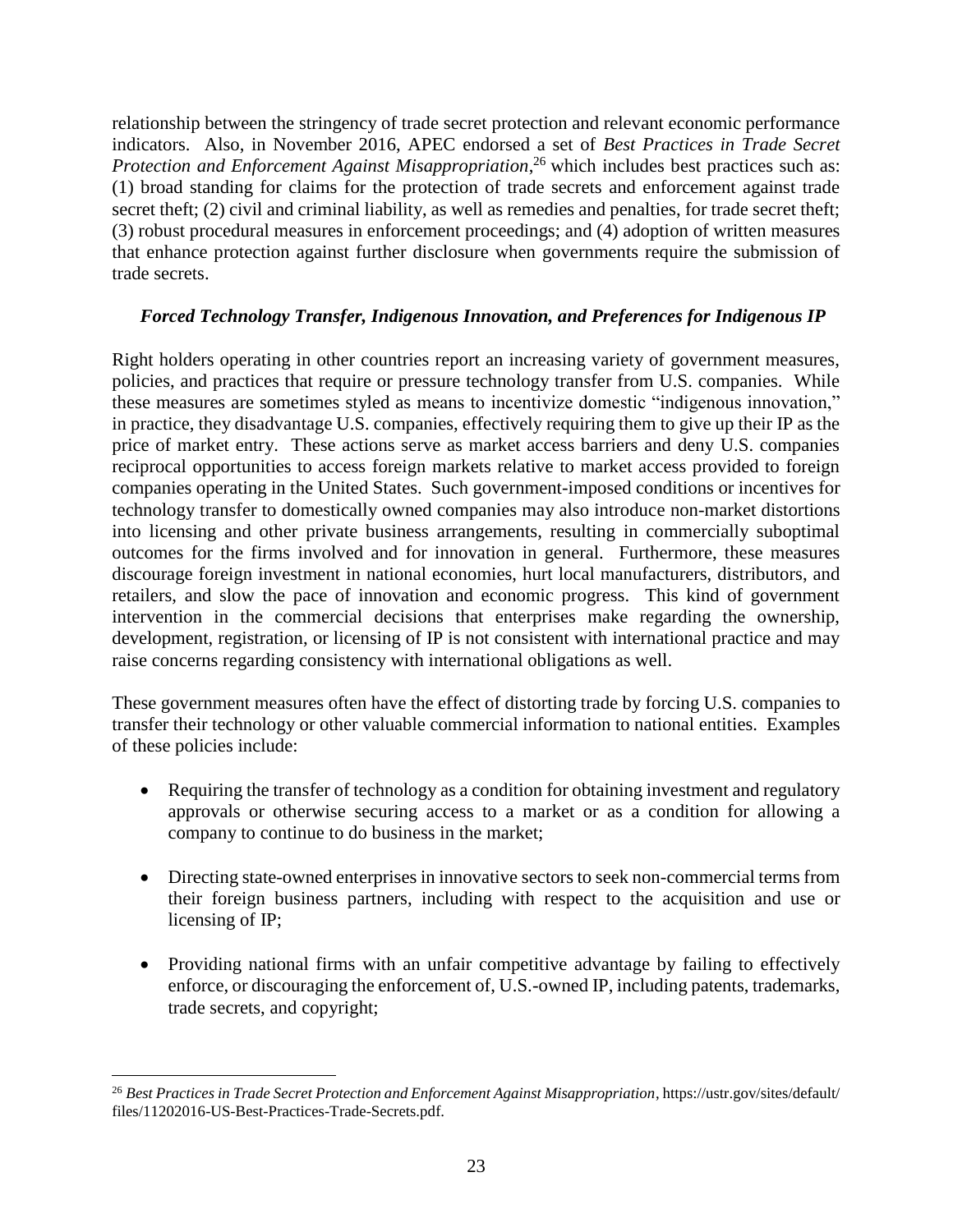relationship between the stringency of trade secret protection and relevant economic performance indicators. Also, in November 2016, APEC endorsed a set of *Best Practices in Trade Secret Protection and Enforcement Against Misappropriation*,[26] which includes best practices such as: (1) broad standing for claims for the protection of trade secrets and enforcement against trade secret theft; (2) civil and criminal liability, as well as remedies and penalties, for trade secret theft; (3) robust procedural measures in enforcement proceedings; and (4) adoption of written measures that enhance protection against further disclosure when governments require the submission of trade secrets.

***Forced Technology Transfer, Indigenous Innovation, and Preferences for Indigenous IP***

Right holders operating in other countries report an increasing variety of government measures, policies, and practices that require or pressure technology transfer from U.S. companies. While these measures are sometimes styled as means to incentivize domestic "indigenous innovation," in practice, they disadvantage U.S. companies, effectively requiring them to give up their IP as the price of market entry. These actions serve as market access barriers and deny U.S. companies reciprocal opportunities to access foreign markets relative to market access provided to foreign companies operating in the United States. Such government-imposed conditions or incentives for technology transfer to domestically owned companies may also introduce non-market distortions into licensing and other private business arrangements, resulting in commercially suboptimal outcomes for the firms involved and for innovation in general. Furthermore, these measures discourage foreign investment in national economies, hurt local manufacturers, distributors, and retailers, and slow the pace of innovation and economic progress. This kind of government intervention in the commercial decisions that enterprises make regarding the ownership, development, registration, or licensing of IP is not consistent with international practice and may raise concerns regarding consistency with international obligations as well.

These government measures often have the effect of distorting trade by forcing U.S. companies to transfer their technology or other valuable commercial information to national entities. Examples of these policies include:

- Requiring the transfer of technology as a condition for obtaining investment and regulatory approvals or otherwise securing access to a market or as a condition for allowing a company to continue to do business in the market;
- Directing state-owned enterprises in innovative sectors to seek non-commercial terms from their foreign business partners, including with respect to the acquisition and use or licensing of IP;
- Providing national firms with an unfair competitive advantage by failing to effectively enforce, or discouraging the enforcement of, U.S.-owned IP, including patents, trademarks, trade secrets, and copyright;

[26] *Best Practices in Trade Secret Protection and Enforcement Against Misappropriation*, https://ustr.gov/sites/default/files/11202016-US-Best-Practices-Trade-Secrets.pdf.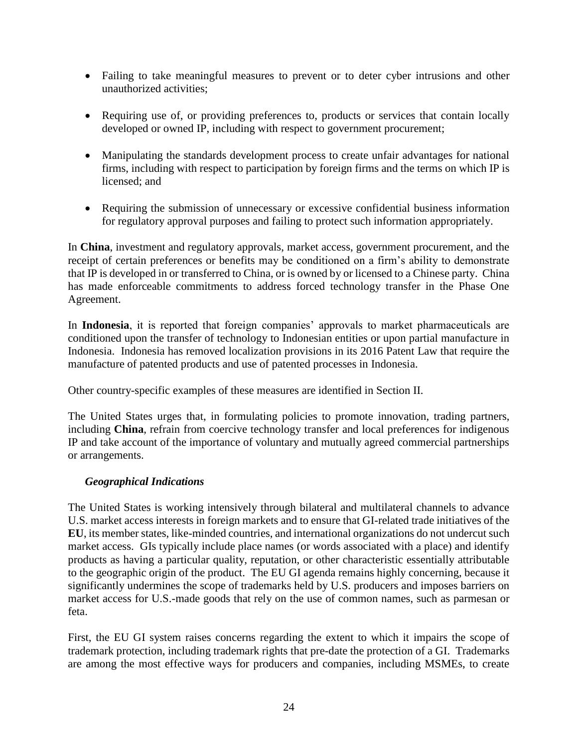- Failing to take meaningful measures to prevent or to deter cyber intrusions and other unauthorized activities;

- Requiring use of, or providing preferences to, products or services that contain locally developed or owned IP, including with respect to government procurement;

- Manipulating the standards development process to create unfair advantages for national firms, including with respect to participation by foreign firms and the terms on which IP is licensed; and

- Requiring the submission of unnecessary or excessive confidential business information for regulatory approval purposes and failing to protect such information appropriately.

In **China**, investment and regulatory approvals, market access, government procurement, and the receipt of certain preferences or benefits may be conditioned on a firm's ability to demonstrate that IP is developed in or transferred to China, or is owned by or licensed to a Chinese party. China has made enforceable commitments to address forced technology transfer in the Phase One Agreement.

In **Indonesia**, it is reported that foreign companies' approvals to market pharmaceuticals are conditioned upon the transfer of technology to Indonesian entities or upon partial manufacture in Indonesia. Indonesia has removed localization provisions in its 2016 Patent Law that require the manufacture of patented products and use of patented processes in Indonesia.

Other country-specific examples of these measures are identified in Section II.

The United States urges that, in formulating policies to promote innovation, trading partners, including **China**, refrain from coercive technology transfer and local preferences for indigenous IP and take account of the importance of voluntary and mutually agreed commercial partnerships or arrangements.

### *Geographical Indications*

The United States is working intensively through bilateral and multilateral channels to advance U.S. market access interests in foreign markets and to ensure that GI-related trade initiatives of the **EU**, its member states, like-minded countries, and international organizations do not undercut such market access. GIs typically include place names (or words associated with a place) and identify products as having a particular quality, reputation, or other characteristic essentially attributable to the geographic origin of the product. The EU GI agenda remains highly concerning, because it significantly undermines the scope of trademarks held by U.S. producers and imposes barriers on market access for U.S.-made goods that rely on the use of common names, such as parmesan or feta.

First, the EU GI system raises concerns regarding the extent to which it impairs the scope of trademark protection, including trademark rights that pre-date the protection of a GI. Trademarks are among the most effective ways for producers and companies, including MSMEs, to create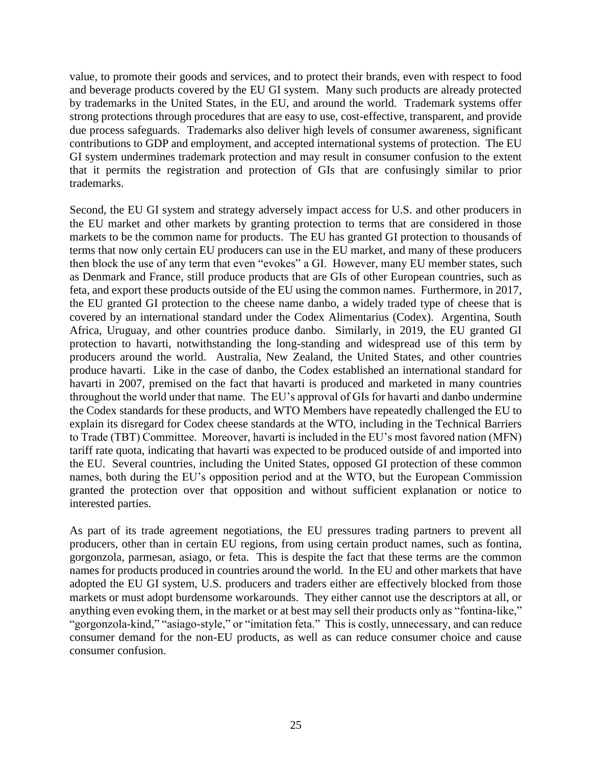value, to promote their goods and services, and to protect their brands, even with respect to food and beverage products covered by the EU GI system. Many such products are already protected by trademarks in the United States, in the EU, and around the world. Trademark systems offer strong protections through procedures that are easy to use, cost-effective, transparent, and provide due process safeguards. Trademarks also deliver high levels of consumer awareness, significant contributions to GDP and employment, and accepted international systems of protection. The EU GI system undermines trademark protection and may result in consumer confusion to the extent that it permits the registration and protection of GIs that are confusingly similar to prior trademarks.

Second, the EU GI system and strategy adversely impact access for U.S. and other producers in the EU market and other markets by granting protection to terms that are considered in those markets to be the common name for products. The EU has granted GI protection to thousands of terms that now only certain EU producers can use in the EU market, and many of these producers then block the use of any term that even "evokes" a GI. However, many EU member states, such as Denmark and France, still produce products that are GIs of other European countries, such as feta, and export these products outside of the EU using the common names. Furthermore, in 2017, the EU granted GI protection to the cheese name danbo, a widely traded type of cheese that is covered by an international standard under the Codex Alimentarius (Codex). Argentina, South Africa, Uruguay, and other countries produce danbo. Similarly, in 2019, the EU granted GI protection to havarti, notwithstanding the long-standing and widespread use of this term by producers around the world. Australia, New Zealand, the United States, and other countries produce havarti. Like in the case of danbo, the Codex established an international standard for havarti in 2007, premised on the fact that havarti is produced and marketed in many countries throughout the world under that name. The EU's approval of GIs for havarti and danbo undermine the Codex standards for these products, and WTO Members have repeatedly challenged the EU to explain its disregard for Codex cheese standards at the WTO, including in the Technical Barriers to Trade (TBT) Committee. Moreover, havarti is included in the EU's most favored nation (MFN) tariff rate quota, indicating that havarti was expected to be produced outside of and imported into the EU. Several countries, including the United States, opposed GI protection of these common names, both during the EU's opposition period and at the WTO, but the European Commission granted the protection over that opposition and without sufficient explanation or notice to interested parties.

As part of its trade agreement negotiations, the EU pressures trading partners to prevent all producers, other than in certain EU regions, from using certain product names, such as fontina, gorgonzola, parmesan, asiago, or feta. This is despite the fact that these terms are the common names for products produced in countries around the world. In the EU and other markets that have adopted the EU GI system, U.S. producers and traders either are effectively blocked from those markets or must adopt burdensome workarounds. They either cannot use the descriptors at all, or anything even evoking them, in the market or at best may sell their products only as "fontina-like," "gorgonzola-kind," "asiago-style," or "imitation feta." This is costly, unnecessary, and can reduce consumer demand for the non-EU products, as well as can reduce consumer choice and cause consumer confusion.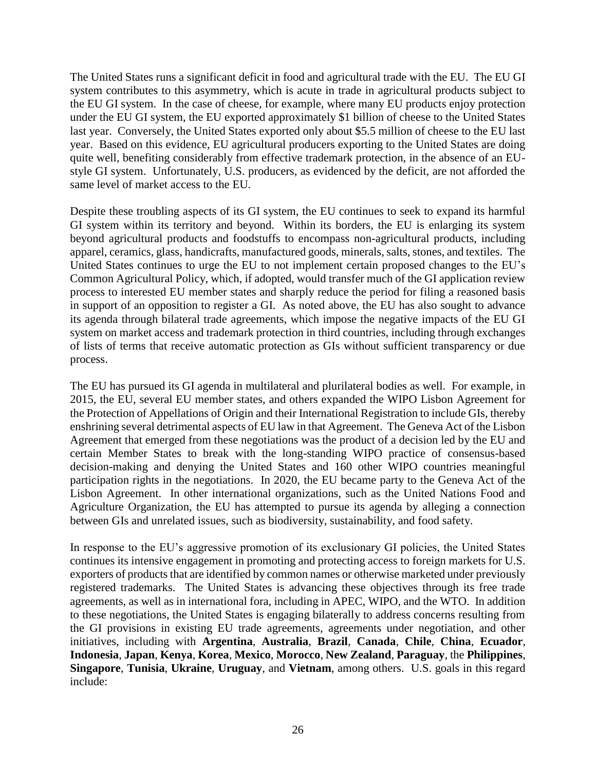The United States runs a significant deficit in food and agricultural trade with the EU. The EU GI system contributes to this asymmetry, which is acute in trade in agricultural products subject to the EU GI system. In the case of cheese, for example, where many EU products enjoy protection under the EU GI system, the EU exported approximately $1 billion of cheese to the United States last year. Conversely, the United States exported only about $5.5 million of cheese to the EU last year. Based on this evidence, EU agricultural producers exporting to the United States are doing quite well, benefiting considerably from effective trademark protection, in the absence of an EU-style GI system. Unfortunately, U.S. producers, as evidenced by the deficit, are not afforded the same level of market access to the EU.

Despite these troubling aspects of its GI system, the EU continues to seek to expand its harmful GI system within its territory and beyond. Within its borders, the EU is enlarging its system beyond agricultural products and foodstuffs to encompass non-agricultural products, including apparel, ceramics, glass, handicrafts, manufactured goods, minerals, salts, stones, and textiles. The United States continues to urge the EU to not implement certain proposed changes to the EU's Common Agricultural Policy, which, if adopted, would transfer much of the GI application review process to interested EU member states and sharply reduce the period for filing a reasoned basis in support of an opposition to register a GI. As noted above, the EU has also sought to advance its agenda through bilateral trade agreements, which impose the negative impacts of the EU GI system on market access and trademark protection in third countries, including through exchanges of lists of terms that receive automatic protection as GIs without sufficient transparency or due process.

The EU has pursued its GI agenda in multilateral and plurilateral bodies as well. For example, in 2015, the EU, several EU member states, and others expanded the WIPO Lisbon Agreement for the Protection of Appellations of Origin and their International Registration to include GIs, thereby enshrining several detrimental aspects of EU law in that Agreement. The Geneva Act of the Lisbon Agreement that emerged from these negotiations was the product of a decision led by the EU and certain Member States to break with the long-standing WIPO practice of consensus-based decision-making and denying the United States and 160 other WIPO countries meaningful participation rights in the negotiations. In 2020, the EU became party to the Geneva Act of the Lisbon Agreement. In other international organizations, such as the United Nations Food and Agriculture Organization, the EU has attempted to pursue its agenda by alleging a connection between GIs and unrelated issues, such as biodiversity, sustainability, and food safety.

In response to the EU's aggressive promotion of its exclusionary GI policies, the United States continues its intensive engagement in promoting and protecting access to foreign markets for U.S. exporters of products that are identified by common names or otherwise marketed under previously registered trademarks. The United States is advancing these objectives through its free trade agreements, as well as in international fora, including in APEC, WIPO, and the WTO. In addition to these negotiations, the United States is engaging bilaterally to address concerns resulting from the GI provisions in existing EU trade agreements, agreements under negotiation, and other initiatives, including with **Argentina**, **Australia**, **Brazil**, **Canada**, **Chile**, **China**, **Ecuador**, **Indonesia**, **Japan**, **Kenya**, **Korea**, **Mexico**, **Morocco**, **New Zealand**, **Paraguay**, the **Philippines**, **Singapore**, **Tunisia**, **Ukraine**, **Uruguay**, and **Vietnam**, among others. U.S. goals in this regard include: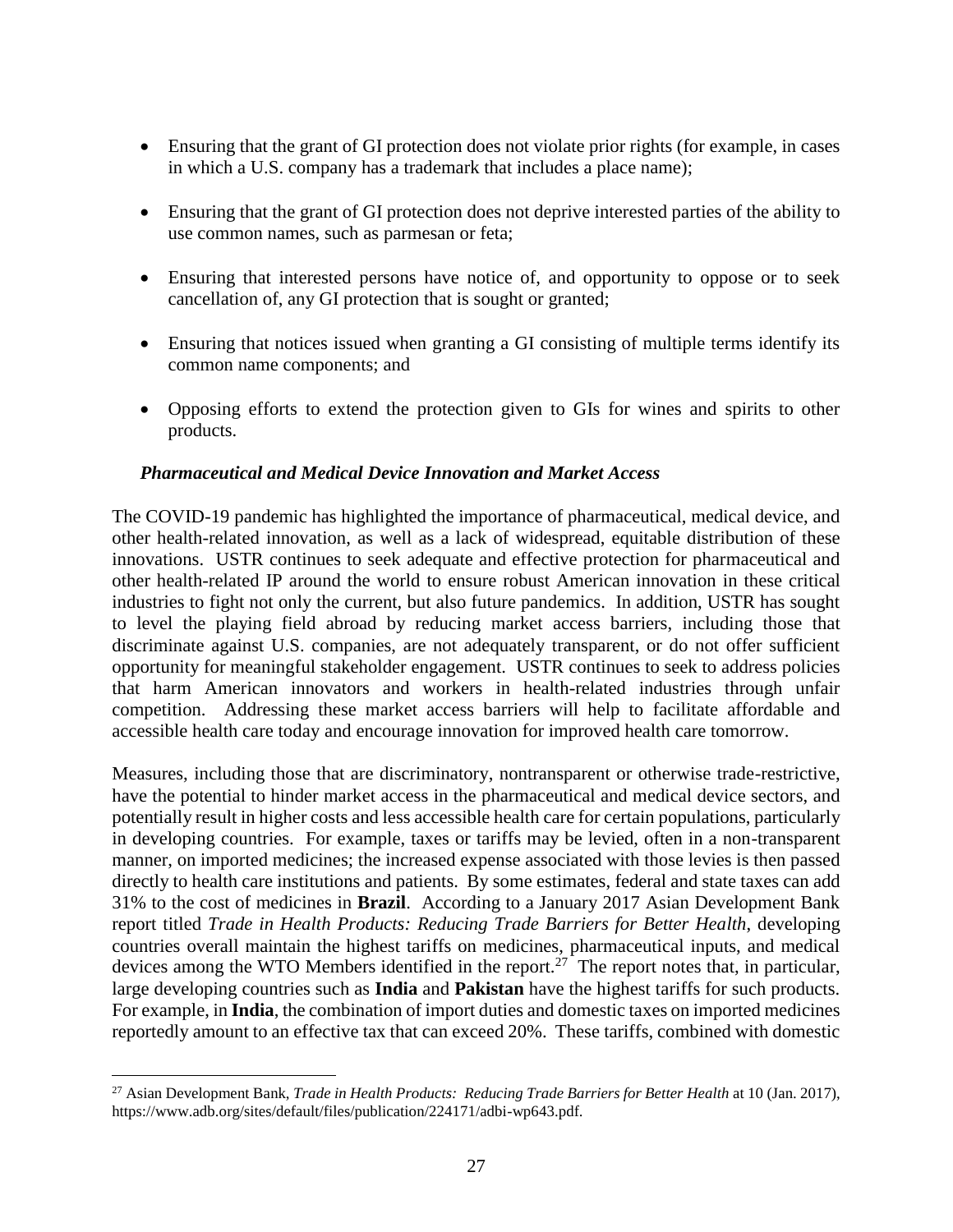- Ensuring that the grant of GI protection does not violate prior rights (for example, in cases in which a U.S. company has a trademark that includes a place name);
- Ensuring that the grant of GI protection does not deprive interested parties of the ability to use common names, such as parmesan or feta;
- Ensuring that interested persons have notice of, and opportunity to oppose or to seek cancellation of, any GI protection that is sought or granted;
- Ensuring that notices issued when granting a GI consisting of multiple terms identify its common name components; and
- Opposing efforts to extend the protection given to GIs for wines and spirits to other products.

***Pharmaceutical and Medical Device Innovation and Market Access***

The COVID-19 pandemic has highlighted the importance of pharmaceutical, medical device, and other health-related innovation, as well as a lack of widespread, equitable distribution of these innovations. USTR continues to seek adequate and effective protection for pharmaceutical and other health-related IP around the world to ensure robust American innovation in these critical industries to fight not only the current, but also future pandemics. In addition, USTR has sought to level the playing field abroad by reducing market access barriers, including those that discriminate against U.S. companies, are not adequately transparent, or do not offer sufficient opportunity for meaningful stakeholder engagement. USTR continues to seek to address policies that harm American innovators and workers in health-related industries through unfair competition. Addressing these market access barriers will help to facilitate affordable and accessible health care today and encourage innovation for improved health care tomorrow.

Measures, including those that are discriminatory, nontransparent or otherwise trade-restrictive, have the potential to hinder market access in the pharmaceutical and medical device sectors, and potentially result in higher costs and less accessible health care for certain populations, particularly in developing countries. For example, taxes or tariffs may be levied, often in a non-transparent manner, on imported medicines; the increased expense associated with those levies is then passed directly to health care institutions and patients. By some estimates, federal and state taxes can add 31% to the cost of medicines in **Brazil**. According to a January 2017 Asian Development Bank report titled *Trade in Health Products: Reducing Trade Barriers for Better Health*, developing countries overall maintain the highest tariffs on medicines, pharmaceutical inputs, and medical devices among the WTO Members identified in the report.[27] The report notes that, in particular, large developing countries such as **India** and **Pakistan** have the highest tariffs for such products. For example, in **India**, the combination of import duties and domestic taxes on imported medicines reportedly amount to an effective tax that can exceed 20%. These tariffs, combined with domestic

---

[27] Asian Development Bank, *Trade in Health Products: Reducing Trade Barriers for Better Health* at 10 (Jan. 2017), https://www.adb.org/sites/default/files/publication/224171/adbi-wp643.pdf.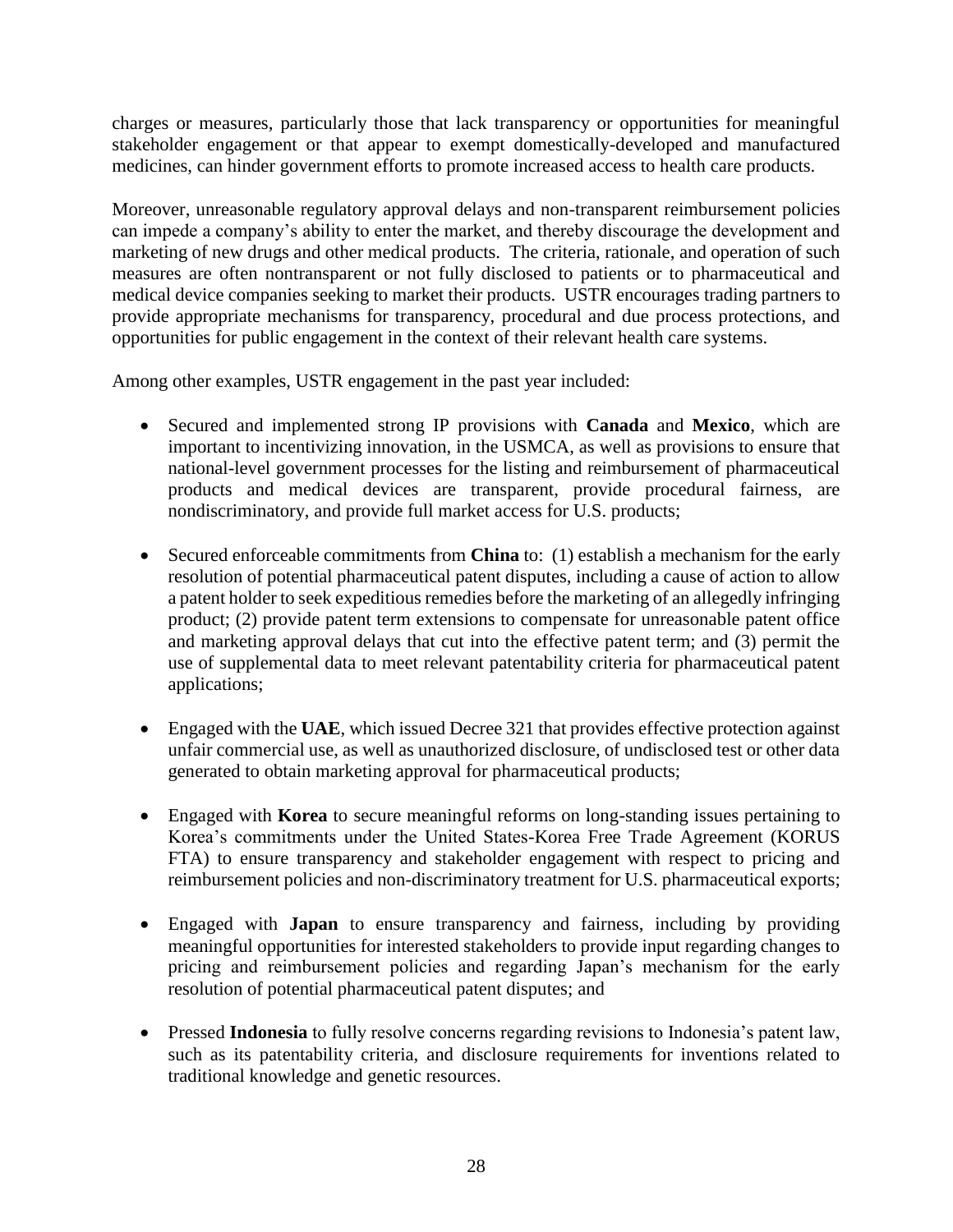charges or measures, particularly those that lack transparency or opportunities for meaningful stakeholder engagement or that appear to exempt domestically-developed and manufactured medicines, can hinder government efforts to promote increased access to health care products.

Moreover, unreasonable regulatory approval delays and non-transparent reimbursement policies can impede a company's ability to enter the market, and thereby discourage the development and marketing of new drugs and other medical products. The criteria, rationale, and operation of such measures are often nontransparent or not fully disclosed to patients or to pharmaceutical and medical device companies seeking to market their products. USTR encourages trading partners to provide appropriate mechanisms for transparency, procedural and due process protections, and opportunities for public engagement in the context of their relevant health care systems.

Among other examples, USTR engagement in the past year included:

- Secured and implemented strong IP provisions with **Canada** and **Mexico**, which are important to incentivizing innovation, in the USMCA, as well as provisions to ensure that national-level government processes for the listing and reimbursement of pharmaceutical products and medical devices are transparent, provide procedural fairness, are nondiscriminatory, and provide full market access for U.S. products;

- Secured enforceable commitments from **China** to: (1) establish a mechanism for the early resolution of potential pharmaceutical patent disputes, including a cause of action to allow a patent holder to seek expeditious remedies before the marketing of an allegedly infringing product; (2) provide patent term extensions to compensate for unreasonable patent office and marketing approval delays that cut into the effective patent term; and (3) permit the use of supplemental data to meet relevant patentability criteria for pharmaceutical patent applications;

- Engaged with the **UAE**, which issued Decree 321 that provides effective protection against unfair commercial use, as well as unauthorized disclosure, of undisclosed test or other data generated to obtain marketing approval for pharmaceutical products;

- Engaged with **Korea** to secure meaningful reforms on long-standing issues pertaining to Korea's commitments under the United States-Korea Free Trade Agreement (KORUS FTA) to ensure transparency and stakeholder engagement with respect to pricing and reimbursement policies and non-discriminatory treatment for U.S. pharmaceutical exports;

- Engaged with **Japan** to ensure transparency and fairness, including by providing meaningful opportunities for interested stakeholders to provide input regarding changes to pricing and reimbursement policies and regarding Japan's mechanism for the early resolution of potential pharmaceutical patent disputes; and

- Pressed **Indonesia** to fully resolve concerns regarding revisions to Indonesia's patent law, such as its patentability criteria, and disclosure requirements for inventions related to traditional knowledge and genetic resources.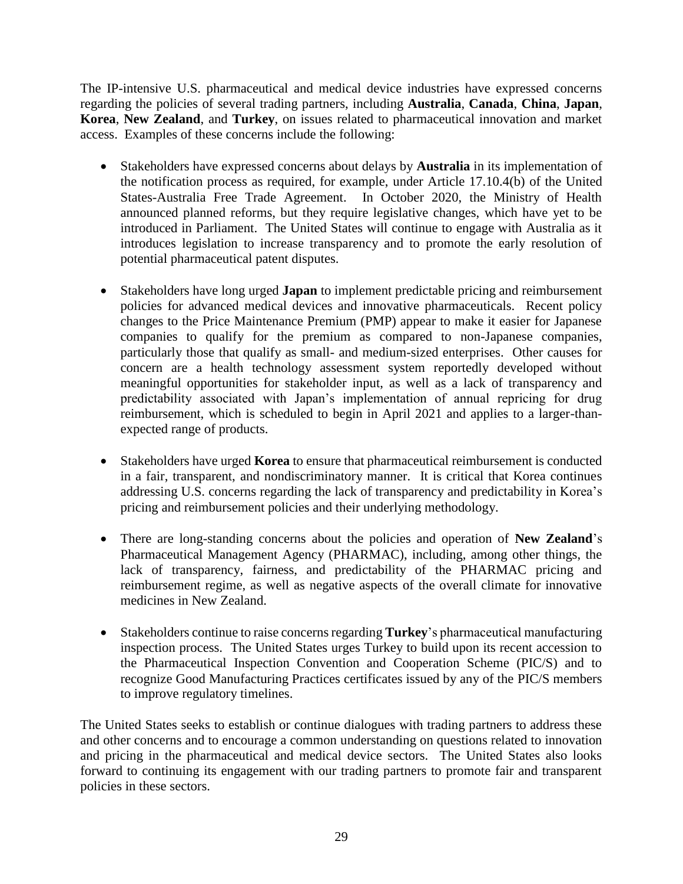The IP-intensive U.S. pharmaceutical and medical device industries have expressed concerns regarding the policies of several trading partners, including **Australia**, **Canada**, **China**, **Japan**, **Korea**, **New Zealand**, and **Turkey**, on issues related to pharmaceutical innovation and market access. Examples of these concerns include the following:

- Stakeholders have expressed concerns about delays by **Australia** in its implementation of the notification process as required, for example, under Article 17.10.4(b) of the United States-Australia Free Trade Agreement. In October 2020, the Ministry of Health announced planned reforms, but they require legislative changes, which have yet to be introduced in Parliament. The United States will continue to engage with Australia as it introduces legislation to increase transparency and to promote the early resolution of potential pharmaceutical patent disputes.

- Stakeholders have long urged **Japan** to implement predictable pricing and reimbursement policies for advanced medical devices and innovative pharmaceuticals. Recent policy changes to the Price Maintenance Premium (PMP) appear to make it easier for Japanese companies to qualify for the premium as compared to non-Japanese companies, particularly those that qualify as small- and medium-sized enterprises. Other causes for concern are a health technology assessment system reportedly developed without meaningful opportunities for stakeholder input, as well as a lack of transparency and predictability associated with Japan's implementation of annual repricing for drug reimbursement, which is scheduled to begin in April 2021 and applies to a larger-than-expected range of products.

- Stakeholders have urged **Korea** to ensure that pharmaceutical reimbursement is conducted in a fair, transparent, and nondiscriminatory manner. It is critical that Korea continues addressing U.S. concerns regarding the lack of transparency and predictability in Korea's pricing and reimbursement policies and their underlying methodology.

- There are long-standing concerns about the policies and operation of **New Zealand**'s Pharmaceutical Management Agency (PHARMAC), including, among other things, the lack of transparency, fairness, and predictability of the PHARMAC pricing and reimbursement regime, as well as negative aspects of the overall climate for innovative medicines in New Zealand.

- Stakeholders continue to raise concerns regarding **Turkey**'s pharmaceutical manufacturing inspection process. The United States urges Turkey to build upon its recent accession to the Pharmaceutical Inspection Convention and Cooperation Scheme (PIC/S) and to recognize Good Manufacturing Practices certificates issued by any of the PIC/S members to improve regulatory timelines.

The United States seeks to establish or continue dialogues with trading partners to address these and other concerns and to encourage a common understanding on questions related to innovation and pricing in the pharmaceutical and medical device sectors. The United States also looks forward to continuing its engagement with our trading partners to promote fair and transparent policies in these sectors.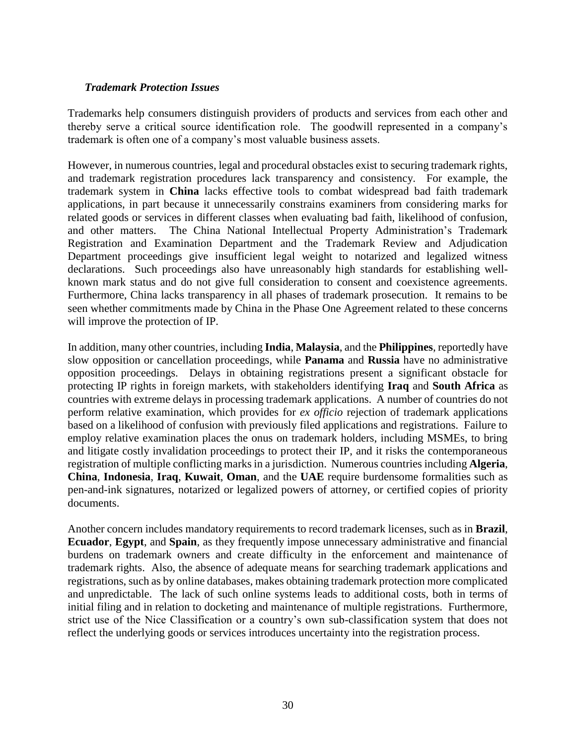### ***Trademark Protection Issues***

Trademarks help consumers distinguish providers of products and services from each other and thereby serve a critical source identification role. The goodwill represented in a company's trademark is often one of a company's most valuable business assets.

However, in numerous countries, legal and procedural obstacles exist to securing trademark rights, and trademark registration procedures lack transparency and consistency. For example, the trademark system in **China** lacks effective tools to combat widespread bad faith trademark applications, in part because it unnecessarily constrains examiners from considering marks for related goods or services in different classes when evaluating bad faith, likelihood of confusion, and other matters. The China National Intellectual Property Administration's Trademark Registration and Examination Department and the Trademark Review and Adjudication Department proceedings give insufficient legal weight to notarized and legalized witness declarations. Such proceedings also have unreasonably high standards for establishing well-known mark status and do not give full consideration to consent and coexistence agreements. Furthermore, China lacks transparency in all phases of trademark prosecution. It remains to be seen whether commitments made by China in the Phase One Agreement related to these concerns will improve the protection of IP.

In addition, many other countries, including **India**, **Malaysia**, and the **Philippines**, reportedly have slow opposition or cancellation proceedings, while **Panama** and **Russia** have no administrative opposition proceedings. Delays in obtaining registrations present a significant obstacle for protecting IP rights in foreign markets, with stakeholders identifying **Iraq** and **South Africa** as countries with extreme delays in processing trademark applications. A number of countries do not perform relative examination, which provides for *ex officio* rejection of trademark applications based on a likelihood of confusion with previously filed applications and registrations. Failure to employ relative examination places the onus on trademark holders, including MSMEs, to bring and litigate costly invalidation proceedings to protect their IP, and it risks the contemporaneous registration of multiple conflicting marks in a jurisdiction. Numerous countries including **Algeria**, **China**, **Indonesia**, **Iraq**, **Kuwait**, **Oman**, and the **UAE** require burdensome formalities such as pen-and-ink signatures, notarized or legalized powers of attorney, or certified copies of priority documents.

Another concern includes mandatory requirements to record trademark licenses, such as in **Brazil**, **Ecuador**, **Egypt**, and **Spain**, as they frequently impose unnecessary administrative and financial burdens on trademark owners and create difficulty in the enforcement and maintenance of trademark rights. Also, the absence of adequate means for searching trademark applications and registrations, such as by online databases, makes obtaining trademark protection more complicated and unpredictable. The lack of such online systems leads to additional costs, both in terms of initial filing and in relation to docketing and maintenance of multiple registrations. Furthermore, strict use of the Nice Classification or a country's own sub-classification system that does not reflect the underlying goods or services introduces uncertainty into the registration process.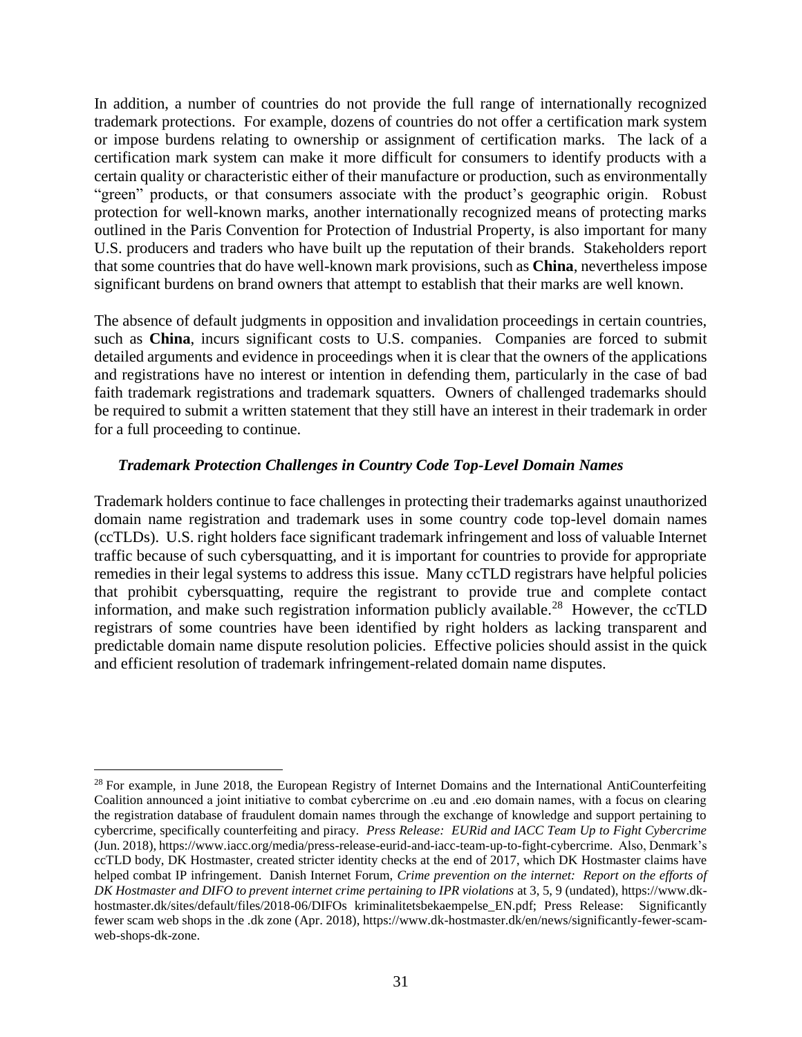In addition, a number of countries do not provide the full range of internationally recognized trademark protections. For example, dozens of countries do not offer a certification mark system or impose burdens relating to ownership or assignment of certification marks. The lack of a certification mark system can make it more difficult for consumers to identify products with a certain quality or characteristic either of their manufacture or production, such as environmentally "green" products, or that consumers associate with the product's geographic origin. Robust protection for well-known marks, another internationally recognized means of protecting marks outlined in the Paris Convention for Protection of Industrial Property, is also important for many U.S. producers and traders who have built up the reputation of their brands. Stakeholders report that some countries that do have well-known mark provisions, such as **China**, nevertheless impose significant burdens on brand owners that attempt to establish that their marks are well known.

The absence of default judgments in opposition and invalidation proceedings in certain countries, such as **China**, incurs significant costs to U.S. companies. Companies are forced to submit detailed arguments and evidence in proceedings when it is clear that the owners of the applications and registrations have no interest or intention in defending them, particularly in the case of bad faith trademark registrations and trademark squatters. Owners of challenged trademarks should be required to submit a written statement that they still have an interest in their trademark in order for a full proceeding to continue.

***Trademark Protection Challenges in Country Code Top-Level Domain Names***

Trademark holders continue to face challenges in protecting their trademarks against unauthorized domain name registration and trademark uses in some country code top-level domain names (ccTLDs). U.S. right holders face significant trademark infringement and loss of valuable Internet traffic because of such cybersquatting, and it is important for countries to provide for appropriate remedies in their legal systems to address this issue. Many ccTLD registrars have helpful policies that prohibit cybersquatting, require the registrant to provide true and complete contact information, and make such registration information publicly available.[28] However, the ccTLD registrars of some countries have been identified by right holders as lacking transparent and predictable domain name dispute resolution policies. Effective policies should assist in the quick and efficient resolution of trademark infringement-related domain name disputes.

---

[28] For example, in June 2018, the European Registry of Internet Domains and the International AntiCounterfeiting Coalition announced a joint initiative to combat cybercrime on .eu and .ею domain names, with a focus on clearing the registration database of fraudulent domain names through the exchange of knowledge and support pertaining to cybercrime, specifically counterfeiting and piracy. *Press Release: EURid and IACC Team Up to Fight Cybercrime* (Jun. 2018), https://www.iacc.org/media/press-release-eurid-and-iacc-team-up-to-fight-cybercrime. Also, Denmark's ccTLD body, DK Hostmaster, created stricter identity checks at the end of 2017, which DK Hostmaster claims have helped combat IP infringement. Danish Internet Forum, *Crime prevention on the internet: Report on the efforts of DK Hostmaster and DIFO to prevent internet crime pertaining to IPR violations* at 3, 5, 9 (undated), https://www.dk-hostmaster.dk/sites/default/files/2018-06/DIFOs kriminalitetsbekaempelse_EN.pdf; Press Release: Significantly fewer scam web shops in the .dk zone (Apr. 2018), https://www.dk-hostmaster.dk/en/news/significantly-fewer-scam-web-shops-dk-zone.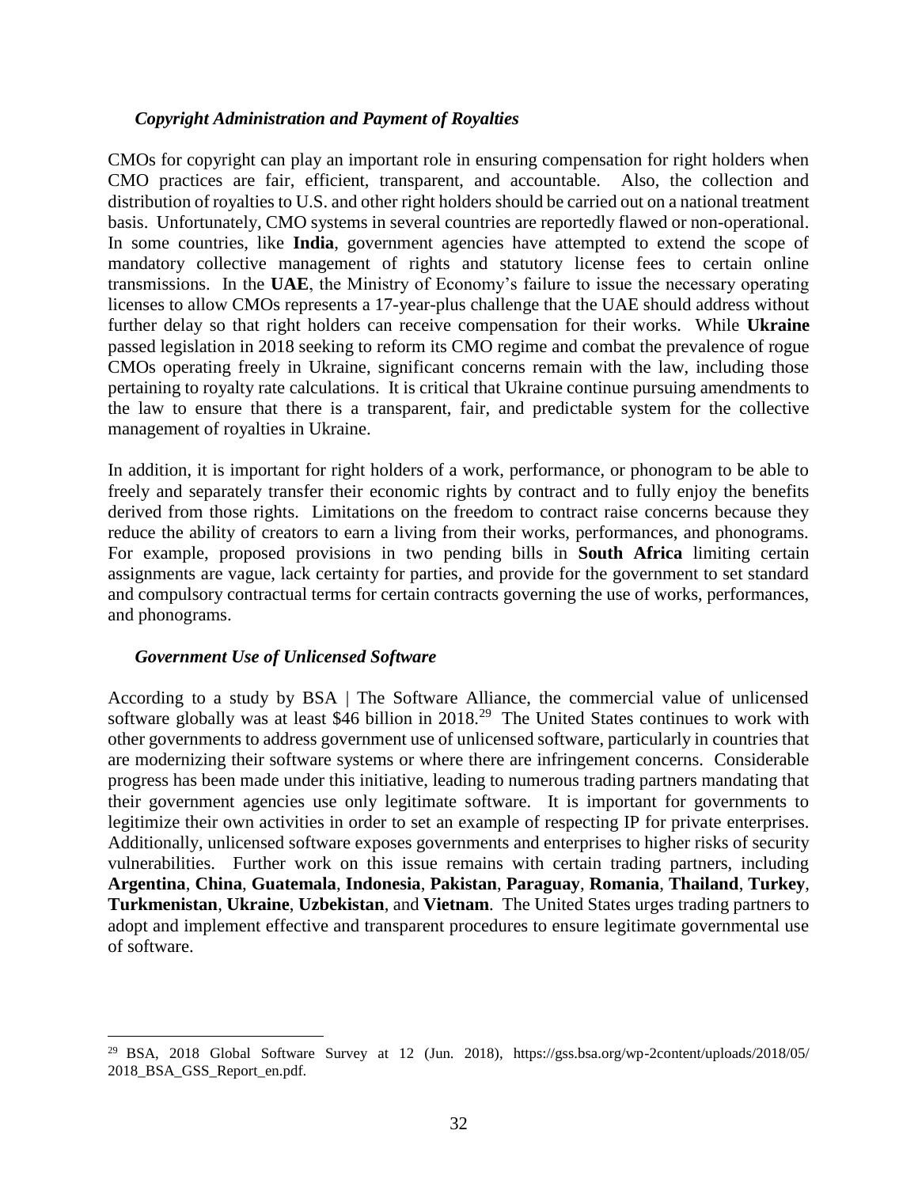### *Copyright Administration and Payment of Royalties*

CMOs for copyright can play an important role in ensuring compensation for right holders when CMO practices are fair, efficient, transparent, and accountable. Also, the collection and distribution of royalties to U.S. and other right holders should be carried out on a national treatment basis. Unfortunately, CMO systems in several countries are reportedly flawed or non-operational. In some countries, like **India**, government agencies have attempted to extend the scope of mandatory collective management of rights and statutory license fees to certain online transmissions. In the **UAE**, the Ministry of Economy's failure to issue the necessary operating licenses to allow CMOs represents a 17-year-plus challenge that the UAE should address without further delay so that right holders can receive compensation for their works. While **Ukraine** passed legislation in 2018 seeking to reform its CMO regime and combat the prevalence of rogue CMOs operating freely in Ukraine, significant concerns remain with the law, including those pertaining to royalty rate calculations. It is critical that Ukraine continue pursuing amendments to the law to ensure that there is a transparent, fair, and predictable system for the collective management of royalties in Ukraine.

In addition, it is important for right holders of a work, performance, or phonogram to be able to freely and separately transfer their economic rights by contract and to fully enjoy the benefits derived from those rights. Limitations on the freedom to contract raise concerns because they reduce the ability of creators to earn a living from their works, performances, and phonograms. For example, proposed provisions in two pending bills in **South Africa** limiting certain assignments are vague, lack certainty for parties, and provide for the government to set standard and compulsory contractual terms for certain contracts governing the use of works, performances, and phonograms.

### *Government Use of Unlicensed Software*

According to a study by BSA | The Software Alliance, the commercial value of unlicensed software globally was at least $46 billion in 2018.[29] The United States continues to work with other governments to address government use of unlicensed software, particularly in countries that are modernizing their software systems or where there are infringement concerns. Considerable progress has been made under this initiative, leading to numerous trading partners mandating that their government agencies use only legitimate software. It is important for governments to legitimize their own activities in order to set an example of respecting IP for private enterprises. Additionally, unlicensed software exposes governments and enterprises to higher risks of security vulnerabilities. Further work on this issue remains with certain trading partners, including **Argentina**, **China**, **Guatemala**, **Indonesia**, **Pakistan**, **Paraguay**, **Romania**, **Thailand**, **Turkey**, **Turkmenistan**, **Ukraine**, **Uzbekistan**, and **Vietnam**. The United States urges trading partners to adopt and implement effective and transparent procedures to ensure legitimate governmental use of software.

---

[29] BSA, 2018 Global Software Survey at 12 (Jun. 2018), https://gss.bsa.org/wp-2content/uploads/2018/05/2018_BSA_GSS_Report_en.pdf.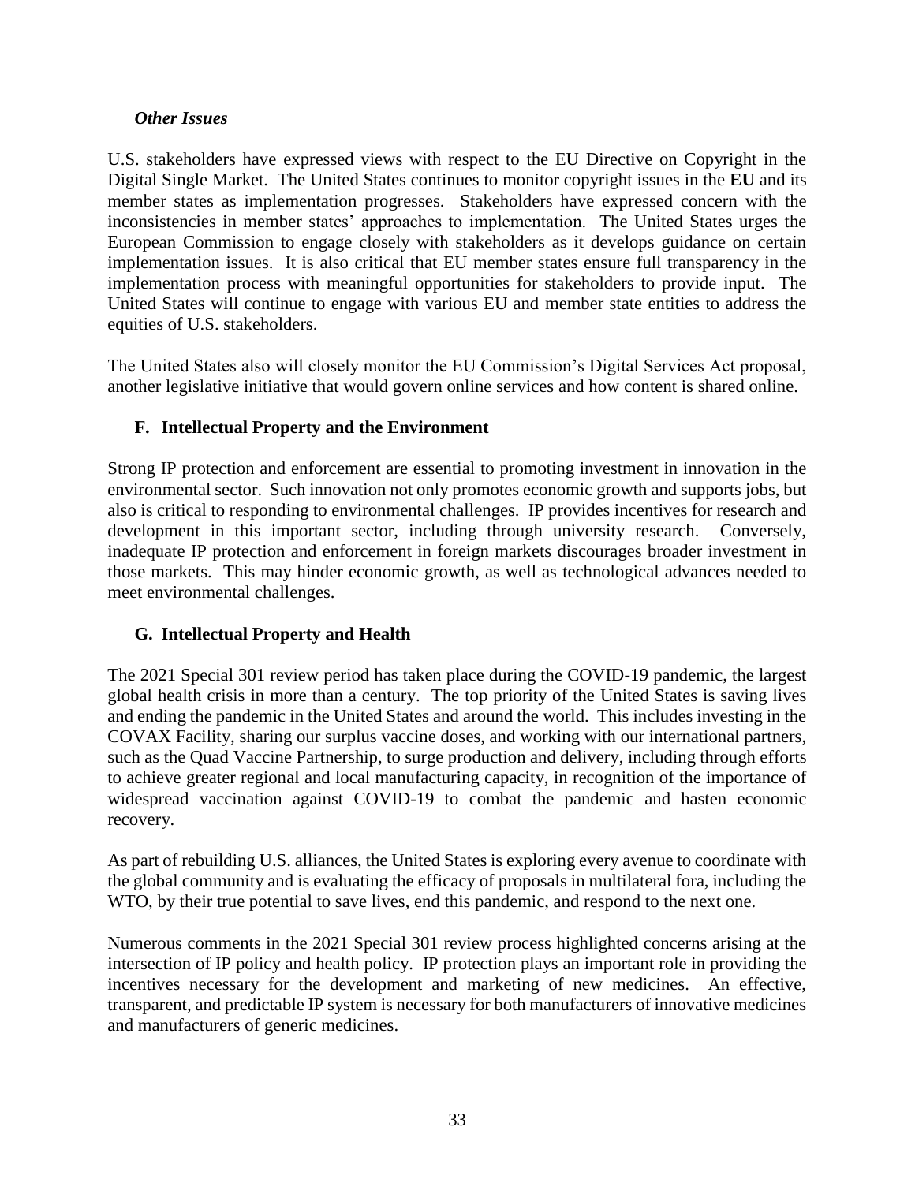*Other Issues*

U.S. stakeholders have expressed views with respect to the EU Directive on Copyright in the Digital Single Market. The United States continues to monitor copyright issues in the **EU** and its member states as implementation progresses. Stakeholders have expressed concern with the inconsistencies in member states' approaches to implementation. The United States urges the European Commission to engage closely with stakeholders as it develops guidance on certain implementation issues. It is also critical that EU member states ensure full transparency in the implementation process with meaningful opportunities for stakeholders to provide input. The United States will continue to engage with various EU and member state entities to address the equities of U.S. stakeholders.

The United States also will closely monitor the EU Commission's Digital Services Act proposal, another legislative initiative that would govern online services and how content is shared online.

## F. Intellectual Property and the Environment

Strong IP protection and enforcement are essential to promoting investment in innovation in the environmental sector. Such innovation not only promotes economic growth and supports jobs, but also is critical to responding to environmental challenges. IP provides incentives for research and development in this important sector, including through university research. Conversely, inadequate IP protection and enforcement in foreign markets discourages broader investment in those markets. This may hinder economic growth, as well as technological advances needed to meet environmental challenges.

## G. Intellectual Property and Health

The 2021 Special 301 review period has taken place during the COVID-19 pandemic, the largest global health crisis in more than a century. The top priority of the United States is saving lives and ending the pandemic in the United States and around the world. This includes investing in the COVAX Facility, sharing our surplus vaccine doses, and working with our international partners, such as the Quad Vaccine Partnership, to surge production and delivery, including through efforts to achieve greater regional and local manufacturing capacity, in recognition of the importance of widespread vaccination against COVID-19 to combat the pandemic and hasten economic recovery.

As part of rebuilding U.S. alliances, the United States is exploring every avenue to coordinate with the global community and is evaluating the efficacy of proposals in multilateral fora, including the WTO, by their true potential to save lives, end this pandemic, and respond to the next one.

Numerous comments in the 2021 Special 301 review process highlighted concerns arising at the intersection of IP policy and health policy. IP protection plays an important role in providing the incentives necessary for the development and marketing of new medicines. An effective, transparent, and predictable IP system is necessary for both manufacturers of innovative medicines and manufacturers of generic medicines.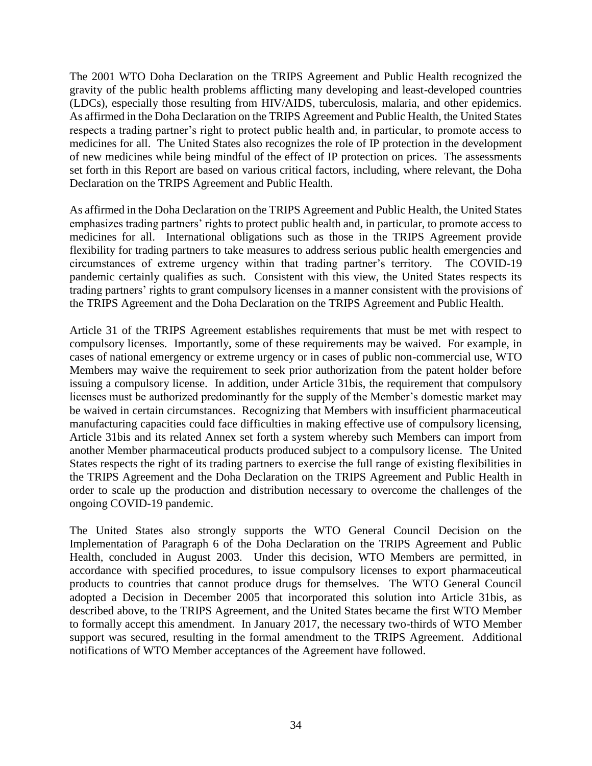The 2001 WTO Doha Declaration on the TRIPS Agreement and Public Health recognized the gravity of the public health problems afflicting many developing and least-developed countries (LDCs), especially those resulting from HIV/AIDS, tuberculosis, malaria, and other epidemics. As affirmed in the Doha Declaration on the TRIPS Agreement and Public Health, the United States respects a trading partner's right to protect public health and, in particular, to promote access to medicines for all. The United States also recognizes the role of IP protection in the development of new medicines while being mindful of the effect of IP protection on prices. The assessments set forth in this Report are based on various critical factors, including, where relevant, the Doha Declaration on the TRIPS Agreement and Public Health.

As affirmed in the Doha Declaration on the TRIPS Agreement and Public Health, the United States emphasizes trading partners' rights to protect public health and, in particular, to promote access to medicines for all. International obligations such as those in the TRIPS Agreement provide flexibility for trading partners to take measures to address serious public health emergencies and circumstances of extreme urgency within that trading partner's territory. The COVID-19 pandemic certainly qualifies as such. Consistent with this view, the United States respects its trading partners' rights to grant compulsory licenses in a manner consistent with the provisions of the TRIPS Agreement and the Doha Declaration on the TRIPS Agreement and Public Health.

Article 31 of the TRIPS Agreement establishes requirements that must be met with respect to compulsory licenses. Importantly, some of these requirements may be waived. For example, in cases of national emergency or extreme urgency or in cases of public non-commercial use, WTO Members may waive the requirement to seek prior authorization from the patent holder before issuing a compulsory license. In addition, under Article 31bis, the requirement that compulsory licenses must be authorized predominantly for the supply of the Member's domestic market may be waived in certain circumstances. Recognizing that Members with insufficient pharmaceutical manufacturing capacities could face difficulties in making effective use of compulsory licensing, Article 31bis and its related Annex set forth a system whereby such Members can import from another Member pharmaceutical products produced subject to a compulsory license. The United States respects the right of its trading partners to exercise the full range of existing flexibilities in the TRIPS Agreement and the Doha Declaration on the TRIPS Agreement and Public Health in order to scale up the production and distribution necessary to overcome the challenges of the ongoing COVID-19 pandemic.

The United States also strongly supports the WTO General Council Decision on the Implementation of Paragraph 6 of the Doha Declaration on the TRIPS Agreement and Public Health, concluded in August 2003. Under this decision, WTO Members are permitted, in accordance with specified procedures, to issue compulsory licenses to export pharmaceutical products to countries that cannot produce drugs for themselves. The WTO General Council adopted a Decision in December 2005 that incorporated this solution into Article 31bis, as described above, to the TRIPS Agreement, and the United States became the first WTO Member to formally accept this amendment. In January 2017, the necessary two-thirds of WTO Member support was secured, resulting in the formal amendment to the TRIPS Agreement. Additional notifications of WTO Member acceptances of the Agreement have followed.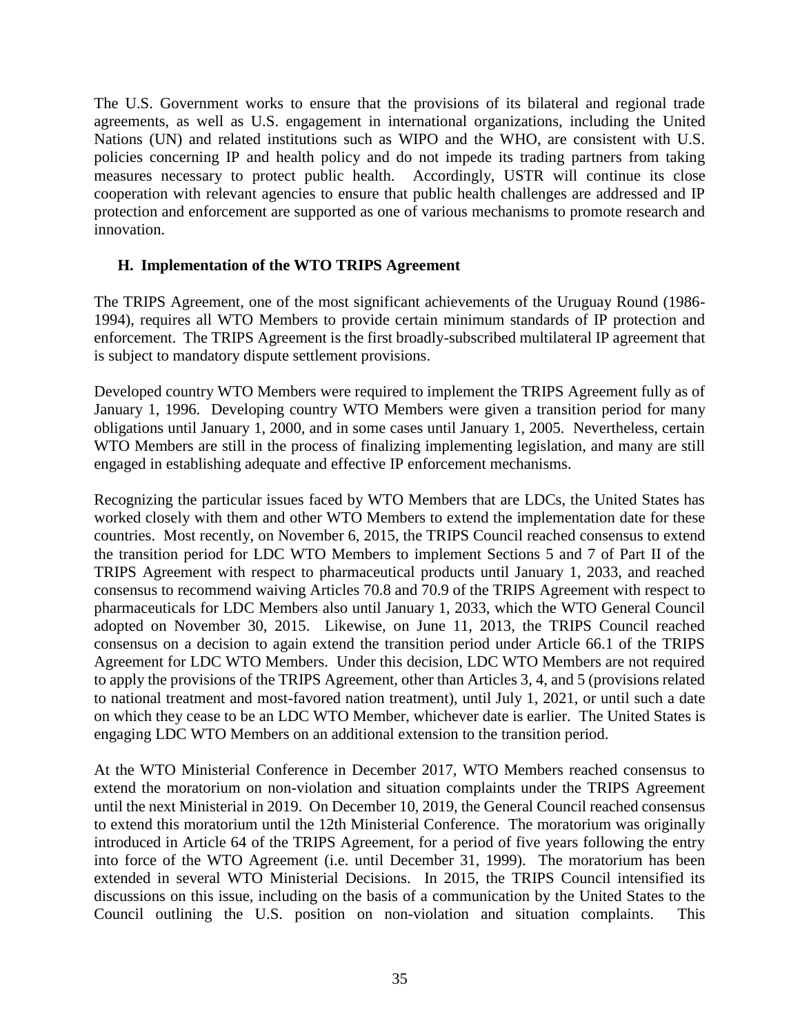The U.S. Government works to ensure that the provisions of its bilateral and regional trade agreements, as well as U.S. engagement in international organizations, including the United Nations (UN) and related institutions such as WIPO and the WHO, are consistent with U.S. policies concerning IP and health policy and do not impede its trading partners from taking measures necessary to protect public health. Accordingly, USTR will continue its close cooperation with relevant agencies to ensure that public health challenges are addressed and IP protection and enforcement are supported as one of various mechanisms to promote research and innovation.

### H. Implementation of the WTO TRIPS Agreement

The TRIPS Agreement, one of the most significant achievements of the Uruguay Round (1986-1994), requires all WTO Members to provide certain minimum standards of IP protection and enforcement. The TRIPS Agreement is the first broadly-subscribed multilateral IP agreement that is subject to mandatory dispute settlement provisions.

Developed country WTO Members were required to implement the TRIPS Agreement fully as of January 1, 1996. Developing country WTO Members were given a transition period for many obligations until January 1, 2000, and in some cases until January 1, 2005. Nevertheless, certain WTO Members are still in the process of finalizing implementing legislation, and many are still engaged in establishing adequate and effective IP enforcement mechanisms.

Recognizing the particular issues faced by WTO Members that are LDCs, the United States has worked closely with them and other WTO Members to extend the implementation date for these countries. Most recently, on November 6, 2015, the TRIPS Council reached consensus to extend the transition period for LDC WTO Members to implement Sections 5 and 7 of Part II of the TRIPS Agreement with respect to pharmaceutical products until January 1, 2033, and reached consensus to recommend waiving Articles 70.8 and 70.9 of the TRIPS Agreement with respect to pharmaceuticals for LDC Members also until January 1, 2033, which the WTO General Council adopted on November 30, 2015. Likewise, on June 11, 2013, the TRIPS Council reached consensus on a decision to again extend the transition period under Article 66.1 of the TRIPS Agreement for LDC WTO Members. Under this decision, LDC WTO Members are not required to apply the provisions of the TRIPS Agreement, other than Articles 3, 4, and 5 (provisions related to national treatment and most-favored nation treatment), until July 1, 2021, or until such a date on which they cease to be an LDC WTO Member, whichever date is earlier. The United States is engaging LDC WTO Members on an additional extension to the transition period.

At the WTO Ministerial Conference in December 2017, WTO Members reached consensus to extend the moratorium on non-violation and situation complaints under the TRIPS Agreement until the next Ministerial in 2019. On December 10, 2019, the General Council reached consensus to extend this moratorium until the 12th Ministerial Conference. The moratorium was originally introduced in Article 64 of the TRIPS Agreement, for a period of five years following the entry into force of the WTO Agreement (i.e. until December 31, 1999). The moratorium has been extended in several WTO Ministerial Decisions. In 2015, the TRIPS Council intensified its discussions on this issue, including on the basis of a communication by the United States to the Council outlining the U.S. position on non-violation and situation complaints. This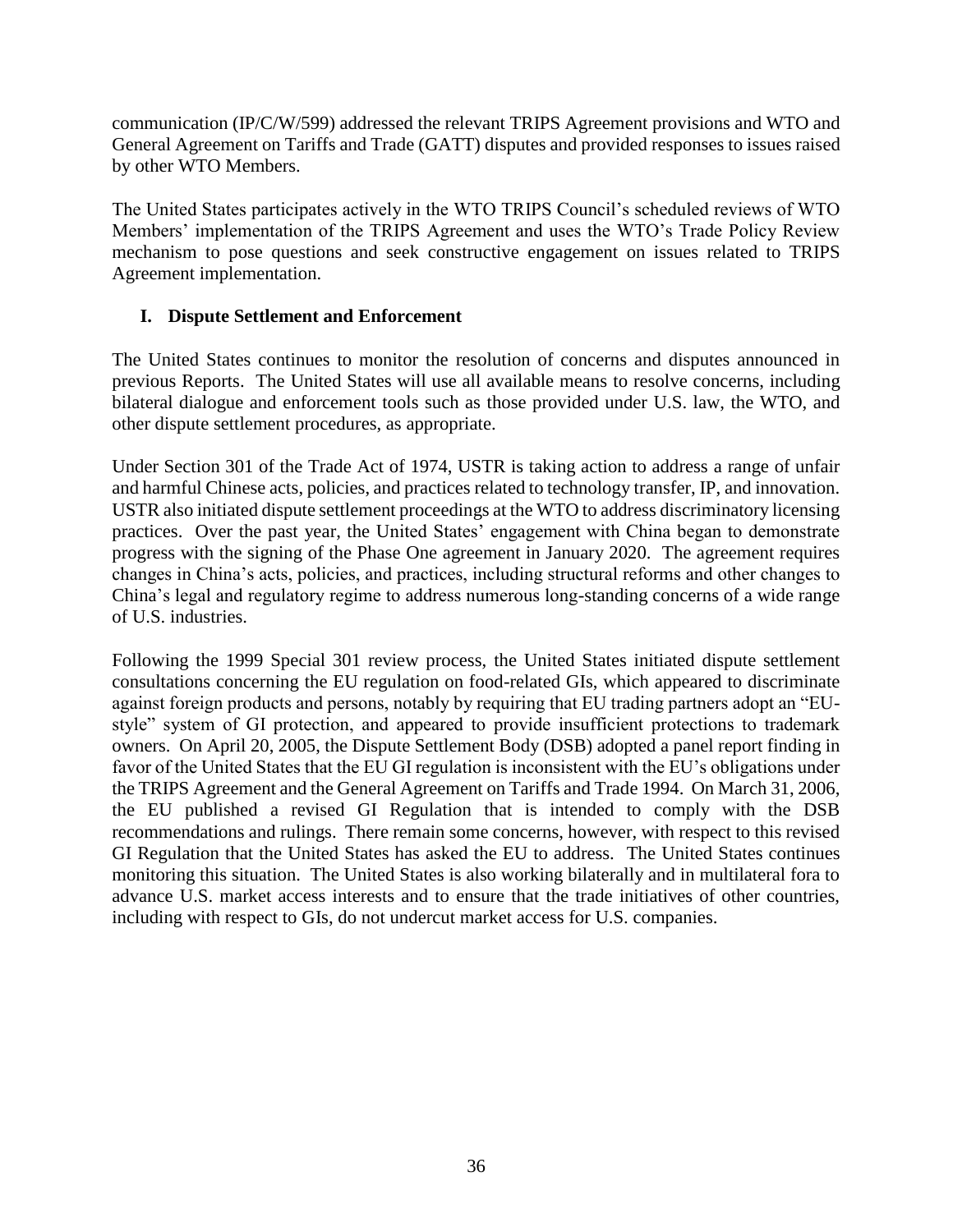communication (IP/C/W/599) addressed the relevant TRIPS Agreement provisions and WTO and General Agreement on Tariffs and Trade (GATT) disputes and provided responses to issues raised by other WTO Members.

The United States participates actively in the WTO TRIPS Council's scheduled reviews of WTO Members' implementation of the TRIPS Agreement and uses the WTO's Trade Policy Review mechanism to pose questions and seek constructive engagement on issues related to TRIPS Agreement implementation.

## I. Dispute Settlement and Enforcement

The United States continues to monitor the resolution of concerns and disputes announced in previous Reports. The United States will use all available means to resolve concerns, including bilateral dialogue and enforcement tools such as those provided under U.S. law, the WTO, and other dispute settlement procedures, as appropriate.

Under Section 301 of the Trade Act of 1974, USTR is taking action to address a range of unfair and harmful Chinese acts, policies, and practices related to technology transfer, IP, and innovation. USTR also initiated dispute settlement proceedings at the WTO to address discriminatory licensing practices. Over the past year, the United States' engagement with China began to demonstrate progress with the signing of the Phase One agreement in January 2020. The agreement requires changes in China's acts, policies, and practices, including structural reforms and other changes to China's legal and regulatory regime to address numerous long-standing concerns of a wide range of U.S. industries.

Following the 1999 Special 301 review process, the United States initiated dispute settlement consultations concerning the EU regulation on food-related GIs, which appeared to discriminate against foreign products and persons, notably by requiring that EU trading partners adopt an "EU-style" system of GI protection, and appeared to provide insufficient protections to trademark owners. On April 20, 2005, the Dispute Settlement Body (DSB) adopted a panel report finding in favor of the United States that the EU GI regulation is inconsistent with the EU's obligations under the TRIPS Agreement and the General Agreement on Tariffs and Trade 1994. On March 31, 2006, the EU published a revised GI Regulation that is intended to comply with the DSB recommendations and rulings. There remain some concerns, however, with respect to this revised GI Regulation that the United States has asked the EU to address. The United States continues monitoring this situation. The United States is also working bilaterally and in multilateral fora to advance U.S. market access interests and to ensure that the trade initiatives of other countries, including with respect to GIs, do not undercut market access for U.S. companies.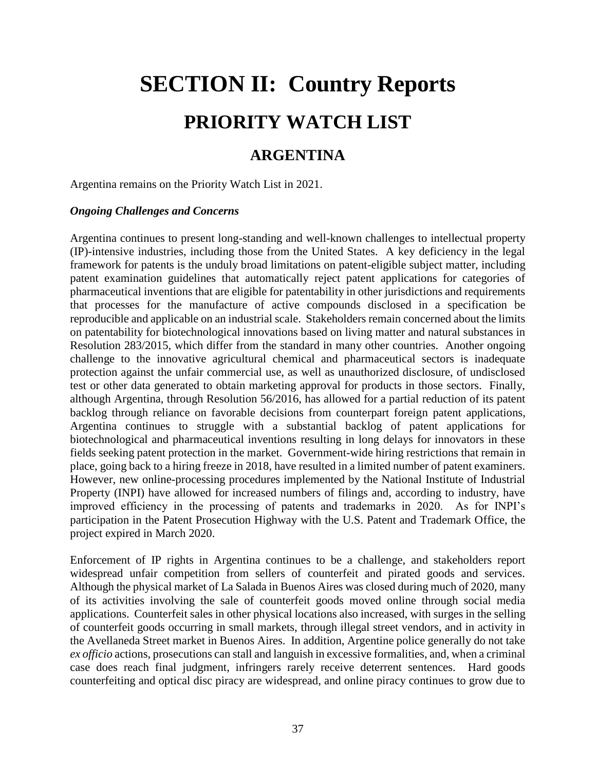# SECTION II: Country Reports

## PRIORITY WATCH LIST

### ARGENTINA

Argentina remains on the Priority Watch List in 2021.

***Ongoing Challenges and Concerns***

Argentina continues to present long-standing and well-known challenges to intellectual property (IP)-intensive industries, including those from the United States. A key deficiency in the legal framework for patents is the unduly broad limitations on patent-eligible subject matter, including patent examination guidelines that automatically reject patent applications for categories of pharmaceutical inventions that are eligible for patentability in other jurisdictions and requirements that processes for the manufacture of active compounds disclosed in a specification be reproducible and applicable on an industrial scale. Stakeholders remain concerned about the limits on patentability for biotechnological innovations based on living matter and natural substances in Resolution 283/2015, which differ from the standard in many other countries. Another ongoing challenge to the innovative agricultural chemical and pharmaceutical sectors is inadequate protection against the unfair commercial use, as well as unauthorized disclosure, of undisclosed test or other data generated to obtain marketing approval for products in those sectors. Finally, although Argentina, through Resolution 56/2016, has allowed for a partial reduction of its patent backlog through reliance on favorable decisions from counterpart foreign patent applications, Argentina continues to struggle with a substantial backlog of patent applications for biotechnological and pharmaceutical inventions resulting in long delays for innovators in these fields seeking patent protection in the market. Government-wide hiring restrictions that remain in place, going back to a hiring freeze in 2018, have resulted in a limited number of patent examiners. However, new online-processing procedures implemented by the National Institute of Industrial Property (INPI) have allowed for increased numbers of filings and, according to industry, have improved efficiency in the processing of patents and trademarks in 2020. As for INPI's participation in the Patent Prosecution Highway with the U.S. Patent and Trademark Office, the project expired in March 2020.

Enforcement of IP rights in Argentina continues to be a challenge, and stakeholders report widespread unfair competition from sellers of counterfeit and pirated goods and services. Although the physical market of La Salada in Buenos Aires was closed during much of 2020, many of its activities involving the sale of counterfeit goods moved online through social media applications. Counterfeit sales in other physical locations also increased, with surges in the selling of counterfeit goods occurring in small markets, through illegal street vendors, and in activity in the Avellaneda Street market in Buenos Aires. In addition, Argentine police generally do not take *ex officio* actions, prosecutions can stall and languish in excessive formalities, and, when a criminal case does reach final judgment, infringers rarely receive deterrent sentences. Hard goods counterfeiting and optical disc piracy are widespread, and online piracy continues to grow due to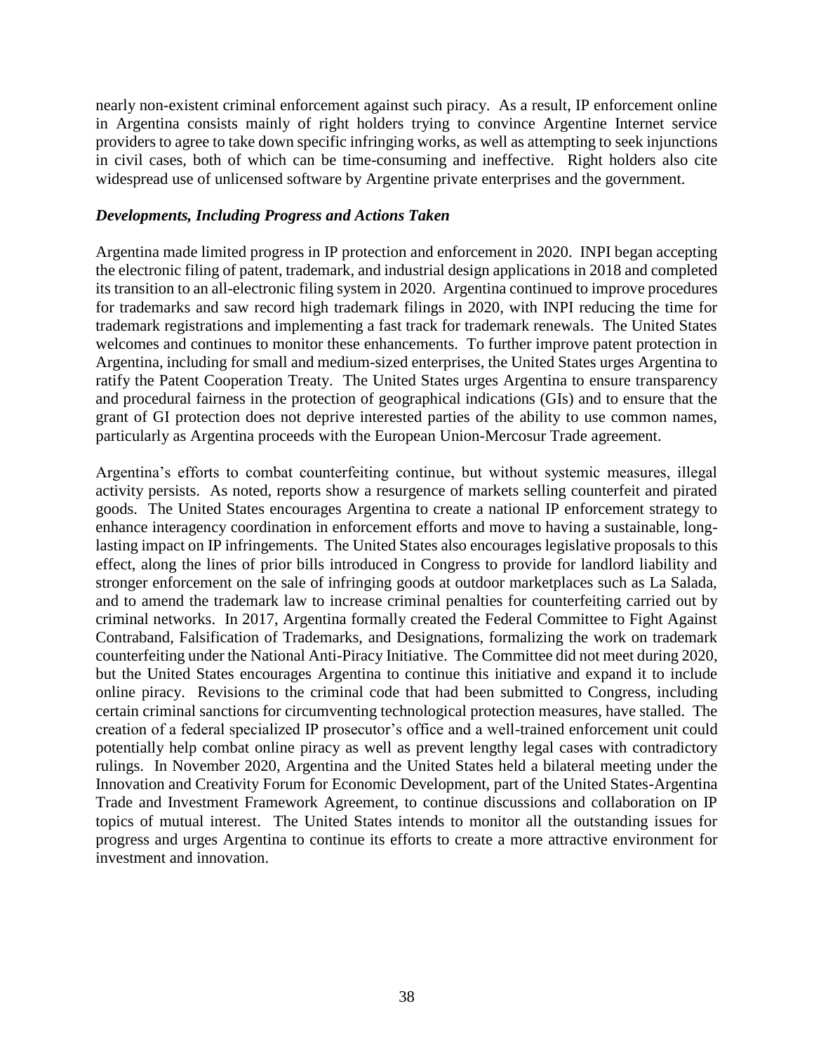nearly non-existent criminal enforcement against such piracy. As a result, IP enforcement online in Argentina consists mainly of right holders trying to convince Argentine Internet service providers to agree to take down specific infringing works, as well as attempting to seek injunctions in civil cases, both of which can be time-consuming and ineffective. Right holders also cite widespread use of unlicensed software by Argentine private enterprises and the government.

### *Developments, Including Progress and Actions Taken*

Argentina made limited progress in IP protection and enforcement in 2020. INPI began accepting the electronic filing of patent, trademark, and industrial design applications in 2018 and completed its transition to an all-electronic filing system in 2020. Argentina continued to improve procedures for trademarks and saw record high trademark filings in 2020, with INPI reducing the time for trademark registrations and implementing a fast track for trademark renewals. The United States welcomes and continues to monitor these enhancements. To further improve patent protection in Argentina, including for small and medium-sized enterprises, the United States urges Argentina to ratify the Patent Cooperation Treaty. The United States urges Argentina to ensure transparency and procedural fairness in the protection of geographical indications (GIs) and to ensure that the grant of GI protection does not deprive interested parties of the ability to use common names, particularly as Argentina proceeds with the European Union-Mercosur Trade agreement.

Argentina's efforts to combat counterfeiting continue, but without systemic measures, illegal activity persists. As noted, reports show a resurgence of markets selling counterfeit and pirated goods. The United States encourages Argentina to create a national IP enforcement strategy to enhance interagency coordination in enforcement efforts and move to having a sustainable, long-lasting impact on IP infringements. The United States also encourages legislative proposals to this effect, along the lines of prior bills introduced in Congress to provide for landlord liability and stronger enforcement on the sale of infringing goods at outdoor marketplaces such as La Salada, and to amend the trademark law to increase criminal penalties for counterfeiting carried out by criminal networks. In 2017, Argentina formally created the Federal Committee to Fight Against Contraband, Falsification of Trademarks, and Designations, formalizing the work on trademark counterfeiting under the National Anti-Piracy Initiative. The Committee did not meet during 2020, but the United States encourages Argentina to continue this initiative and expand it to include online piracy. Revisions to the criminal code that had been submitted to Congress, including certain criminal sanctions for circumventing technological protection measures, have stalled. The creation of a federal specialized IP prosecutor's office and a well-trained enforcement unit could potentially help combat online piracy as well as prevent lengthy legal cases with contradictory rulings. In November 2020, Argentina and the United States held a bilateral meeting under the Innovation and Creativity Forum for Economic Development, part of the United States-Argentina Trade and Investment Framework Agreement, to continue discussions and collaboration on IP topics of mutual interest. The United States intends to monitor all the outstanding issues for progress and urges Argentina to continue its efforts to create a more attractive environment for investment and innovation.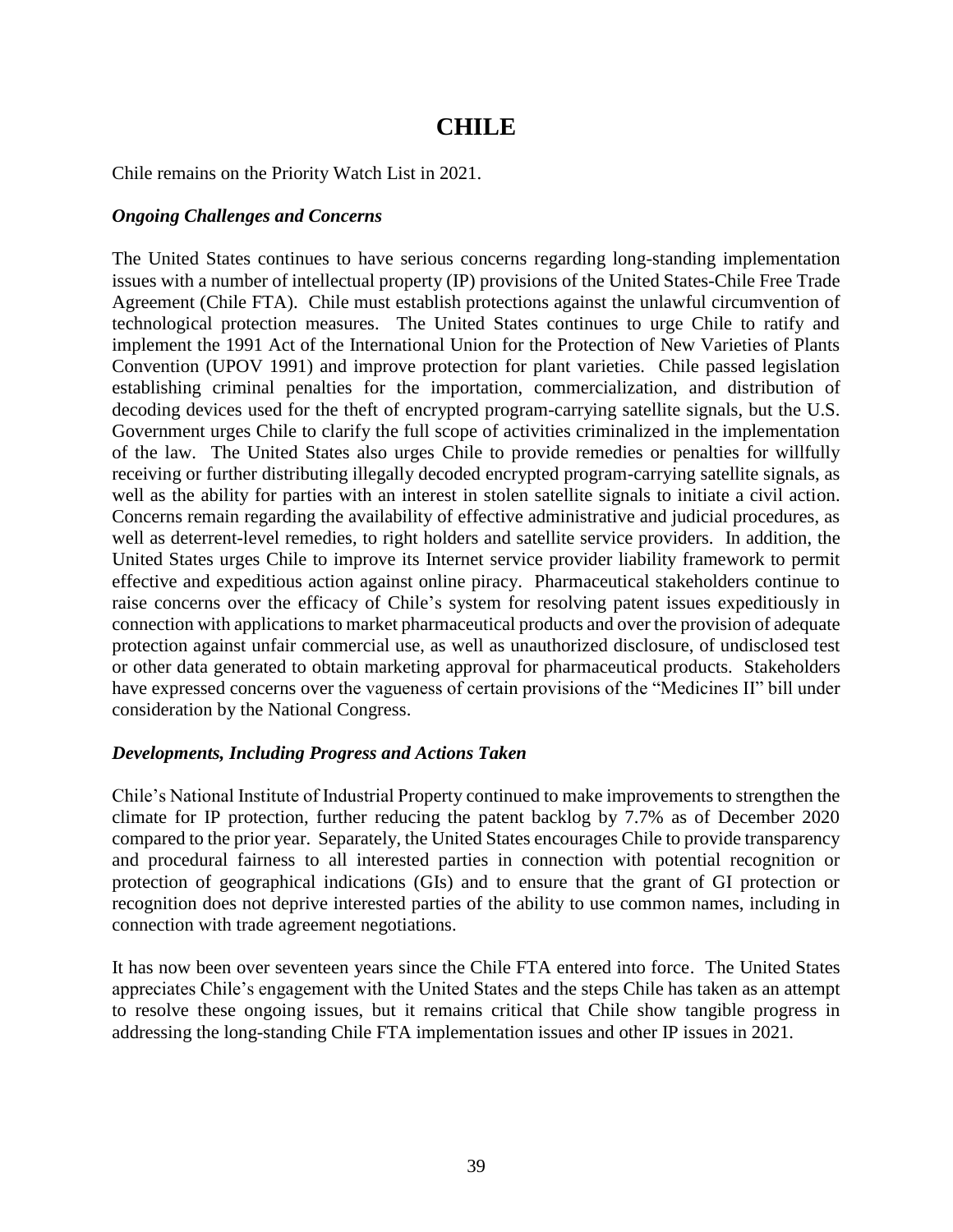# CHILE

Chile remains on the Priority Watch List in 2021.

### *Ongoing Challenges and Concerns*

The United States continues to have serious concerns regarding long-standing implementation issues with a number of intellectual property (IP) provisions of the United States-Chile Free Trade Agreement (Chile FTA). Chile must establish protections against the unlawful circumvention of technological protection measures. The United States continues to urge Chile to ratify and implement the 1991 Act of the International Union for the Protection of New Varieties of Plants Convention (UPOV 1991) and improve protection for plant varieties. Chile passed legislation establishing criminal penalties for the importation, commercialization, and distribution of decoding devices used for the theft of encrypted program-carrying satellite signals, but the U.S. Government urges Chile to clarify the full scope of activities criminalized in the implementation of the law. The United States also urges Chile to provide remedies or penalties for willfully receiving or further distributing illegally decoded encrypted program-carrying satellite signals, as well as the ability for parties with an interest in stolen satellite signals to initiate a civil action. Concerns remain regarding the availability of effective administrative and judicial procedures, as well as deterrent-level remedies, to right holders and satellite service providers. In addition, the United States urges Chile to improve its Internet service provider liability framework to permit effective and expeditious action against online piracy. Pharmaceutical stakeholders continue to raise concerns over the efficacy of Chile's system for resolving patent issues expeditiously in connection with applications to market pharmaceutical products and over the provision of adequate protection against unfair commercial use, as well as unauthorized disclosure, of undisclosed test or other data generated to obtain marketing approval for pharmaceutical products. Stakeholders have expressed concerns over the vagueness of certain provisions of the "Medicines II" bill under consideration by the National Congress.

### *Developments, Including Progress and Actions Taken*

Chile's National Institute of Industrial Property continued to make improvements to strengthen the climate for IP protection, further reducing the patent backlog by 7.7% as of December 2020 compared to the prior year. Separately, the United States encourages Chile to provide transparency and procedural fairness to all interested parties in connection with potential recognition or protection of geographical indications (GIs) and to ensure that the grant of GI protection or recognition does not deprive interested parties of the ability to use common names, including in connection with trade agreement negotiations.

It has now been over seventeen years since the Chile FTA entered into force. The United States appreciates Chile's engagement with the United States and the steps Chile has taken as an attempt to resolve these ongoing issues, but it remains critical that Chile show tangible progress in addressing the long-standing Chile FTA implementation issues and other IP issues in 2021.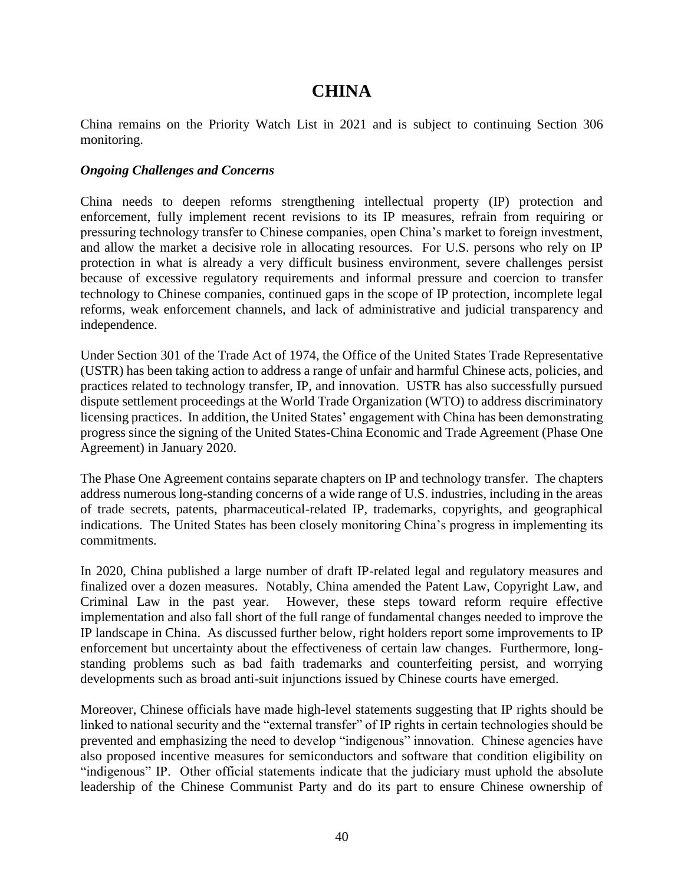# CHINA

China remains on the Priority Watch List in 2021 and is subject to continuing Section 306 monitoring.

***Ongoing Challenges and Concerns***

China needs to deepen reforms strengthening intellectual property (IP) protection and enforcement, fully implement recent revisions to its IP measures, refrain from requiring or pressuring technology transfer to Chinese companies, open China's market to foreign investment, and allow the market a decisive role in allocating resources. For U.S. persons who rely on IP protection in what is already a very difficult business environment, severe challenges persist because of excessive regulatory requirements and informal pressure and coercion to transfer technology to Chinese companies, continued gaps in the scope of IP protection, incomplete legal reforms, weak enforcement channels, and lack of administrative and judicial transparency and independence.

Under Section 301 of the Trade Act of 1974, the Office of the United States Trade Representative (USTR) has been taking action to address a range of unfair and harmful Chinese acts, policies, and practices related to technology transfer, IP, and innovation. USTR has also successfully pursued dispute settlement proceedings at the World Trade Organization (WTO) to address discriminatory licensing practices. In addition, the United States' engagement with China has been demonstrating progress since the signing of the United States-China Economic and Trade Agreement (Phase One Agreement) in January 2020.

The Phase One Agreement contains separate chapters on IP and technology transfer. The chapters address numerous long-standing concerns of a wide range of U.S. industries, including in the areas of trade secrets, patents, pharmaceutical-related IP, trademarks, copyrights, and geographical indications. The United States has been closely monitoring China's progress in implementing its commitments.

In 2020, China published a large number of draft IP-related legal and regulatory measures and finalized over a dozen measures. Notably, China amended the Patent Law, Copyright Law, and Criminal Law in the past year. However, these steps toward reform require effective implementation and also fall short of the full range of fundamental changes needed to improve the IP landscape in China. As discussed further below, right holders report some improvements to IP enforcement but uncertainty about the effectiveness of certain law changes. Furthermore, long-standing problems such as bad faith trademarks and counterfeiting persist, and worrying developments such as broad anti-suit injunctions issued by Chinese courts have emerged.

Moreover, Chinese officials have made high-level statements suggesting that IP rights should be linked to national security and the "external transfer" of IP rights in certain technologies should be prevented and emphasizing the need to develop "indigenous" innovation. Chinese agencies have also proposed incentive measures for semiconductors and software that condition eligibility on "indigenous" IP. Other official statements indicate that the judiciary must uphold the absolute leadership of the Chinese Communist Party and do its part to ensure Chinese ownership of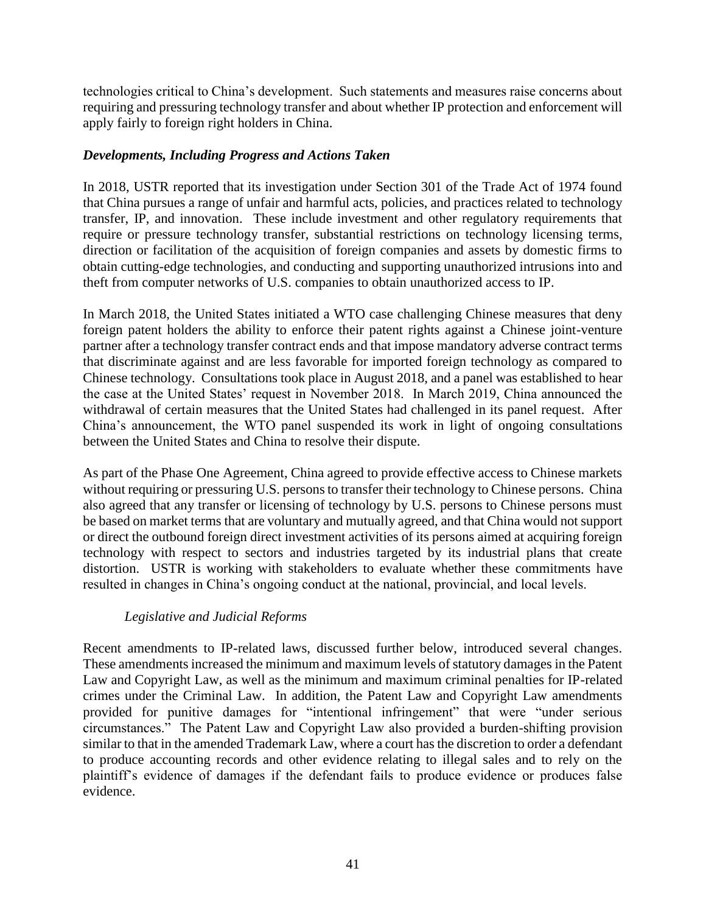technologies critical to China's development. Such statements and measures raise concerns about requiring and pressuring technology transfer and about whether IP protection and enforcement will apply fairly to foreign right holders in China.

### *Developments, Including Progress and Actions Taken*

In 2018, USTR reported that its investigation under Section 301 of the Trade Act of 1974 found that China pursues a range of unfair and harmful acts, policies, and practices related to technology transfer, IP, and innovation. These include investment and other regulatory requirements that require or pressure technology transfer, substantial restrictions on technology licensing terms, direction or facilitation of the acquisition of foreign companies and assets by domestic firms to obtain cutting-edge technologies, and conducting and supporting unauthorized intrusions into and theft from computer networks of U.S. companies to obtain unauthorized access to IP.

In March 2018, the United States initiated a WTO case challenging Chinese measures that deny foreign patent holders the ability to enforce their patent rights against a Chinese joint-venture partner after a technology transfer contract ends and that impose mandatory adverse contract terms that discriminate against and are less favorable for imported foreign technology as compared to Chinese technology. Consultations took place in August 2018, and a panel was established to hear the case at the United States' request in November 2018. In March 2019, China announced the withdrawal of certain measures that the United States had challenged in its panel request. After China's announcement, the WTO panel suspended its work in light of ongoing consultations between the United States and China to resolve their dispute.

As part of the Phase One Agreement, China agreed to provide effective access to Chinese markets without requiring or pressuring U.S. persons to transfer their technology to Chinese persons. China also agreed that any transfer or licensing of technology by U.S. persons to Chinese persons must be based on market terms that are voluntary and mutually agreed, and that China would not support or direct the outbound foreign direct investment activities of its persons aimed at acquiring foreign technology with respect to sectors and industries targeted by its industrial plans that create distortion. USTR is working with stakeholders to evaluate whether these commitments have resulted in changes in China's ongoing conduct at the national, provincial, and local levels.

#### *Legislative and Judicial Reforms*

Recent amendments to IP-related laws, discussed further below, introduced several changes. These amendments increased the minimum and maximum levels of statutory damages in the Patent Law and Copyright Law, as well as the minimum and maximum criminal penalties for IP-related crimes under the Criminal Law. In addition, the Patent Law and Copyright Law amendments provided for punitive damages for "intentional infringement" that were "under serious circumstances." The Patent Law and Copyright Law also provided a burden-shifting provision similar to that in the amended Trademark Law, where a court has the discretion to order a defendant to produce accounting records and other evidence relating to illegal sales and to rely on the plaintiff's evidence of damages if the defendant fails to produce evidence or produces false evidence.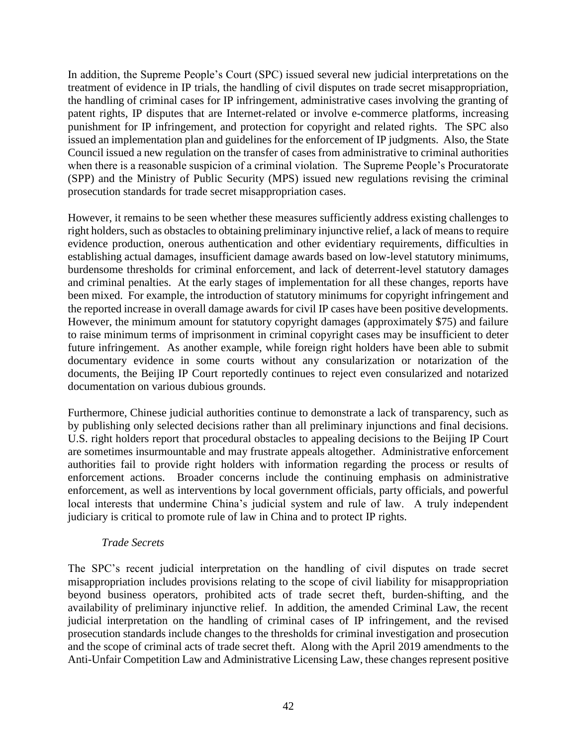In addition, the Supreme People's Court (SPC) issued several new judicial interpretations on the treatment of evidence in IP trials, the handling of civil disputes on trade secret misappropriation, the handling of criminal cases for IP infringement, administrative cases involving the granting of patent rights, IP disputes that are Internet-related or involve e-commerce platforms, increasing punishment for IP infringement, and protection for copyright and related rights. The SPC also issued an implementation plan and guidelines for the enforcement of IP judgments. Also, the State Council issued a new regulation on the transfer of cases from administrative to criminal authorities when there is a reasonable suspicion of a criminal violation. The Supreme People's Procuratorate (SPP) and the Ministry of Public Security (MPS) issued new regulations revising the criminal prosecution standards for trade secret misappropriation cases.

However, it remains to be seen whether these measures sufficiently address existing challenges to right holders, such as obstacles to obtaining preliminary injunctive relief, a lack of means to require evidence production, onerous authentication and other evidentiary requirements, difficulties in establishing actual damages, insufficient damage awards based on low-level statutory minimums, burdensome thresholds for criminal enforcement, and lack of deterrent-level statutory damages and criminal penalties. At the early stages of implementation for all these changes, reports have been mixed. For example, the introduction of statutory minimums for copyright infringement and the reported increase in overall damage awards for civil IP cases have been positive developments. However, the minimum amount for statutory copyright damages (approximately $75) and failure to raise minimum terms of imprisonment in criminal copyright cases may be insufficient to deter future infringement. As another example, while foreign right holders have been able to submit documentary evidence in some courts without any consularization or notarization of the documents, the Beijing IP Court reportedly continues to reject even consularized and notarized documentation on various dubious grounds.

Furthermore, Chinese judicial authorities continue to demonstrate a lack of transparency, such as by publishing only selected decisions rather than all preliminary injunctions and final decisions. U.S. right holders report that procedural obstacles to appealing decisions to the Beijing IP Court are sometimes insurmountable and may frustrate appeals altogether. Administrative enforcement authorities fail to provide right holders with information regarding the process or results of enforcement actions. Broader concerns include the continuing emphasis on administrative enforcement, as well as interventions by local government officials, party officials, and powerful local interests that undermine China's judicial system and rule of law. A truly independent judiciary is critical to promote rule of law in China and to protect IP rights.

*Trade Secrets*

The SPC's recent judicial interpretation on the handling of civil disputes on trade secret misappropriation includes provisions relating to the scope of civil liability for misappropriation beyond business operators, prohibited acts of trade secret theft, burden-shifting, and the availability of preliminary injunctive relief. In addition, the amended Criminal Law, the recent judicial interpretation on the handling of criminal cases of IP infringement, and the revised prosecution standards include changes to the thresholds for criminal investigation and prosecution and the scope of criminal acts of trade secret theft. Along with the April 2019 amendments to the Anti-Unfair Competition Law and Administrative Licensing Law, these changes represent positive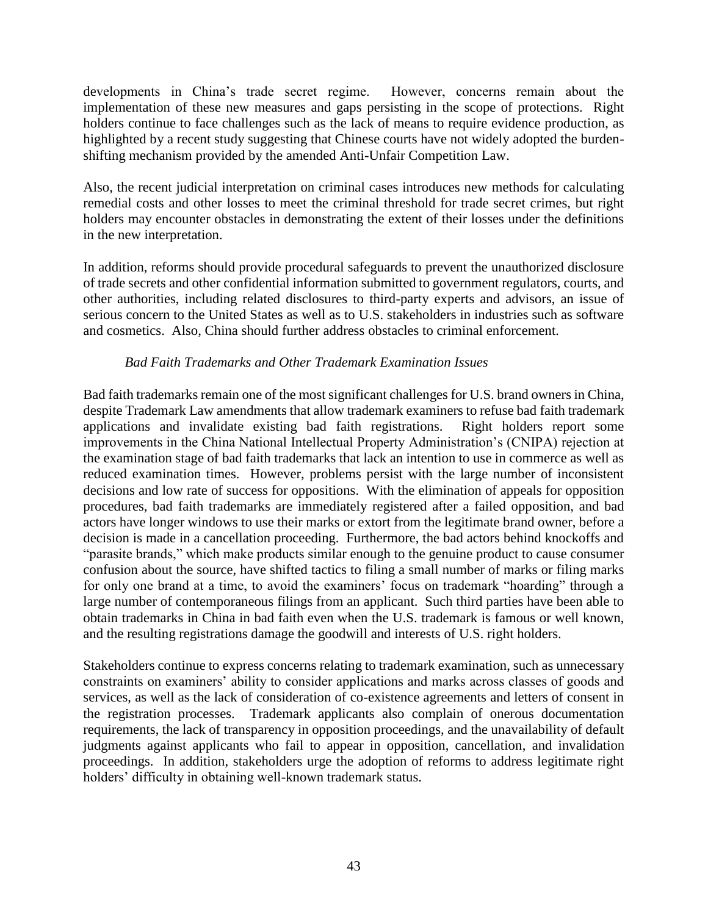developments in China's trade secret regime. However, concerns remain about the implementation of these new measures and gaps persisting in the scope of protections. Right holders continue to face challenges such as the lack of means to require evidence production, as highlighted by a recent study suggesting that Chinese courts have not widely adopted the burden-shifting mechanism provided by the amended Anti-Unfair Competition Law.

Also, the recent judicial interpretation on criminal cases introduces new methods for calculating remedial costs and other losses to meet the criminal threshold for trade secret crimes, but right holders may encounter obstacles in demonstrating the extent of their losses under the definitions in the new interpretation.

In addition, reforms should provide procedural safeguards to prevent the unauthorized disclosure of trade secrets and other confidential information submitted to government regulators, courts, and other authorities, including related disclosures to third-party experts and advisors, an issue of serious concern to the United States as well as to U.S. stakeholders in industries such as software and cosmetics. Also, China should further address obstacles to criminal enforcement.

*Bad Faith Trademarks and Other Trademark Examination Issues*

Bad faith trademarks remain one of the most significant challenges for U.S. brand owners in China, despite Trademark Law amendments that allow trademark examiners to refuse bad faith trademark applications and invalidate existing bad faith registrations. Right holders report some improvements in the China National Intellectual Property Administration's (CNIPA) rejection at the examination stage of bad faith trademarks that lack an intention to use in commerce as well as reduced examination times. However, problems persist with the large number of inconsistent decisions and low rate of success for oppositions. With the elimination of appeals for opposition procedures, bad faith trademarks are immediately registered after a failed opposition, and bad actors have longer windows to use their marks or extort from the legitimate brand owner, before a decision is made in a cancellation proceeding. Furthermore, the bad actors behind knockoffs and "parasite brands," which make products similar enough to the genuine product to cause consumer confusion about the source, have shifted tactics to filing a small number of marks or filing marks for only one brand at a time, to avoid the examiners' focus on trademark "hoarding" through a large number of contemporaneous filings from an applicant. Such third parties have been able to obtain trademarks in China in bad faith even when the U.S. trademark is famous or well known, and the resulting registrations damage the goodwill and interests of U.S. right holders.

Stakeholders continue to express concerns relating to trademark examination, such as unnecessary constraints on examiners' ability to consider applications and marks across classes of goods and services, as well as the lack of consideration of co-existence agreements and letters of consent in the registration processes. Trademark applicants also complain of onerous documentation requirements, the lack of transparency in opposition proceedings, and the unavailability of default judgments against applicants who fail to appear in opposition, cancellation, and invalidation proceedings. In addition, stakeholders urge the adoption of reforms to address legitimate right holders' difficulty in obtaining well-known trademark status.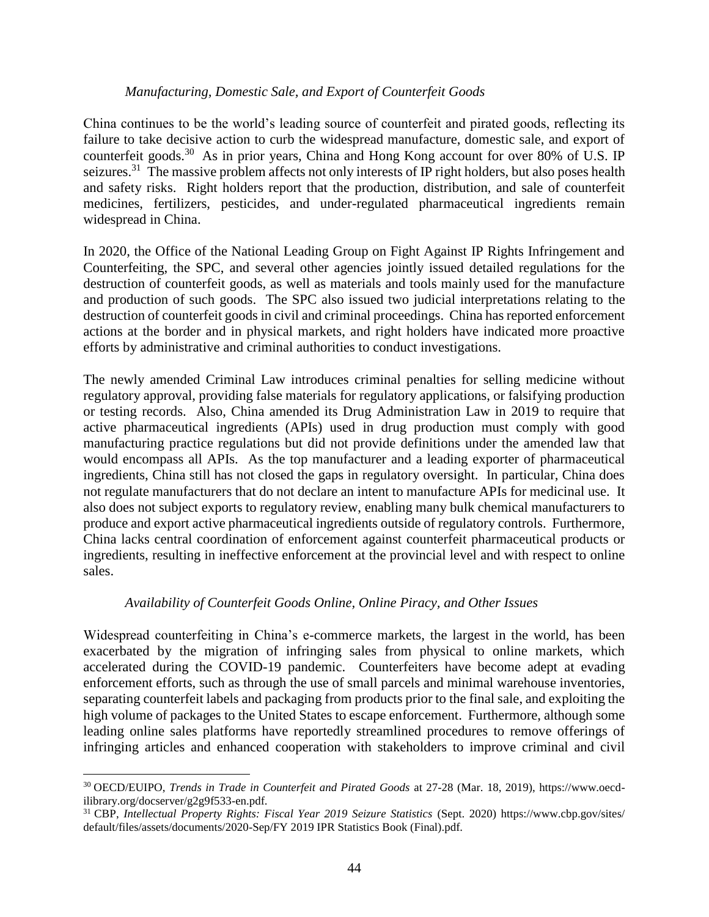*Manufacturing, Domestic Sale, and Export of Counterfeit Goods*

China continues to be the world's leading source of counterfeit and pirated goods, reflecting its failure to take decisive action to curb the widespread manufacture, domestic sale, and export of counterfeit goods.[30] As in prior years, China and Hong Kong account for over 80% of U.S. IP seizures.[31] The massive problem affects not only interests of IP right holders, but also poses health and safety risks. Right holders report that the production, distribution, and sale of counterfeit medicines, fertilizers, pesticides, and under-regulated pharmaceutical ingredients remain widespread in China.

In 2020, the Office of the National Leading Group on Fight Against IP Rights Infringement and Counterfeiting, the SPC, and several other agencies jointly issued detailed regulations for the destruction of counterfeit goods, as well as materials and tools mainly used for the manufacture and production of such goods. The SPC also issued two judicial interpretations relating to the destruction of counterfeit goods in civil and criminal proceedings. China has reported enforcement actions at the border and in physical markets, and right holders have indicated more proactive efforts by administrative and criminal authorities to conduct investigations.

The newly amended Criminal Law introduces criminal penalties for selling medicine without regulatory approval, providing false materials for regulatory applications, or falsifying production or testing records. Also, China amended its Drug Administration Law in 2019 to require that active pharmaceutical ingredients (APIs) used in drug production must comply with good manufacturing practice regulations but did not provide definitions under the amended law that would encompass all APIs. As the top manufacturer and a leading exporter of pharmaceutical ingredients, China still has not closed the gaps in regulatory oversight. In particular, China does not regulate manufacturers that do not declare an intent to manufacture APIs for medicinal use. It also does not subject exports to regulatory review, enabling many bulk chemical manufacturers to produce and export active pharmaceutical ingredients outside of regulatory controls. Furthermore, China lacks central coordination of enforcement against counterfeit pharmaceutical products or ingredients, resulting in ineffective enforcement at the provincial level and with respect to online sales.

*Availability of Counterfeit Goods Online, Online Piracy, and Other Issues*

Widespread counterfeiting in China's e-commerce markets, the largest in the world, has been exacerbated by the migration of infringing sales from physical to online markets, which accelerated during the COVID-19 pandemic. Counterfeiters have become adept at evading enforcement efforts, such as through the use of small parcels and minimal warehouse inventories, separating counterfeit labels and packaging from products prior to the final sale, and exploiting the high volume of packages to the United States to escape enforcement. Furthermore, although some leading online sales platforms have reportedly streamlined procedures to remove offerings of infringing articles and enhanced cooperation with stakeholders to improve criminal and civil

---

[30] OECD/EUIPO, *Trends in Trade in Counterfeit and Pirated Goods* at 27-28 (Mar. 18, 2019), https://www.oecd-ilibrary.org/docserver/g2g9f533-en.pdf.

[31] CBP, *Intellectual Property Rights: Fiscal Year 2019 Seizure Statistics* (Sept. 2020) https://www.cbp.gov/sites/default/files/assets/documents/2020-Sep/FY 2019 IPR Statistics Book (Final).pdf.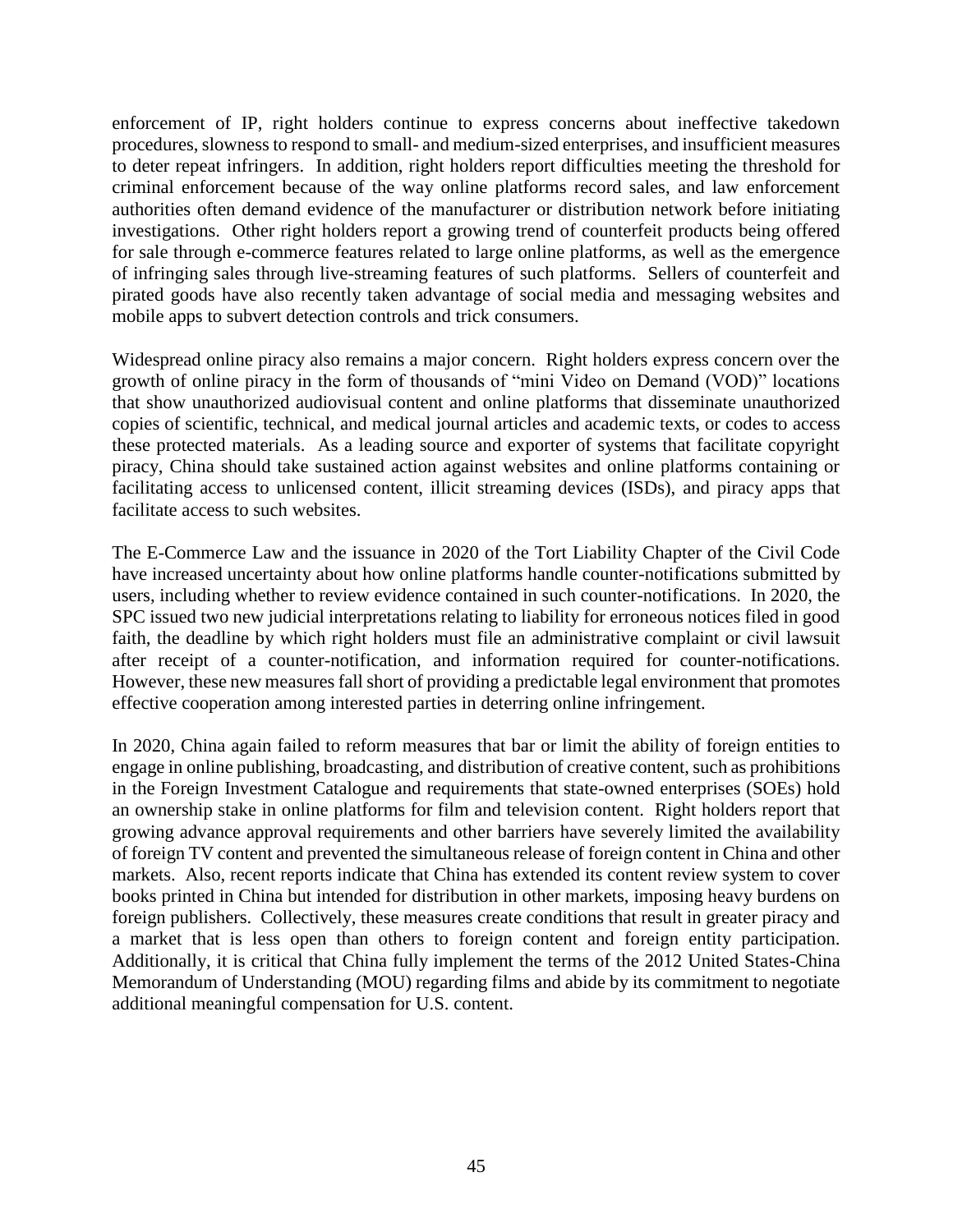enforcement of IP, right holders continue to express concerns about ineffective takedown procedures, slowness to respond to small- and medium-sized enterprises, and insufficient measures to deter repeat infringers. In addition, right holders report difficulties meeting the threshold for criminal enforcement because of the way online platforms record sales, and law enforcement authorities often demand evidence of the manufacturer or distribution network before initiating investigations. Other right holders report a growing trend of counterfeit products being offered for sale through e-commerce features related to large online platforms, as well as the emergence of infringing sales through live-streaming features of such platforms. Sellers of counterfeit and pirated goods have also recently taken advantage of social media and messaging websites and mobile apps to subvert detection controls and trick consumers.

Widespread online piracy also remains a major concern. Right holders express concern over the growth of online piracy in the form of thousands of "mini Video on Demand (VOD)" locations that show unauthorized audiovisual content and online platforms that disseminate unauthorized copies of scientific, technical, and medical journal articles and academic texts, or codes to access these protected materials. As a leading source and exporter of systems that facilitate copyright piracy, China should take sustained action against websites and online platforms containing or facilitating access to unlicensed content, illicit streaming devices (ISDs), and piracy apps that facilitate access to such websites.

The E-Commerce Law and the issuance in 2020 of the Tort Liability Chapter of the Civil Code have increased uncertainty about how online platforms handle counter-notifications submitted by users, including whether to review evidence contained in such counter-notifications. In 2020, the SPC issued two new judicial interpretations relating to liability for erroneous notices filed in good faith, the deadline by which right holders must file an administrative complaint or civil lawsuit after receipt of a counter-notification, and information required for counter-notifications. However, these new measures fall short of providing a predictable legal environment that promotes effective cooperation among interested parties in deterring online infringement.

In 2020, China again failed to reform measures that bar or limit the ability of foreign entities to engage in online publishing, broadcasting, and distribution of creative content, such as prohibitions in the Foreign Investment Catalogue and requirements that state-owned enterprises (SOEs) hold an ownership stake in online platforms for film and television content. Right holders report that growing advance approval requirements and other barriers have severely limited the availability of foreign TV content and prevented the simultaneous release of foreign content in China and other markets. Also, recent reports indicate that China has extended its content review system to cover books printed in China but intended for distribution in other markets, imposing heavy burdens on foreign publishers. Collectively, these measures create conditions that result in greater piracy and a market that is less open than others to foreign content and foreign entity participation. Additionally, it is critical that China fully implement the terms of the 2012 United States-China Memorandum of Understanding (MOU) regarding films and abide by its commitment to negotiate additional meaningful compensation for U.S. content.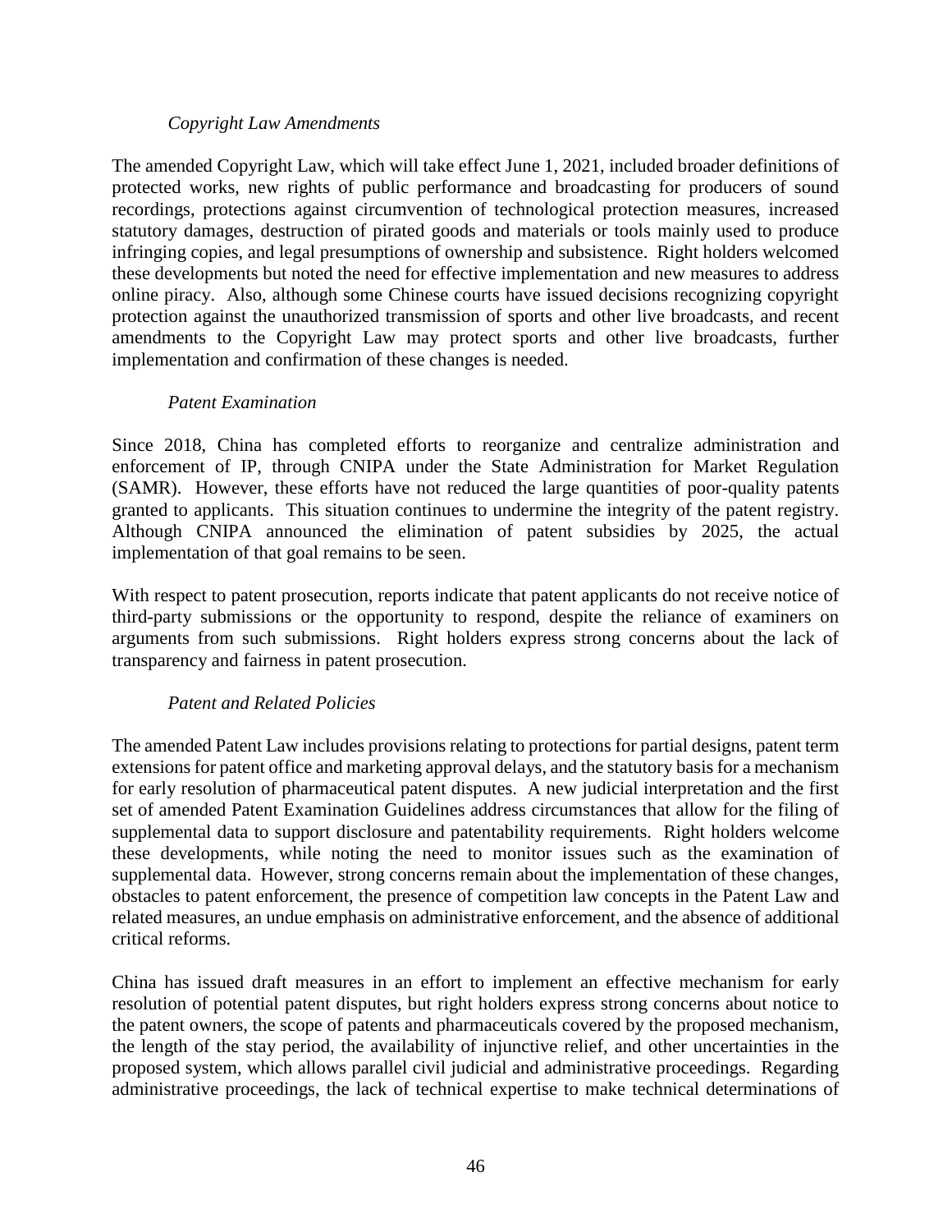*Copyright Law Amendments*

The amended Copyright Law, which will take effect June 1, 2021, included broader definitions of protected works, new rights of public performance and broadcasting for producers of sound recordings, protections against circumvention of technological protection measures, increased statutory damages, destruction of pirated goods and materials or tools mainly used to produce infringing copies, and legal presumptions of ownership and subsistence. Right holders welcomed these developments but noted the need for effective implementation and new measures to address online piracy. Also, although some Chinese courts have issued decisions recognizing copyright protection against the unauthorized transmission of sports and other live broadcasts, and recent amendments to the Copyright Law may protect sports and other live broadcasts, further implementation and confirmation of these changes is needed.

*Patent Examination*

Since 2018, China has completed efforts to reorganize and centralize administration and enforcement of IP, through CNIPA under the State Administration for Market Regulation (SAMR). However, these efforts have not reduced the large quantities of poor-quality patents granted to applicants. This situation continues to undermine the integrity of the patent registry. Although CNIPA announced the elimination of patent subsidies by 2025, the actual implementation of that goal remains to be seen.

With respect to patent prosecution, reports indicate that patent applicants do not receive notice of third-party submissions or the opportunity to respond, despite the reliance of examiners on arguments from such submissions. Right holders express strong concerns about the lack of transparency and fairness in patent prosecution.

*Patent and Related Policies*

The amended Patent Law includes provisions relating to protections for partial designs, patent term extensions for patent office and marketing approval delays, and the statutory basis for a mechanism for early resolution of pharmaceutical patent disputes. A new judicial interpretation and the first set of amended Patent Examination Guidelines address circumstances that allow for the filing of supplemental data to support disclosure and patentability requirements. Right holders welcome these developments, while noting the need to monitor issues such as the examination of supplemental data. However, strong concerns remain about the implementation of these changes, obstacles to patent enforcement, the presence of competition law concepts in the Patent Law and related measures, an undue emphasis on administrative enforcement, and the absence of additional critical reforms.

China has issued draft measures in an effort to implement an effective mechanism for early resolution of potential patent disputes, but right holders express strong concerns about notice to the patent owners, the scope of patents and pharmaceuticals covered by the proposed mechanism, the length of the stay period, the availability of injunctive relief, and other uncertainties in the proposed system, which allows parallel civil judicial and administrative proceedings. Regarding administrative proceedings, the lack of technical expertise to make technical determinations of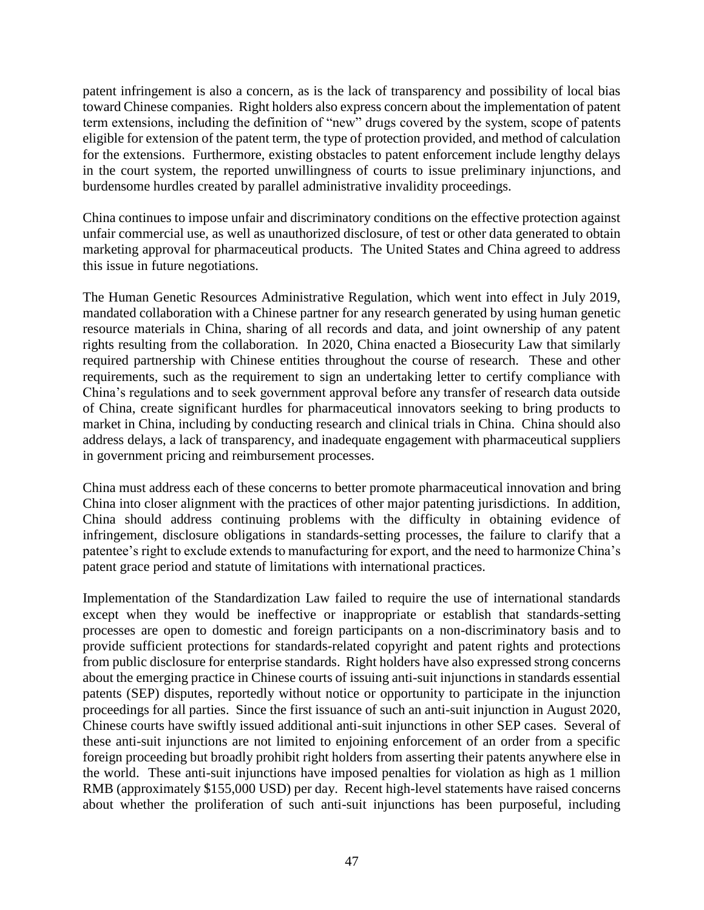patent infringement is also a concern, as is the lack of transparency and possibility of local bias toward Chinese companies. Right holders also express concern about the implementation of patent term extensions, including the definition of "new" drugs covered by the system, scope of patents eligible for extension of the patent term, the type of protection provided, and method of calculation for the extensions. Furthermore, existing obstacles to patent enforcement include lengthy delays in the court system, the reported unwillingness of courts to issue preliminary injunctions, and burdensome hurdles created by parallel administrative invalidity proceedings.

China continues to impose unfair and discriminatory conditions on the effective protection against unfair commercial use, as well as unauthorized disclosure, of test or other data generated to obtain marketing approval for pharmaceutical products. The United States and China agreed to address this issue in future negotiations.

The Human Genetic Resources Administrative Regulation, which went into effect in July 2019, mandated collaboration with a Chinese partner for any research generated by using human genetic resource materials in China, sharing of all records and data, and joint ownership of any patent rights resulting from the collaboration. In 2020, China enacted a Biosecurity Law that similarly required partnership with Chinese entities throughout the course of research. These and other requirements, such as the requirement to sign an undertaking letter to certify compliance with China's regulations and to seek government approval before any transfer of research data outside of China, create significant hurdles for pharmaceutical innovators seeking to bring products to market in China, including by conducting research and clinical trials in China. China should also address delays, a lack of transparency, and inadequate engagement with pharmaceutical suppliers in government pricing and reimbursement processes.

China must address each of these concerns to better promote pharmaceutical innovation and bring China into closer alignment with the practices of other major patenting jurisdictions. In addition, China should address continuing problems with the difficulty in obtaining evidence of infringement, disclosure obligations in standards-setting processes, the failure to clarify that a patentee's right to exclude extends to manufacturing for export, and the need to harmonize China's patent grace period and statute of limitations with international practices.

Implementation of the Standardization Law failed to require the use of international standards except when they would be ineffective or inappropriate or establish that standards-setting processes are open to domestic and foreign participants on a non-discriminatory basis and to provide sufficient protections for standards-related copyright and patent rights and protections from public disclosure for enterprise standards. Right holders have also expressed strong concerns about the emerging practice in Chinese courts of issuing anti-suit injunctions in standards essential patents (SEP) disputes, reportedly without notice or opportunity to participate in the injunction proceedings for all parties. Since the first issuance of such an anti-suit injunction in August 2020, Chinese courts have swiftly issued additional anti-suit injunctions in other SEP cases. Several of these anti-suit injunctions are not limited to enjoining enforcement of an order from a specific foreign proceeding but broadly prohibit right holders from asserting their patents anywhere else in the world. These anti-suit injunctions have imposed penalties for violation as high as 1 million RMB (approximately $155,000 USD) per day. Recent high-level statements have raised concerns about whether the proliferation of such anti-suit injunctions has been purposeful, including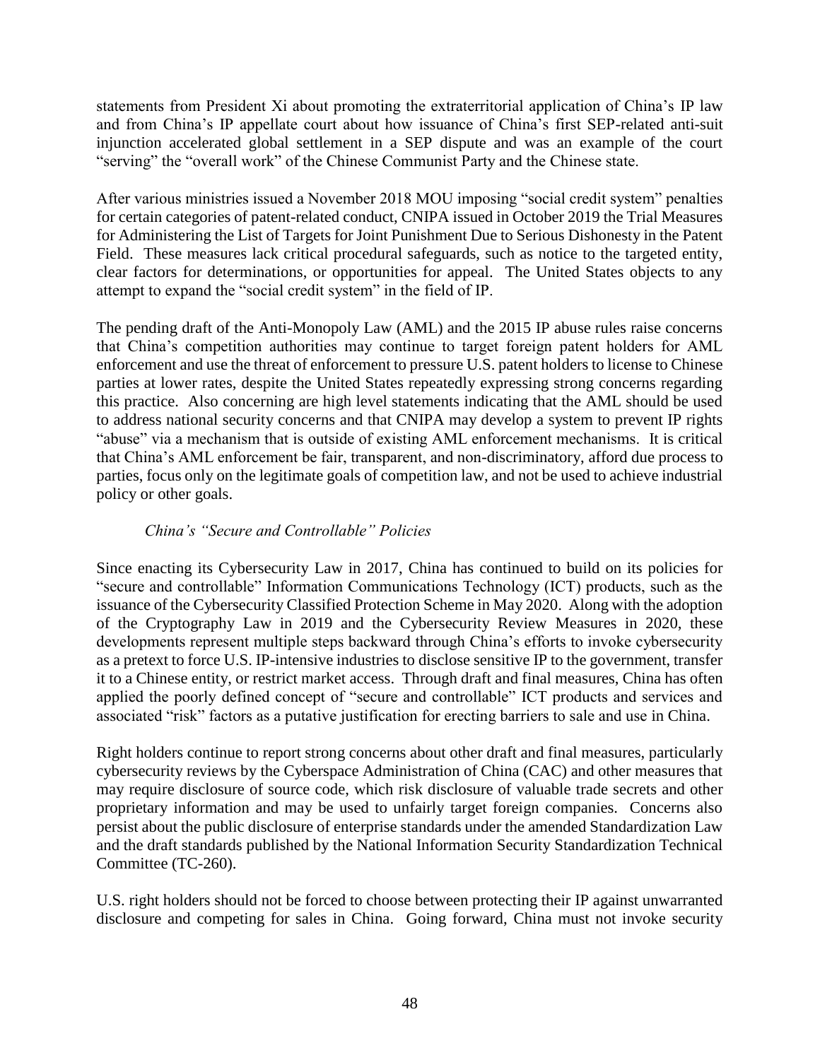statements from President Xi about promoting the extraterritorial application of China's IP law and from China's IP appellate court about how issuance of China's first SEP-related anti-suit injunction accelerated global settlement in a SEP dispute and was an example of the court "serving" the "overall work" of the Chinese Communist Party and the Chinese state.

After various ministries issued a November 2018 MOU imposing "social credit system" penalties for certain categories of patent-related conduct, CNIPA issued in October 2019 the Trial Measures for Administering the List of Targets for Joint Punishment Due to Serious Dishonesty in the Patent Field. These measures lack critical procedural safeguards, such as notice to the targeted entity, clear factors for determinations, or opportunities for appeal. The United States objects to any attempt to expand the "social credit system" in the field of IP.

The pending draft of the Anti-Monopoly Law (AML) and the 2015 IP abuse rules raise concerns that China's competition authorities may continue to target foreign patent holders for AML enforcement and use the threat of enforcement to pressure U.S. patent holders to license to Chinese parties at lower rates, despite the United States repeatedly expressing strong concerns regarding this practice. Also concerning are high level statements indicating that the AML should be used to address national security concerns and that CNIPA may develop a system to prevent IP rights "abuse" via a mechanism that is outside of existing AML enforcement mechanisms. It is critical that China's AML enforcement be fair, transparent, and non-discriminatory, afford due process to parties, focus only on the legitimate goals of competition law, and not be used to achieve industrial policy or other goals.

*China's "Secure and Controllable" Policies*

Since enacting its Cybersecurity Law in 2017, China has continued to build on its policies for "secure and controllable" Information Communications Technology (ICT) products, such as the issuance of the Cybersecurity Classified Protection Scheme in May 2020. Along with the adoption of the Cryptography Law in 2019 and the Cybersecurity Review Measures in 2020, these developments represent multiple steps backward through China's efforts to invoke cybersecurity as a pretext to force U.S. IP-intensive industries to disclose sensitive IP to the government, transfer it to a Chinese entity, or restrict market access. Through draft and final measures, China has often applied the poorly defined concept of "secure and controllable" ICT products and services and associated "risk" factors as a putative justification for erecting barriers to sale and use in China.

Right holders continue to report strong concerns about other draft and final measures, particularly cybersecurity reviews by the Cyberspace Administration of China (CAC) and other measures that may require disclosure of source code, which risk disclosure of valuable trade secrets and other proprietary information and may be used to unfairly target foreign companies. Concerns also persist about the public disclosure of enterprise standards under the amended Standardization Law and the draft standards published by the National Information Security Standardization Technical Committee (TC-260).

U.S. right holders should not be forced to choose between protecting their IP against unwarranted disclosure and competing for sales in China. Going forward, China must not invoke security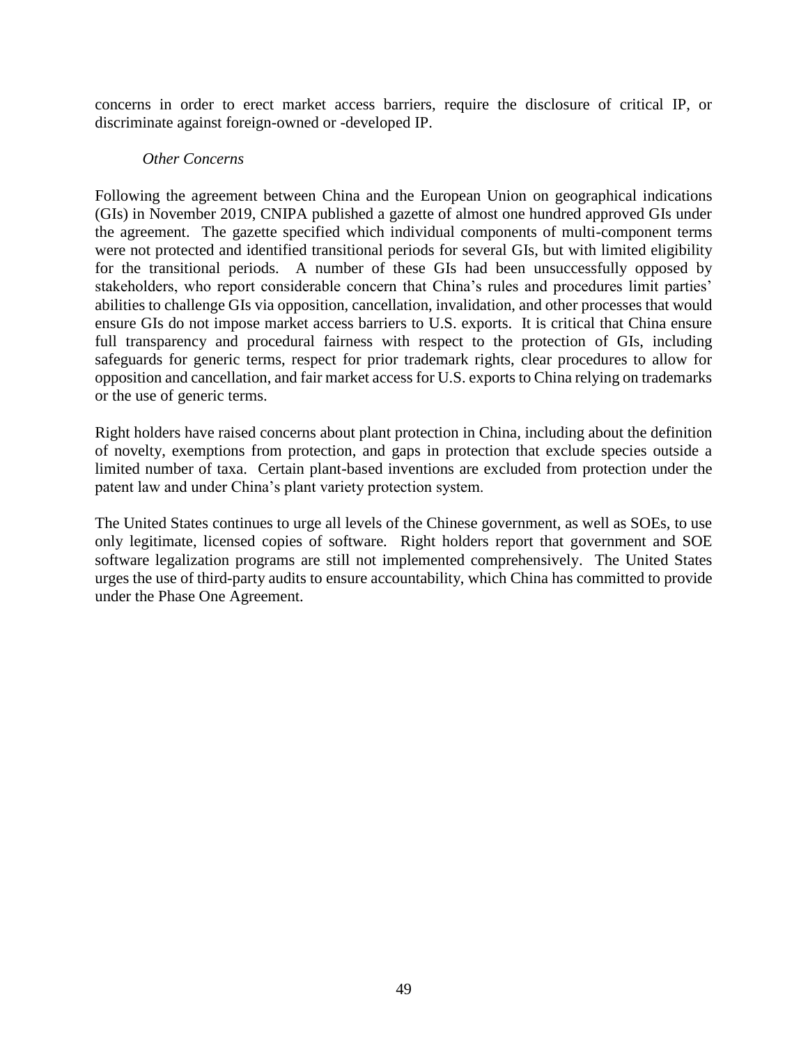concerns in order to erect market access barriers, require the disclosure of critical IP, or discriminate against foreign-owned or -developed IP.

*Other Concerns*

Following the agreement between China and the European Union on geographical indications (GIs) in November 2019, CNIPA published a gazette of almost one hundred approved GIs under the agreement. The gazette specified which individual components of multi-component terms were not protected and identified transitional periods for several GIs, but with limited eligibility for the transitional periods. A number of these GIs had been unsuccessfully opposed by stakeholders, who report considerable concern that China's rules and procedures limit parties' abilities to challenge GIs via opposition, cancellation, invalidation, and other processes that would ensure GIs do not impose market access barriers to U.S. exports. It is critical that China ensure full transparency and procedural fairness with respect to the protection of GIs, including safeguards for generic terms, respect for prior trademark rights, clear procedures to allow for opposition and cancellation, and fair market access for U.S. exports to China relying on trademarks or the use of generic terms.

Right holders have raised concerns about plant protection in China, including about the definition of novelty, exemptions from protection, and gaps in protection that exclude species outside a limited number of taxa. Certain plant-based inventions are excluded from protection under the patent law and under China's plant variety protection system.

The United States continues to urge all levels of the Chinese government, as well as SOEs, to use only legitimate, licensed copies of software. Right holders report that government and SOE software legalization programs are still not implemented comprehensively. The United States urges the use of third-party audits to ensure accountability, which China has committed to provide under the Phase One Agreement.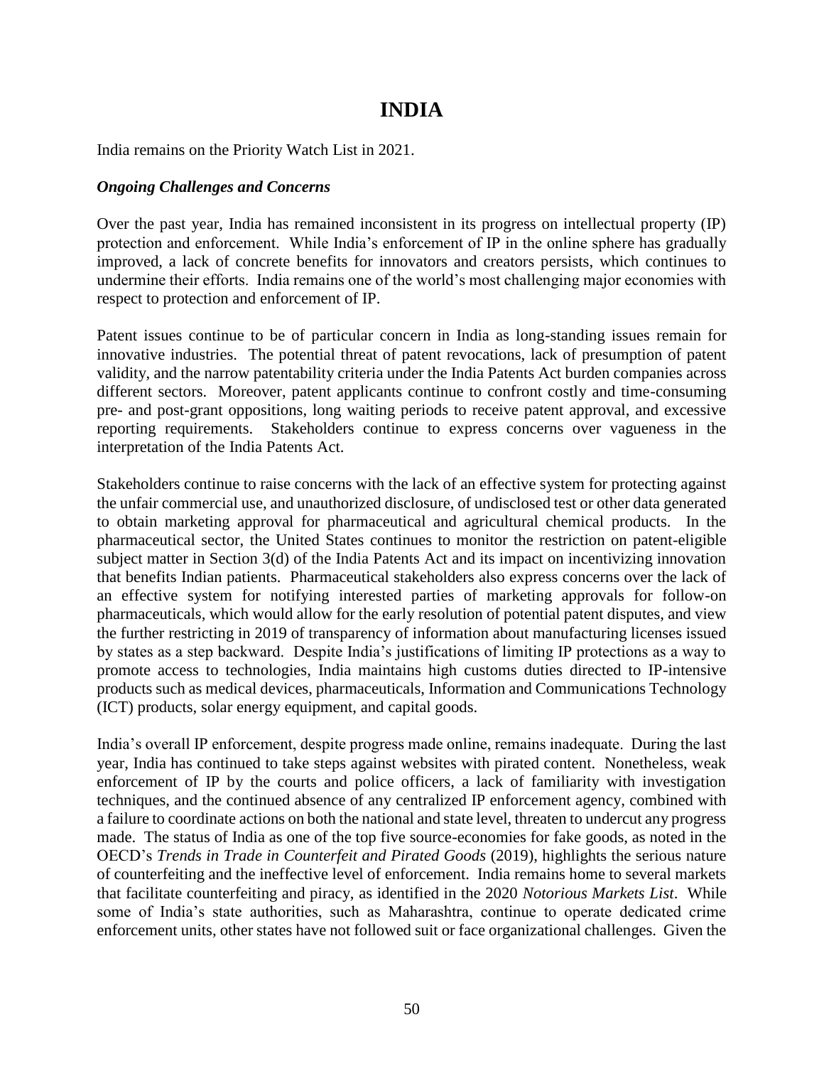# INDIA

India remains on the Priority Watch List in 2021.

***Ongoing Challenges and Concerns***

Over the past year, India has remained inconsistent in its progress on intellectual property (IP) protection and enforcement. While India's enforcement of IP in the online sphere has gradually improved, a lack of concrete benefits for innovators and creators persists, which continues to undermine their efforts. India remains one of the world's most challenging major economies with respect to protection and enforcement of IP.

Patent issues continue to be of particular concern in India as long-standing issues remain for innovative industries. The potential threat of patent revocations, lack of presumption of patent validity, and the narrow patentability criteria under the India Patents Act burden companies across different sectors. Moreover, patent applicants continue to confront costly and time-consuming pre- and post-grant oppositions, long waiting periods to receive patent approval, and excessive reporting requirements. Stakeholders continue to express concerns over vagueness in the interpretation of the India Patents Act.

Stakeholders continue to raise concerns with the lack of an effective system for protecting against the unfair commercial use, and unauthorized disclosure, of undisclosed test or other data generated to obtain marketing approval for pharmaceutical and agricultural chemical products. In the pharmaceutical sector, the United States continues to monitor the restriction on patent-eligible subject matter in Section 3(d) of the India Patents Act and its impact on incentivizing innovation that benefits Indian patients. Pharmaceutical stakeholders also express concerns over the lack of an effective system for notifying interested parties of marketing approvals for follow-on pharmaceuticals, which would allow for the early resolution of potential patent disputes, and view the further restricting in 2019 of transparency of information about manufacturing licenses issued by states as a step backward. Despite India's justifications of limiting IP protections as a way to promote access to technologies, India maintains high customs duties directed to IP-intensive products such as medical devices, pharmaceuticals, Information and Communications Technology (ICT) products, solar energy equipment, and capital goods.

India's overall IP enforcement, despite progress made online, remains inadequate. During the last year, India has continued to take steps against websites with pirated content. Nonetheless, weak enforcement of IP by the courts and police officers, a lack of familiarity with investigation techniques, and the continued absence of any centralized IP enforcement agency, combined with a failure to coordinate actions on both the national and state level, threaten to undercut any progress made. The status of India as one of the top five source-economies for fake goods, as noted in the OECD's *Trends in Trade in Counterfeit and Pirated Goods* (2019), highlights the serious nature of counterfeiting and the ineffective level of enforcement. India remains home to several markets that facilitate counterfeiting and piracy, as identified in the 2020 *Notorious Markets List*. While some of India's state authorities, such as Maharashtra, continue to operate dedicated crime enforcement units, other states have not followed suit or face organizational challenges. Given the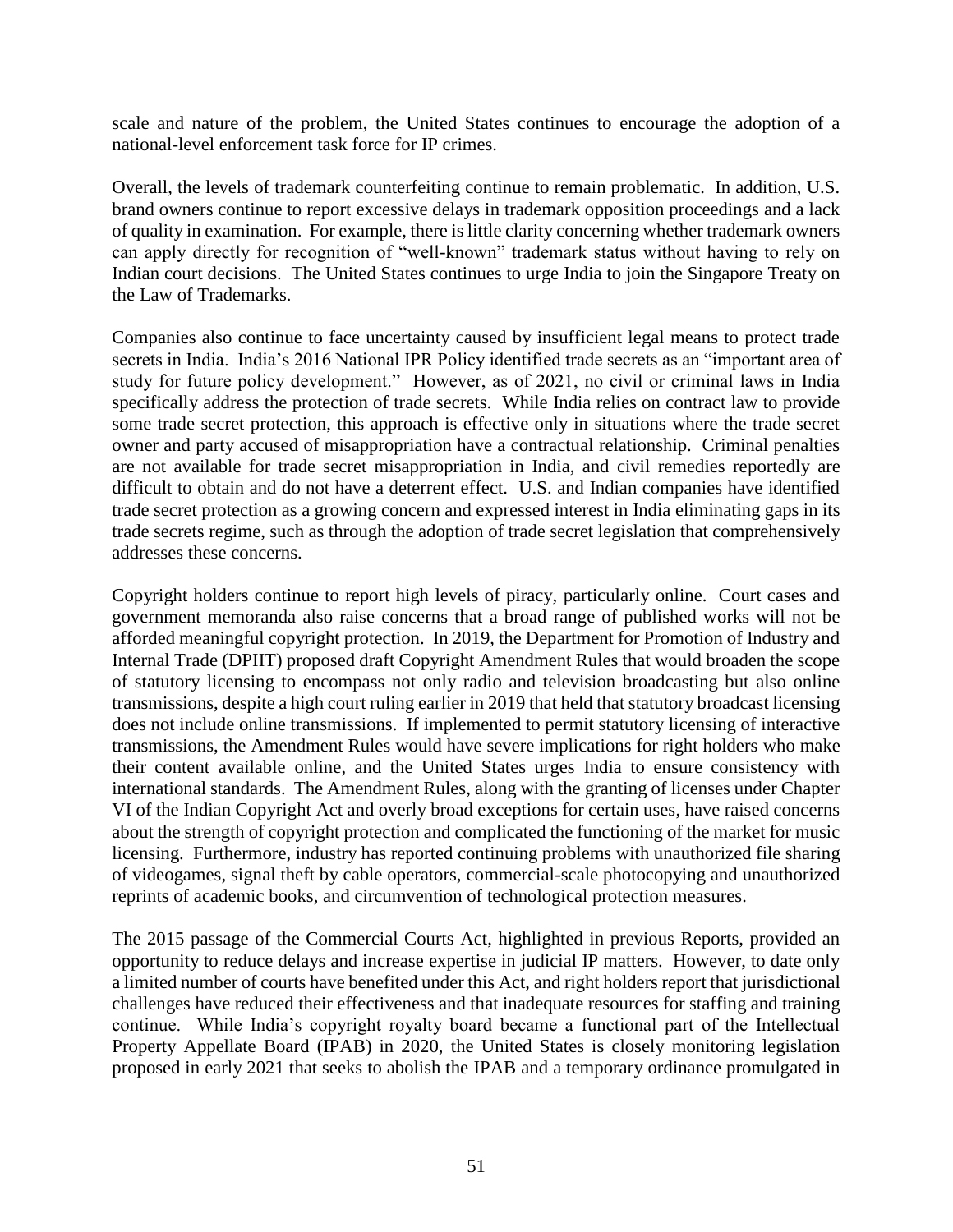scale and nature of the problem, the United States continues to encourage the adoption of a national-level enforcement task force for IP crimes.

Overall, the levels of trademark counterfeiting continue to remain problematic. In addition, U.S. brand owners continue to report excessive delays in trademark opposition proceedings and a lack of quality in examination. For example, there is little clarity concerning whether trademark owners can apply directly for recognition of "well-known" trademark status without having to rely on Indian court decisions. The United States continues to urge India to join the Singapore Treaty on the Law of Trademarks.

Companies also continue to face uncertainty caused by insufficient legal means to protect trade secrets in India. India's 2016 National IPR Policy identified trade secrets as an "important area of study for future policy development." However, as of 2021, no civil or criminal laws in India specifically address the protection of trade secrets. While India relies on contract law to provide some trade secret protection, this approach is effective only in situations where the trade secret owner and party accused of misappropriation have a contractual relationship. Criminal penalties are not available for trade secret misappropriation in India, and civil remedies reportedly are difficult to obtain and do not have a deterrent effect. U.S. and Indian companies have identified trade secret protection as a growing concern and expressed interest in India eliminating gaps in its trade secrets regime, such as through the adoption of trade secret legislation that comprehensively addresses these concerns.

Copyright holders continue to report high levels of piracy, particularly online. Court cases and government memoranda also raise concerns that a broad range of published works will not be afforded meaningful copyright protection. In 2019, the Department for Promotion of Industry and Internal Trade (DPIIT) proposed draft Copyright Amendment Rules that would broaden the scope of statutory licensing to encompass not only radio and television broadcasting but also online transmissions, despite a high court ruling earlier in 2019 that held that statutory broadcast licensing does not include online transmissions. If implemented to permit statutory licensing of interactive transmissions, the Amendment Rules would have severe implications for right holders who make their content available online, and the United States urges India to ensure consistency with international standards. The Amendment Rules, along with the granting of licenses under Chapter VI of the Indian Copyright Act and overly broad exceptions for certain uses, have raised concerns about the strength of copyright protection and complicated the functioning of the market for music licensing. Furthermore, industry has reported continuing problems with unauthorized file sharing of videogames, signal theft by cable operators, commercial-scale photocopying and unauthorized reprints of academic books, and circumvention of technological protection measures.

The 2015 passage of the Commercial Courts Act, highlighted in previous Reports, provided an opportunity to reduce delays and increase expertise in judicial IP matters. However, to date only a limited number of courts have benefited under this Act, and right holders report that jurisdictional challenges have reduced their effectiveness and that inadequate resources for staffing and training continue. While India's copyright royalty board became a functional part of the Intellectual Property Appellate Board (IPAB) in 2020, the United States is closely monitoring legislation proposed in early 2021 that seeks to abolish the IPAB and a temporary ordinance promulgated in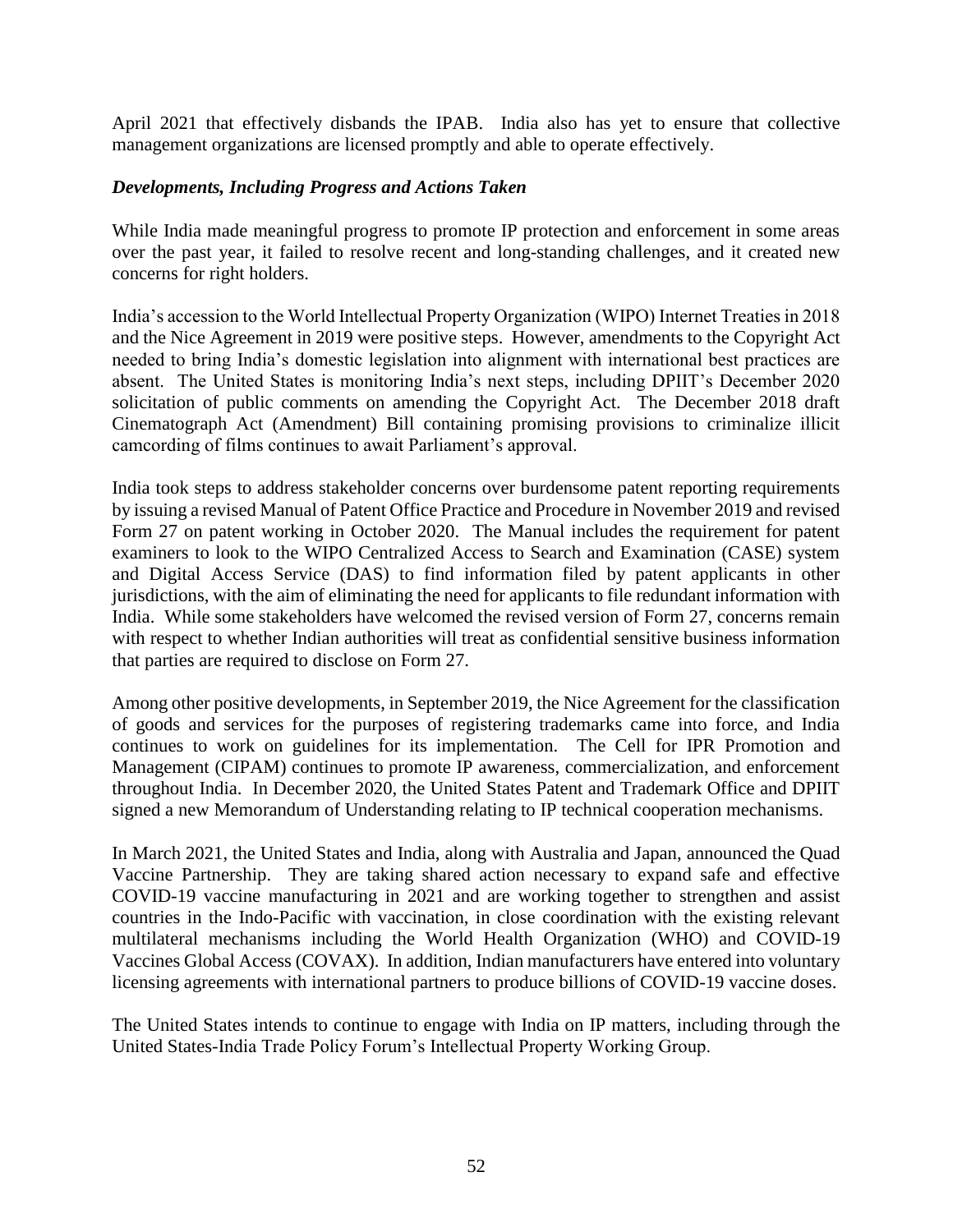April 2021 that effectively disbands the IPAB. India also has yet to ensure that collective management organizations are licensed promptly and able to operate effectively.

***Developments, Including Progress and Actions Taken***

While India made meaningful progress to promote IP protection and enforcement in some areas over the past year, it failed to resolve recent and long-standing challenges, and it created new concerns for right holders.

India's accession to the World Intellectual Property Organization (WIPO) Internet Treaties in 2018 and the Nice Agreement in 2019 were positive steps. However, amendments to the Copyright Act needed to bring India's domestic legislation into alignment with international best practices are absent. The United States is monitoring India's next steps, including DPIIT's December 2020 solicitation of public comments on amending the Copyright Act. The December 2018 draft Cinematograph Act (Amendment) Bill containing promising provisions to criminalize illicit camcording of films continues to await Parliament's approval.

India took steps to address stakeholder concerns over burdensome patent reporting requirements by issuing a revised Manual of Patent Office Practice and Procedure in November 2019 and revised Form 27 on patent working in October 2020. The Manual includes the requirement for patent examiners to look to the WIPO Centralized Access to Search and Examination (CASE) system and Digital Access Service (DAS) to find information filed by patent applicants in other jurisdictions, with the aim of eliminating the need for applicants to file redundant information with India. While some stakeholders have welcomed the revised version of Form 27, concerns remain with respect to whether Indian authorities will treat as confidential sensitive business information that parties are required to disclose on Form 27.

Among other positive developments, in September 2019, the Nice Agreement for the classification of goods and services for the purposes of registering trademarks came into force, and India continues to work on guidelines for its implementation. The Cell for IPR Promotion and Management (CIPAM) continues to promote IP awareness, commercialization, and enforcement throughout India. In December 2020, the United States Patent and Trademark Office and DPIIT signed a new Memorandum of Understanding relating to IP technical cooperation mechanisms.

In March 2021, the United States and India, along with Australia and Japan, announced the Quad Vaccine Partnership. They are taking shared action necessary to expand safe and effective COVID-19 vaccine manufacturing in 2021 and are working together to strengthen and assist countries in the Indo-Pacific with vaccination, in close coordination with the existing relevant multilateral mechanisms including the World Health Organization (WHO) and COVID-19 Vaccines Global Access (COVAX). In addition, Indian manufacturers have entered into voluntary licensing agreements with international partners to produce billions of COVID-19 vaccine doses.

The United States intends to continue to engage with India on IP matters, including through the United States-India Trade Policy Forum's Intellectual Property Working Group.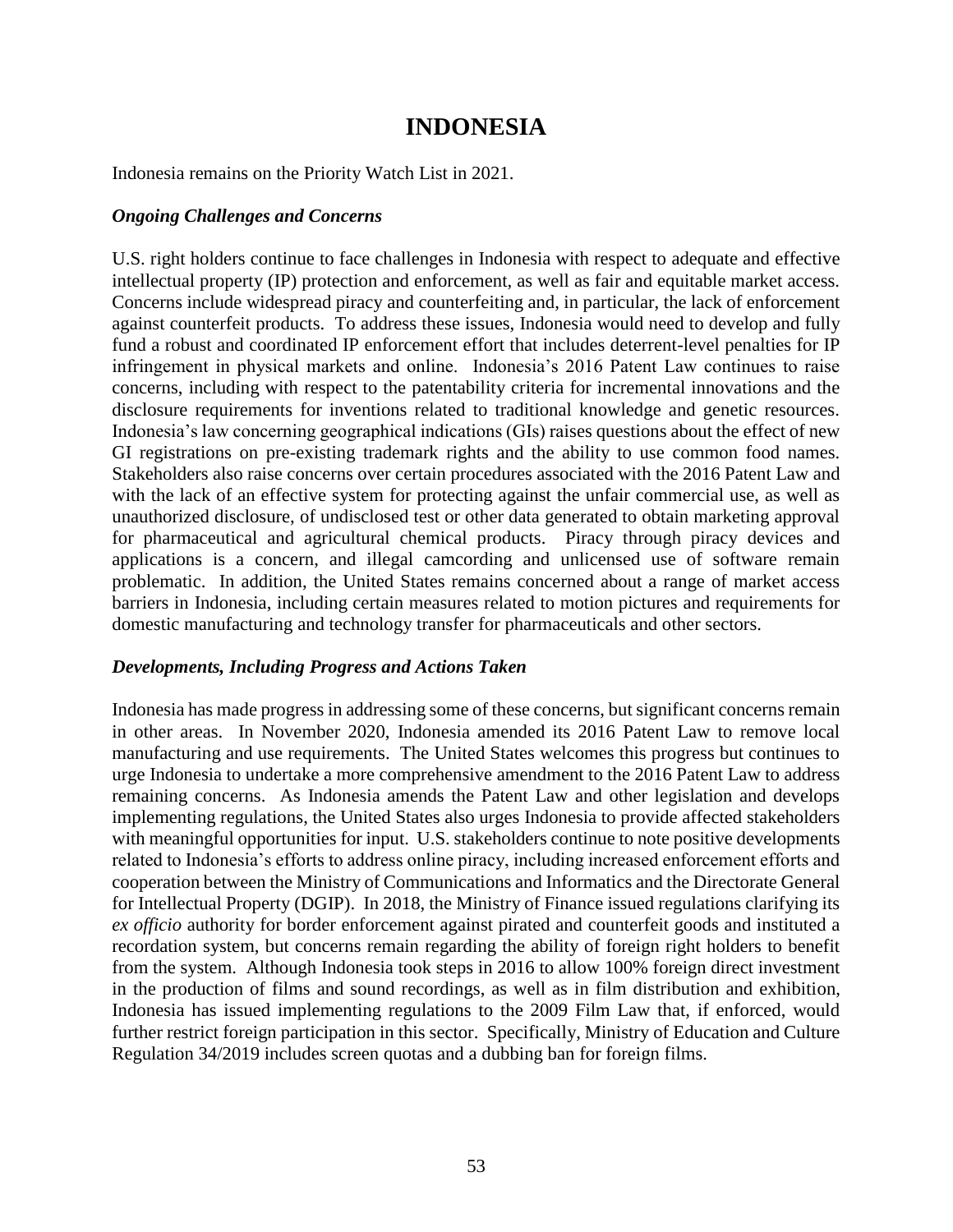# INDONESIA

Indonesia remains on the Priority Watch List in 2021.

### *Ongoing Challenges and Concerns*

U.S. right holders continue to face challenges in Indonesia with respect to adequate and effective intellectual property (IP) protection and enforcement, as well as fair and equitable market access. Concerns include widespread piracy and counterfeiting and, in particular, the lack of enforcement against counterfeit products. To address these issues, Indonesia would need to develop and fully fund a robust and coordinated IP enforcement effort that includes deterrent-level penalties for IP infringement in physical markets and online. Indonesia's 2016 Patent Law continues to raise concerns, including with respect to the patentability criteria for incremental innovations and the disclosure requirements for inventions related to traditional knowledge and genetic resources. Indonesia's law concerning geographical indications (GIs) raises questions about the effect of new GI registrations on pre-existing trademark rights and the ability to use common food names. Stakeholders also raise concerns over certain procedures associated with the 2016 Patent Law and with the lack of an effective system for protecting against the unfair commercial use, as well as unauthorized disclosure, of undisclosed test or other data generated to obtain marketing approval for pharmaceutical and agricultural chemical products. Piracy through piracy devices and applications is a concern, and illegal camcording and unlicensed use of software remain problematic. In addition, the United States remains concerned about a range of market access barriers in Indonesia, including certain measures related to motion pictures and requirements for domestic manufacturing and technology transfer for pharmaceuticals and other sectors.

### *Developments, Including Progress and Actions Taken*

Indonesia has made progress in addressing some of these concerns, but significant concerns remain in other areas. In November 2020, Indonesia amended its 2016 Patent Law to remove local manufacturing and use requirements. The United States welcomes this progress but continues to urge Indonesia to undertake a more comprehensive amendment to the 2016 Patent Law to address remaining concerns. As Indonesia amends the Patent Law and other legislation and develops implementing regulations, the United States also urges Indonesia to provide affected stakeholders with meaningful opportunities for input. U.S. stakeholders continue to note positive developments related to Indonesia's efforts to address online piracy, including increased enforcement efforts and cooperation between the Ministry of Communications and Informatics and the Directorate General for Intellectual Property (DGIP). In 2018, the Ministry of Finance issued regulations clarifying its *ex officio* authority for border enforcement against pirated and counterfeit goods and instituted a recordation system, but concerns remain regarding the ability of foreign right holders to benefit from the system. Although Indonesia took steps in 2016 to allow 100% foreign direct investment in the production of films and sound recordings, as well as in film distribution and exhibition, Indonesia has issued implementing regulations to the 2009 Film Law that, if enforced, would further restrict foreign participation in this sector. Specifically, Ministry of Education and Culture Regulation 34/2019 includes screen quotas and a dubbing ban for foreign films.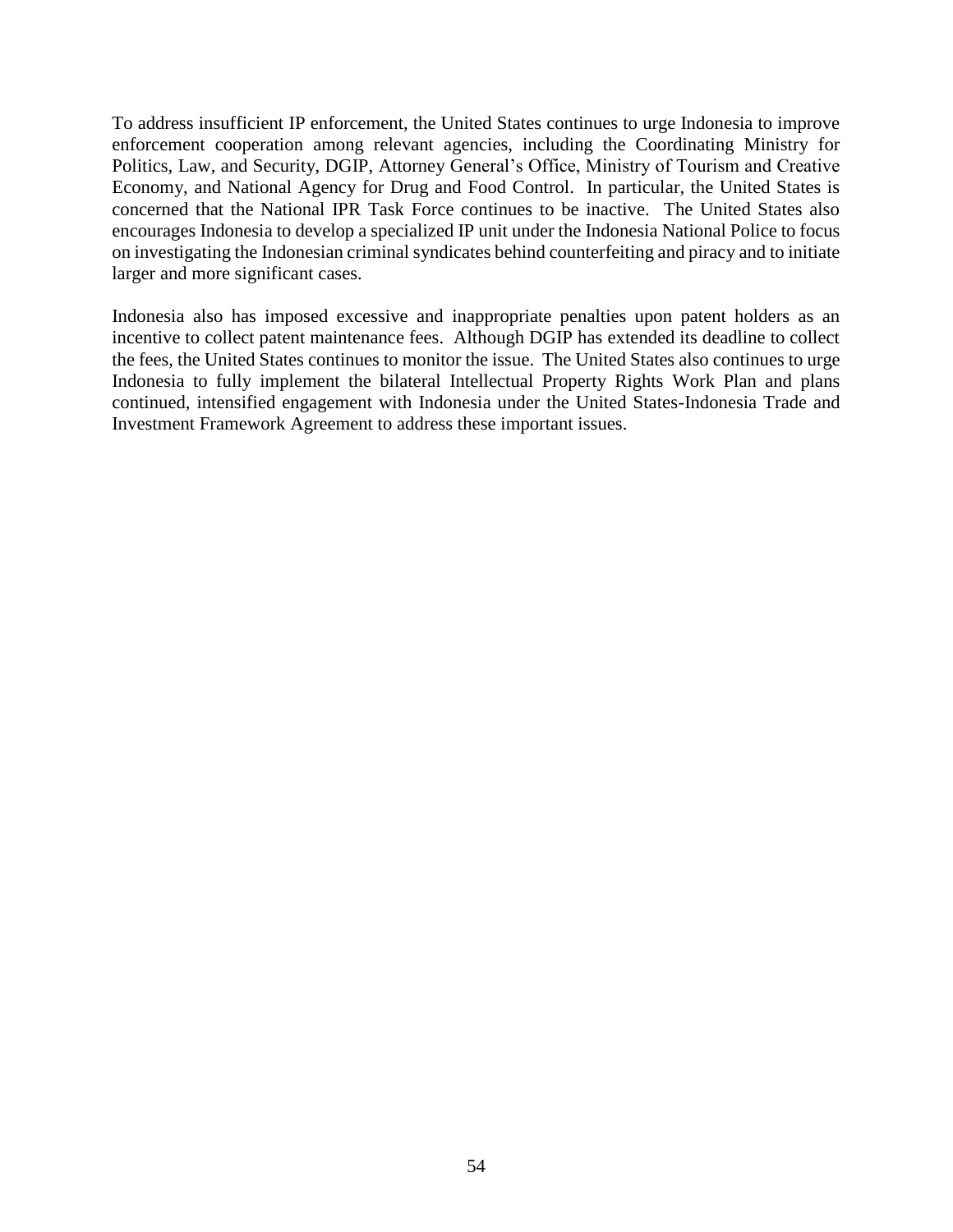To address insufficient IP enforcement, the United States continues to urge Indonesia to improve enforcement cooperation among relevant agencies, including the Coordinating Ministry for Politics, Law, and Security, DGIP, Attorney General's Office, Ministry of Tourism and Creative Economy, and National Agency for Drug and Food Control. In particular, the United States is concerned that the National IPR Task Force continues to be inactive. The United States also encourages Indonesia to develop a specialized IP unit under the Indonesia National Police to focus on investigating the Indonesian criminal syndicates behind counterfeiting and piracy and to initiate larger and more significant cases.

Indonesia also has imposed excessive and inappropriate penalties upon patent holders as an incentive to collect patent maintenance fees. Although DGIP has extended its deadline to collect the fees, the United States continues to monitor the issue. The United States also continues to urge Indonesia to fully implement the bilateral Intellectual Property Rights Work Plan and plans continued, intensified engagement with Indonesia under the United States-Indonesia Trade and Investment Framework Agreement to address these important issues.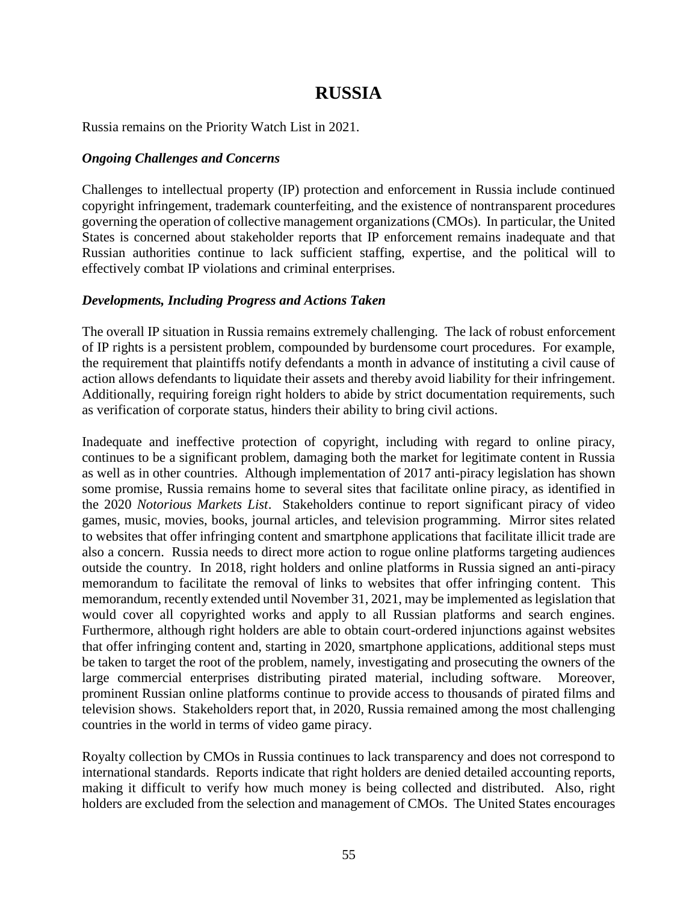# RUSSIA

Russia remains on the Priority Watch List in 2021.

### *Ongoing Challenges and Concerns*

Challenges to intellectual property (IP) protection and enforcement in Russia include continued copyright infringement, trademark counterfeiting, and the existence of nontransparent procedures governing the operation of collective management organizations (CMOs). In particular, the United States is concerned about stakeholder reports that IP enforcement remains inadequate and that Russian authorities continue to lack sufficient staffing, expertise, and the political will to effectively combat IP violations and criminal enterprises.

### *Developments, Including Progress and Actions Taken*

The overall IP situation in Russia remains extremely challenging. The lack of robust enforcement of IP rights is a persistent problem, compounded by burdensome court procedures. For example, the requirement that plaintiffs notify defendants a month in advance of instituting a civil cause of action allows defendants to liquidate their assets and thereby avoid liability for their infringement. Additionally, requiring foreign right holders to abide by strict documentation requirements, such as verification of corporate status, hinders their ability to bring civil actions.

Inadequate and ineffective protection of copyright, including with regard to online piracy, continues to be a significant problem, damaging both the market for legitimate content in Russia as well as in other countries. Although implementation of 2017 anti-piracy legislation has shown some promise, Russia remains home to several sites that facilitate online piracy, as identified in the 2020 *Notorious Markets List*. Stakeholders continue to report significant piracy of video games, music, movies, books, journal articles, and television programming. Mirror sites related to websites that offer infringing content and smartphone applications that facilitate illicit trade are also a concern. Russia needs to direct more action to rogue online platforms targeting audiences outside the country. In 2018, right holders and online platforms in Russia signed an anti-piracy memorandum to facilitate the removal of links to websites that offer infringing content. This memorandum, recently extended until November 31, 2021, may be implemented as legislation that would cover all copyrighted works and apply to all Russian platforms and search engines. Furthermore, although right holders are able to obtain court-ordered injunctions against websites that offer infringing content and, starting in 2020, smartphone applications, additional steps must be taken to target the root of the problem, namely, investigating and prosecuting the owners of the large commercial enterprises distributing pirated material, including software. Moreover, prominent Russian online platforms continue to provide access to thousands of pirated films and television shows. Stakeholders report that, in 2020, Russia remained among the most challenging countries in the world in terms of video game piracy.

Royalty collection by CMOs in Russia continues to lack transparency and does not correspond to international standards. Reports indicate that right holders are denied detailed accounting reports, making it difficult to verify how much money is being collected and distributed. Also, right holders are excluded from the selection and management of CMOs. The United States encourages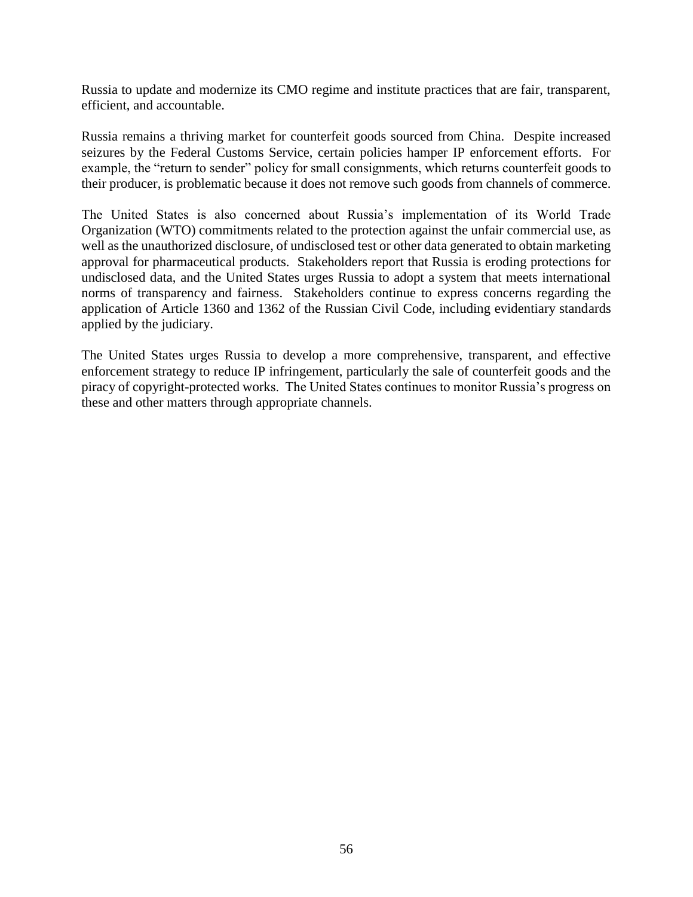Russia to update and modernize its CMO regime and institute practices that are fair, transparent, efficient, and accountable.

Russia remains a thriving market for counterfeit goods sourced from China. Despite increased seizures by the Federal Customs Service, certain policies hamper IP enforcement efforts. For example, the "return to sender" policy for small consignments, which returns counterfeit goods to their producer, is problematic because it does not remove such goods from channels of commerce.

The United States is also concerned about Russia's implementation of its World Trade Organization (WTO) commitments related to the protection against the unfair commercial use, as well as the unauthorized disclosure, of undisclosed test or other data generated to obtain marketing approval for pharmaceutical products. Stakeholders report that Russia is eroding protections for undisclosed data, and the United States urges Russia to adopt a system that meets international norms of transparency and fairness. Stakeholders continue to express concerns regarding the application of Article 1360 and 1362 of the Russian Civil Code, including evidentiary standards applied by the judiciary.

The United States urges Russia to develop a more comprehensive, transparent, and effective enforcement strategy to reduce IP infringement, particularly the sale of counterfeit goods and the piracy of copyright-protected works. The United States continues to monitor Russia's progress on these and other matters through appropriate channels.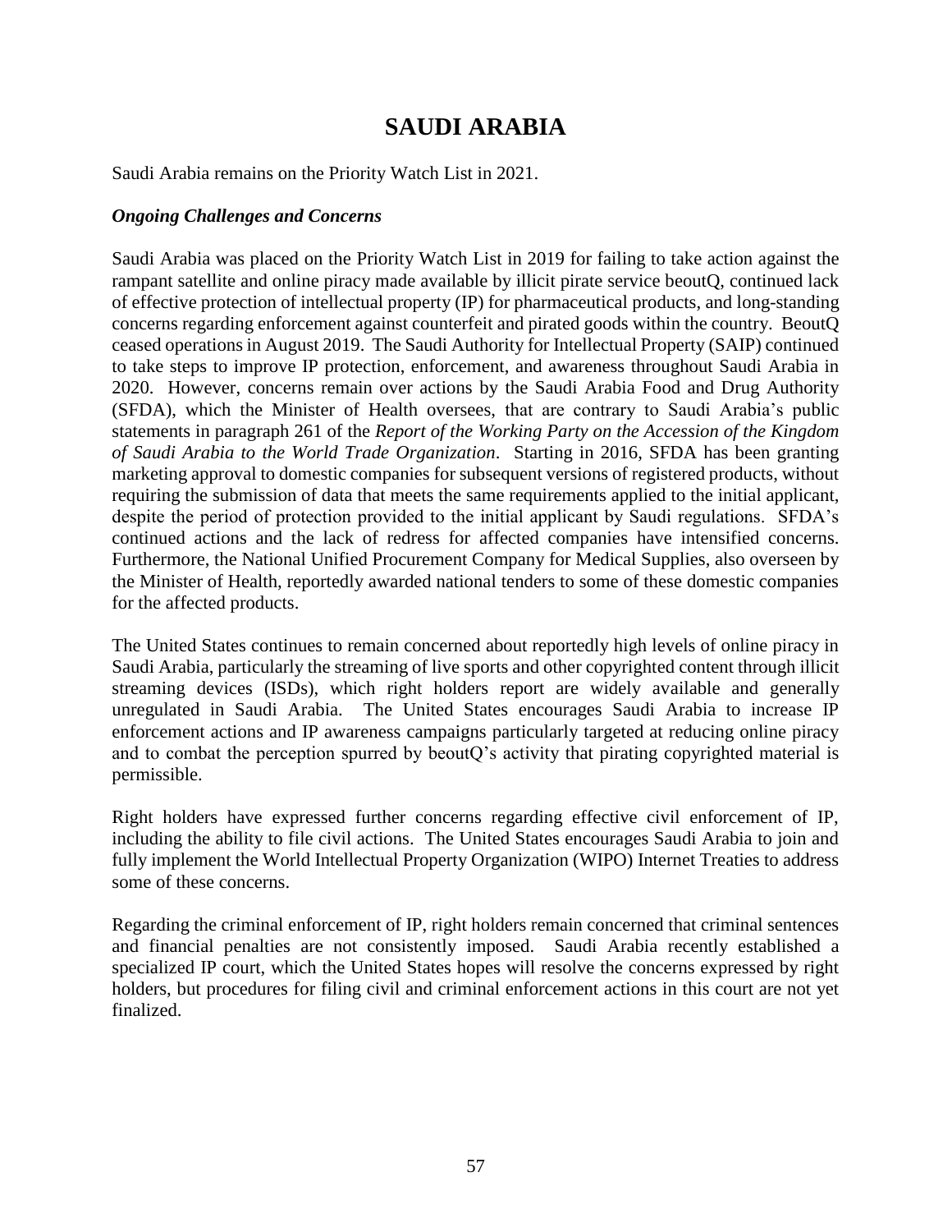# SAUDI ARABIA

Saudi Arabia remains on the Priority Watch List in 2021.

***Ongoing Challenges and Concerns***

Saudi Arabia was placed on the Priority Watch List in 2019 for failing to take action against the rampant satellite and online piracy made available by illicit pirate service beoutQ, continued lack of effective protection of intellectual property (IP) for pharmaceutical products, and long-standing concerns regarding enforcement against counterfeit and pirated goods within the country. BeoutQ ceased operations in August 2019. The Saudi Authority for Intellectual Property (SAIP) continued to take steps to improve IP protection, enforcement, and awareness throughout Saudi Arabia in 2020. However, concerns remain over actions by the Saudi Arabia Food and Drug Authority (SFDA), which the Minister of Health oversees, that are contrary to Saudi Arabia's public statements in paragraph 261 of the *Report of the Working Party on the Accession of the Kingdom of Saudi Arabia to the World Trade Organization*. Starting in 2016, SFDA has been granting marketing approval to domestic companies for subsequent versions of registered products, without requiring the submission of data that meets the same requirements applied to the initial applicant, despite the period of protection provided to the initial applicant by Saudi regulations. SFDA's continued actions and the lack of redress for affected companies have intensified concerns. Furthermore, the National Unified Procurement Company for Medical Supplies, also overseen by the Minister of Health, reportedly awarded national tenders to some of these domestic companies for the affected products.

The United States continues to remain concerned about reportedly high levels of online piracy in Saudi Arabia, particularly the streaming of live sports and other copyrighted content through illicit streaming devices (ISDs), which right holders report are widely available and generally unregulated in Saudi Arabia. The United States encourages Saudi Arabia to increase IP enforcement actions and IP awareness campaigns particularly targeted at reducing online piracy and to combat the perception spurred by beoutQ's activity that pirating copyrighted material is permissible.

Right holders have expressed further concerns regarding effective civil enforcement of IP, including the ability to file civil actions. The United States encourages Saudi Arabia to join and fully implement the World Intellectual Property Organization (WIPO) Internet Treaties to address some of these concerns.

Regarding the criminal enforcement of IP, right holders remain concerned that criminal sentences and financial penalties are not consistently imposed. Saudi Arabia recently established a specialized IP court, which the United States hopes will resolve the concerns expressed by right holders, but procedures for filing civil and criminal enforcement actions in this court are not yet finalized.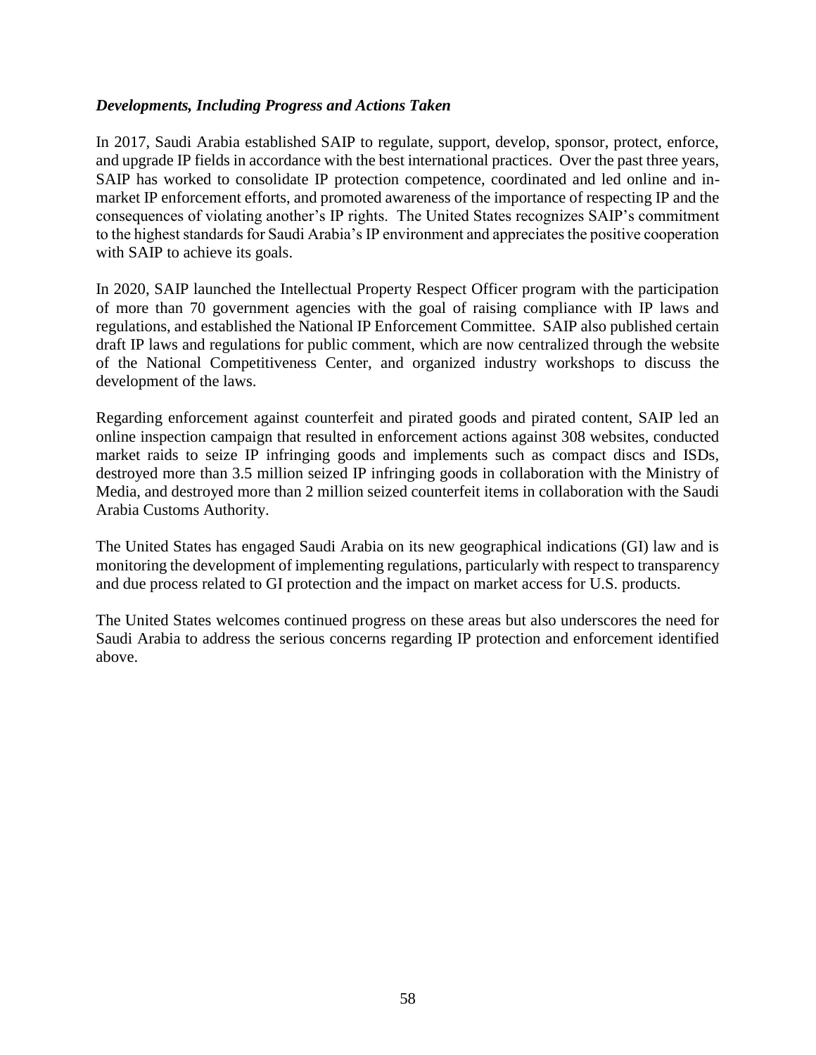***Developments, Including Progress and Actions Taken***

In 2017, Saudi Arabia established SAIP to regulate, support, develop, sponsor, protect, enforce, and upgrade IP fields in accordance with the best international practices. Over the past three years, SAIP has worked to consolidate IP protection competence, coordinated and led online and in-market IP enforcement efforts, and promoted awareness of the importance of respecting IP and the consequences of violating another's IP rights. The United States recognizes SAIP's commitment to the highest standards for Saudi Arabia's IP environment and appreciates the positive cooperation with SAIP to achieve its goals.

In 2020, SAIP launched the Intellectual Property Respect Officer program with the participation of more than 70 government agencies with the goal of raising compliance with IP laws and regulations, and established the National IP Enforcement Committee. SAIP also published certain draft IP laws and regulations for public comment, which are now centralized through the website of the National Competitiveness Center, and organized industry workshops to discuss the development of the laws.

Regarding enforcement against counterfeit and pirated goods and pirated content, SAIP led an online inspection campaign that resulted in enforcement actions against 308 websites, conducted market raids to seize IP infringing goods and implements such as compact discs and ISDs, destroyed more than 3.5 million seized IP infringing goods in collaboration with the Ministry of Media, and destroyed more than 2 million seized counterfeit items in collaboration with the Saudi Arabia Customs Authority.

The United States has engaged Saudi Arabia on its new geographical indications (GI) law and is monitoring the development of implementing regulations, particularly with respect to transparency and due process related to GI protection and the impact on market access for U.S. products.

The United States welcomes continued progress on these areas but also underscores the need for Saudi Arabia to address the serious concerns regarding IP protection and enforcement identified above.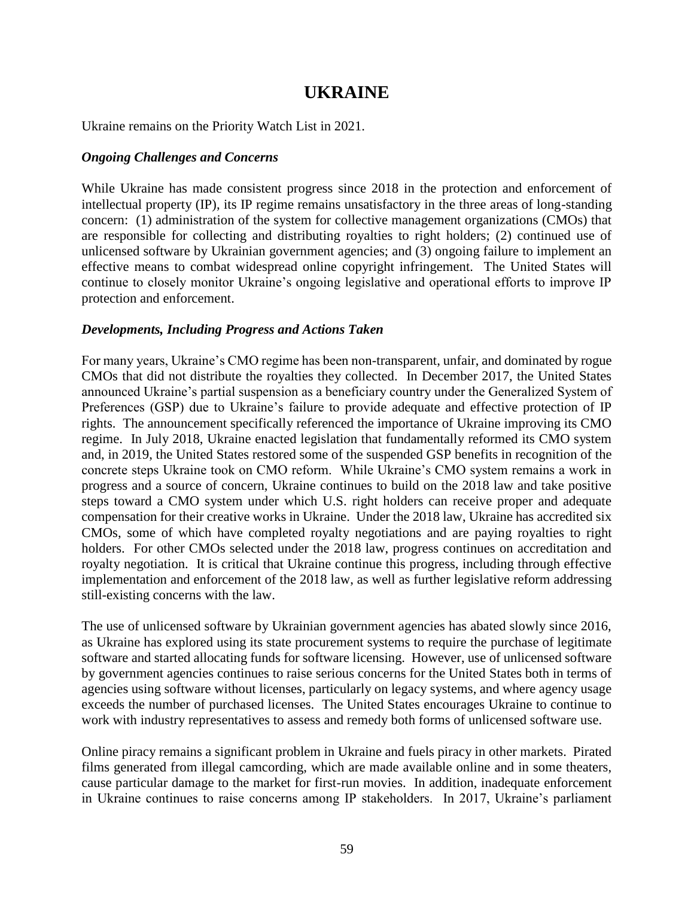# UKRAINE

Ukraine remains on the Priority Watch List in 2021.

***Ongoing Challenges and Concerns***

While Ukraine has made consistent progress since 2018 in the protection and enforcement of intellectual property (IP), its IP regime remains unsatisfactory in the three areas of long-standing concern: (1) administration of the system for collective management organizations (CMOs) that are responsible for collecting and distributing royalties to right holders; (2) continued use of unlicensed software by Ukrainian government agencies; and (3) ongoing failure to implement an effective means to combat widespread online copyright infringement. The United States will continue to closely monitor Ukraine's ongoing legislative and operational efforts to improve IP protection and enforcement.

***Developments, Including Progress and Actions Taken***

For many years, Ukraine's CMO regime has been non-transparent, unfair, and dominated by rogue CMOs that did not distribute the royalties they collected. In December 2017, the United States announced Ukraine's partial suspension as a beneficiary country under the Generalized System of Preferences (GSP) due to Ukraine's failure to provide adequate and effective protection of IP rights. The announcement specifically referenced the importance of Ukraine improving its CMO regime. In July 2018, Ukraine enacted legislation that fundamentally reformed its CMO system and, in 2019, the United States restored some of the suspended GSP benefits in recognition of the concrete steps Ukraine took on CMO reform. While Ukraine's CMO system remains a work in progress and a source of concern, Ukraine continues to build on the 2018 law and take positive steps toward a CMO system under which U.S. right holders can receive proper and adequate compensation for their creative works in Ukraine. Under the 2018 law, Ukraine has accredited six CMOs, some of which have completed royalty negotiations and are paying royalties to right holders. For other CMOs selected under the 2018 law, progress continues on accreditation and royalty negotiation. It is critical that Ukraine continue this progress, including through effective implementation and enforcement of the 2018 law, as well as further legislative reform addressing still-existing concerns with the law.

The use of unlicensed software by Ukrainian government agencies has abated slowly since 2016, as Ukraine has explored using its state procurement systems to require the purchase of legitimate software and started allocating funds for software licensing. However, use of unlicensed software by government agencies continues to raise serious concerns for the United States both in terms of agencies using software without licenses, particularly on legacy systems, and where agency usage exceeds the number of purchased licenses. The United States encourages Ukraine to continue to work with industry representatives to assess and remedy both forms of unlicensed software use.

Online piracy remains a significant problem in Ukraine and fuels piracy in other markets. Pirated films generated from illegal camcording, which are made available online and in some theaters, cause particular damage to the market for first-run movies. In addition, inadequate enforcement in Ukraine continues to raise concerns among IP stakeholders. In 2017, Ukraine's parliament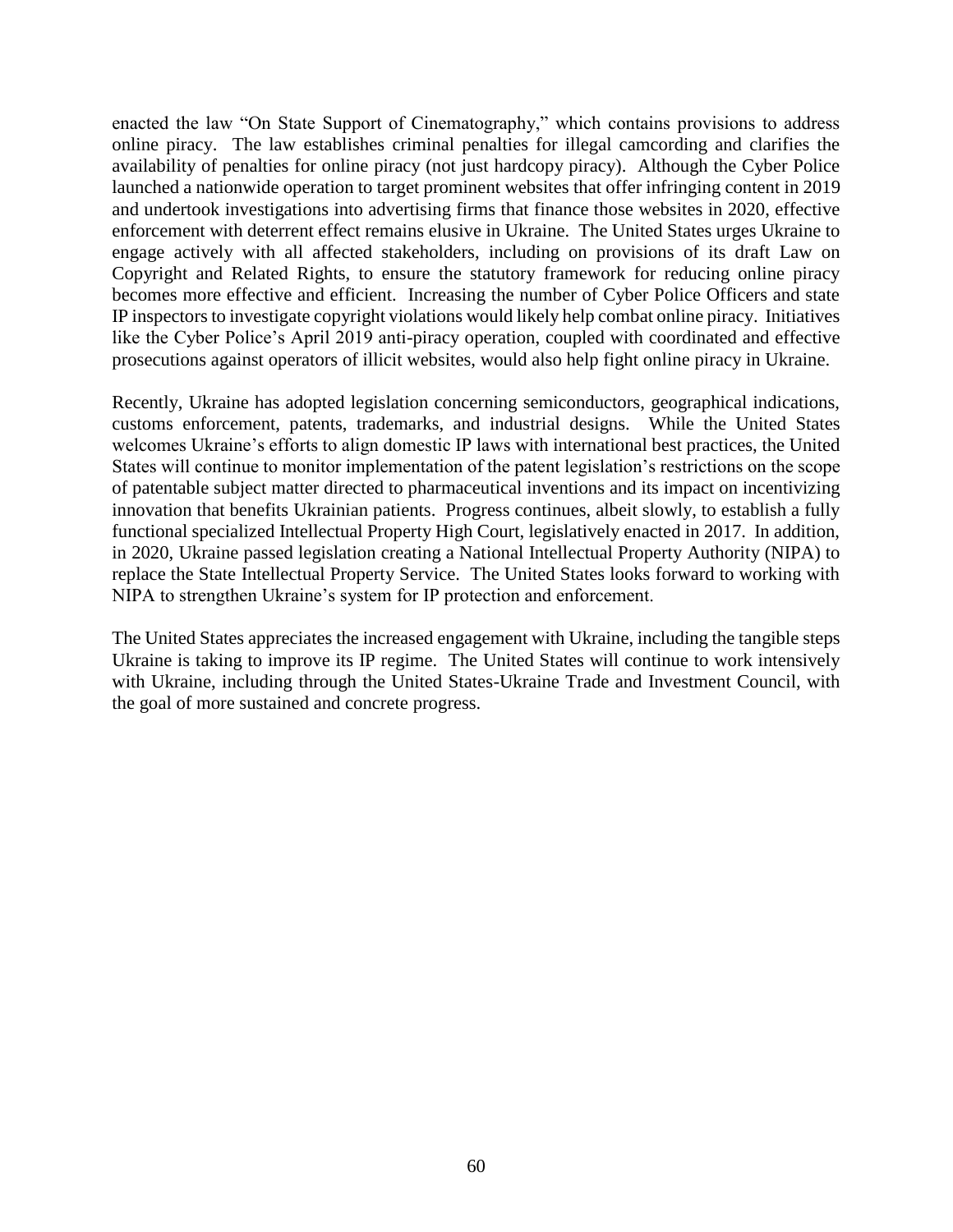enacted the law "On State Support of Cinematography," which contains provisions to address online piracy. The law establishes criminal penalties for illegal camcording and clarifies the availability of penalties for online piracy (not just hardcopy piracy). Although the Cyber Police launched a nationwide operation to target prominent websites that offer infringing content in 2019 and undertook investigations into advertising firms that finance those websites in 2020, effective enforcement with deterrent effect remains elusive in Ukraine. The United States urges Ukraine to engage actively with all affected stakeholders, including on provisions of its draft Law on Copyright and Related Rights, to ensure the statutory framework for reducing online piracy becomes more effective and efficient. Increasing the number of Cyber Police Officers and state IP inspectors to investigate copyright violations would likely help combat online piracy. Initiatives like the Cyber Police's April 2019 anti-piracy operation, coupled with coordinated and effective prosecutions against operators of illicit websites, would also help fight online piracy in Ukraine.

Recently, Ukraine has adopted legislation concerning semiconductors, geographical indications, customs enforcement, patents, trademarks, and industrial designs. While the United States welcomes Ukraine's efforts to align domestic IP laws with international best practices, the United States will continue to monitor implementation of the patent legislation's restrictions on the scope of patentable subject matter directed to pharmaceutical inventions and its impact on incentivizing innovation that benefits Ukrainian patients. Progress continues, albeit slowly, to establish a fully functional specialized Intellectual Property High Court, legislatively enacted in 2017. In addition, in 2020, Ukraine passed legislation creating a National Intellectual Property Authority (NIPA) to replace the State Intellectual Property Service. The United States looks forward to working with NIPA to strengthen Ukraine's system for IP protection and enforcement.

The United States appreciates the increased engagement with Ukraine, including the tangible steps Ukraine is taking to improve its IP regime. The United States will continue to work intensively with Ukraine, including through the United States-Ukraine Trade and Investment Council, with the goal of more sustained and concrete progress.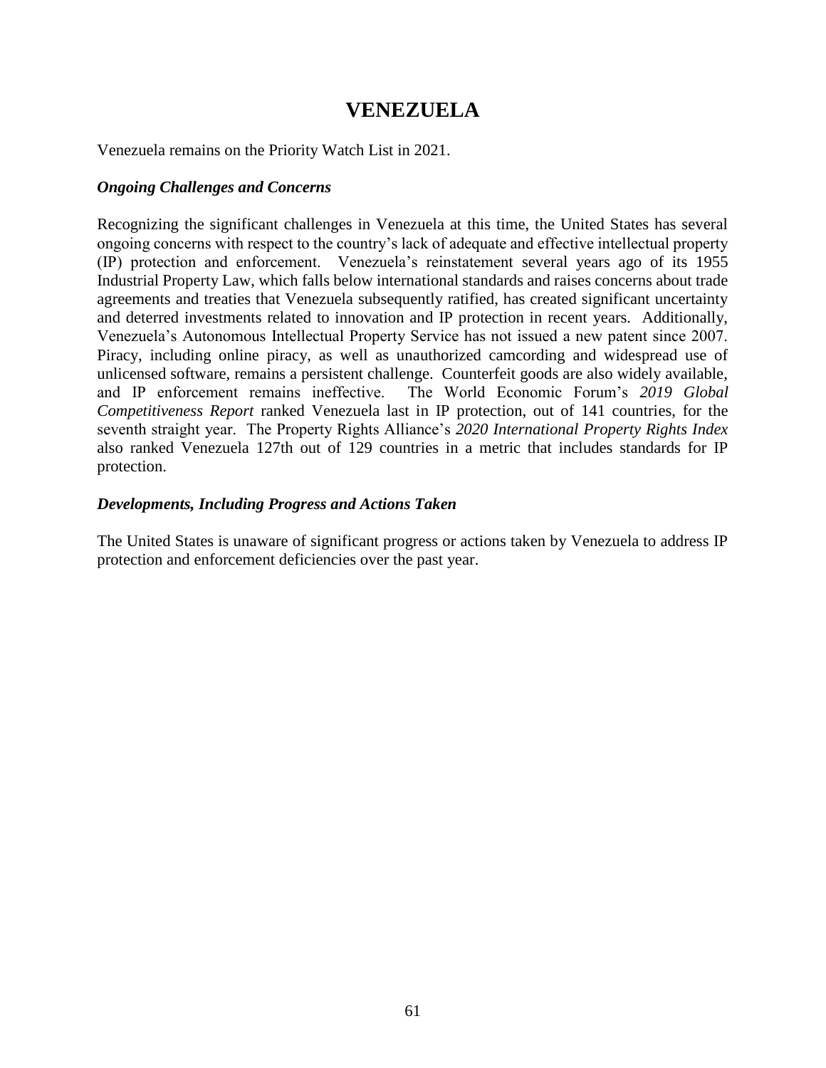# VENEZUELA

Venezuela remains on the Priority Watch List in 2021.

### *Ongoing Challenges and Concerns*

Recognizing the significant challenges in Venezuela at this time, the United States has several ongoing concerns with respect to the country's lack of adequate and effective intellectual property (IP) protection and enforcement. Venezuela's reinstatement several years ago of its 1955 Industrial Property Law, which falls below international standards and raises concerns about trade agreements and treaties that Venezuela subsequently ratified, has created significant uncertainty and deterred investments related to innovation and IP protection in recent years. Additionally, Venezuela's Autonomous Intellectual Property Service has not issued a new patent since 2007. Piracy, including online piracy, as well as unauthorized camcording and widespread use of unlicensed software, remains a persistent challenge. Counterfeit goods are also widely available, and IP enforcement remains ineffective. The World Economic Forum's *2019 Global Competitiveness Report* ranked Venezuela last in IP protection, out of 141 countries, for the seventh straight year. The Property Rights Alliance's *2020 International Property Rights Index* also ranked Venezuela 127th out of 129 countries in a metric that includes standards for IP protection.

### *Developments, Including Progress and Actions Taken*

The United States is unaware of significant progress or actions taken by Venezuela to address IP protection and enforcement deficiencies over the past year.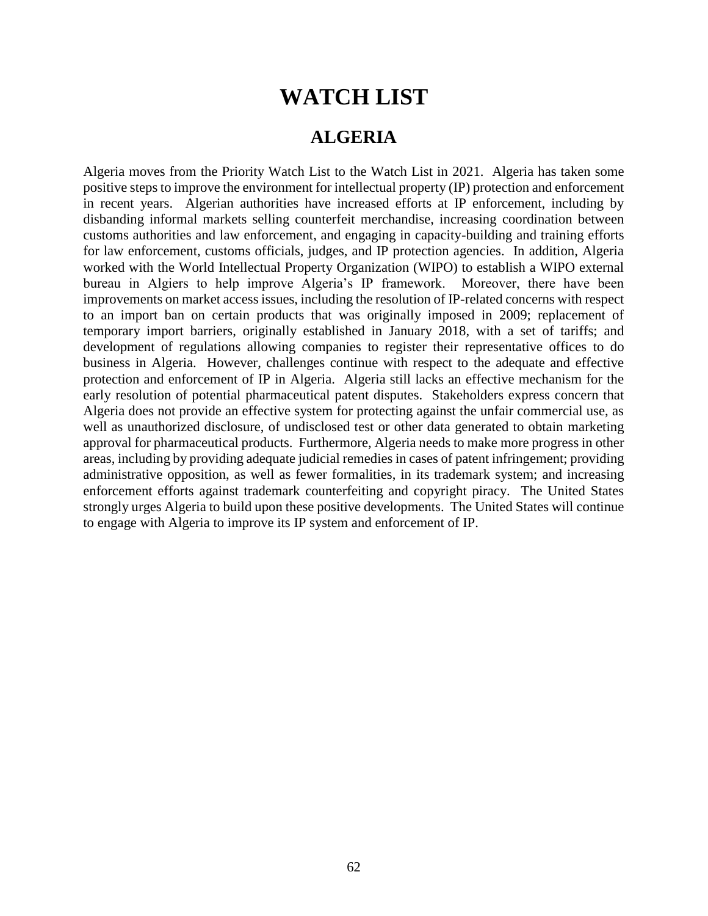# WATCH LIST

## ALGERIA

Algeria moves from the Priority Watch List to the Watch List in 2021. Algeria has taken some positive steps to improve the environment for intellectual property (IP) protection and enforcement in recent years. Algerian authorities have increased efforts at IP enforcement, including by disbanding informal markets selling counterfeit merchandise, increasing coordination between customs authorities and law enforcement, and engaging in capacity-building and training efforts for law enforcement, customs officials, judges, and IP protection agencies. In addition, Algeria worked with the World Intellectual Property Organization (WIPO) to establish a WIPO external bureau in Algiers to help improve Algeria's IP framework. Moreover, there have been improvements on market access issues, including the resolution of IP-related concerns with respect to an import ban on certain products that was originally imposed in 2009; replacement of temporary import barriers, originally established in January 2018, with a set of tariffs; and development of regulations allowing companies to register their representative offices to do business in Algeria. However, challenges continue with respect to the adequate and effective protection and enforcement of IP in Algeria. Algeria still lacks an effective mechanism for the early resolution of potential pharmaceutical patent disputes. Stakeholders express concern that Algeria does not provide an effective system for protecting against the unfair commercial use, as well as unauthorized disclosure, of undisclosed test or other data generated to obtain marketing approval for pharmaceutical products. Furthermore, Algeria needs to make more progress in other areas, including by providing adequate judicial remedies in cases of patent infringement; providing administrative opposition, as well as fewer formalities, in its trademark system; and increasing enforcement efforts against trademark counterfeiting and copyright piracy. The United States strongly urges Algeria to build upon these positive developments. The United States will continue to engage with Algeria to improve its IP system and enforcement of IP.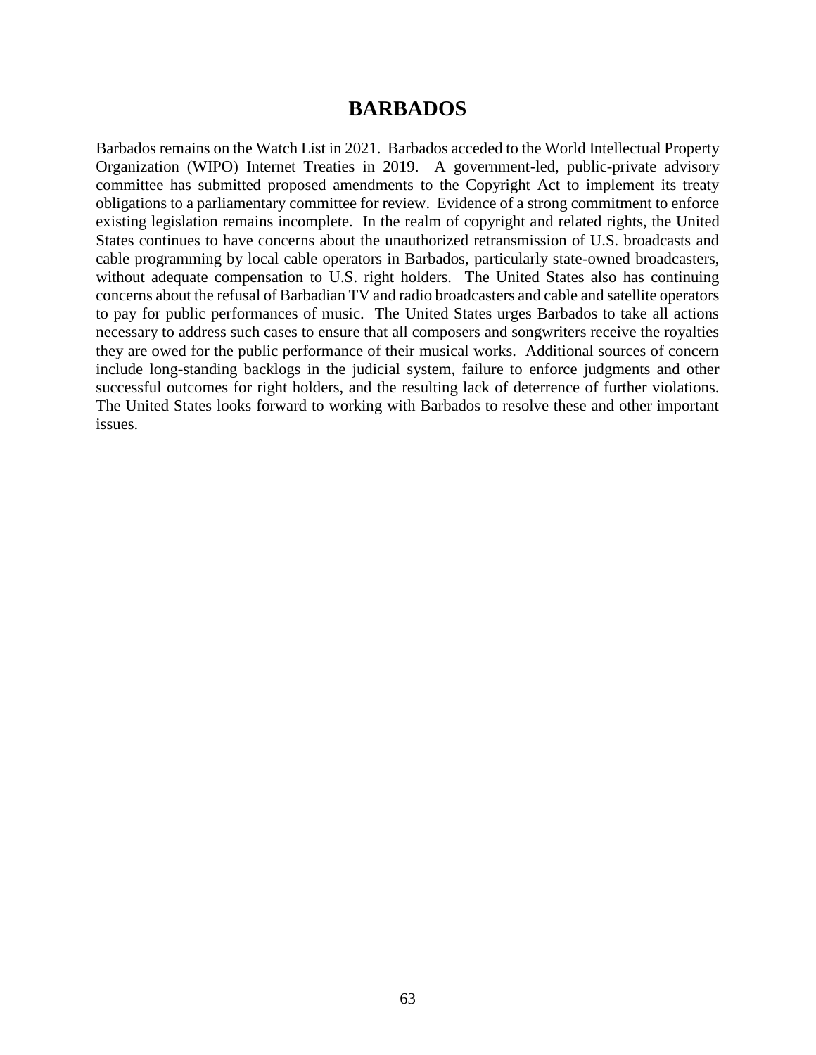# BARBADOS

Barbados remains on the Watch List in 2021. Barbados acceded to the World Intellectual Property Organization (WIPO) Internet Treaties in 2019. A government-led, public-private advisory committee has submitted proposed amendments to the Copyright Act to implement its treaty obligations to a parliamentary committee for review. Evidence of a strong commitment to enforce existing legislation remains incomplete. In the realm of copyright and related rights, the United States continues to have concerns about the unauthorized retransmission of U.S. broadcasts and cable programming by local cable operators in Barbados, particularly state-owned broadcasters, without adequate compensation to U.S. right holders. The United States also has continuing concerns about the refusal of Barbadian TV and radio broadcasters and cable and satellite operators to pay for public performances of music. The United States urges Barbados to take all actions necessary to address such cases to ensure that all composers and songwriters receive the royalties they are owed for the public performance of their musical works. Additional sources of concern include long-standing backlogs in the judicial system, failure to enforce judgments and other successful outcomes for right holders, and the resulting lack of deterrence of further violations. The United States looks forward to working with Barbados to resolve these and other important issues.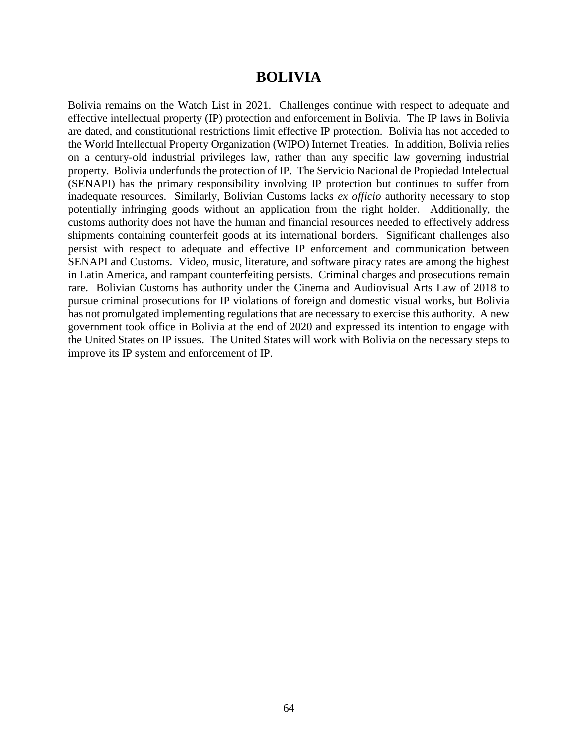# BOLIVIA

Bolivia remains on the Watch List in 2021. Challenges continue with respect to adequate and effective intellectual property (IP) protection and enforcement in Bolivia. The IP laws in Bolivia are dated, and constitutional restrictions limit effective IP protection. Bolivia has not acceded to the World Intellectual Property Organization (WIPO) Internet Treaties. In addition, Bolivia relies on a century-old industrial privileges law, rather than any specific law governing industrial property. Bolivia underfunds the protection of IP. The Servicio Nacional de Propiedad Intelectual (SENAPI) has the primary responsibility involving IP protection but continues to suffer from inadequate resources. Similarly, Bolivian Customs lacks *ex officio* authority necessary to stop potentially infringing goods without an application from the right holder. Additionally, the customs authority does not have the human and financial resources needed to effectively address shipments containing counterfeit goods at its international borders. Significant challenges also persist with respect to adequate and effective IP enforcement and communication between SENAPI and Customs. Video, music, literature, and software piracy rates are among the highest in Latin America, and rampant counterfeiting persists. Criminal charges and prosecutions remain rare. Bolivian Customs has authority under the Cinema and Audiovisual Arts Law of 2018 to pursue criminal prosecutions for IP violations of foreign and domestic visual works, but Bolivia has not promulgated implementing regulations that are necessary to exercise this authority. A new government took office in Bolivia at the end of 2020 and expressed its intention to engage with the United States on IP issues. The United States will work with Bolivia on the necessary steps to improve its IP system and enforcement of IP.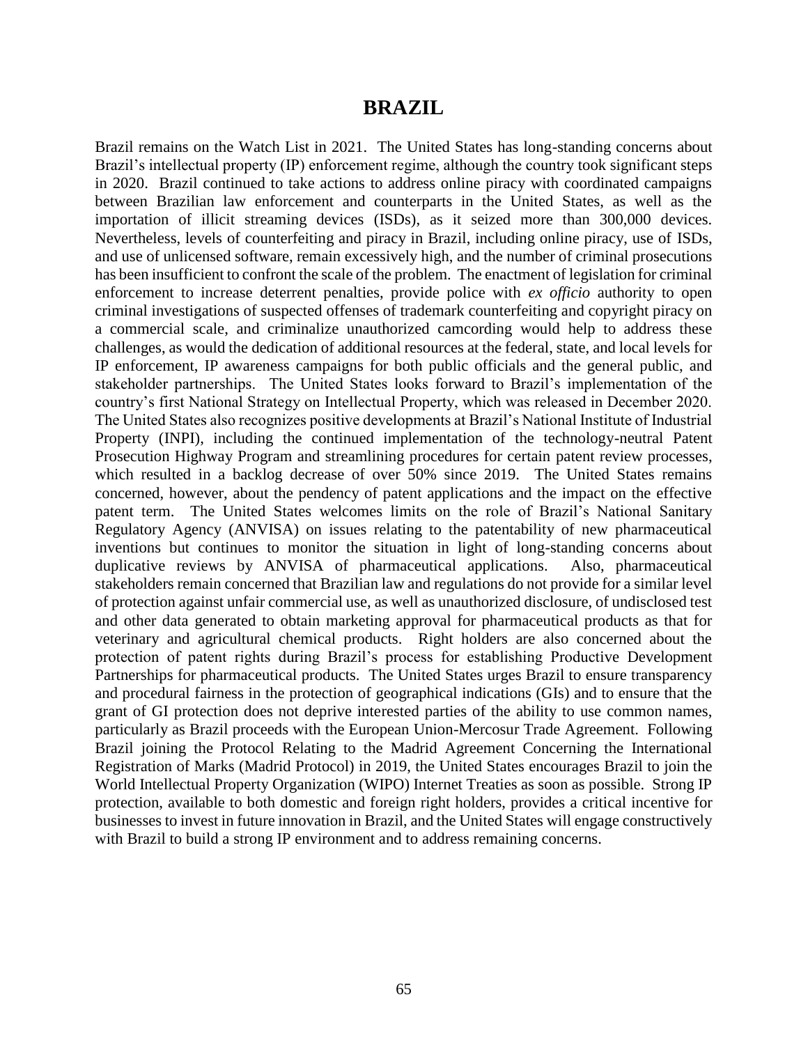# BRAZIL

Brazil remains on the Watch List in 2021. The United States has long-standing concerns about Brazil's intellectual property (IP) enforcement regime, although the country took significant steps in 2020. Brazil continued to take actions to address online piracy with coordinated campaigns between Brazilian law enforcement and counterparts in the United States, as well as the importation of illicit streaming devices (ISDs), as it seized more than 300,000 devices. Nevertheless, levels of counterfeiting and piracy in Brazil, including online piracy, use of ISDs, and use of unlicensed software, remain excessively high, and the number of criminal prosecutions has been insufficient to confront the scale of the problem. The enactment of legislation for criminal enforcement to increase deterrent penalties, provide police with *ex officio* authority to open criminal investigations of suspected offenses of trademark counterfeiting and copyright piracy on a commercial scale, and criminalize unauthorized camcording would help to address these challenges, as would the dedication of additional resources at the federal, state, and local levels for IP enforcement, IP awareness campaigns for both public officials and the general public, and stakeholder partnerships. The United States looks forward to Brazil's implementation of the country's first National Strategy on Intellectual Property, which was released in December 2020. The United States also recognizes positive developments at Brazil's National Institute of Industrial Property (INPI), including the continued implementation of the technology-neutral Patent Prosecution Highway Program and streamlining procedures for certain patent review processes, which resulted in a backlog decrease of over 50% since 2019. The United States remains concerned, however, about the pendency of patent applications and the impact on the effective patent term. The United States welcomes limits on the role of Brazil's National Sanitary Regulatory Agency (ANVISA) on issues relating to the patentability of new pharmaceutical inventions but continues to monitor the situation in light of long-standing concerns about duplicative reviews by ANVISA of pharmaceutical applications. Also, pharmaceutical stakeholders remain concerned that Brazilian law and regulations do not provide for a similar level of protection against unfair commercial use, as well as unauthorized disclosure, of undisclosed test and other data generated to obtain marketing approval for pharmaceutical products as that for veterinary and agricultural chemical products. Right holders are also concerned about the protection of patent rights during Brazil's process for establishing Productive Development Partnerships for pharmaceutical products. The United States urges Brazil to ensure transparency and procedural fairness in the protection of geographical indications (GIs) and to ensure that the grant of GI protection does not deprive interested parties of the ability to use common names, particularly as Brazil proceeds with the European Union-Mercosur Trade Agreement. Following Brazil joining the Protocol Relating to the Madrid Agreement Concerning the International Registration of Marks (Madrid Protocol) in 2019, the United States encourages Brazil to join the World Intellectual Property Organization (WIPO) Internet Treaties as soon as possible. Strong IP protection, available to both domestic and foreign right holders, provides a critical incentive for businesses to invest in future innovation in Brazil, and the United States will engage constructively with Brazil to build a strong IP environment and to address remaining concerns.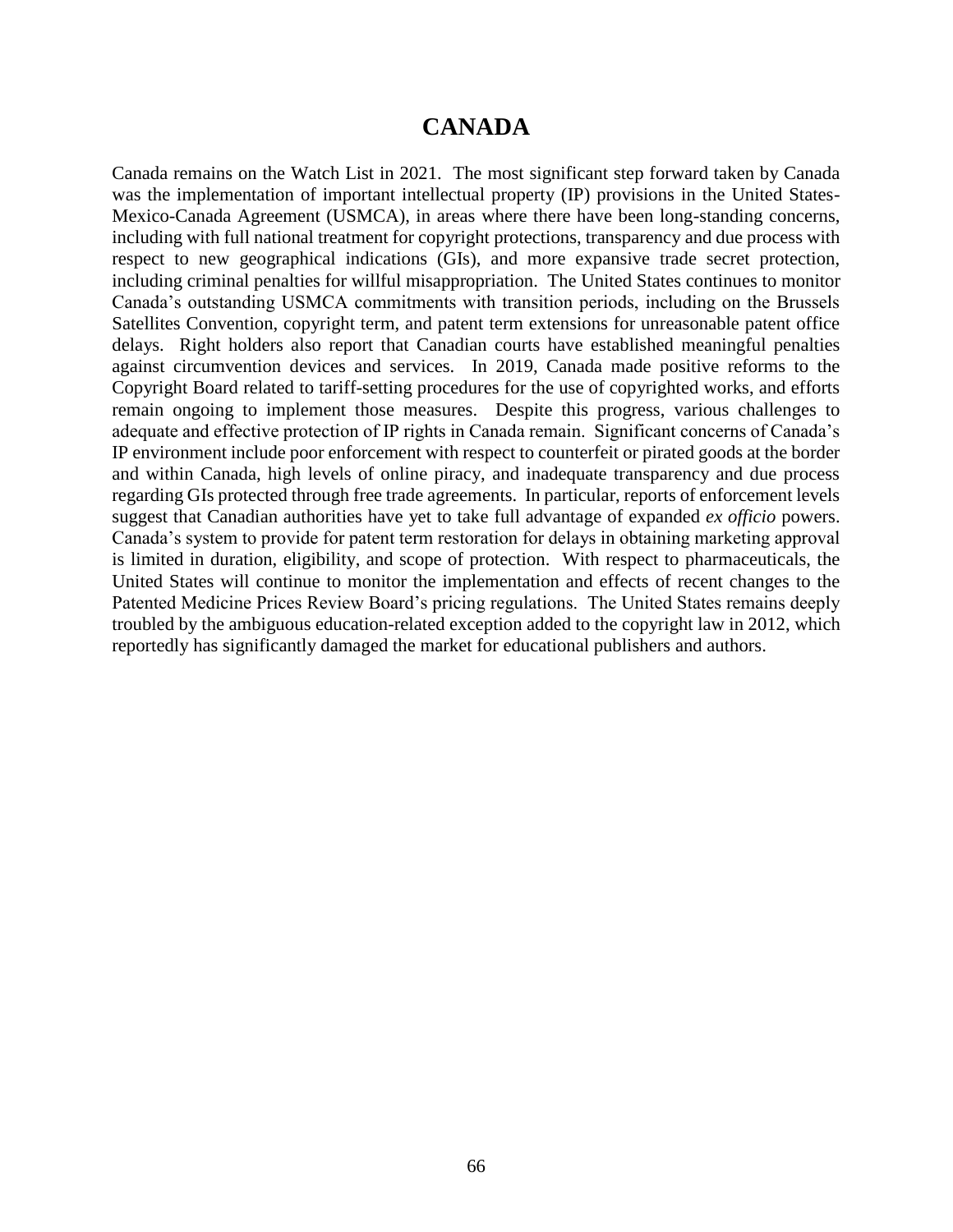# CANADA

Canada remains on the Watch List in 2021. The most significant step forward taken by Canada was the implementation of important intellectual property (IP) provisions in the United States-Mexico-Canada Agreement (USMCA), in areas where there have been long-standing concerns, including with full national treatment for copyright protections, transparency and due process with respect to new geographical indications (GIs), and more expansive trade secret protection, including criminal penalties for willful misappropriation. The United States continues to monitor Canada's outstanding USMCA commitments with transition periods, including on the Brussels Satellites Convention, copyright term, and patent term extensions for unreasonable patent office delays. Right holders also report that Canadian courts have established meaningful penalties against circumvention devices and services. In 2019, Canada made positive reforms to the Copyright Board related to tariff-setting procedures for the use of copyrighted works, and efforts remain ongoing to implement those measures. Despite this progress, various challenges to adequate and effective protection of IP rights in Canada remain. Significant concerns of Canada's IP environment include poor enforcement with respect to counterfeit or pirated goods at the border and within Canada, high levels of online piracy, and inadequate transparency and due process regarding GIs protected through free trade agreements. In particular, reports of enforcement levels suggest that Canadian authorities have yet to take full advantage of expanded *ex officio* powers. Canada's system to provide for patent term restoration for delays in obtaining marketing approval is limited in duration, eligibility, and scope of protection. With respect to pharmaceuticals, the United States will continue to monitor the implementation and effects of recent changes to the Patented Medicine Prices Review Board's pricing regulations. The United States remains deeply troubled by the ambiguous education-related exception added to the copyright law in 2012, which reportedly has significantly damaged the market for educational publishers and authors.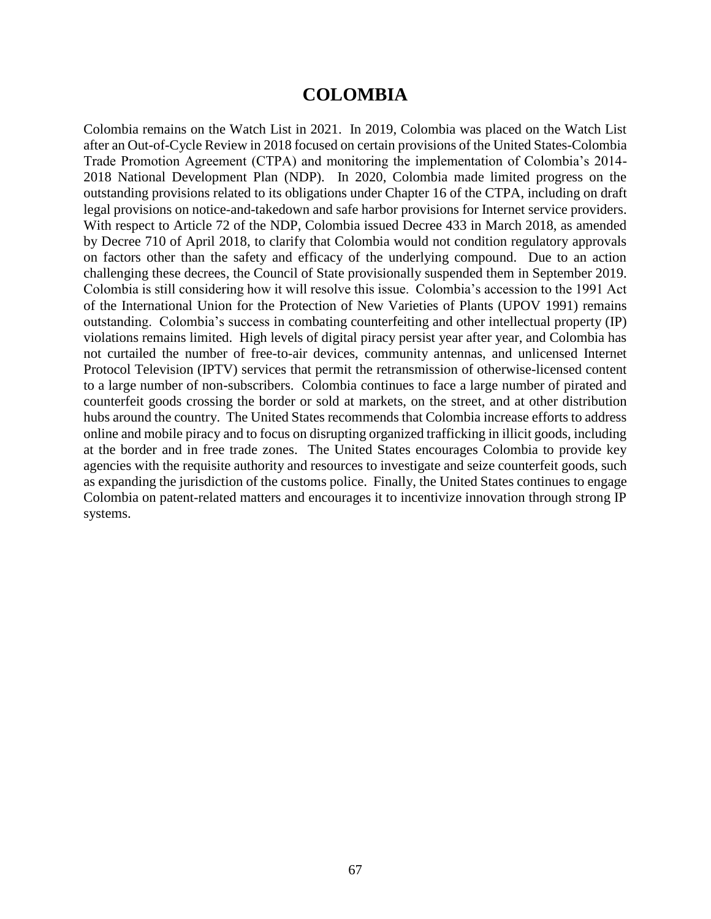# COLOMBIA

Colombia remains on the Watch List in 2021. In 2019, Colombia was placed on the Watch List after an Out-of-Cycle Review in 2018 focused on certain provisions of the United States-Colombia Trade Promotion Agreement (CTPA) and monitoring the implementation of Colombia's 2014-2018 National Development Plan (NDP). In 2020, Colombia made limited progress on the outstanding provisions related to its obligations under Chapter 16 of the CTPA, including on draft legal provisions on notice-and-takedown and safe harbor provisions for Internet service providers. With respect to Article 72 of the NDP, Colombia issued Decree 433 in March 2018, as amended by Decree 710 of April 2018, to clarify that Colombia would not condition regulatory approvals on factors other than the safety and efficacy of the underlying compound. Due to an action challenging these decrees, the Council of State provisionally suspended them in September 2019. Colombia is still considering how it will resolve this issue. Colombia's accession to the 1991 Act of the International Union for the Protection of New Varieties of Plants (UPOV 1991) remains outstanding. Colombia's success in combating counterfeiting and other intellectual property (IP) violations remains limited. High levels of digital piracy persist year after year, and Colombia has not curtailed the number of free-to-air devices, community antennas, and unlicensed Internet Protocol Television (IPTV) services that permit the retransmission of otherwise-licensed content to a large number of non-subscribers. Colombia continues to face a large number of pirated and counterfeit goods crossing the border or sold at markets, on the street, and at other distribution hubs around the country. The United States recommends that Colombia increase efforts to address online and mobile piracy and to focus on disrupting organized trafficking in illicit goods, including at the border and in free trade zones. The United States encourages Colombia to provide key agencies with the requisite authority and resources to investigate and seize counterfeit goods, such as expanding the jurisdiction of the customs police. Finally, the United States continues to engage Colombia on patent-related matters and encourages it to incentivize innovation through strong IP systems.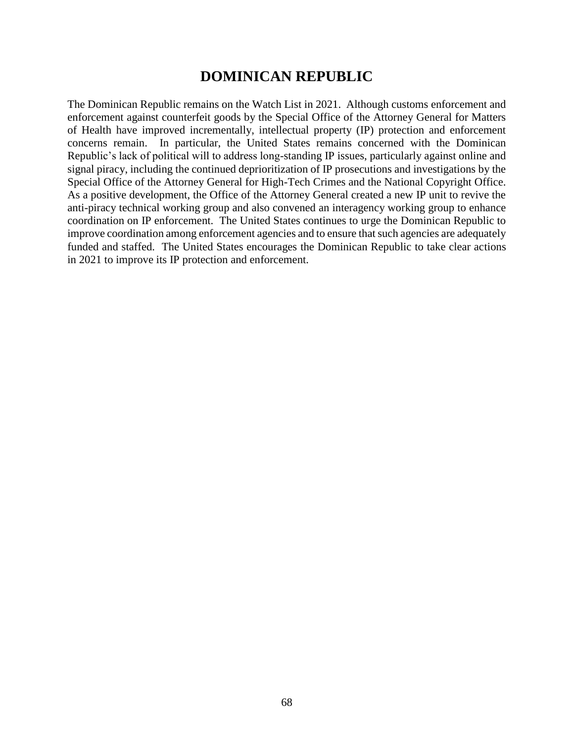# DOMINICAN REPUBLIC

The Dominican Republic remains on the Watch List in 2021. Although customs enforcement and enforcement against counterfeit goods by the Special Office of the Attorney General for Matters of Health have improved incrementally, intellectual property (IP) protection and enforcement concerns remain. In particular, the United States remains concerned with the Dominican Republic's lack of political will to address long-standing IP issues, particularly against online and signal piracy, including the continued deprioritization of IP prosecutions and investigations by the Special Office of the Attorney General for High-Tech Crimes and the National Copyright Office. As a positive development, the Office of the Attorney General created a new IP unit to revive the anti-piracy technical working group and also convened an interagency working group to enhance coordination on IP enforcement. The United States continues to urge the Dominican Republic to improve coordination among enforcement agencies and to ensure that such agencies are adequately funded and staffed. The United States encourages the Dominican Republic to take clear actions in 2021 to improve its IP protection and enforcement.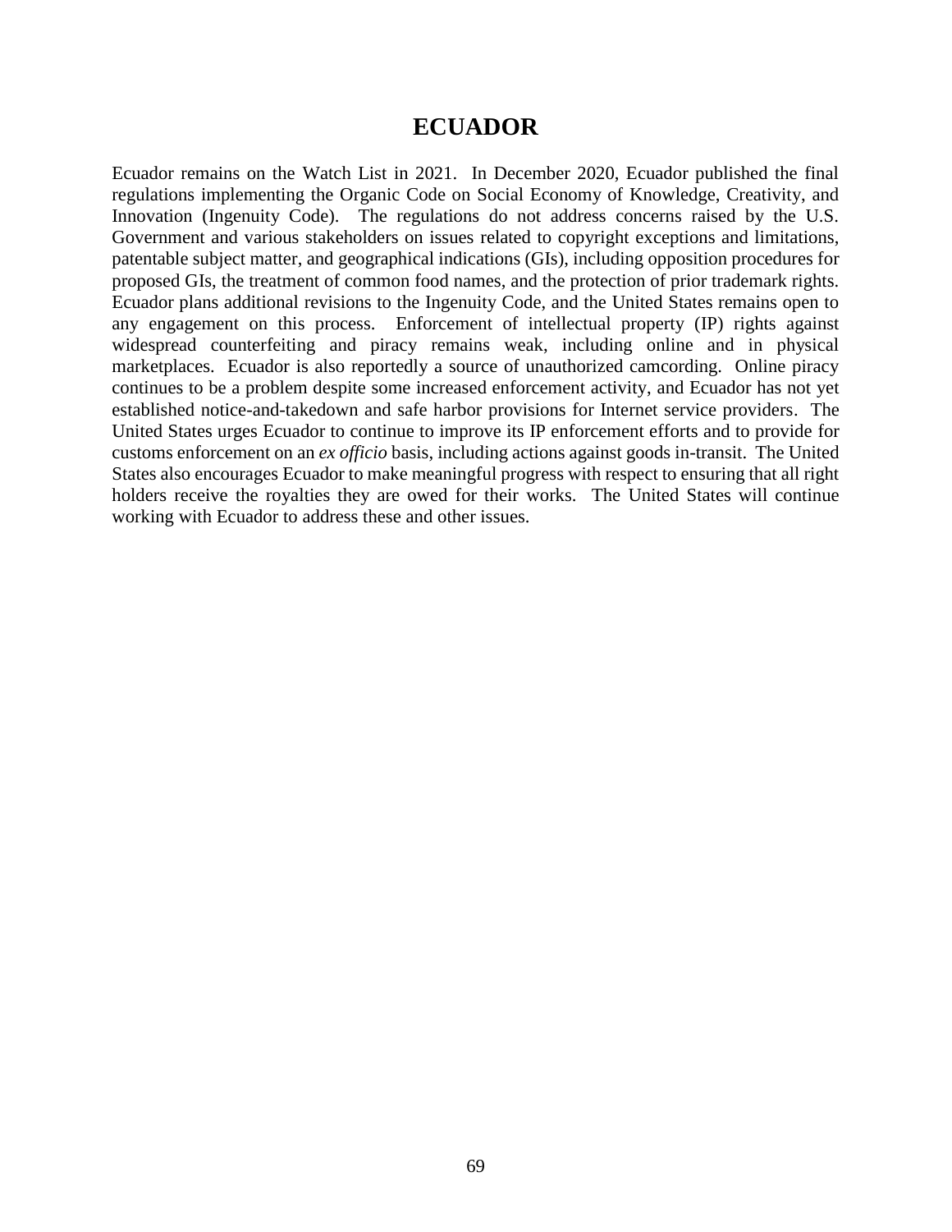# ECUADOR

Ecuador remains on the Watch List in 2021. In December 2020, Ecuador published the final regulations implementing the Organic Code on Social Economy of Knowledge, Creativity, and Innovation (Ingenuity Code). The regulations do not address concerns raised by the U.S. Government and various stakeholders on issues related to copyright exceptions and limitations, patentable subject matter, and geographical indications (GIs), including opposition procedures for proposed GIs, the treatment of common food names, and the protection of prior trademark rights. Ecuador plans additional revisions to the Ingenuity Code, and the United States remains open to any engagement on this process. Enforcement of intellectual property (IP) rights against widespread counterfeiting and piracy remains weak, including online and in physical marketplaces. Ecuador is also reportedly a source of unauthorized camcording. Online piracy continues to be a problem despite some increased enforcement activity, and Ecuador has not yet established notice-and-takedown and safe harbor provisions for Internet service providers. The United States urges Ecuador to continue to improve its IP enforcement efforts and to provide for customs enforcement on an *ex officio* basis, including actions against goods in-transit. The United States also encourages Ecuador to make meaningful progress with respect to ensuring that all right holders receive the royalties they are owed for their works. The United States will continue working with Ecuador to address these and other issues.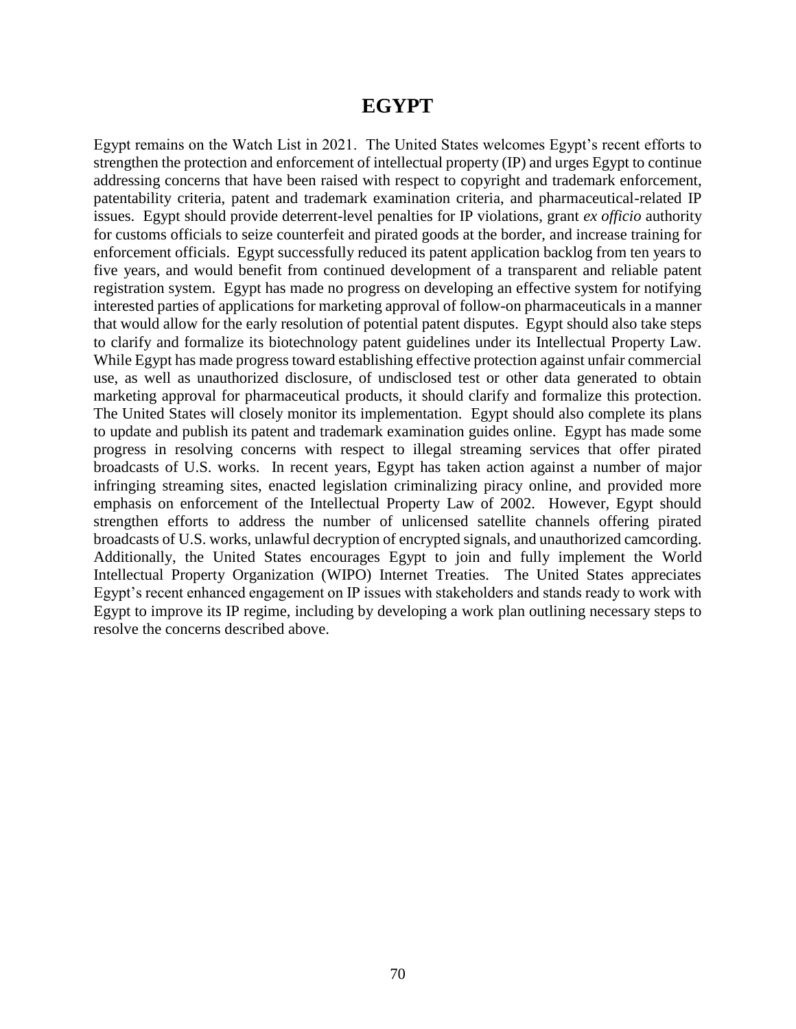# EGYPT

Egypt remains on the Watch List in 2021. The United States welcomes Egypt's recent efforts to strengthen the protection and enforcement of intellectual property (IP) and urges Egypt to continue addressing concerns that have been raised with respect to copyright and trademark enforcement, patentability criteria, patent and trademark examination criteria, and pharmaceutical-related IP issues. Egypt should provide deterrent-level penalties for IP violations, grant *ex officio* authority for customs officials to seize counterfeit and pirated goods at the border, and increase training for enforcement officials. Egypt successfully reduced its patent application backlog from ten years to five years, and would benefit from continued development of a transparent and reliable patent registration system. Egypt has made no progress on developing an effective system for notifying interested parties of applications for marketing approval of follow-on pharmaceuticals in a manner that would allow for the early resolution of potential patent disputes. Egypt should also take steps to clarify and formalize its biotechnology patent guidelines under its Intellectual Property Law. While Egypt has made progress toward establishing effective protection against unfair commercial use, as well as unauthorized disclosure, of undisclosed test or other data generated to obtain marketing approval for pharmaceutical products, it should clarify and formalize this protection. The United States will closely monitor its implementation. Egypt should also complete its plans to update and publish its patent and trademark examination guides online. Egypt has made some progress in resolving concerns with respect to illegal streaming services that offer pirated broadcasts of U.S. works. In recent years, Egypt has taken action against a number of major infringing streaming sites, enacted legislation criminalizing piracy online, and provided more emphasis on enforcement of the Intellectual Property Law of 2002. However, Egypt should strengthen efforts to address the number of unlicensed satellite channels offering pirated broadcasts of U.S. works, unlawful decryption of encrypted signals, and unauthorized camcording. Additionally, the United States encourages Egypt to join and fully implement the World Intellectual Property Organization (WIPO) Internet Treaties. The United States appreciates Egypt's recent enhanced engagement on IP issues with stakeholders and stands ready to work with Egypt to improve its IP regime, including by developing a work plan outlining necessary steps to resolve the concerns described above.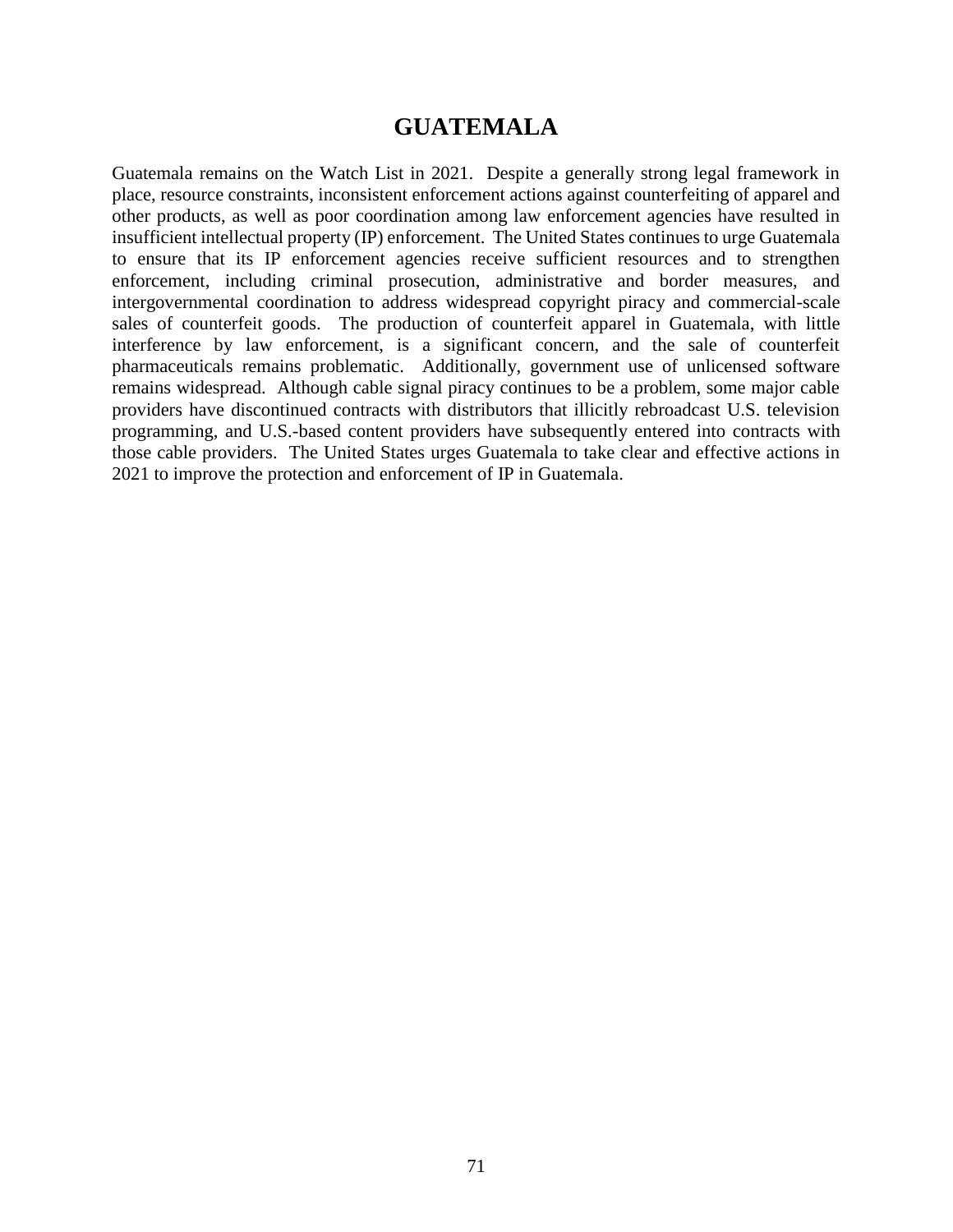# GUATEMALA

Guatemala remains on the Watch List in 2021. Despite a generally strong legal framework in place, resource constraints, inconsistent enforcement actions against counterfeiting of apparel and other products, as well as poor coordination among law enforcement agencies have resulted in insufficient intellectual property (IP) enforcement. The United States continues to urge Guatemala to ensure that its IP enforcement agencies receive sufficient resources and to strengthen enforcement, including criminal prosecution, administrative and border measures, and intergovernmental coordination to address widespread copyright piracy and commercial-scale sales of counterfeit goods. The production of counterfeit apparel in Guatemala, with little interference by law enforcement, is a significant concern, and the sale of counterfeit pharmaceuticals remains problematic. Additionally, government use of unlicensed software remains widespread. Although cable signal piracy continues to be a problem, some major cable providers have discontinued contracts with distributors that illicitly rebroadcast U.S. television programming, and U.S.-based content providers have subsequently entered into contracts with those cable providers. The United States urges Guatemala to take clear and effective actions in 2021 to improve the protection and enforcement of IP in Guatemala.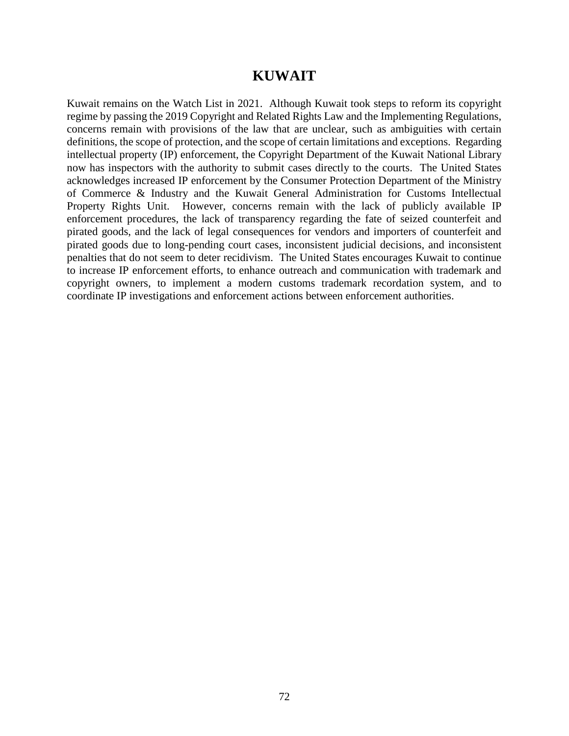# KUWAIT

Kuwait remains on the Watch List in 2021. Although Kuwait took steps to reform its copyright regime by passing the 2019 Copyright and Related Rights Law and the Implementing Regulations, concerns remain with provisions of the law that are unclear, such as ambiguities with certain definitions, the scope of protection, and the scope of certain limitations and exceptions. Regarding intellectual property (IP) enforcement, the Copyright Department of the Kuwait National Library now has inspectors with the authority to submit cases directly to the courts. The United States acknowledges increased IP enforcement by the Consumer Protection Department of the Ministry of Commerce & Industry and the Kuwait General Administration for Customs Intellectual Property Rights Unit. However, concerns remain with the lack of publicly available IP enforcement procedures, the lack of transparency regarding the fate of seized counterfeit and pirated goods, and the lack of legal consequences for vendors and importers of counterfeit and pirated goods due to long-pending court cases, inconsistent judicial decisions, and inconsistent penalties that do not seem to deter recidivism. The United States encourages Kuwait to continue to increase IP enforcement efforts, to enhance outreach and communication with trademark and copyright owners, to implement a modern customs trademark recordation system, and to coordinate IP investigations and enforcement actions between enforcement authorities.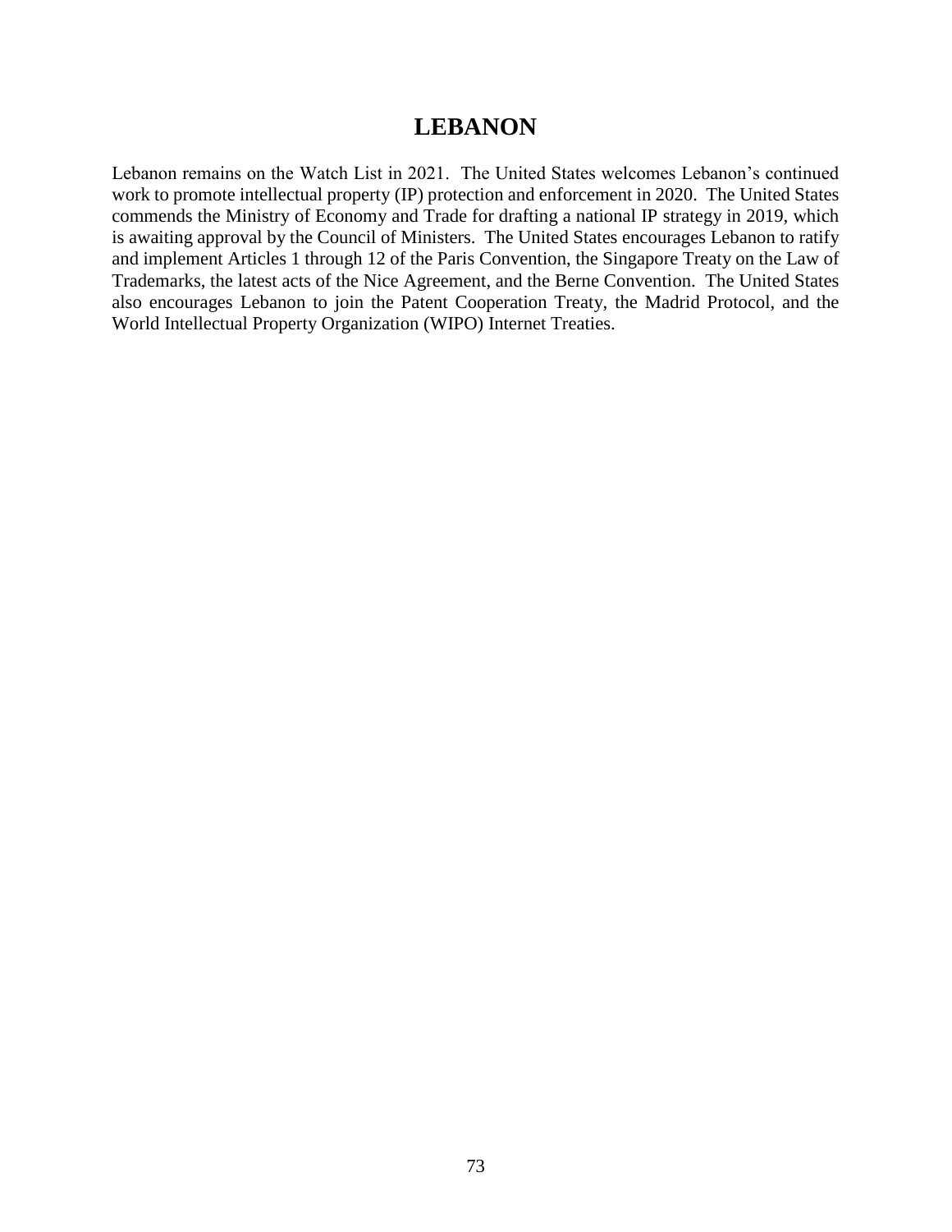# LEBANON

Lebanon remains on the Watch List in 2021. The United States welcomes Lebanon's continued work to promote intellectual property (IP) protection and enforcement in 2020. The United States commends the Ministry of Economy and Trade for drafting a national IP strategy in 2019, which is awaiting approval by the Council of Ministers. The United States encourages Lebanon to ratify and implement Articles 1 through 12 of the Paris Convention, the Singapore Treaty on the Law of Trademarks, the latest acts of the Nice Agreement, and the Berne Convention. The United States also encourages Lebanon to join the Patent Cooperation Treaty, the Madrid Protocol, and the World Intellectual Property Organization (WIPO) Internet Treaties.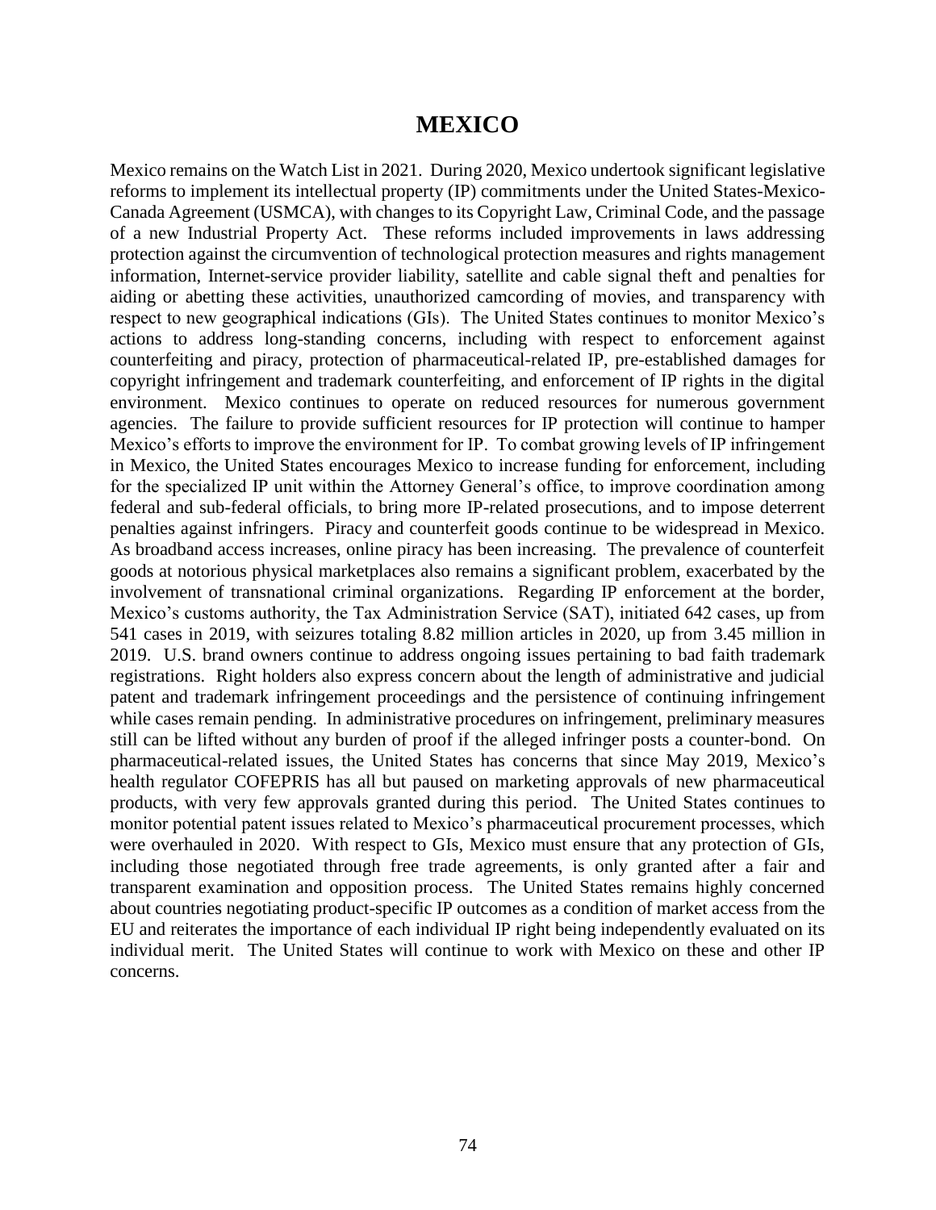# MEXICO

Mexico remains on the Watch List in 2021. During 2020, Mexico undertook significant legislative reforms to implement its intellectual property (IP) commitments under the United States-Mexico-Canada Agreement (USMCA), with changes to its Copyright Law, Criminal Code, and the passage of a new Industrial Property Act. These reforms included improvements in laws addressing protection against the circumvention of technological protection measures and rights management information, Internet-service provider liability, satellite and cable signal theft and penalties for aiding or abetting these activities, unauthorized camcording of movies, and transparency with respect to new geographical indications (GIs). The United States continues to monitor Mexico's actions to address long-standing concerns, including with respect to enforcement against counterfeiting and piracy, protection of pharmaceutical-related IP, pre-established damages for copyright infringement and trademark counterfeiting, and enforcement of IP rights in the digital environment. Mexico continues to operate on reduced resources for numerous government agencies. The failure to provide sufficient resources for IP protection will continue to hamper Mexico's efforts to improve the environment for IP. To combat growing levels of IP infringement in Mexico, the United States encourages Mexico to increase funding for enforcement, including for the specialized IP unit within the Attorney General's office, to improve coordination among federal and sub-federal officials, to bring more IP-related prosecutions, and to impose deterrent penalties against infringers. Piracy and counterfeit goods continue to be widespread in Mexico. As broadband access increases, online piracy has been increasing. The prevalence of counterfeit goods at notorious physical marketplaces also remains a significant problem, exacerbated by the involvement of transnational criminal organizations. Regarding IP enforcement at the border, Mexico's customs authority, the Tax Administration Service (SAT), initiated 642 cases, up from 541 cases in 2019, with seizures totaling 8.82 million articles in 2020, up from 3.45 million in 2019. U.S. brand owners continue to address ongoing issues pertaining to bad faith trademark registrations. Right holders also express concern about the length of administrative and judicial patent and trademark infringement proceedings and the persistence of continuing infringement while cases remain pending. In administrative procedures on infringement, preliminary measures still can be lifted without any burden of proof if the alleged infringer posts a counter-bond. On pharmaceutical-related issues, the United States has concerns that since May 2019, Mexico's health regulator COFEPRIS has all but paused on marketing approvals of new pharmaceutical products, with very few approvals granted during this period. The United States continues to monitor potential patent issues related to Mexico's pharmaceutical procurement processes, which were overhauled in 2020. With respect to GIs, Mexico must ensure that any protection of GIs, including those negotiated through free trade agreements, is only granted after a fair and transparent examination and opposition process. The United States remains highly concerned about countries negotiating product-specific IP outcomes as a condition of market access from the EU and reiterates the importance of each individual IP right being independently evaluated on its individual merit. The United States will continue to work with Mexico on these and other IP concerns.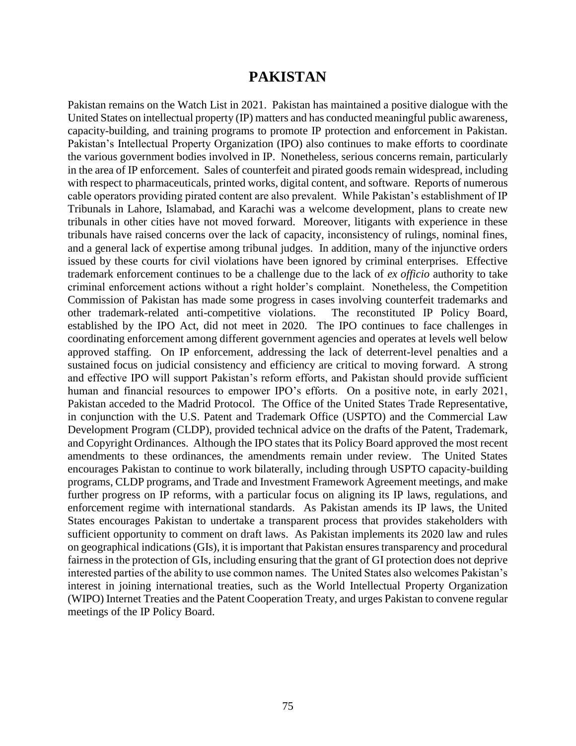# PAKISTAN

Pakistan remains on the Watch List in 2021. Pakistan has maintained a positive dialogue with the United States on intellectual property (IP) matters and has conducted meaningful public awareness, capacity-building, and training programs to promote IP protection and enforcement in Pakistan. Pakistan's Intellectual Property Organization (IPO) also continues to make efforts to coordinate the various government bodies involved in IP. Nonetheless, serious concerns remain, particularly in the area of IP enforcement. Sales of counterfeit and pirated goods remain widespread, including with respect to pharmaceuticals, printed works, digital content, and software. Reports of numerous cable operators providing pirated content are also prevalent. While Pakistan's establishment of IP Tribunals in Lahore, Islamabad, and Karachi was a welcome development, plans to create new tribunals in other cities have not moved forward. Moreover, litigants with experience in these tribunals have raised concerns over the lack of capacity, inconsistency of rulings, nominal fines, and a general lack of expertise among tribunal judges. In addition, many of the injunctive orders issued by these courts for civil violations have been ignored by criminal enterprises. Effective trademark enforcement continues to be a challenge due to the lack of *ex officio* authority to take criminal enforcement actions without a right holder's complaint. Nonetheless, the Competition Commission of Pakistan has made some progress in cases involving counterfeit trademarks and other trademark-related anti-competitive violations. The reconstituted IP Policy Board, established by the IPO Act, did not meet in 2020. The IPO continues to face challenges in coordinating enforcement among different government agencies and operates at levels well below approved staffing. On IP enforcement, addressing the lack of deterrent-level penalties and a sustained focus on judicial consistency and efficiency are critical to moving forward. A strong and effective IPO will support Pakistan's reform efforts, and Pakistan should provide sufficient human and financial resources to empower IPO's efforts. On a positive note, in early 2021, Pakistan acceded to the Madrid Protocol. The Office of the United States Trade Representative, in conjunction with the U.S. Patent and Trademark Office (USPTO) and the Commercial Law Development Program (CLDP), provided technical advice on the drafts of the Patent, Trademark, and Copyright Ordinances. Although the IPO states that its Policy Board approved the most recent amendments to these ordinances, the amendments remain under review. The United States encourages Pakistan to continue to work bilaterally, including through USPTO capacity-building programs, CLDP programs, and Trade and Investment Framework Agreement meetings, and make further progress on IP reforms, with a particular focus on aligning its IP laws, regulations, and enforcement regime with international standards. As Pakistan amends its IP laws, the United States encourages Pakistan to undertake a transparent process that provides stakeholders with sufficient opportunity to comment on draft laws. As Pakistan implements its 2020 law and rules on geographical indications (GIs), it is important that Pakistan ensures transparency and procedural fairness in the protection of GIs, including ensuring that the grant of GI protection does not deprive interested parties of the ability to use common names. The United States also welcomes Pakistan's interest in joining international treaties, such as the World Intellectual Property Organization (WIPO) Internet Treaties and the Patent Cooperation Treaty, and urges Pakistan to convene regular meetings of the IP Policy Board.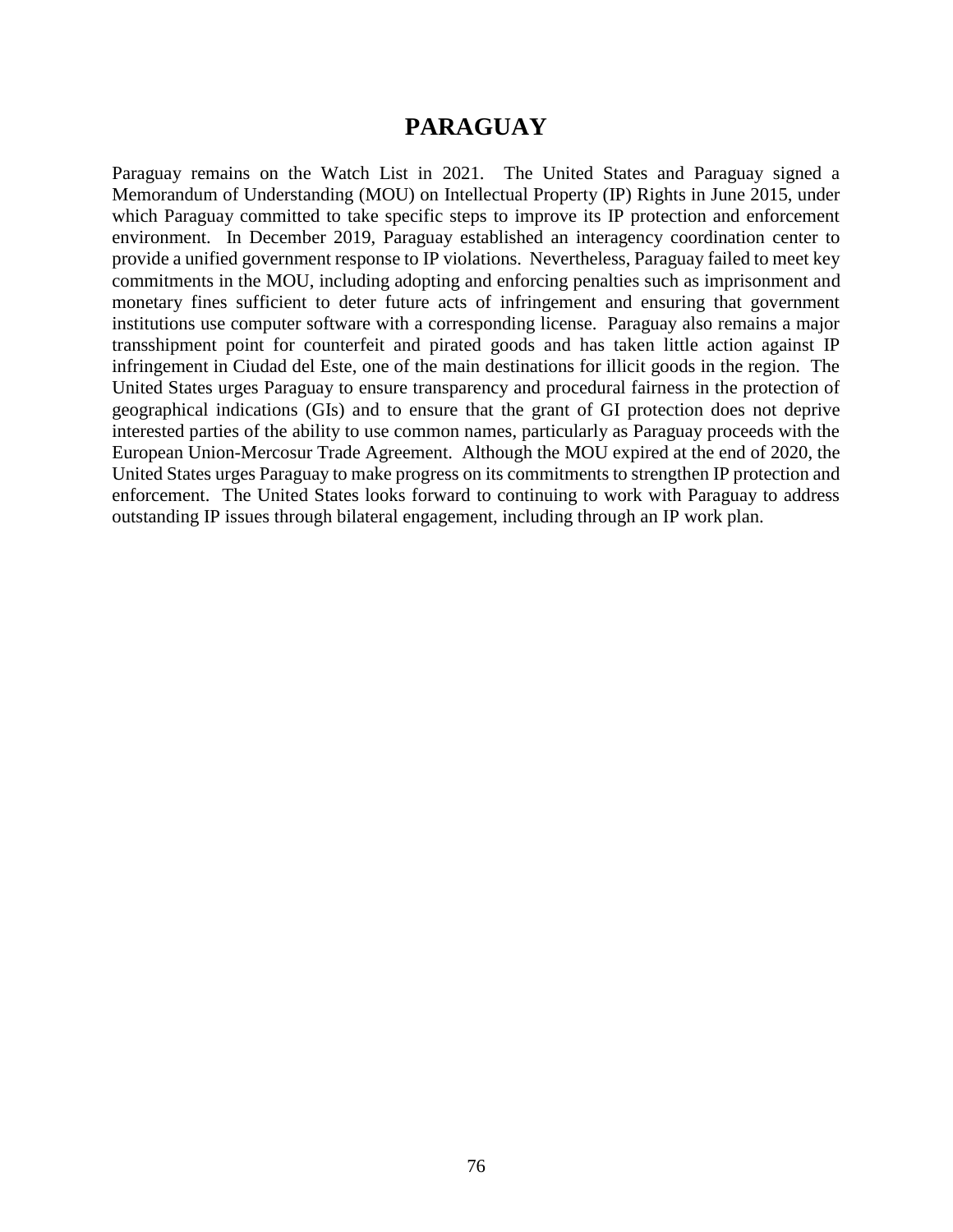# PARAGUAY

Paraguay remains on the Watch List in 2021. The United States and Paraguay signed a Memorandum of Understanding (MOU) on Intellectual Property (IP) Rights in June 2015, under which Paraguay committed to take specific steps to improve its IP protection and enforcement environment. In December 2019, Paraguay established an interagency coordination center to provide a unified government response to IP violations. Nevertheless, Paraguay failed to meet key commitments in the MOU, including adopting and enforcing penalties such as imprisonment and monetary fines sufficient to deter future acts of infringement and ensuring that government institutions use computer software with a corresponding license. Paraguay also remains a major transshipment point for counterfeit and pirated goods and has taken little action against IP infringement in Ciudad del Este, one of the main destinations for illicit goods in the region. The United States urges Paraguay to ensure transparency and procedural fairness in the protection of geographical indications (GIs) and to ensure that the grant of GI protection does not deprive interested parties of the ability to use common names, particularly as Paraguay proceeds with the European Union-Mercosur Trade Agreement. Although the MOU expired at the end of 2020, the United States urges Paraguay to make progress on its commitments to strengthen IP protection and enforcement. The United States looks forward to continuing to work with Paraguay to address outstanding IP issues through bilateral engagement, including through an IP work plan.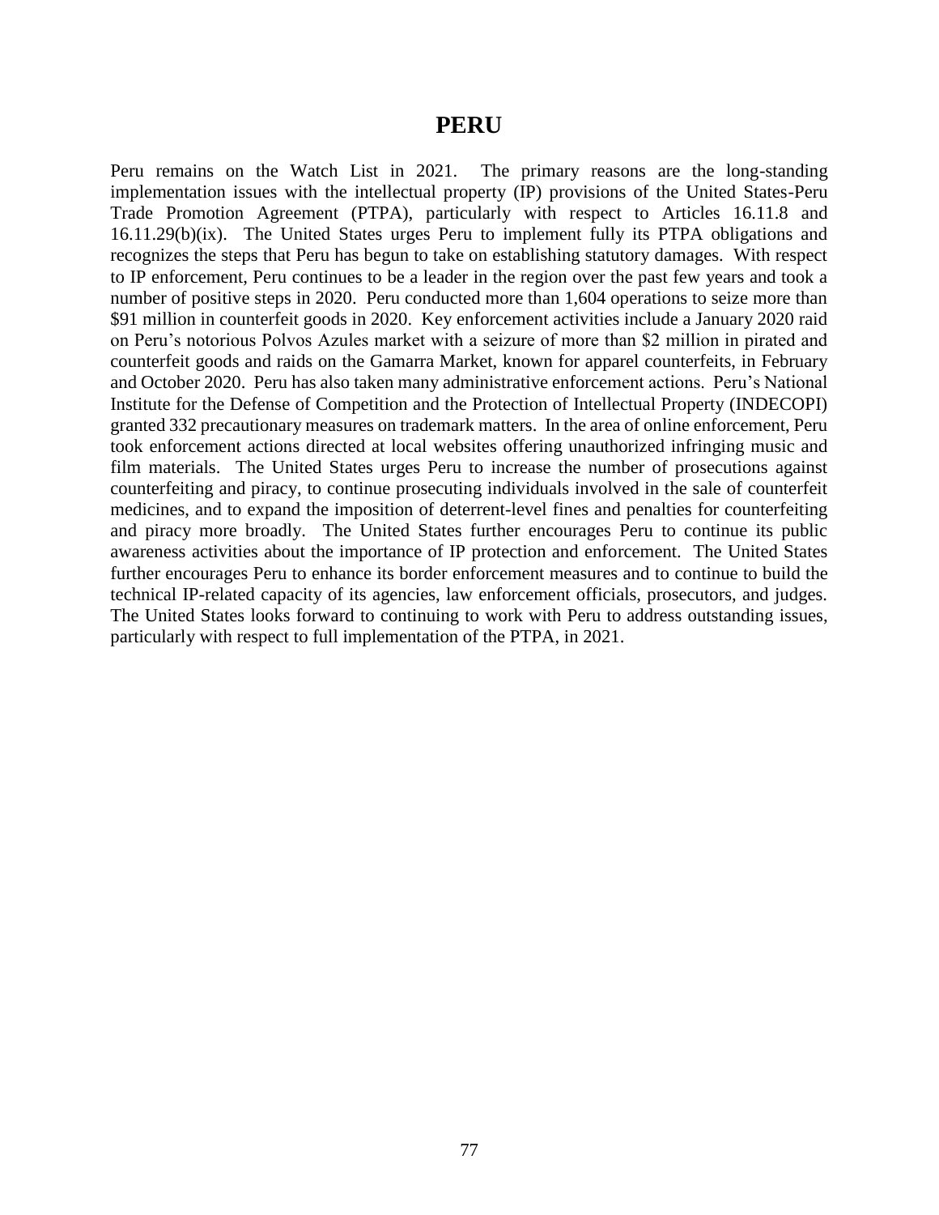# PERU

Peru remains on the Watch List in 2021. The primary reasons are the long-standing implementation issues with the intellectual property (IP) provisions of the United States-Peru Trade Promotion Agreement (PTPA), particularly with respect to Articles 16.11.8 and 16.11.29(b)(ix). The United States urges Peru to implement fully its PTPA obligations and recognizes the steps that Peru has begun to take on establishing statutory damages. With respect to IP enforcement, Peru continues to be a leader in the region over the past few years and took a number of positive steps in 2020. Peru conducted more than 1,604 operations to seize more than \$91 million in counterfeit goods in 2020. Key enforcement activities include a January 2020 raid on Peru's notorious Polvos Azules market with a seizure of more than \$2 million in pirated and counterfeit goods and raids on the Gamarra Market, known for apparel counterfeits, in February and October 2020. Peru has also taken many administrative enforcement actions. Peru's National Institute for the Defense of Competition and the Protection of Intellectual Property (INDECOPI) granted 332 precautionary measures on trademark matters. In the area of online enforcement, Peru took enforcement actions directed at local websites offering unauthorized infringing music and film materials. The United States urges Peru to increase the number of prosecutions against counterfeiting and piracy, to continue prosecuting individuals involved in the sale of counterfeit medicines, and to expand the imposition of deterrent-level fines and penalties for counterfeiting and piracy more broadly. The United States further encourages Peru to continue its public awareness activities about the importance of IP protection and enforcement. The United States further encourages Peru to enhance its border enforcement measures and to continue to build the technical IP-related capacity of its agencies, law enforcement officials, prosecutors, and judges. The United States looks forward to continuing to work with Peru to address outstanding issues, particularly with respect to full implementation of the PTPA, in 2021.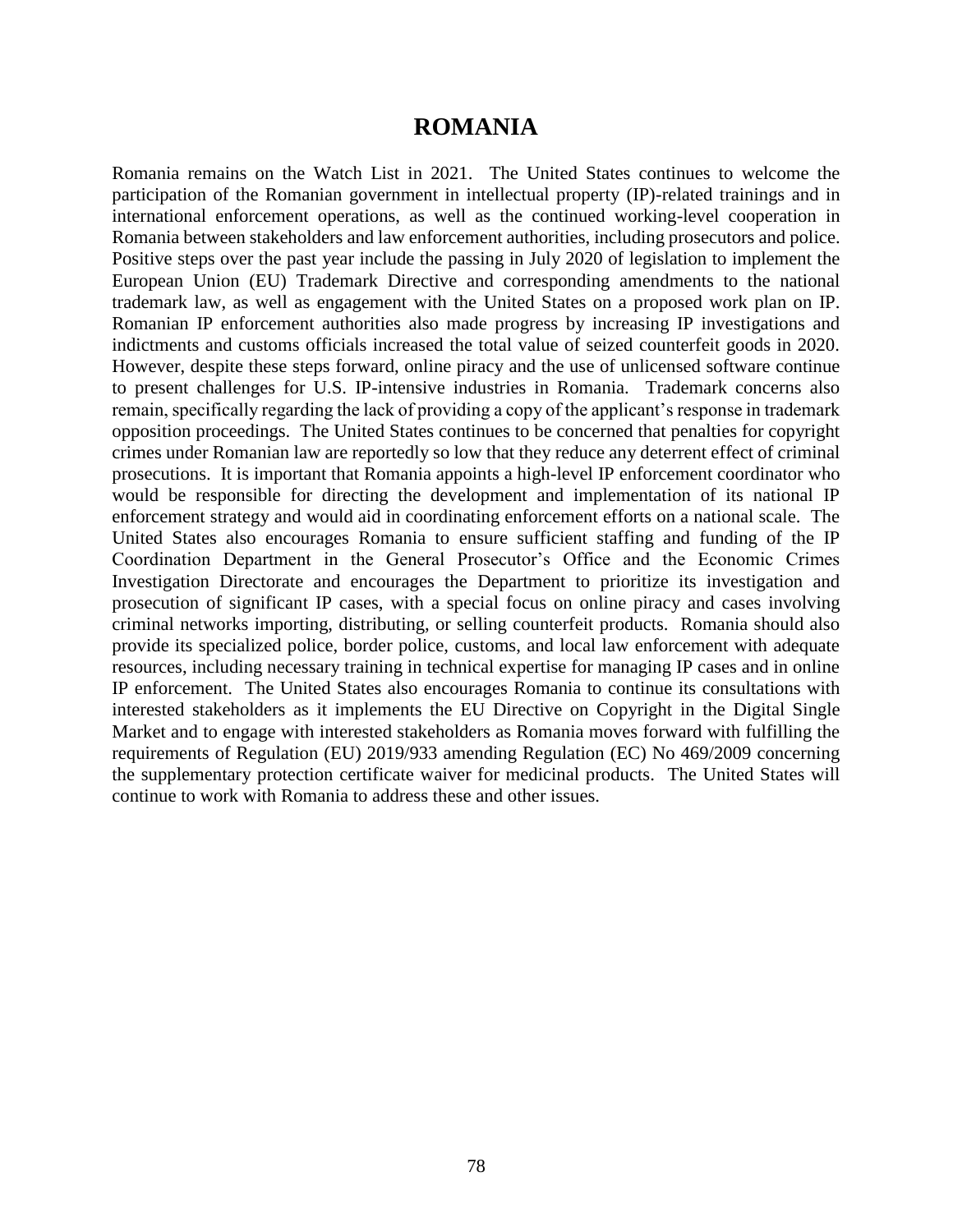# ROMANIA

Romania remains on the Watch List in 2021. The United States continues to welcome the participation of the Romanian government in intellectual property (IP)-related trainings and in international enforcement operations, as well as the continued working-level cooperation in Romania between stakeholders and law enforcement authorities, including prosecutors and police. Positive steps over the past year include the passing in July 2020 of legislation to implement the European Union (EU) Trademark Directive and corresponding amendments to the national trademark law, as well as engagement with the United States on a proposed work plan on IP. Romanian IP enforcement authorities also made progress by increasing IP investigations and indictments and customs officials increased the total value of seized counterfeit goods in 2020. However, despite these steps forward, online piracy and the use of unlicensed software continue to present challenges for U.S. IP-intensive industries in Romania. Trademark concerns also remain, specifically regarding the lack of providing a copy of the applicant's response in trademark opposition proceedings. The United States continues to be concerned that penalties for copyright crimes under Romanian law are reportedly so low that they reduce any deterrent effect of criminal prosecutions. It is important that Romania appoints a high-level IP enforcement coordinator who would be responsible for directing the development and implementation of its national IP enforcement strategy and would aid in coordinating enforcement efforts on a national scale. The United States also encourages Romania to ensure sufficient staffing and funding of the IP Coordination Department in the General Prosecutor's Office and the Economic Crimes Investigation Directorate and encourages the Department to prioritize its investigation and prosecution of significant IP cases, with a special focus on online piracy and cases involving criminal networks importing, distributing, or selling counterfeit products. Romania should also provide its specialized police, border police, customs, and local law enforcement with adequate resources, including necessary training in technical expertise for managing IP cases and in online IP enforcement. The United States also encourages Romania to continue its consultations with interested stakeholders as it implements the EU Directive on Copyright in the Digital Single Market and to engage with interested stakeholders as Romania moves forward with fulfilling the requirements of Regulation (EU) 2019/933 amending Regulation (EC) No 469/2009 concerning the supplementary protection certificate waiver for medicinal products. The United States will continue to work with Romania to address these and other issues.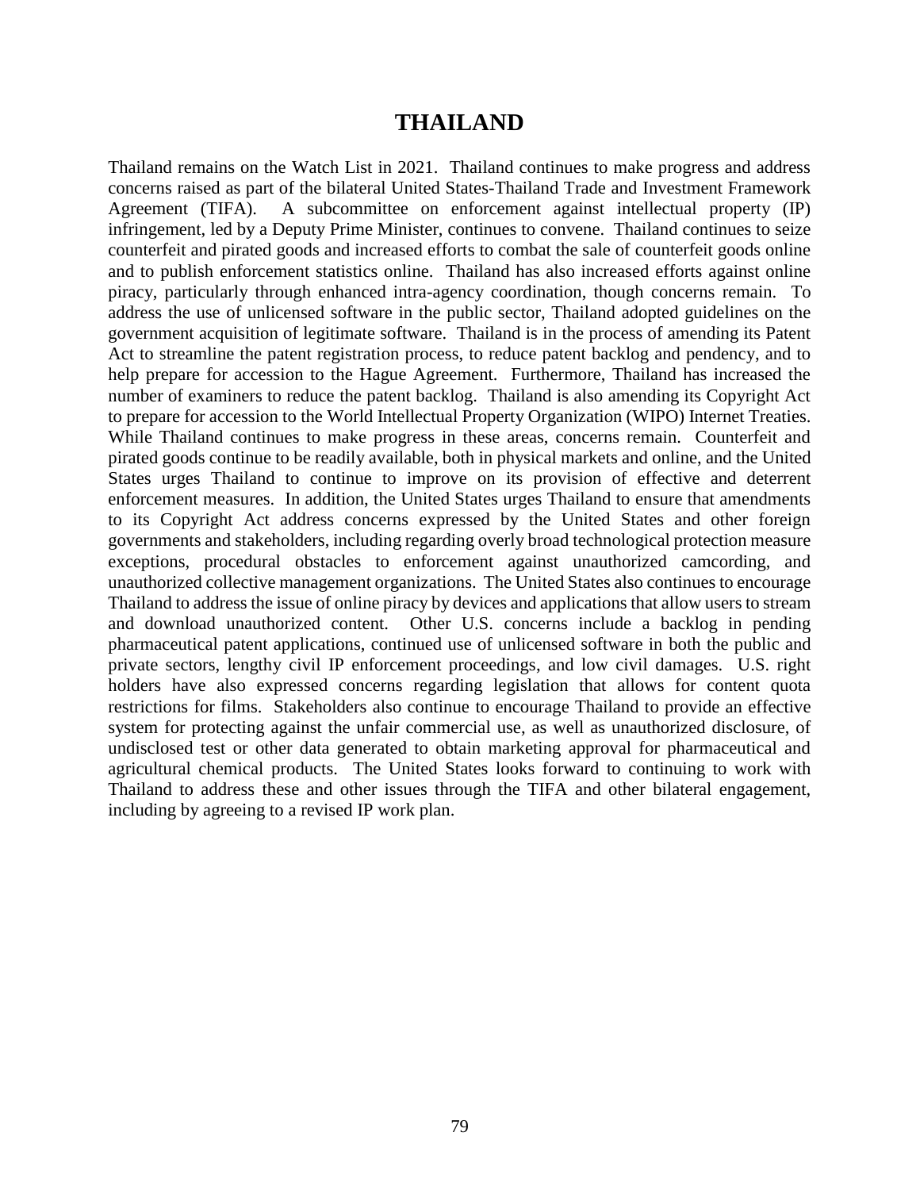# THAILAND

Thailand remains on the Watch List in 2021. Thailand continues to make progress and address concerns raised as part of the bilateral United States-Thailand Trade and Investment Framework Agreement (TIFA). A subcommittee on enforcement against intellectual property (IP) infringement, led by a Deputy Prime Minister, continues to convene. Thailand continues to seize counterfeit and pirated goods and increased efforts to combat the sale of counterfeit goods online and to publish enforcement statistics online. Thailand has also increased efforts against online piracy, particularly through enhanced intra-agency coordination, though concerns remain. To address the use of unlicensed software in the public sector, Thailand adopted guidelines on the government acquisition of legitimate software. Thailand is in the process of amending its Patent Act to streamline the patent registration process, to reduce patent backlog and pendency, and to help prepare for accession to the Hague Agreement. Furthermore, Thailand has increased the number of examiners to reduce the patent backlog. Thailand is also amending its Copyright Act to prepare for accession to the World Intellectual Property Organization (WIPO) Internet Treaties. While Thailand continues to make progress in these areas, concerns remain. Counterfeit and pirated goods continue to be readily available, both in physical markets and online, and the United States urges Thailand to continue to improve on its provision of effective and deterrent enforcement measures. In addition, the United States urges Thailand to ensure that amendments to its Copyright Act address concerns expressed by the United States and other foreign governments and stakeholders, including regarding overly broad technological protection measure exceptions, procedural obstacles to enforcement against unauthorized camcording, and unauthorized collective management organizations. The United States also continues to encourage Thailand to address the issue of online piracy by devices and applications that allow users to stream and download unauthorized content. Other U.S. concerns include a backlog in pending pharmaceutical patent applications, continued use of unlicensed software in both the public and private sectors, lengthy civil IP enforcement proceedings, and low civil damages. U.S. right holders have also expressed concerns regarding legislation that allows for content quota restrictions for films. Stakeholders also continue to encourage Thailand to provide an effective system for protecting against the unfair commercial use, as well as unauthorized disclosure, of undisclosed test or other data generated to obtain marketing approval for pharmaceutical and agricultural chemical products. The United States looks forward to continuing to work with Thailand to address these and other issues through the TIFA and other bilateral engagement, including by agreeing to a revised IP work plan.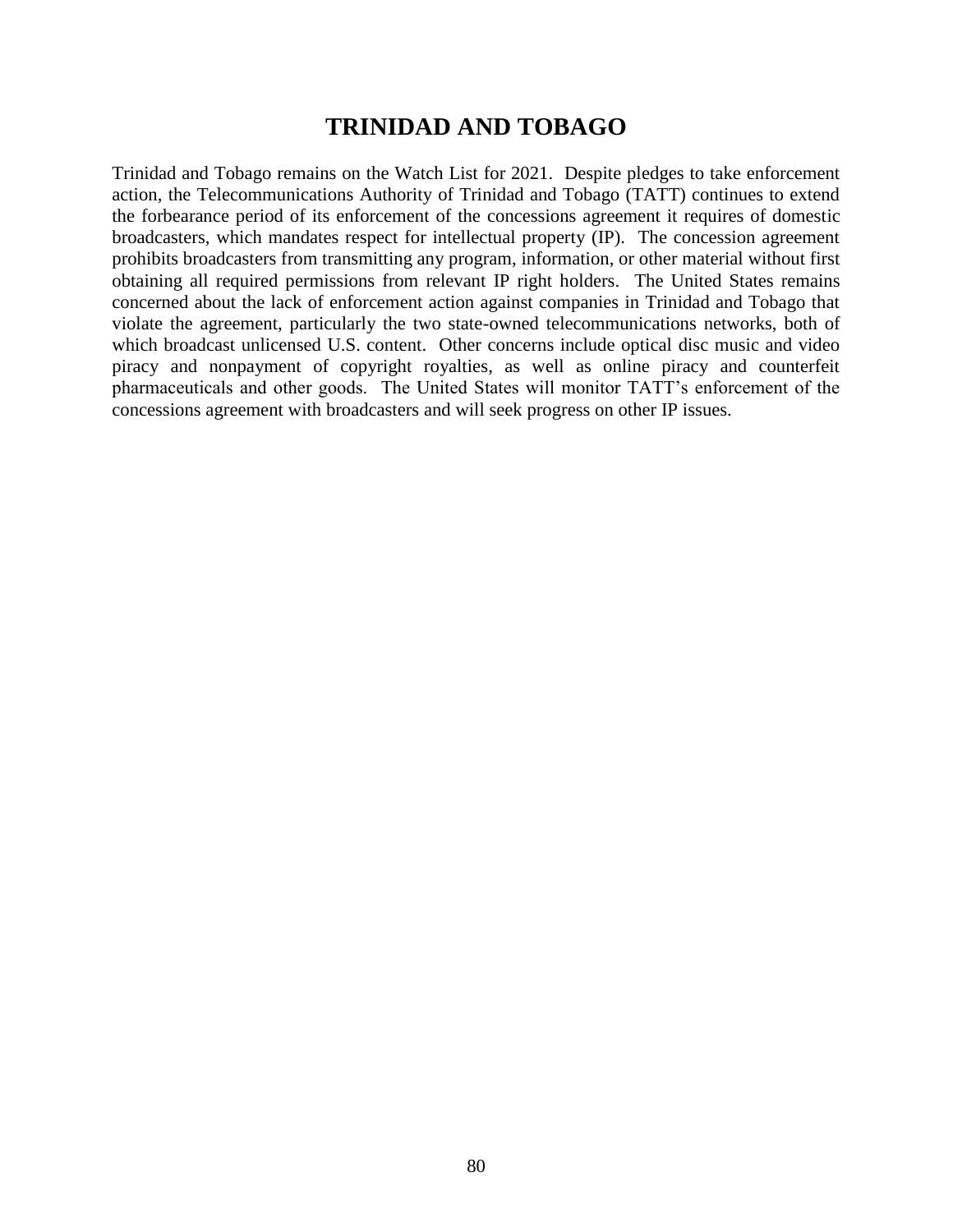## TRINIDAD AND TOBAGO

Trinidad and Tobago remains on the Watch List for 2021. Despite pledges to take enforcement action, the Telecommunications Authority of Trinidad and Tobago (TATT) continues to extend the forbearance period of its enforcement of the concessions agreement it requires of domestic broadcasters, which mandates respect for intellectual property (IP). The concession agreement prohibits broadcasters from transmitting any program, information, or other material without first obtaining all required permissions from relevant IP right holders. The United States remains concerned about the lack of enforcement action against companies in Trinidad and Tobago that violate the agreement, particularly the two state-owned telecommunications networks, both of which broadcast unlicensed U.S. content. Other concerns include optical disc music and video piracy and nonpayment of copyright royalties, as well as online piracy and counterfeit pharmaceuticals and other goods. The United States will monitor TATT's enforcement of the concessions agreement with broadcasters and will seek progress on other IP issues.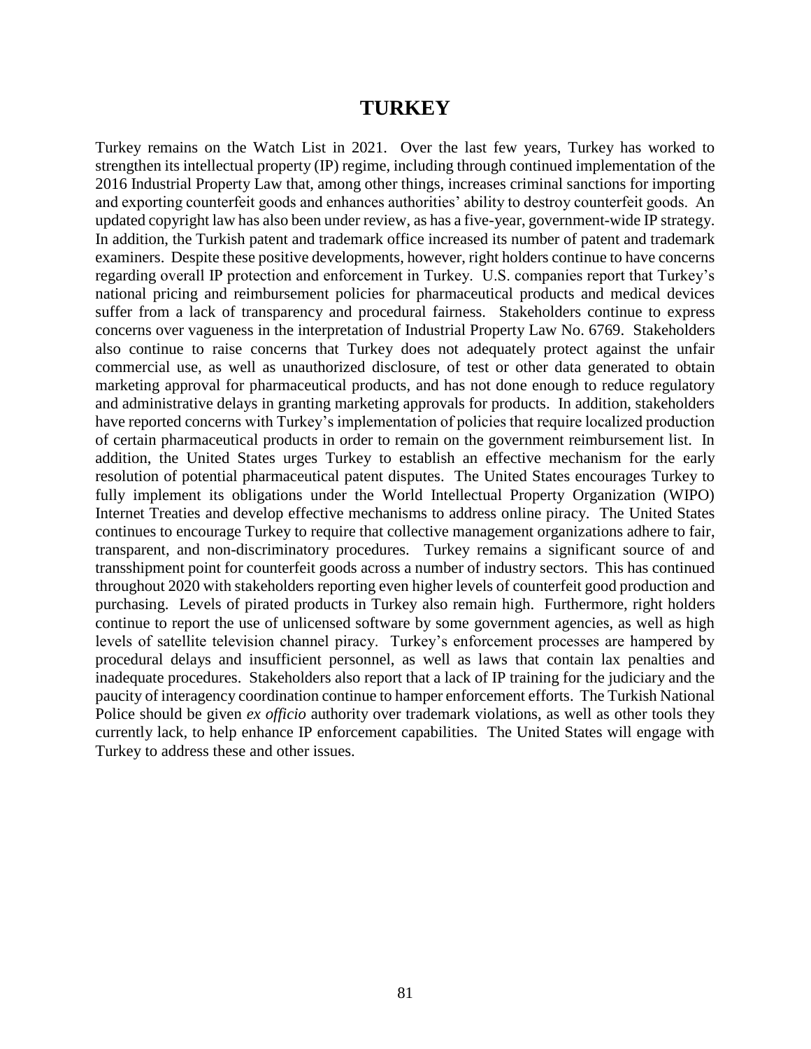# TURKEY

Turkey remains on the Watch List in 2021. Over the last few years, Turkey has worked to strengthen its intellectual property (IP) regime, including through continued implementation of the 2016 Industrial Property Law that, among other things, increases criminal sanctions for importing and exporting counterfeit goods and enhances authorities' ability to destroy counterfeit goods. An updated copyright law has also been under review, as has a five-year, government-wide IP strategy. In addition, the Turkish patent and trademark office increased its number of patent and trademark examiners. Despite these positive developments, however, right holders continue to have concerns regarding overall IP protection and enforcement in Turkey. U.S. companies report that Turkey's national pricing and reimbursement policies for pharmaceutical products and medical devices suffer from a lack of transparency and procedural fairness. Stakeholders continue to express concerns over vagueness in the interpretation of Industrial Property Law No. 6769. Stakeholders also continue to raise concerns that Turkey does not adequately protect against the unfair commercial use, as well as unauthorized disclosure, of test or other data generated to obtain marketing approval for pharmaceutical products, and has not done enough to reduce regulatory and administrative delays in granting marketing approvals for products. In addition, stakeholders have reported concerns with Turkey's implementation of policies that require localized production of certain pharmaceutical products in order to remain on the government reimbursement list. In addition, the United States urges Turkey to establish an effective mechanism for the early resolution of potential pharmaceutical patent disputes. The United States encourages Turkey to fully implement its obligations under the World Intellectual Property Organization (WIPO) Internet Treaties and develop effective mechanisms to address online piracy. The United States continues to encourage Turkey to require that collective management organizations adhere to fair, transparent, and non-discriminatory procedures. Turkey remains a significant source of and transshipment point for counterfeit goods across a number of industry sectors. This has continued throughout 2020 with stakeholders reporting even higher levels of counterfeit good production and purchasing. Levels of pirated products in Turkey also remain high. Furthermore, right holders continue to report the use of unlicensed software by some government agencies, as well as high levels of satellite television channel piracy. Turkey's enforcement processes are hampered by procedural delays and insufficient personnel, as well as laws that contain lax penalties and inadequate procedures. Stakeholders also report that a lack of IP training for the judiciary and the paucity of interagency coordination continue to hamper enforcement efforts. The Turkish National Police should be given *ex officio* authority over trademark violations, as well as other tools they currently lack, to help enhance IP enforcement capabilities. The United States will engage with Turkey to address these and other issues.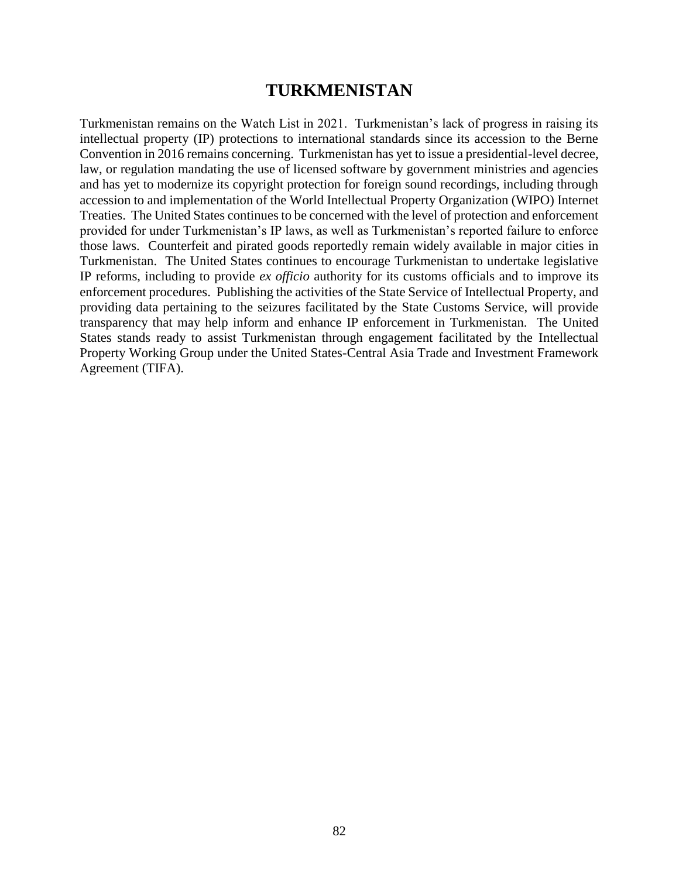# TURKMENISTAN

Turkmenistan remains on the Watch List in 2021. Turkmenistan's lack of progress in raising its intellectual property (IP) protections to international standards since its accession to the Berne Convention in 2016 remains concerning. Turkmenistan has yet to issue a presidential-level decree, law, or regulation mandating the use of licensed software by government ministries and agencies and has yet to modernize its copyright protection for foreign sound recordings, including through accession to and implementation of the World Intellectual Property Organization (WIPO) Internet Treaties. The United States continues to be concerned with the level of protection and enforcement provided for under Turkmenistan's IP laws, as well as Turkmenistan's reported failure to enforce those laws. Counterfeit and pirated goods reportedly remain widely available in major cities in Turkmenistan. The United States continues to encourage Turkmenistan to undertake legislative IP reforms, including to provide *ex officio* authority for its customs officials and to improve its enforcement procedures. Publishing the activities of the State Service of Intellectual Property, and providing data pertaining to the seizures facilitated by the State Customs Service, will provide transparency that may help inform and enhance IP enforcement in Turkmenistan. The United States stands ready to assist Turkmenistan through engagement facilitated by the Intellectual Property Working Group under the United States-Central Asia Trade and Investment Framework Agreement (TIFA).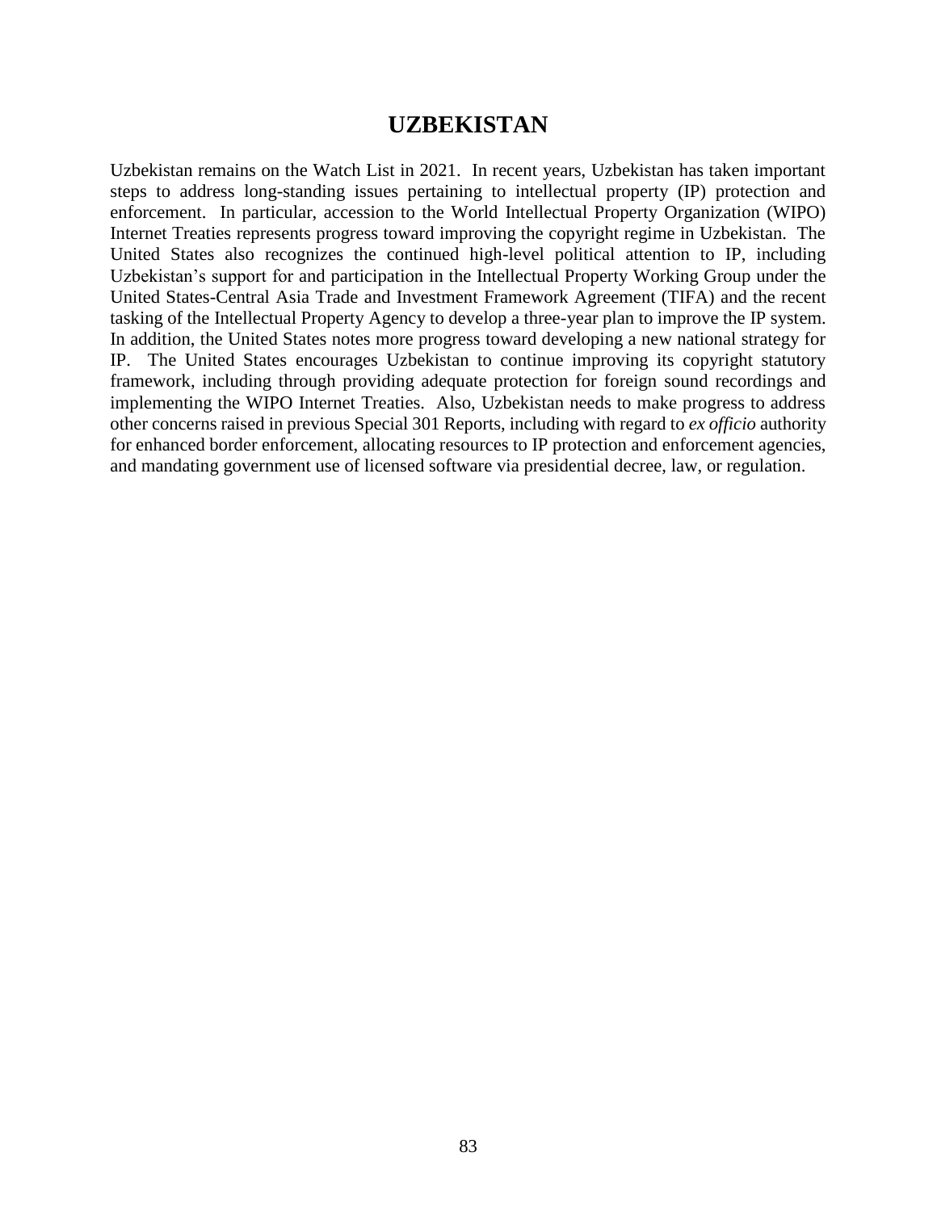# UZBEKISTAN

Uzbekistan remains on the Watch List in 2021. In recent years, Uzbekistan has taken important steps to address long-standing issues pertaining to intellectual property (IP) protection and enforcement. In particular, accession to the World Intellectual Property Organization (WIPO) Internet Treaties represents progress toward improving the copyright regime in Uzbekistan. The United States also recognizes the continued high-level political attention to IP, including Uzbekistan's support for and participation in the Intellectual Property Working Group under the United States-Central Asia Trade and Investment Framework Agreement (TIFA) and the recent tasking of the Intellectual Property Agency to develop a three-year plan to improve the IP system. In addition, the United States notes more progress toward developing a new national strategy for IP. The United States encourages Uzbekistan to continue improving its copyright statutory framework, including through providing adequate protection for foreign sound recordings and implementing the WIPO Internet Treaties. Also, Uzbekistan needs to make progress to address other concerns raised in previous Special 301 Reports, including with regard to *ex officio* authority for enhanced border enforcement, allocating resources to IP protection and enforcement agencies, and mandating government use of licensed software via presidential decree, law, or regulation.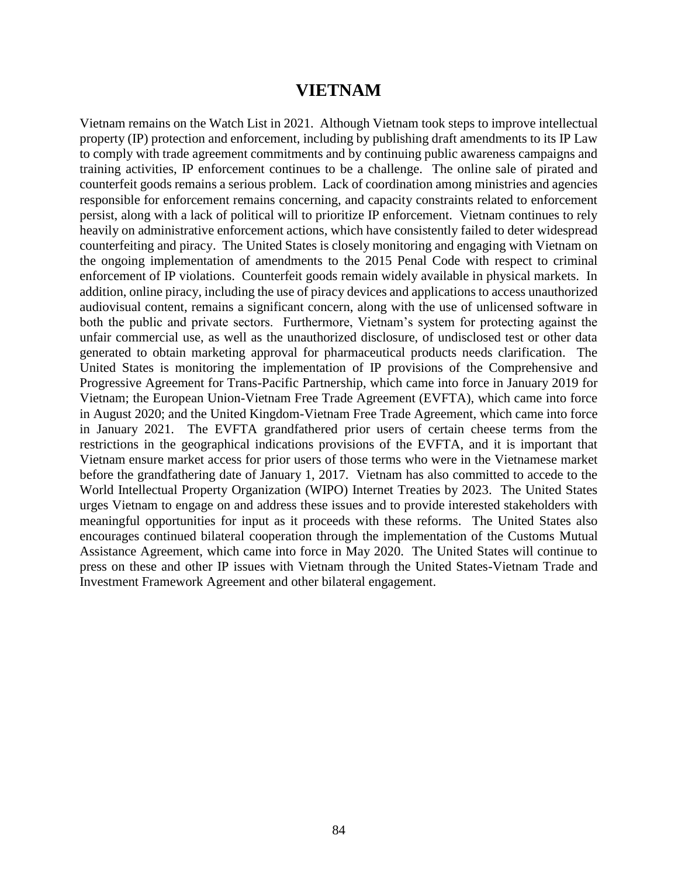# VIETNAM

Vietnam remains on the Watch List in 2021. Although Vietnam took steps to improve intellectual property (IP) protection and enforcement, including by publishing draft amendments to its IP Law to comply with trade agreement commitments and by continuing public awareness campaigns and training activities, IP enforcement continues to be a challenge. The online sale of pirated and counterfeit goods remains a serious problem. Lack of coordination among ministries and agencies responsible for enforcement remains concerning, and capacity constraints related to enforcement persist, along with a lack of political will to prioritize IP enforcement. Vietnam continues to rely heavily on administrative enforcement actions, which have consistently failed to deter widespread counterfeiting and piracy. The United States is closely monitoring and engaging with Vietnam on the ongoing implementation of amendments to the 2015 Penal Code with respect to criminal enforcement of IP violations. Counterfeit goods remain widely available in physical markets. In addition, online piracy, including the use of piracy devices and applications to access unauthorized audiovisual content, remains a significant concern, along with the use of unlicensed software in both the public and private sectors. Furthermore, Vietnam's system for protecting against the unfair commercial use, as well as the unauthorized disclosure, of undisclosed test or other data generated to obtain marketing approval for pharmaceutical products needs clarification. The United States is monitoring the implementation of IP provisions of the Comprehensive and Progressive Agreement for Trans-Pacific Partnership, which came into force in January 2019 for Vietnam; the European Union-Vietnam Free Trade Agreement (EVFTA), which came into force in August 2020; and the United Kingdom-Vietnam Free Trade Agreement, which came into force in January 2021. The EVFTA grandfathered prior users of certain cheese terms from the restrictions in the geographical indications provisions of the EVFTA, and it is important that Vietnam ensure market access for prior users of those terms who were in the Vietnamese market before the grandfathering date of January 1, 2017. Vietnam has also committed to accede to the World Intellectual Property Organization (WIPO) Internet Treaties by 2023. The United States urges Vietnam to engage on and address these issues and to provide interested stakeholders with meaningful opportunities for input as it proceeds with these reforms. The United States also encourages continued bilateral cooperation through the implementation of the Customs Mutual Assistance Agreement, which came into force in May 2020. The United States will continue to press on these and other IP issues with Vietnam through the United States-Vietnam Trade and Investment Framework Agreement and other bilateral engagement.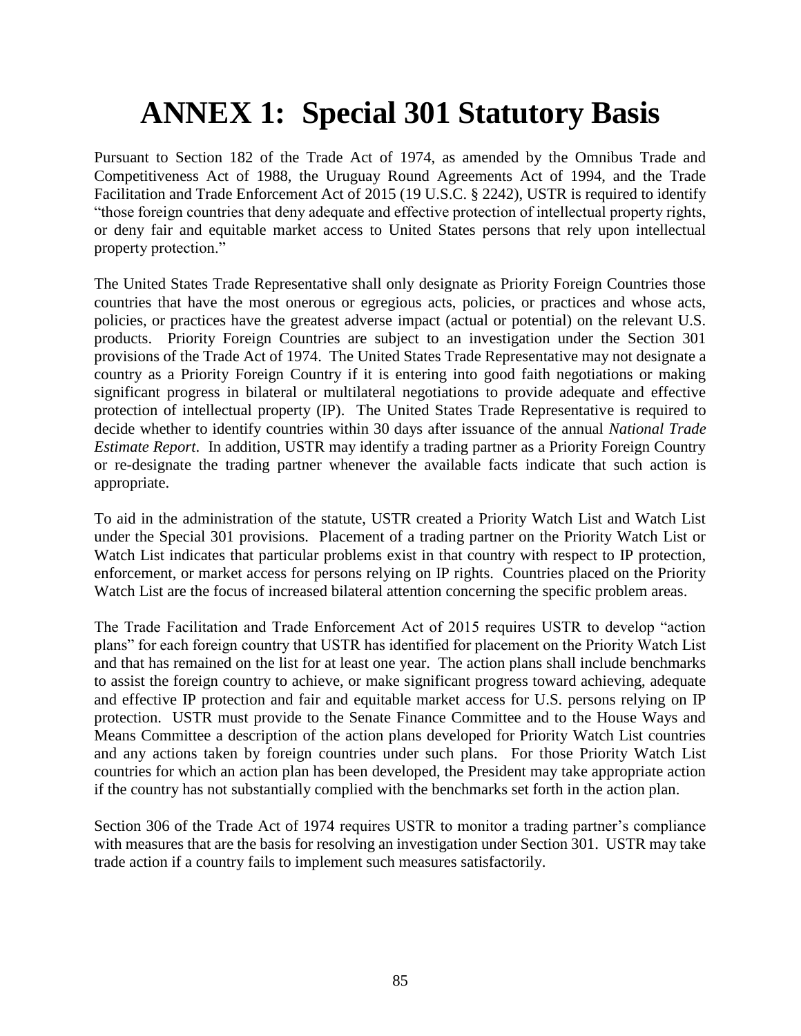# ANNEX 1: Special 301 Statutory Basis

Pursuant to Section 182 of the Trade Act of 1974, as amended by the Omnibus Trade and Competitiveness Act of 1988, the Uruguay Round Agreements Act of 1994, and the Trade Facilitation and Trade Enforcement Act of 2015 (19 U.S.C. § 2242), USTR is required to identify "those foreign countries that deny adequate and effective protection of intellectual property rights, or deny fair and equitable market access to United States persons that rely upon intellectual property protection."

The United States Trade Representative shall only designate as Priority Foreign Countries those countries that have the most onerous or egregious acts, policies, or practices and whose acts, policies, or practices have the greatest adverse impact (actual or potential) on the relevant U.S. products. Priority Foreign Countries are subject to an investigation under the Section 301 provisions of the Trade Act of 1974. The United States Trade Representative may not designate a country as a Priority Foreign Country if it is entering into good faith negotiations or making significant progress in bilateral or multilateral negotiations to provide adequate and effective protection of intellectual property (IP). The United States Trade Representative is required to decide whether to identify countries within 30 days after issuance of the annual *National Trade Estimate Report*. In addition, USTR may identify a trading partner as a Priority Foreign Country or re-designate the trading partner whenever the available facts indicate that such action is appropriate.

To aid in the administration of the statute, USTR created a Priority Watch List and Watch List under the Special 301 provisions. Placement of a trading partner on the Priority Watch List or Watch List indicates that particular problems exist in that country with respect to IP protection, enforcement, or market access for persons relying on IP rights. Countries placed on the Priority Watch List are the focus of increased bilateral attention concerning the specific problem areas.

The Trade Facilitation and Trade Enforcement Act of 2015 requires USTR to develop "action plans" for each foreign country that USTR has identified for placement on the Priority Watch List and that has remained on the list for at least one year. The action plans shall include benchmarks to assist the foreign country to achieve, or make significant progress toward achieving, adequate and effective IP protection and fair and equitable market access for U.S. persons relying on IP protection. USTR must provide to the Senate Finance Committee and to the House Ways and Means Committee a description of the action plans developed for Priority Watch List countries and any actions taken by foreign countries under such plans. For those Priority Watch List countries for which an action plan has been developed, the President may take appropriate action if the country has not substantially complied with the benchmarks set forth in the action plan.

Section 306 of the Trade Act of 1974 requires USTR to monitor a trading partner's compliance with measures that are the basis for resolving an investigation under Section 301. USTR may take trade action if a country fails to implement such measures satisfactorily.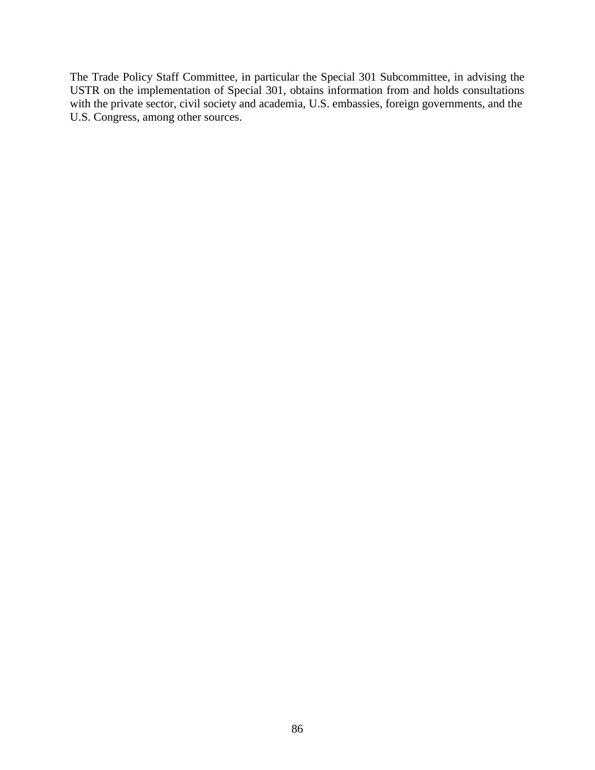The Trade Policy Staff Committee, in particular the Special 301 Subcommittee, in advising the USTR on the implementation of Special 301, obtains information from and holds consultations with the private sector, civil society and academia, U.S. embassies, foreign governments, and the U.S. Congress, among other sources.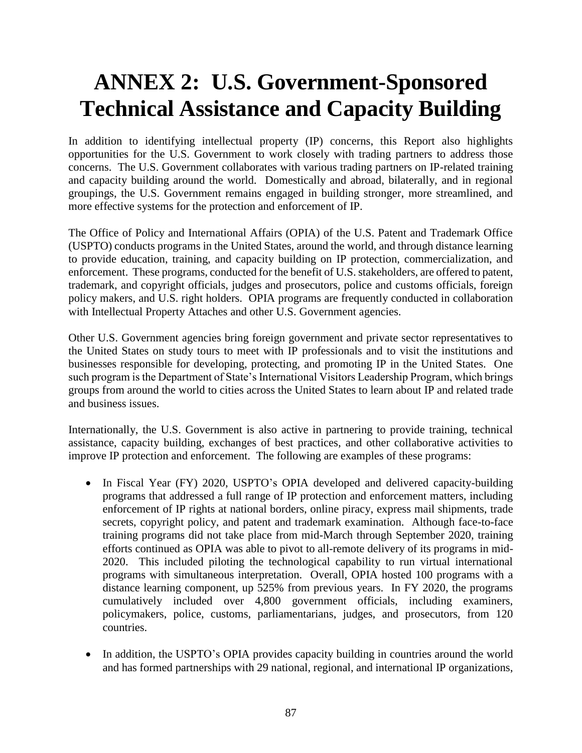# ANNEX 2: U.S. Government-Sponsored Technical Assistance and Capacity Building

In addition to identifying intellectual property (IP) concerns, this Report also highlights opportunities for the U.S. Government to work closely with trading partners to address those concerns. The U.S. Government collaborates with various trading partners on IP-related training and capacity building around the world. Domestically and abroad, bilaterally, and in regional groupings, the U.S. Government remains engaged in building stronger, more streamlined, and more effective systems for the protection and enforcement of IP.

The Office of Policy and International Affairs (OPIA) of the U.S. Patent and Trademark Office (USPTO) conducts programs in the United States, around the world, and through distance learning to provide education, training, and capacity building on IP protection, commercialization, and enforcement. These programs, conducted for the benefit of U.S. stakeholders, are offered to patent, trademark, and copyright officials, judges and prosecutors, police and customs officials, foreign policy makers, and U.S. right holders. OPIA programs are frequently conducted in collaboration with Intellectual Property Attaches and other U.S. Government agencies.

Other U.S. Government agencies bring foreign government and private sector representatives to the United States on study tours to meet with IP professionals and to visit the institutions and businesses responsible for developing, protecting, and promoting IP in the United States. One such program is the Department of State's International Visitors Leadership Program, which brings groups from around the world to cities across the United States to learn about IP and related trade and business issues.

Internationally, the U.S. Government is also active in partnering to provide training, technical assistance, capacity building, exchanges of best practices, and other collaborative activities to improve IP protection and enforcement. The following are examples of these programs:

- In Fiscal Year (FY) 2020, USPTO's OPIA developed and delivered capacity-building programs that addressed a full range of IP protection and enforcement matters, including enforcement of IP rights at national borders, online piracy, express mail shipments, trade secrets, copyright policy, and patent and trademark examination. Although face-to-face training programs did not take place from mid-March through September 2020, training efforts continued as OPIA was able to pivot to all-remote delivery of its programs in mid-2020. This included piloting the technological capability to run virtual international programs with simultaneous interpretation. Overall, OPIA hosted 100 programs with a distance learning component, up 525% from previous years. In FY 2020, the programs cumulatively included over 4,800 government officials, including examiners, policymakers, police, customs, parliamentarians, judges, and prosecutors, from 120 countries.

- In addition, the USPTO's OPIA provides capacity building in countries around the world and has formed partnerships with 29 national, regional, and international IP organizations,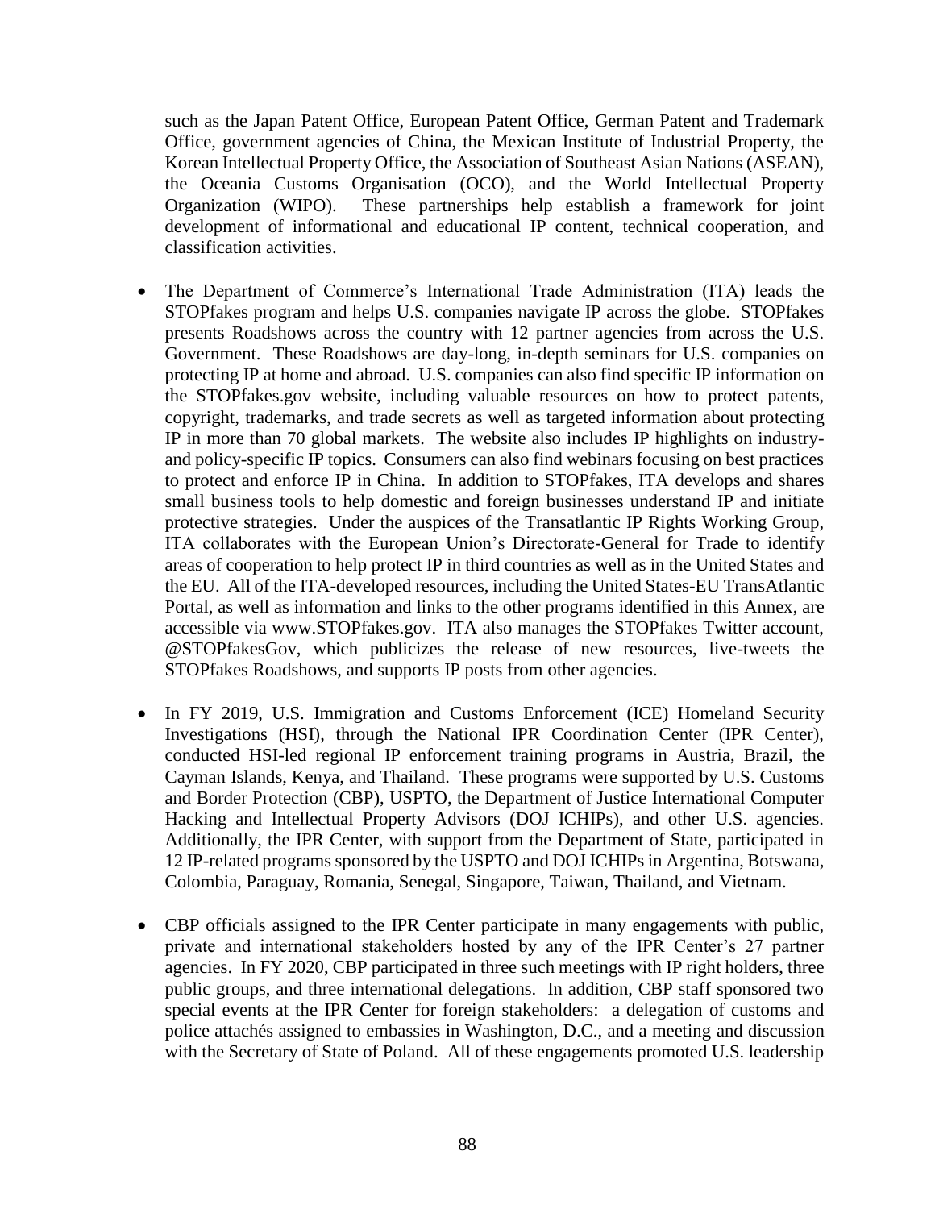such as the Japan Patent Office, European Patent Office, German Patent and Trademark Office, government agencies of China, the Mexican Institute of Industrial Property, the Korean Intellectual Property Office, the Association of Southeast Asian Nations (ASEAN), the Oceania Customs Organisation (OCO), and the World Intellectual Property Organization (WIPO). These partnerships help establish a framework for joint development of informational and educational IP content, technical cooperation, and classification activities.

- The Department of Commerce's International Trade Administration (ITA) leads the STOPfakes program and helps U.S. companies navigate IP across the globe. STOPfakes presents Roadshows across the country with 12 partner agencies from across the U.S. Government. These Roadshows are day-long, in-depth seminars for U.S. companies on protecting IP at home and abroad. U.S. companies can also find specific IP information on the STOPfakes.gov website, including valuable resources on how to protect patents, copyright, trademarks, and trade secrets as well as targeted information about protecting IP in more than 70 global markets. The website also includes IP highlights on industry- and policy-specific IP topics. Consumers can also find webinars focusing on best practices to protect and enforce IP in China. In addition to STOPfakes, ITA develops and shares small business tools to help domestic and foreign businesses understand IP and initiate protective strategies. Under the auspices of the Transatlantic IP Rights Working Group, ITA collaborates with the European Union's Directorate-General for Trade to identify areas of cooperation to help protect IP in third countries as well as in the United States and the EU. All of the ITA-developed resources, including the United States-EU TransAtlantic Portal, as well as information and links to the other programs identified in this Annex, are accessible via www.STOPfakes.gov. ITA also manages the STOPfakes Twitter account, @STOPfakesGov, which publicizes the release of new resources, live-tweets the STOPfakes Roadshows, and supports IP posts from other agencies.

- In FY 2019, U.S. Immigration and Customs Enforcement (ICE) Homeland Security Investigations (HSI), through the National IPR Coordination Center (IPR Center), conducted HSI-led regional IP enforcement training programs in Austria, Brazil, the Cayman Islands, Kenya, and Thailand. These programs were supported by U.S. Customs and Border Protection (CBP), USPTO, the Department of Justice International Computer Hacking and Intellectual Property Advisors (DOJ ICHIPs), and other U.S. agencies. Additionally, the IPR Center, with support from the Department of State, participated in 12 IP-related programs sponsored by the USPTO and DOJ ICHIPs in Argentina, Botswana, Colombia, Paraguay, Romania, Senegal, Singapore, Taiwan, Thailand, and Vietnam.

- CBP officials assigned to the IPR Center participate in many engagements with public, private and international stakeholders hosted by any of the IPR Center's 27 partner agencies. In FY 2020, CBP participated in three such meetings with IP right holders, three public groups, and three international delegations. In addition, CBP staff sponsored two special events at the IPR Center for foreign stakeholders: a delegation of customs and police attachés assigned to embassies in Washington, D.C., and a meeting and discussion with the Secretary of State of Poland. All of these engagements promoted U.S. leadership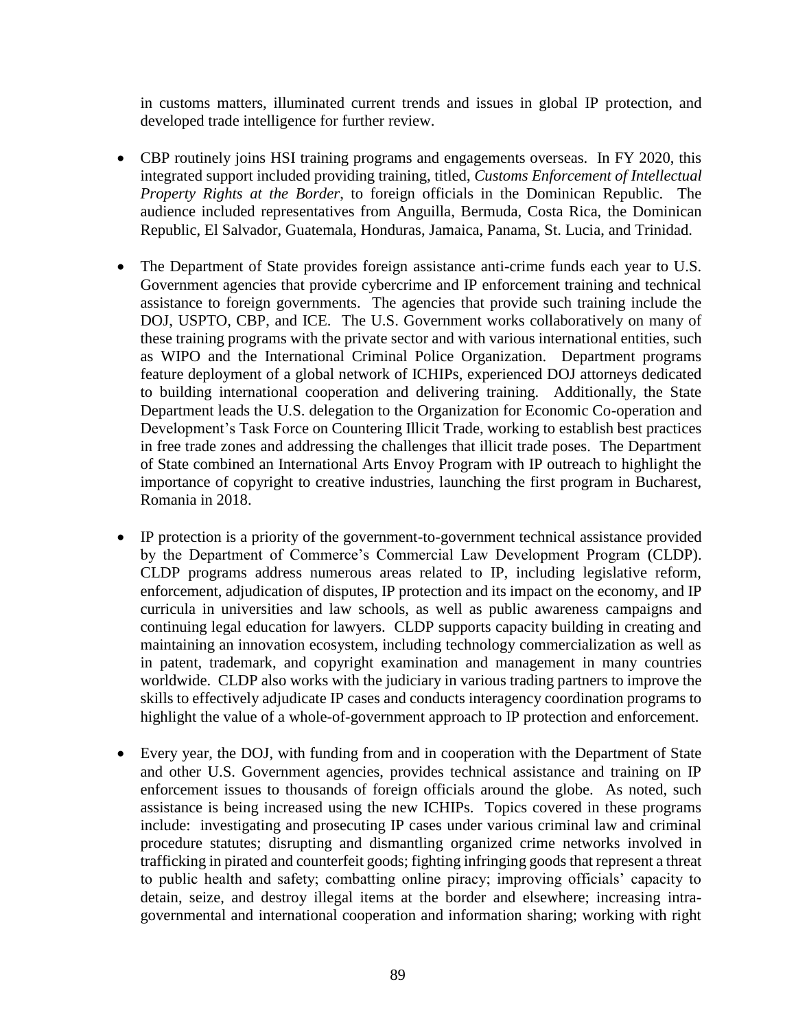in customs matters, illuminated current trends and issues in global IP protection, and developed trade intelligence for further review.

- CBP routinely joins HSI training programs and engagements overseas. In FY 2020, this integrated support included providing training, titled, *Customs Enforcement of Intellectual Property Rights at the Border*, to foreign officials in the Dominican Republic. The audience included representatives from Anguilla, Bermuda, Costa Rica, the Dominican Republic, El Salvador, Guatemala, Honduras, Jamaica, Panama, St. Lucia, and Trinidad.

- The Department of State provides foreign assistance anti-crime funds each year to U.S. Government agencies that provide cybercrime and IP enforcement training and technical assistance to foreign governments. The agencies that provide such training include the DOJ, USPTO, CBP, and ICE. The U.S. Government works collaboratively on many of these training programs with the private sector and with various international entities, such as WIPO and the International Criminal Police Organization. Department programs feature deployment of a global network of ICHIPs, experienced DOJ attorneys dedicated to building international cooperation and delivering training. Additionally, the State Department leads the U.S. delegation to the Organization for Economic Co-operation and Development's Task Force on Countering Illicit Trade, working to establish best practices in free trade zones and addressing the challenges that illicit trade poses. The Department of State combined an International Arts Envoy Program with IP outreach to highlight the importance of copyright to creative industries, launching the first program in Bucharest, Romania in 2018.

- IP protection is a priority of the government-to-government technical assistance provided by the Department of Commerce's Commercial Law Development Program (CLDP). CLDP programs address numerous areas related to IP, including legislative reform, enforcement, adjudication of disputes, IP protection and its impact on the economy, and IP curricula in universities and law schools, as well as public awareness campaigns and continuing legal education for lawyers. CLDP supports capacity building in creating and maintaining an innovation ecosystem, including technology commercialization as well as in patent, trademark, and copyright examination and management in many countries worldwide. CLDP also works with the judiciary in various trading partners to improve the skills to effectively adjudicate IP cases and conducts interagency coordination programs to highlight the value of a whole-of-government approach to IP protection and enforcement.

- Every year, the DOJ, with funding from and in cooperation with the Department of State and other U.S. Government agencies, provides technical assistance and training on IP enforcement issues to thousands of foreign officials around the globe. As noted, such assistance is being increased using the new ICHIPs. Topics covered in these programs include: investigating and prosecuting IP cases under various criminal law and criminal procedure statutes; disrupting and dismantling organized crime networks involved in trafficking in pirated and counterfeit goods; fighting infringing goods that represent a threat to public health and safety; combatting online piracy; improving officials' capacity to detain, seize, and destroy illegal items at the border and elsewhere; increasing intra-governmental and international cooperation and information sharing; working with right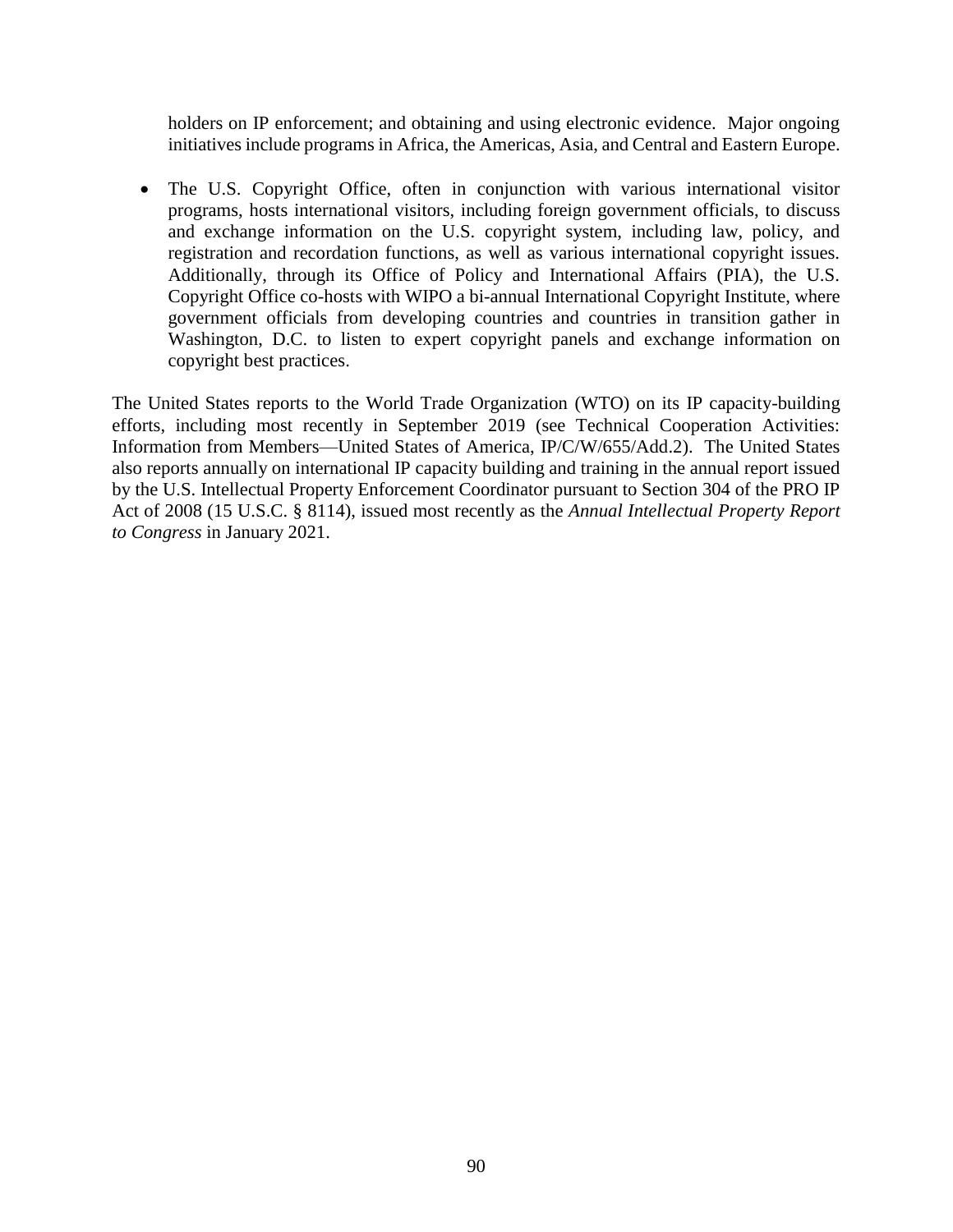holders on IP enforcement; and obtaining and using electronic evidence. Major ongoing initiatives include programs in Africa, the Americas, Asia, and Central and Eastern Europe.

- The U.S. Copyright Office, often in conjunction with various international visitor programs, hosts international visitors, including foreign government officials, to discuss and exchange information on the U.S. copyright system, including law, policy, and registration and recordation functions, as well as various international copyright issues. Additionally, through its Office of Policy and International Affairs (PIA), the U.S. Copyright Office co-hosts with WIPO a bi-annual International Copyright Institute, where government officials from developing countries and countries in transition gather in Washington, D.C. to listen to expert copyright panels and exchange information on copyright best practices.

The United States reports to the World Trade Organization (WTO) on its IP capacity-building efforts, including most recently in September 2019 (see Technical Cooperation Activities: Information from Members—United States of America, IP/C/W/655/Add.2). The United States also reports annually on international IP capacity building and training in the annual report issued by the U.S. Intellectual Property Enforcement Coordinator pursuant to Section 304 of the PRO IP Act of 2008 (15 U.S.C. § 8114), issued most recently as the *Annual Intellectual Property Report to Congress* in January 2021.